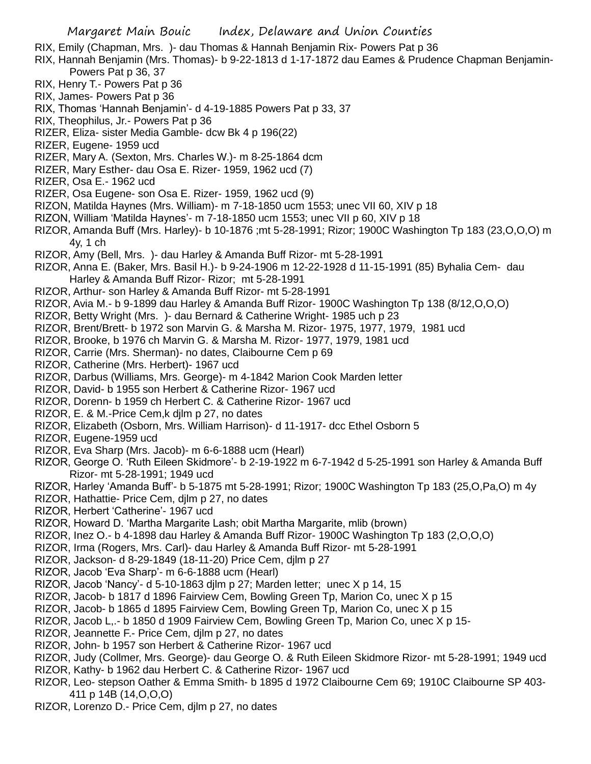RIX, Emily (Chapman, Mrs. )- dau Thomas & Hannah Benjamin Rix- Powers Pat p 36

RIX, Hannah Benjamin (Mrs. Thomas)- b 9-22-1813 d 1-17-1872 dau Eames & Prudence Chapman Benjamin- Powers Pat p 36, 37

RIX, Henry T.- Powers Pat p 36

RIX, James- Powers Pat p 36

RIX, Thomas 'Hannah Benjamin'- d 4-19-1885 Powers Pat p 33, 37

RIX, Theophilus, Jr.- Powers Pat p 36

RIZER, Eliza- sister Media Gamble- dcw Bk 4 p 196(22)

RIZER, Eugene- 1959 ucd

RIZER, Mary A. (Sexton, Mrs. Charles W.)- m 8-25-1864 dcm

RIZER, Mary Esther- dau Osa E. Rizer- 1959, 1962 ucd (7)

RIZER, Osa E.- 1962 ucd

RIZER, Osa Eugene- son Osa E. Rizer- 1959, 1962 ucd (9)

RIZON, Matilda Haynes (Mrs. William)- m 7-18-1850 ucm 1553; unec VII 60, XIV p 18

RIZON, William 'Matilda Haynes'- m 7-18-1850 ucm 1553; unec VII p 60, XIV p 18

RIZOR, Amanda Buff (Mrs. Harley)- b 10-1876 ;mt 5-28-1991; Rizor; 1900C Washington Tp 183 (23,O,O,O) m 4y, 1 ch

RIZOR, Amy (Bell, Mrs. )- dau Harley & Amanda Buff Rizor- mt 5-28-1991

RIZOR, Anna E. (Baker, Mrs. Basil H.)- b 9-24-1906 m 12-22-1928 d 11-15-1991 (85) Byhalia Cem- dau Harley & Amanda Buff Rizor- Rizor; mt 5-28-1991

RIZOR, Arthur- son Harley & Amanda Buff Rizor- mt 5-28-1991

RIZOR, Avia M.- b 9-1899 dau Harley & Amanda Buff Rizor- 1900C Washington Tp 138 (8/12,O,O,O)

RIZOR, Betty Wright (Mrs. )- dau Bernard & Catherine Wright- 1985 uch p 23

RIZOR, Brent/Brett- b 1972 son Marvin G. & Marsha M. Rizor- 1975, 1977, 1979, 1981 ucd

RIZOR, Brooke, b 1976 ch Marvin G. & Marsha M. Rizor- 1977, 1979, 1981 ucd

RIZOR, Carrie (Mrs. Sherman)- no dates, Claibourne Cem p 69

RIZOR, Catherine (Mrs. Herbert)- 1967 ucd

RIZOR, Darbus (Williams, Mrs. George)- m 4-1842 Marion Cook Marden letter

RIZOR, David- b 1955 son Herbert & Catherine Rizor- 1967 ucd

RIZOR, Dorenn- b 1959 ch Herbert C. & Catherine Rizor- 1967 ucd

RIZOR, E. & M.-Price Cem,k djlm p 27, no dates

RIZOR, Elizabeth (Osborn, Mrs. William Harrison)- d 11-1917- dcc Ethel Osborn 5

RIZOR, Eugene-1959 ucd

RIZOR, Eva Sharp (Mrs. Jacob)- m 6-6-1888 ucm (Hearl)

RIZOR, George O. 'Ruth Eileen Skidmore'- b 2-19-1922 m 6-7-1942 d 5-25-1991 son Harley & Amanda Buff Rizor- mt 5-28-1991; 1949 ucd

RIZOR, Harley 'Amanda Buff'- b 5-1875 mt 5-28-1991; Rizor; 1900C Washington Tp 183 (25,O,Pa,O) m 4y

RIZOR, Hathattie- Price Cem, djlm p 27, no dates

RIZOR, Herbert 'Catherine'- 1967 ucd

RIZOR, Howard D. 'Martha Margarite Lash; obit Martha Margarite, mlib (brown)

RIZOR, Inez O.- b 4-1898 dau Harley & Amanda Buff Rizor- 1900C Washington Tp 183 (2,O,O,O)

RIZOR, Irma (Rogers, Mrs. Carl)- dau Harley & Amanda Buff Rizor- mt 5-28-1991

RIZOR, Jackson- d 8-29-1849 (18-11-20) Price Cem, djlm p 27

RIZOR, Jacob 'Eva Sharp'- m 6-6-1888 ucm (Hearl)

RIZOR, Jacob 'Nancy'- d 5-10-1863 djlm p 27; Marden letter; unec X p 14, 15

RIZOR, Jacob- b 1817 d 1896 Fairview Cem, Bowling Green Tp, Marion Co, unec X p 15

RIZOR, Jacob- b 1865 d 1895 Fairview Cem, Bowling Green Tp, Marion Co, unec X p 15

RIZOR, Jacob L,.- b 1850 d 1909 Fairview Cem, Bowling Green Tp, Marion Co, unec X p 15-

RIZOR, Jeannette F.- Price Cem, djlm p 27, no dates

RIZOR, John- b 1957 son Herbert & Catherine Rizor- 1967 ucd

RIZOR, Judy (Collmer, Mrs. George)- dau George O. & Ruth Eileen Skidmore Rizor- mt 5-28-1991; 1949 ucd

RIZOR, Kathy- b 1962 dau Herbert C. & Catherine Rizor- 1967 ucd

RIZOR, Leo- stepson Oather & Emma Smith- b 1895 d 1972 Claibourne Cem 69; 1910C Claibourne SP 403-411 p 14B (14,O,O,O)

RIZOR, Lorenzo D.- Price Cem, djlm p 27, no dates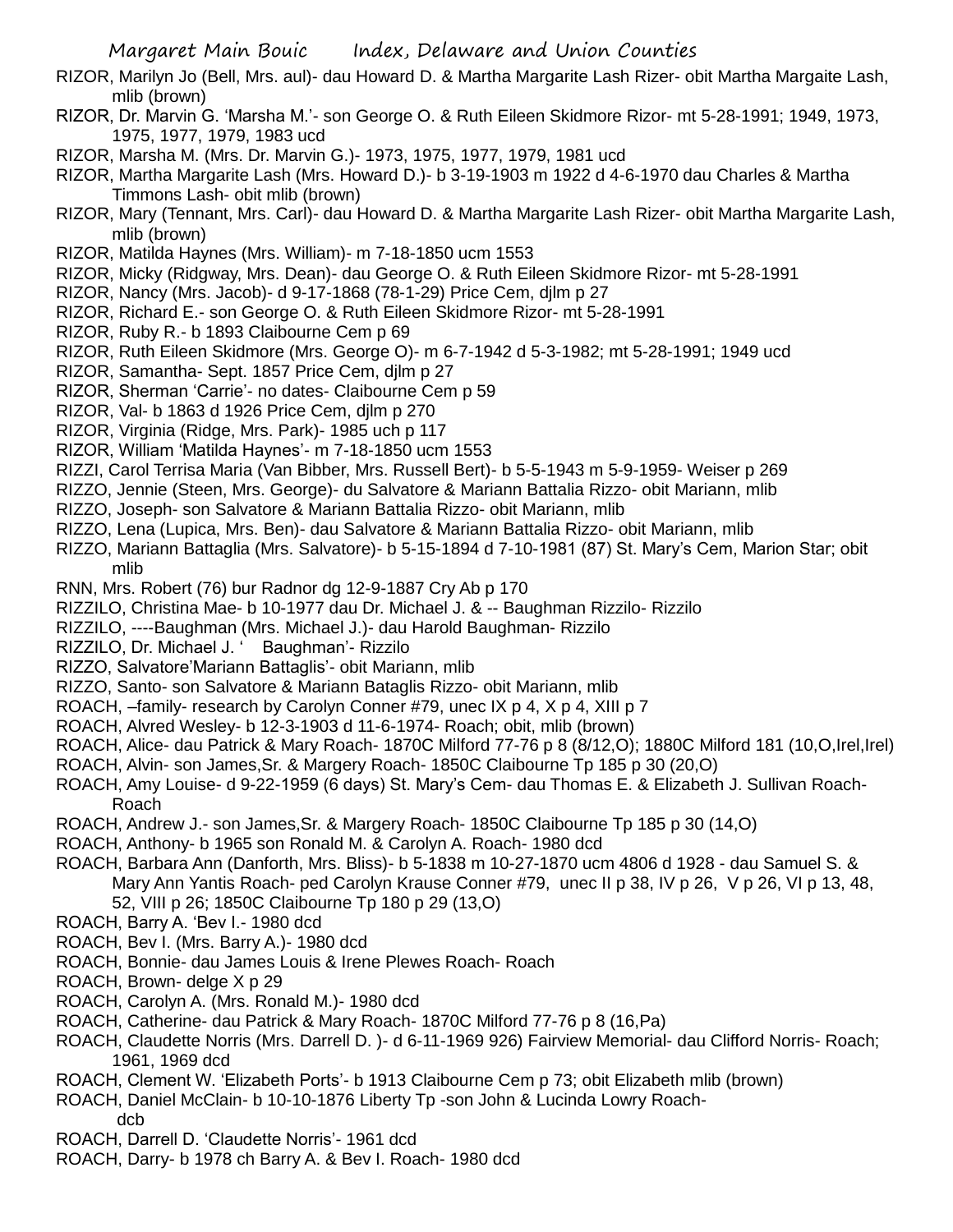RIZOR, Marilyn Jo (Bell, Mrs. aul)- dau Howard D. & Martha Margarite Lash Rizer- obit Martha Margaite Lash, mlib (brown)

RIZOR, Dr. Marvin G. 'Marsha M.'- son George O. & Ruth Eileen Skidmore Rizor- mt 5-28-1991; 1949, 1973, 1975, 1977, 1979, 1983 ucd

RIZOR, Marsha M. (Mrs. Dr. Marvin G.)- 1973, 1975, 1977, 1979, 1981 ucd

RIZOR, Martha Margarite Lash (Mrs. Howard D.)- b 3-19-1903 m 1922 d 4-6-1970 dau Charles & Martha Timmons Lash- obit mlib (brown)

RIZOR, Mary (Tennant, Mrs. Carl)- dau Howard D. & Martha Margarite Lash Rizer- obit Martha Margarite Lash, mlib (brown)

RIZOR, Matilda Haynes (Mrs. William)- m 7-18-1850 ucm 1553

RIZOR, Micky (Ridgway, Mrs. Dean)- dau George O. & Ruth Eileen Skidmore Rizor- mt 5-28-1991

RIZOR, Nancy (Mrs. Jacob)- d 9-17-1868 (78-1-29) Price Cem, djlm p 27

RIZOR, Richard E.- son George O. & Ruth Eileen Skidmore Rizor- mt 5-28-1991

RIZOR, Ruby R.- b 1893 Claibourne Cem p 69

RIZOR, Ruth Eileen Skidmore (Mrs. George O)- m 6-7-1942 d 5-3-1982; mt 5-28-1991; 1949 ucd

RIZOR, Samantha- Sept. 1857 Price Cem, djlm p 27

RIZOR, Sherman 'Carrie'- no dates- Claibourne Cem p 59

RIZOR, Val- b 1863 d 1926 Price Cem, djlm p 270

RIZOR, Virginia (Ridge, Mrs. Park)- 1985 uch p 117

RIZOR, William 'Matilda Haynes'- m 7-18-1850 ucm 1553

RIZZI, Carol Terrisa Maria (Van Bibber, Mrs. Russell Bert)- b 5-5-1943 m 5-9-1959- Weiser p 269

RIZZO, Jennie (Steen, Mrs. George)- du Salvatore & Mariann Battalia Rizzo- obit Mariann, mlib

RIZZO, Joseph- son Salvatore & Mariann Battalia Rizzo- obit Mariann, mlib

RIZZO, Lena (Lupica, Mrs. Ben)- dau Salvatore & Mariann Battalia Rizzo- obit Mariann, mlib

RIZZO, Mariann Battaglia (Mrs. Salvatore)- b 5-15-1894 d 7-10-1981 (87) St. Mary's Cem, Marion Star; obit mlib

RNN, Mrs. Robert (76) bur Radnor dg 12-9-1887 Cry Ab p 170

RIZZILO, Christina Mae- b 10-1977 dau Dr. Michael J. & -- Baughman Rizzilo- Rizzilo

RIZZILO, ----Baughman (Mrs. Michael J.)- dau Harold Baughman- Rizzilo

RIZZILO, Dr. Michael J. ' Baughman'- Rizzilo

RIZZO, Salvatore'Mariann Battaglis'- obit Mariann, mlib

RIZZO, Santo- son Salvatore & Mariann Bataglis Rizzo- obit Mariann, mlib

ROACH, –family- research by Carolyn Conner #79, unec IX p 4, X p 4, XIII p 7

ROACH, Alvred Wesley- b 12-3-1903 d 11-6-1974- Roach; obit, mlib (brown)

ROACH, Alice- dau Patrick & Mary Roach- 1870C Milford 77-76 p 8 (8/12,O); 1880C Milford 181 (10,O,Irel,Irel)

ROACH, Alvin- son James,Sr. & Margery Roach- 1850C Claibourne Tp 185 p 30 (20,O)

ROACH, Amy Louise- d 9-22-1959 (6 days) St. Mary's Cem- dau Thomas E. & Elizabeth J. Sullivan Roach- Roach

ROACH, Andrew J.- son James,Sr. & Margery Roach- 1850C Claibourne Tp 185 p 30 (14,O)

ROACH, Anthony- b 1965 son Ronald M. & Carolyn A. Roach- 1980 dcd

ROACH, Barbara Ann (Danforth, Mrs. Bliss)- b 5-1838 m 10-27-1870 ucm 4806 d 1928 - dau Samuel S. & Mary Ann Yantis Roach- ped Carolyn Krause Conner #79, unec II p 38, IV p 26, V p 26, VI p 13, 48, 52, VIII p 26; 1850C Claibourne Tp 180 p 29 (13,O)

ROACH, Barry A. 'Bev I.- 1980 dcd

ROACH, Bev I. (Mrs. Barry A.)- 1980 dcd

ROACH, Bonnie- dau James Louis & Irene Plewes Roach- Roach

ROACH, Brown- delge X p 29

ROACH, Carolyn A. (Mrs. Ronald M.)- 1980 dcd

ROACH, Catherine- dau Patrick & Mary Roach- 1870C Milford 77-76 p 8 (16,Pa)

ROACH, Claudette Norris (Mrs. Darrell D. )- d 6-11-1969 926) Fairview Memorial- dau Clifford Norris- Roach; 1961, 1969 dcd

ROACH, Clement W. 'Elizabeth Ports'- b 1913 Claibourne Cem p 73; obit Elizabeth mlib (brown)

ROACH, Daniel McClain- b 10-10-1876 Liberty Tp -son John & Lucinda Lowry Roach- dcb

ROACH, Darrell D. 'Claudette Norris'- 1961 dcd

ROACH, Darry- b 1978 ch Barry A. & Bev I. Roach- 1980 dcd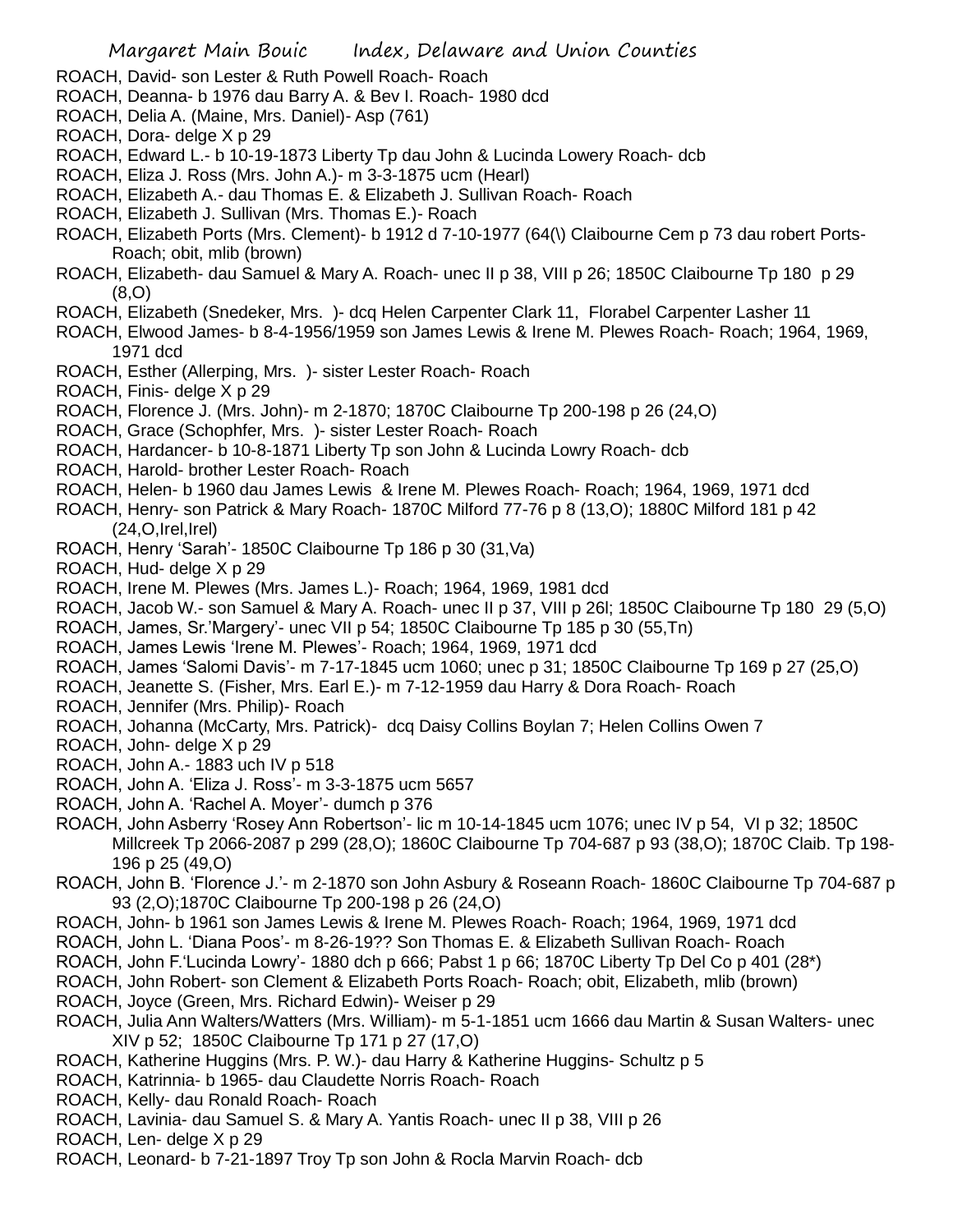ROACH, David- son Lester & Ruth Powell Roach- Roach
ROACH, Deanna- b 1976 dau Barry A. & Bev I. Roach- 1980 dcd
ROACH, Delia A. (Maine, Mrs. Daniel)- Asp (761)
ROACH, Dora- delge X p 29
ROACH, Edward L.- b 10-19-1873 Liberty Tp dau John & Lucinda Lowery Roach- dcb
ROACH, Eliza J. Ross (Mrs. John A.)- m 3-3-1875 ucm (Hearl)
ROACH, Elizabeth A.- dau Thomas E. & Elizabeth J. Sullivan Roach- Roach
ROACH, Elizabeth J. Sullivan (Mrs. Thomas E.)- Roach
ROACH, Elizabeth Ports (Mrs. Clement)- b 1912 d 7-10-1977 (64(\) Claibourne Cem p 73 dau robert Ports- Roach; obit, mlib (brown)
ROACH, Elizabeth- dau Samuel & Mary A. Roach- unec II p 38, VIII p 26; 1850C Claibourne Tp 180 p 29 (8,O)
ROACH, Elizabeth (Snedeker, Mrs. )- dcq Helen Carpenter Clark 11, Florabel Carpenter Lasher 11
ROACH, Elwood James- b 8-4-1956/1959 son James Lewis & Irene M. Plewes Roach- Roach; 1964, 1969, 1971 dcd
ROACH, Esther (Allerping, Mrs. )- sister Lester Roach- Roach
ROACH, Finis- delge X p 29
ROACH, Florence J. (Mrs. John)- m 2-1870; 1870C Claibourne Tp 200-198 p 26 (24,O)
ROACH, Grace (Schophfer, Mrs. )- sister Lester Roach- Roach
ROACH, Hardancer- b 10-8-1871 Liberty Tp son John & Lucinda Lowry Roach- dcb
ROACH, Harold- brother Lester Roach- Roach
ROACH, Helen- b 1960 dau James Lewis & Irene M. Plewes Roach- Roach; 1964, 1969, 1971 dcd
ROACH, Henry- son Patrick & Mary Roach- 1870C Milford 77-76 p 8 (13,O); 1880C Milford 181 p 42 (24,O,Irel,Irel)
ROACH, Henry 'Sarah'- 1850C Claibourne Tp 186 p 30 (31,Va)
ROACH, Hud- delge X p 29
ROACH, Irene M. Plewes (Mrs. James L.)- Roach; 1964, 1969, 1981 dcd
ROACH, Jacob W.- son Samuel & Mary A. Roach- unec II p 37, VIII p 26l; 1850C Claibourne Tp 180 29 (5,O)
ROACH, James, Sr.'Margery'- unec VII p 54; 1850C Claibourne Tp 185 p 30 (55,Tn)
ROACH, James Lewis 'Irene M. Plewes'- Roach; 1964, 1969, 1971 dcd
ROACH, James 'Salomi Davis'- m 7-17-1845 ucm 1060; unec p 31; 1850C Claibourne Tp 169 p 27 (25,O)
ROACH, Jeanette S. (Fisher, Mrs. Earl E.)- m 7-12-1959 dau Harry & Dora Roach- Roach
ROACH, Jennifer (Mrs. Philip)- Roach
ROACH, Johanna (McCarty, Mrs. Patrick)- dcq Daisy Collins Boylan 7; Helen Collins Owen 7
ROACH, John- delge X p 29
ROACH, John A.- 1883 uch IV p 518
ROACH, John A. 'Eliza J. Ross'- m 3-3-1875 ucm 5657
ROACH, John A. 'Rachel A. Moyer'- dumch p 376
ROACH, John Asberry 'Rosey Ann Robertson'- lic m 10-14-1845 ucm 1076; unec IV p 54, VI p 32; 1850C Millcreek Tp 2066-2087 p 299 (28,O); 1860C Claibourne Tp 704-687 p 93 (38,O); 1870C Claib. Tp 198-196 p 25 (49,O)
ROACH, John B. 'Florence J.'- m 2-1870 son John Asbury & Roseann Roach- 1860C Claibourne Tp 704-687 p 93 (2,O);1870C Claibourne Tp 200-198 p 26 (24,O)
ROACH, John- b 1961 son James Lewis & Irene M. Plewes Roach- Roach; 1964, 1969, 1971 dcd
ROACH, John L. 'Diana Poos'- m 8-26-19?? Son Thomas E. & Elizabeth Sullivan Roach- Roach
ROACH, John F.'Lucinda Lowry'- 1880 dch p 666; Pabst 1 p 66; 1870C Liberty Tp Del Co p 401 (28*)
ROACH, John Robert- son Clement & Elizabeth Ports Roach- Roach; obit, Elizabeth, mlib (brown)
ROACH, Joyce (Green, Mrs. Richard Edwin)- Weiser p 29
ROACH, Julia Ann Walters/Watters (Mrs. William)- m 5-1-1851 ucm 1666 dau Martin & Susan Walters- unec XIV p 52; 1850C Claibourne Tp 171 p 27 (17,O)
ROACH, Katherine Huggins (Mrs. P. W.)- dau Harry & Katherine Huggins- Schultz p 5
ROACH, Katrinnia- b 1965- dau Claudette Norris Roach- Roach
ROACH, Kelly- dau Ronald Roach- Roach
ROACH, Lavinia- dau Samuel S. & Mary A. Yantis Roach- unec II p 38, VIII p 26
ROACH, Len- delge X p 29
ROACH, Leonard- b 7-21-1897 Troy Tp son John & Rocla Marvin Roach- dcb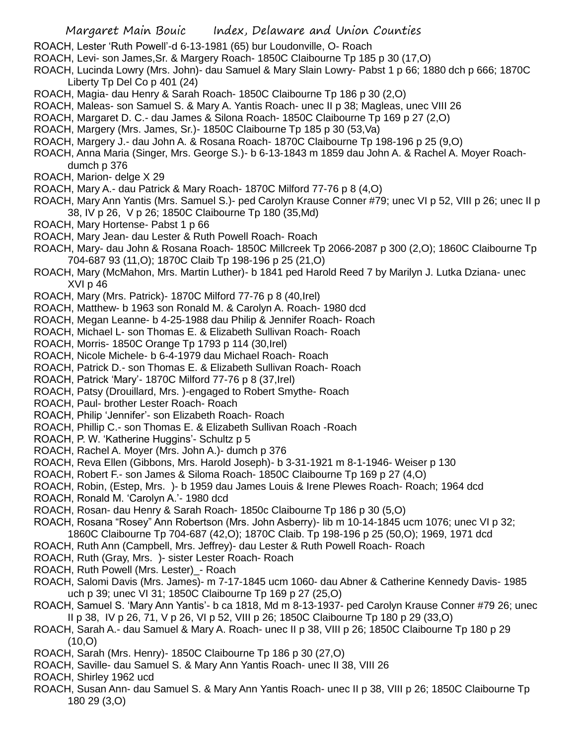ROACH, Lester 'Ruth Powell'-d 6-13-1981 (65) bur Loudonville, O- Roach

ROACH, Levi- son James,Sr. & Margery Roach- 1850C Claibourne Tp 185 p 30 (17,O)

ROACH, Lucinda Lowry (Mrs. John)- dau Samuel & Mary Slain Lowry- Pabst 1 p 66; 1880 dch p 666; 1870C Liberty Tp Del Co p 401 (24)

ROACH, Magia- dau Henry & Sarah Roach- 1850C Claibourne Tp 186 p 30 (2,O)

ROACH, Maleas- son Samuel S. & Mary A. Yantis Roach- unec II p 38; Magleas, unec VIII 26

ROACH, Margaret D. C.- dau James & Silona Roach- 1850C Claibourne Tp 169 p 27 (2,O)

ROACH, Margery (Mrs. James, Sr.)- 1850C Claibourne Tp 185 p 30 (53,Va)

ROACH, Margery J.- dau John A. & Rosana Roach- 1870C Claibourne Tp 198-196 p 25 (9,O)

ROACH, Anna Maria (Singer, Mrs. George S.)- b 6-13-1843 m 1859 dau John A. & Rachel A. Moyer Roach- dumch p 376

ROACH, Marion- delge X 29

ROACH, Mary A.- dau Patrick & Mary Roach- 1870C Milford 77-76 p 8 (4,O)

ROACH, Mary Ann Yantis (Mrs. Samuel S.)- ped Carolyn Krause Conner #79; unec VI p 52, VIII p 26; unec II p 38, IV p 26, V p 26; 1850C Claibourne Tp 180 (35,Md)

ROACH, Mary Hortense- Pabst 1 p 66

ROACH, Mary Jean- dau Lester & Ruth Powell Roach- Roach

ROACH, Mary- dau John & Rosana Roach- 1850C Millcreek Tp 2066-2087 p 300 (2,O); 1860C Claibourne Tp 704-687 93 (11,O); 1870C Claib Tp 198-196 p 25 (21,O)

ROACH, Mary (McMahon, Mrs. Martin Luther)- b 1841 ped Harold Reed 7 by Marilyn J. Lutka Dziana- unec XVI p 46

ROACH, Mary (Mrs. Patrick)- 1870C Milford 77-76 p 8 (40,Irel)

ROACH, Matthew- b 1963 son Ronald M. & Carolyn A. Roach- 1980 dcd

ROACH, Megan Leanne- b 4-25-1988 dau Philip & Jennifer Roach- Roach

ROACH, Michael L- son Thomas E. & Elizabeth Sullivan Roach- Roach

ROACH, Morris- 1850C Orange Tp 1793 p 114 (30,Irel)

ROACH, Nicole Michele- b 6-4-1979 dau Michael Roach- Roach

ROACH, Patrick D.- son Thomas E. & Elizabeth Sullivan Roach- Roach

ROACH, Patrick 'Mary'- 1870C Milford 77-76 p 8 (37,Irel)

ROACH, Patsy (Drouillard, Mrs. )-engaged to Robert Smythe- Roach

ROACH, Paul- brother Lester Roach- Roach

ROACH, Philip 'Jennifer'- son Elizabeth Roach- Roach

ROACH, Phillip C.- son Thomas E. & Elizabeth Sullivan Roach -Roach

ROACH, P. W. 'Katherine Huggins'- Schultz p 5

ROACH, Rachel A. Moyer (Mrs. John A.)- dumch p 376

ROACH, Reva Ellen (Gibbons, Mrs. Harold Joseph)- b 3-31-1921 m 8-1-1946- Weiser p 130

ROACH, Robert F.- son James & Siloma Roach- 1850C Claibourne Tp 169 p 27 (4,O)

ROACH, Robin, (Estep, Mrs. )- b 1959 dau James Louis & Irene Plewes Roach- Roach; 1964 dcd

ROACH, Ronald M. 'Carolyn A.'- 1980 dcd

ROACH, Rosan- dau Henry & Sarah Roach- 1850c Claibourne Tp 186 p 30 (5,O)

ROACH, Rosana "Rosey" Ann Robertson (Mrs. John Asberry)- lib m 10-14-1845 ucm 1076; unec VI p 32; 1860C Claibourne Tp 704-687 (42,O); 1870C Claib. Tp 198-196 p 25 (50,O); 1969, 1971 dcd

ROACH, Ruth Ann (Campbell, Mrs. Jeffrey)- dau Lester & Ruth Powell Roach- Roach

ROACH, Ruth (Gray, Mrs. )- sister Lester Roach- Roach

ROACH, Ruth Powell (Mrs. Lester)_- Roach

ROACH, Salomi Davis (Mrs. James)- m 7-17-1845 ucm 1060- dau Abner & Catherine Kennedy Davis- 1985 uch p 39; unec VI 31; 1850C Claibourne Tp 169 p 27 (25,O)

ROACH, Samuel S. 'Mary Ann Yantis'- b ca 1818, Md m 8-13-1937- ped Carolyn Krause Conner #79 26; unec II p 38, IV p 26, 71, V p 26, VI p 52, VIII p 26; 1850C Claibourne Tp 180 p 29 (33,O)

ROACH, Sarah A.- dau Samuel & Mary A. Roach- unec II p 38, VIII p 26; 1850C Claibourne Tp 180 p 29 (10,O)

ROACH, Sarah (Mrs. Henry)- 1850C Claibourne Tp 186 p 30 (27,O)

ROACH, Saville- dau Samuel S. & Mary Ann Yantis Roach- unec II 38, VIII 26

ROACH, Shirley 1962 ucd

ROACH, Susan Ann- dau Samuel S. & Mary Ann Yantis Roach- unec II p 38, VIII p 26; 1850C Claibourne Tp 180 29 (3,O)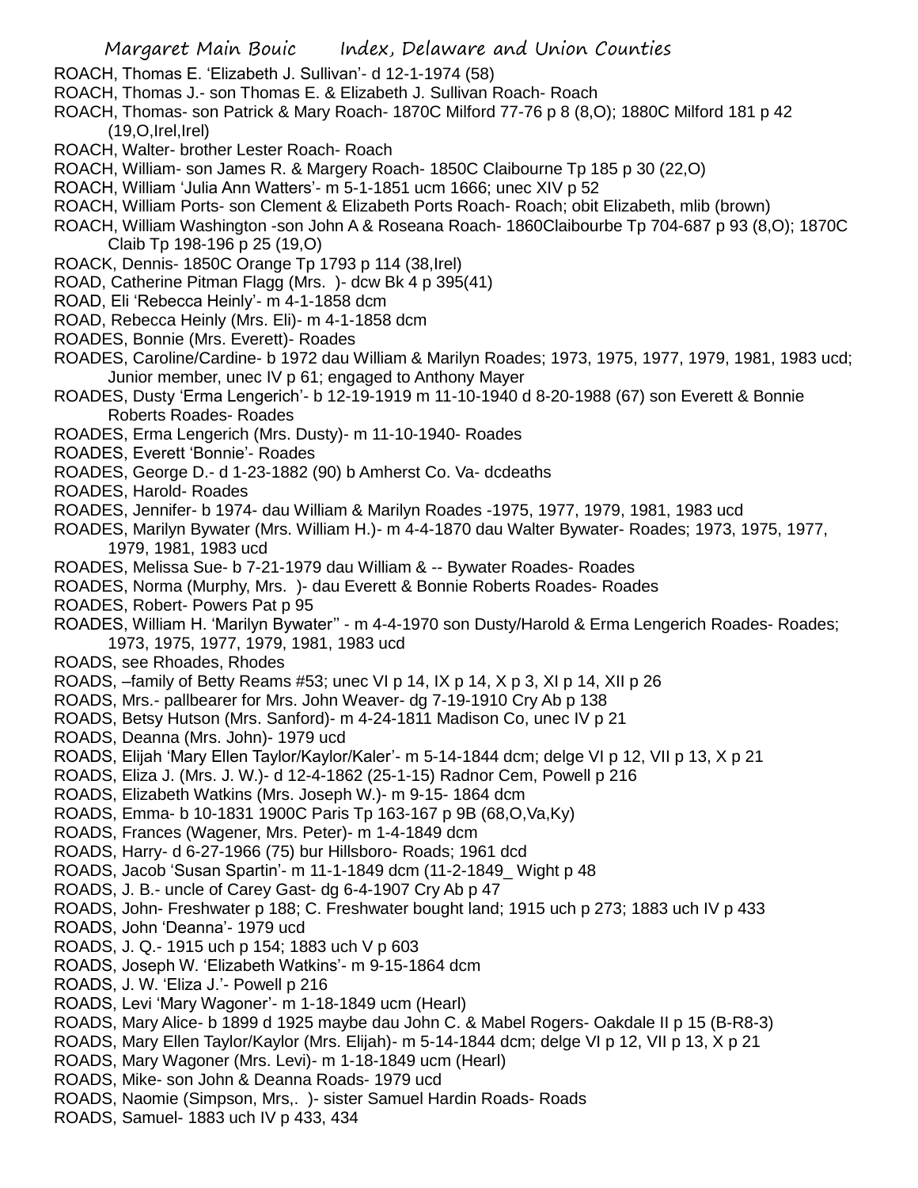ROACH, Thomas E. 'Elizabeth J. Sullivan'- d 12-1-1974 (58)
ROACH, Thomas J.- son Thomas E. & Elizabeth J. Sullivan Roach- Roach
ROACH, Thomas- son Patrick & Mary Roach- 1870C Milford 77-76 p 8 (8,O); 1880C Milford 181 p 42 (19,O,Irel,Irel)
ROACH, Walter- brother Lester Roach- Roach
ROACH, William- son James R. & Margery Roach- 1850C Claibourne Tp 185 p 30 (22,O)
ROACH, William 'Julia Ann Watters'- m 5-1-1851 ucm 1666; unec XIV p 52
ROACH, William Ports- son Clement & Elizabeth Ports Roach- Roach; obit Elizabeth, mlib (brown)
ROACH, William Washington -son John A & Roseana Roach- 1860Claibourbe Tp 704-687 p 93 (8,O); 1870C Claib Tp 198-196 p 25 (19,O)
ROACK, Dennis- 1850C Orange Tp 1793 p 114 (38,Irel)
ROAD, Catherine Pitman Flagg (Mrs. )- dcw Bk 4 p 395(41)
ROAD, Eli 'Rebecca Heinly'- m 4-1-1858 dcm
ROAD, Rebecca Heinly (Mrs. Eli)- m 4-1-1858 dcm
ROADES, Bonnie (Mrs. Everett)- Roades
ROADES, Caroline/Cardine- b 1972 dau William & Marilyn Roades; 1973, 1975, 1977, 1979, 1981, 1983 ucd; Junior member, unec IV p 61; engaged to Anthony Mayer
ROADES, Dusty 'Erma Lengerich'- b 12-19-1919 m 11-10-1940 d 8-20-1988 (67) son Everett & Bonnie Roberts Roades- Roades
ROADES, Erma Lengerich (Mrs. Dusty)- m 11-10-1940- Roades
ROADES, Everett 'Bonnie'- Roades
ROADES, George D.- d 1-23-1882 (90) b Amherst Co. Va- dcdeaths
ROADES, Harold- Roades
ROADES, Jennifer- b 1974- dau William & Marilyn Roades -1975, 1977, 1979, 1981, 1983 ucd
ROADES, Marilyn Bywater (Mrs. William H.)- m 4-4-1870 dau Walter Bywater- Roades; 1973, 1975, 1977, 1979, 1981, 1983 ucd
ROADES, Melissa Sue- b 7-21-1979 dau William & -- Bywater Roades- Roades
ROADES, Norma (Murphy, Mrs. )- dau Everett & Bonnie Roberts Roades- Roades
ROADES, Robert- Powers Pat p 95
ROADES, William H. 'Marilyn Bywater'' - m 4-4-1970 son Dusty/Harold & Erma Lengerich Roades- Roades; 1973, 1975, 1977, 1979, 1981, 1983 ucd
ROADS, see Rhoades, Rhodes
ROADS, –family of Betty Reams #53; unec VI p 14, IX p 14, X p 3, XI p 14, XII p 26
ROADS, Mrs.- pallbearer for Mrs. John Weaver- dg 7-19-1910 Cry Ab p 138
ROADS, Betsy Hutson (Mrs. Sanford)- m 4-24-1811 Madison Co, unec IV p 21
ROADS, Deanna (Mrs. John)- 1979 ucd
ROADS, Elijah 'Mary Ellen Taylor/Kaylor/Kaler'- m 5-14-1844 dcm; delge VI p 12, VII p 13, X p 21
ROADS, Eliza J. (Mrs. J. W.)- d 12-4-1862 (25-1-15) Radnor Cem, Powell p 216
ROADS, Elizabeth Watkins (Mrs. Joseph W.)- m 9-15- 1864 dcm
ROADS, Emma- b 10-1831 1900C Paris Tp 163-167 p 9B (68,O,Va,Ky)
ROADS, Frances (Wagener, Mrs. Peter)- m 1-4-1849 dcm
ROADS, Harry- d 6-27-1966 (75) bur Hillsboro- Roads; 1961 dcd
ROADS, Jacob 'Susan Spartin'- m 11-1-1849 dcm (11-2-1849_ Wight p 48
ROADS, J. B.- uncle of Carey Gast- dg 6-4-1907 Cry Ab p 47
ROADS, John- Freshwater p 188; C. Freshwater bought land; 1915 uch p 273; 1883 uch IV p 433
ROADS, John 'Deanna'- 1979 ucd
ROADS, J. Q.- 1915 uch p 154; 1883 uch V p 603
ROADS, Joseph W. 'Elizabeth Watkins'- m 9-15-1864 dcm
ROADS, J. W. 'Eliza J.'- Powell p 216
ROADS, Levi 'Mary Wagoner'- m 1-18-1849 ucm (Hearl)
ROADS, Mary Alice- b 1899 d 1925 maybe dau John C. & Mabel Rogers- Oakdale II p 15 (B-R8-3)
ROADS, Mary Ellen Taylor/Kaylor (Mrs. Elijah)- m 5-14-1844 dcm; delge VI p 12, VII p 13, X p 21
ROADS, Mary Wagoner (Mrs. Levi)- m 1-18-1849 ucm (Hearl)
ROADS, Mike- son John & Deanna Roads- 1979 ucd
ROADS, Naomie (Simpson, Mrs,. )- sister Samuel Hardin Roads- Roads
ROADS, Samuel- 1883 uch IV p 433, 434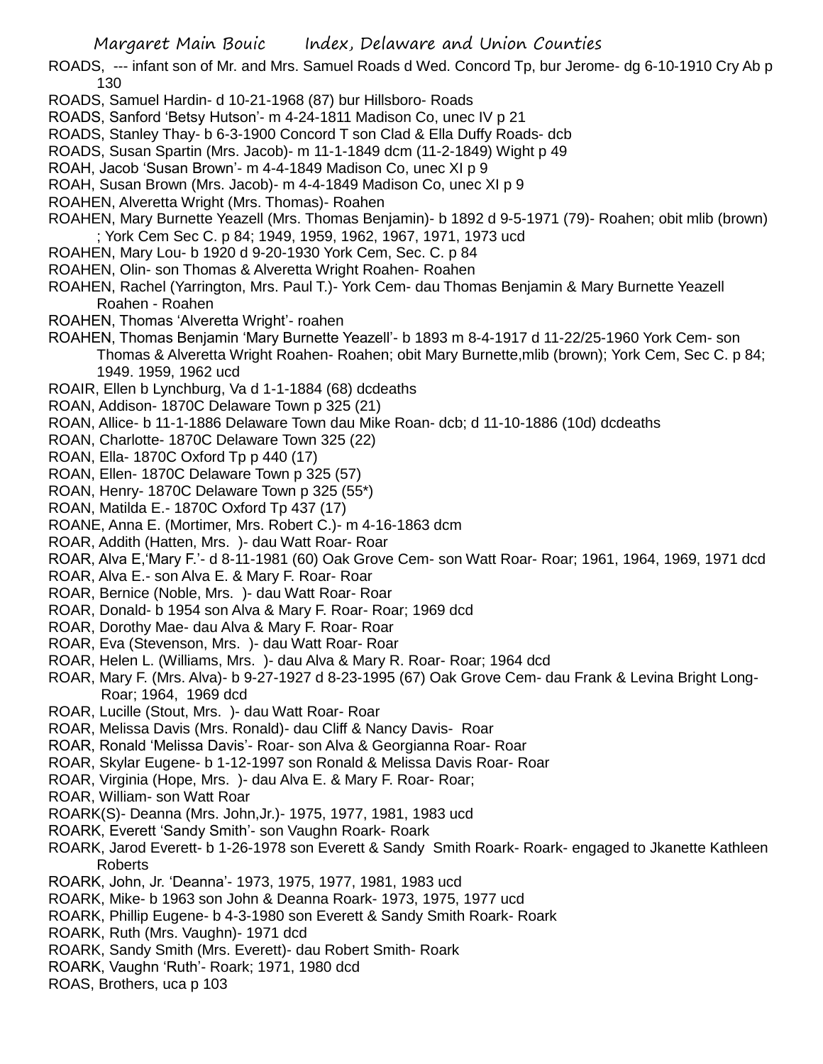ROADS, --- infant son of Mr. and Mrs. Samuel Roads d Wed. Concord Tp, bur Jerome- dg 6-10-1910 Cry Ab p 130

ROADS, Samuel Hardin- d 10-21-1968 (87) bur Hillsboro- Roads

ROADS, Sanford 'Betsy Hutson'- m 4-24-1811 Madison Co, unec IV p 21

ROADS, Stanley Thay- b 6-3-1900 Concord T son Clad & Ella Duffy Roads- dcb

ROADS, Susan Spartin (Mrs. Jacob)- m 11-1-1849 dcm (11-2-1849) Wight p 49

ROAH, Jacob 'Susan Brown'- m 4-4-1849 Madison Co, unec XI p 9

ROAH, Susan Brown (Mrs. Jacob)- m 4-4-1849 Madison Co, unec XI p 9

ROAHEN, Alveretta Wright (Mrs. Thomas)- Roahen

ROAHEN, Mary Burnette Yeazell (Mrs. Thomas Benjamin)- b 1892 d 9-5-1971 (79)- Roahen; obit mlib (brown) ; York Cem Sec C. p 84; 1949, 1959, 1962, 1967, 1971, 1973 ucd

ROAHEN, Mary Lou- b 1920 d 9-20-1930 York Cem, Sec. C. p 84

ROAHEN, Olin- son Thomas & Alveretta Wright Roahen- Roahen

ROAHEN, Rachel (Yarrington, Mrs. Paul T.)- York Cem- dau Thomas Benjamin & Mary Burnette Yeazell Roahen - Roahen

ROAHEN, Thomas 'Alveretta Wright'- roahen

ROAHEN, Thomas Benjamin 'Mary Burnette Yeazell'- b 1893 m 8-4-1917 d 11-22/25-1960 York Cem- son Thomas & Alveretta Wright Roahen- Roahen; obit Mary Burnette,mlib (brown); York Cem, Sec C. p 84; 1949. 1959, 1962 ucd

ROAIR, Ellen b Lynchburg, Va d 1-1-1884 (68) dcdeaths

ROAN, Addison- 1870C Delaware Town p 325 (21)

ROAN, Allice- b 11-1-1886 Delaware Town dau Mike Roan- dcb; d 11-10-1886 (10d) dcdeaths

ROAN, Charlotte- 1870C Delaware Town 325 (22)

ROAN, Ella- 1870C Oxford Tp p 440 (17)

ROAN, Ellen- 1870C Delaware Town p 325 (57)

ROAN, Henry- 1870C Delaware Town p 325 (55*)

ROAN, Matilda E.- 1870C Oxford Tp 437 (17)

ROANE, Anna E. (Mortimer, Mrs. Robert C.)- m 4-16-1863 dcm

ROAR, Addith (Hatten, Mrs. )- dau Watt Roar- Roar

ROAR, Alva E,'Mary F.'- d 8-11-1981 (60) Oak Grove Cem- son Watt Roar- Roar; 1961, 1964, 1969, 1971 dcd

ROAR, Alva E.- son Alva E. & Mary F. Roar- Roar

ROAR, Bernice (Noble, Mrs. )- dau Watt Roar- Roar

ROAR, Donald- b 1954 son Alva & Mary F. Roar- Roar; 1969 dcd

ROAR, Dorothy Mae- dau Alva & Mary F. Roar- Roar

ROAR, Eva (Stevenson, Mrs. )- dau Watt Roar- Roar

ROAR, Helen L. (Williams, Mrs. )- dau Alva & Mary R. Roar- Roar; 1964 dcd

ROAR, Mary F. (Mrs. Alva)- b 9-27-1927 d 8-23-1995 (67) Oak Grove Cem- dau Frank & Levina Bright Long- Roar; 1964, 1969 dcd

ROAR, Lucille (Stout, Mrs. )- dau Watt Roar- Roar

ROAR, Melissa Davis (Mrs. Ronald)- dau Cliff & Nancy Davis- Roar

ROAR, Ronald 'Melissa Davis'- Roar- son Alva & Georgianna Roar- Roar

ROAR, Skylar Eugene- b 1-12-1997 son Ronald & Melissa Davis Roar- Roar

ROAR, Virginia (Hope, Mrs. )- dau Alva E. & Mary F. Roar- Roar;

ROAR, William- son Watt Roar

ROARK(S)- Deanna (Mrs. John,Jr.)- 1975, 1977, 1981, 1983 ucd

ROARK, Everett 'Sandy Smith'- son Vaughn Roark- Roark

ROARK, Jarod Everett- b 1-26-1978 son Everett & Sandy Smith Roark- Roark- engaged to Jkanette Kathleen Roberts

ROARK, John, Jr. 'Deanna'- 1973, 1975, 1977, 1981, 1983 ucd

ROARK, Mike- b 1963 son John & Deanna Roark- 1973, 1975, 1977 ucd

ROARK, Phillip Eugene- b 4-3-1980 son Everett & Sandy Smith Roark- Roark

ROARK, Ruth (Mrs. Vaughn)- 1971 dcd

ROARK, Sandy Smith (Mrs. Everett)- dau Robert Smith- Roark

ROARK, Vaughn 'Ruth'- Roark; 1971, 1980 dcd

ROAS, Brothers, uca p 103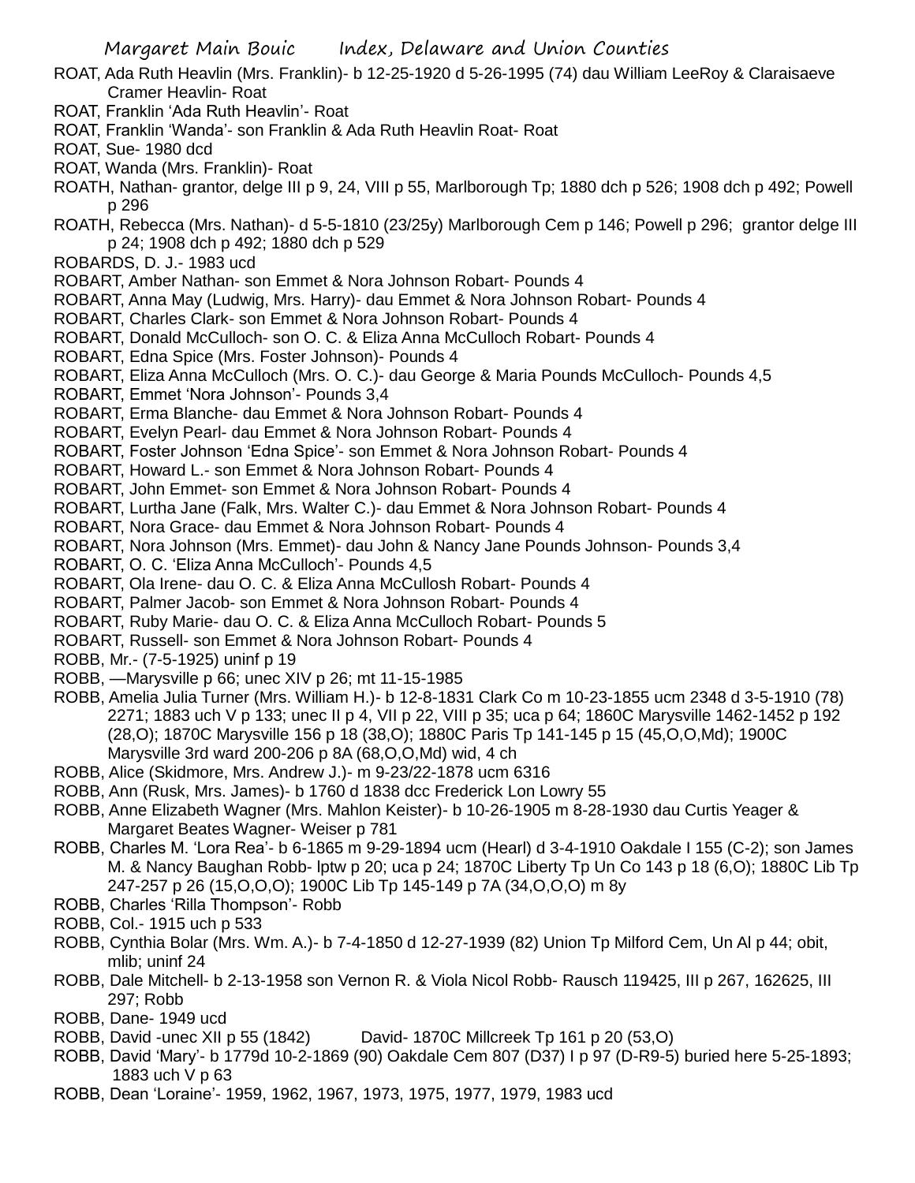ROAT, Ada Ruth Heavlin (Mrs. Franklin)- b 12-25-1920 d 5-26-1995 (74) dau William LeeRoy & Claraisaeve Cramer Heavlin- Roat

ROAT, Franklin 'Ada Ruth Heavlin'- Roat

ROAT, Franklin 'Wanda'- son Franklin & Ada Ruth Heavlin Roat- Roat

ROAT, Sue- 1980 dcd

ROAT, Wanda (Mrs. Franklin)- Roat

ROATH, Nathan- grantor, delge III p 9, 24, VIII p 55, Marlborough Tp; 1880 dch p 526; 1908 dch p 492; Powell p 296

ROATH, Rebecca (Mrs. Nathan)- d 5-5-1810 (23/25y) Marlborough Cem p 146; Powell p 296; grantor delge III p 24; 1908 dch p 492; 1880 dch p 529

ROBARDS, D. J.- 1983 ucd

ROBART, Amber Nathan- son Emmet & Nora Johnson Robart- Pounds 4

ROBART, Anna May (Ludwig, Mrs. Harry)- dau Emmet & Nora Johnson Robart- Pounds 4

ROBART, Charles Clark- son Emmet & Nora Johnson Robart- Pounds 4

ROBART, Donald McCulloch- son O. C. & Eliza Anna McCulloch Robart- Pounds 4

ROBART, Edna Spice (Mrs. Foster Johnson)- Pounds 4

ROBART, Eliza Anna McCulloch (Mrs. O. C.)- dau George & Maria Pounds McCulloch- Pounds 4,5

ROBART, Emmet 'Nora Johnson'- Pounds 3,4

ROBART, Erma Blanche- dau Emmet & Nora Johnson Robart- Pounds 4

ROBART, Evelyn Pearl- dau Emmet & Nora Johnson Robart- Pounds 4

ROBART, Foster Johnson 'Edna Spice'- son Emmet & Nora Johnson Robart- Pounds 4

ROBART, Howard L.- son Emmet & Nora Johnson Robart- Pounds 4

ROBART, John Emmet- son Emmet & Nora Johnson Robart- Pounds 4

ROBART, Lurtha Jane (Falk, Mrs. Walter C.)- dau Emmet & Nora Johnson Robart- Pounds 4

ROBART, Nora Grace- dau Emmet & Nora Johnson Robart- Pounds 4

ROBART, Nora Johnson (Mrs. Emmet)- dau John & Nancy Jane Pounds Johnson- Pounds 3,4

ROBART, O. C. 'Eliza Anna McCulloch'- Pounds 4,5

ROBART, Ola Irene- dau O. C. & Eliza Anna McCullosh Robart- Pounds 4

ROBART, Palmer Jacob- son Emmet & Nora Johnson Robart- Pounds 4

ROBART, Ruby Marie- dau O. C. & Eliza Anna McCulloch Robart- Pounds 5

ROBART, Russell- son Emmet & Nora Johnson Robart- Pounds 4

ROBB, Mr.- (7-5-1925) uninf p 19

ROBB, —Marysville p 66; unec XIV p 26; mt 11-15-1985

ROBB, Amelia Julia Turner (Mrs. William H.)- b 12-8-1831 Clark Co m 10-23-1855 ucm 2348 d 3-5-1910 (78) 2271; 1883 uch V p 133; unec II p 4, VII p 22, VIII p 35; uca p 64; 1860C Marysville 1462-1452 p 192 (28,O); 1870C Marysville 156 p 18 (38,O); 1880C Paris Tp 141-145 p 15 (45,O,O,Md); 1900C Marysville 3rd ward 200-206 p 8A (68,O,O,Md) wid, 4 ch

ROBB, Alice (Skidmore, Mrs. Andrew J.)- m 9-23/22-1878 ucm 6316

ROBB, Ann (Rusk, Mrs. James)- b 1760 d 1838 dcc Frederick Lon Lowry 55

ROBB, Anne Elizabeth Wagner (Mrs. Mahlon Keister)- b 10-26-1905 m 8-28-1930 dau Curtis Yeager & Margaret Beates Wagner- Weiser p 781

ROBB, Charles M. 'Lora Rea'- b 6-1865 m 9-29-1894 ucm (Hearl) d 3-4-1910 Oakdale I 155 (C-2); son James M. & Nancy Baughan Robb- lptw p 20; uca p 24; 1870C Liberty Tp Un Co 143 p 18 (6,O); 1880C Lib Tp 247-257 p 26 (15,O,O,O); 1900C Lib Tp 145-149 p 7A (34,O,O,O) m 8y

ROBB, Charles 'Rilla Thompson'- Robb

ROBB, Col.- 1915 uch p 533

ROBB, Cynthia Bolar (Mrs. Wm. A.)- b 7-4-1850 d 12-27-1939 (82) Union Tp Milford Cem, Un Al p 44; obit, mlib; uninf 24

ROBB, Dale Mitchell- b 2-13-1958 son Vernon R. & Viola Nicol Robb- Rausch 119425, III p 267, 162625, III 297; Robb

ROBB, Dane- 1949 ucd

ROBB, David -unec XII p 55 (1842) David- 1870C Millcreek Tp 161 p 20 (53,O)

ROBB, David 'Mary'- b 1779d 10-2-1869 (90) Oakdale Cem 807 (D37) I p 97 (D-R9-5) buried here 5-25-1893; 1883 uch V p 63

ROBB, Dean 'Loraine'- 1959, 1962, 1967, 1973, 1975, 1977, 1979, 1983 ucd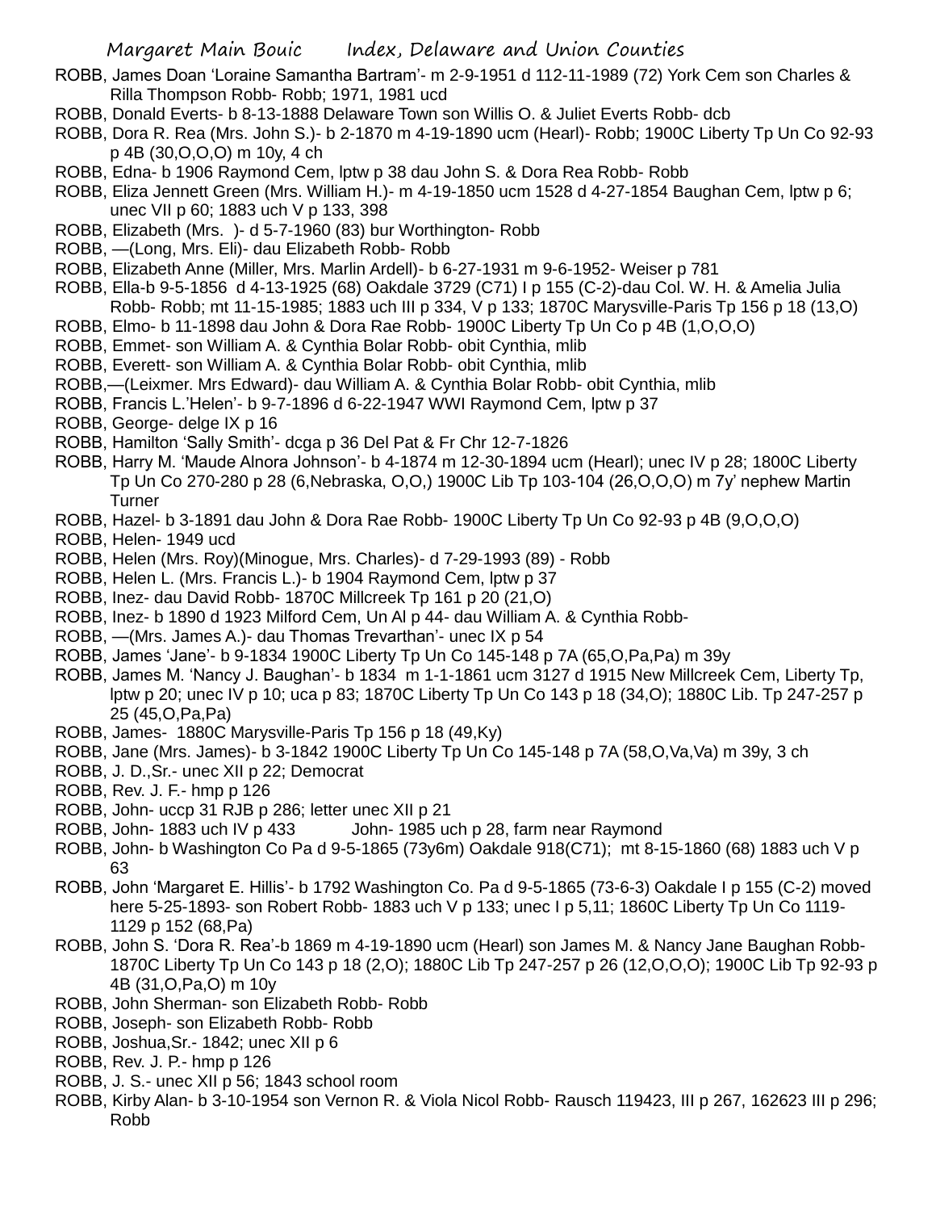ROBB, James Doan 'Loraine Samantha Bartram'- m 2-9-1951 d 112-11-1989 (72) York Cem son Charles & Rilla Thompson Robb- Robb; 1971, 1981 ucd

ROBB, Donald Everts- b 8-13-1888 Delaware Town son Willis O. & Juliet Everts Robb- dcb

ROBB, Dora R. Rea (Mrs. John S.)- b 2-1870 m 4-19-1890 ucm (Hearl)- Robb; 1900C Liberty Tp Un Co 92-93 p 4B (30,O,O,O) m 10y, 4 ch

ROBB, Edna- b 1906 Raymond Cem, lptw p 38 dau John S. & Dora Rea Robb- Robb

ROBB, Eliza Jennett Green (Mrs. William H.)- m 4-19-1850 ucm 1528 d 4-27-1854 Baughan Cem, lptw p 6; unec VII p 60; 1883 uch V p 133, 398

ROBB, Elizabeth (Mrs. )- d 5-7-1960 (83) bur Worthington- Robb

ROBB, —(Long, Mrs. Eli)- dau Elizabeth Robb- Robb

ROBB, Elizabeth Anne (Miller, Mrs. Marlin Ardell)- b 6-27-1931 m 9-6-1952- Weiser p 781

ROBB, Ella-b 9-5-1856 d 4-13-1925 (68) Oakdale 3729 (C71) I p 155 (C-2)-dau Col. W. H. & Amelia Julia Robb- Robb; mt 11-15-1985; 1883 uch III p 334, V p 133; 1870C Marysville-Paris Tp 156 p 18 (13,O)

ROBB, Elmo- b 11-1898 dau John & Dora Rae Robb- 1900C Liberty Tp Un Co p 4B (1,O,O,O)

ROBB, Emmet- son William A. & Cynthia Bolar Robb- obit Cynthia, mlib

ROBB, Everett- son William A. & Cynthia Bolar Robb- obit Cynthia, mlib

ROBB,—(Leixmer. Mrs Edward)- dau William A. & Cynthia Bolar Robb- obit Cynthia, mlib

ROBB, Francis L.'Helen'- b 9-7-1896 d 6-22-1947 WWI Raymond Cem, lptw p 37

ROBB, George- delge IX p 16

ROBB, Hamilton 'Sally Smith'- dcga p 36 Del Pat & Fr Chr 12-7-1826

ROBB, Harry M. 'Maude Alnora Johnson'- b 4-1874 m 12-30-1894 ucm (Hearl); unec IV p 28; 1800C Liberty Tp Un Co 270-280 p 28 (6,Nebraska, O,O,) 1900C Lib Tp 103-104 (26,O,O,O) m 7y' nephew Martin Turner

ROBB, Hazel- b 3-1891 dau John & Dora Rae Robb- 1900C Liberty Tp Un Co 92-93 p 4B (9,O,O,O)

ROBB, Helen- 1949 ucd

ROBB, Helen (Mrs. Roy)(Minogue, Mrs. Charles)- d 7-29-1993 (89) - Robb

ROBB, Helen L. (Mrs. Francis L.)- b 1904 Raymond Cem, lptw p 37

ROBB, Inez- dau David Robb- 1870C Millcreek Tp 161 p 20 (21,O)

ROBB, Inez- b 1890 d 1923 Milford Cem, Un Al p 44- dau William A. & Cynthia Robb-

ROBB, —(Mrs. James A.)- dau Thomas Trevarthan'- unec IX p 54

ROBB, James 'Jane'- b 9-1834 1900C Liberty Tp Un Co 145-148 p 7A (65,O,Pa,Pa) m 39y

ROBB, James M. 'Nancy J. Baughan'- b 1834 m 1-1-1861 ucm 3127 d 1915 New Millcreek Cem, Liberty Tp, lptw p 20; unec IV p 10; uca p 83; 1870C Liberty Tp Un Co 143 p 18 (34,O); 1880C Lib. Tp 247-257 p 25 (45,O,Pa,Pa)

ROBB, James- 1880C Marysville-Paris Tp 156 p 18 (49,Ky)

ROBB, Jane (Mrs. James)- b 3-1842 1900C Liberty Tp Un Co 145-148 p 7A (58,O,Va,Va) m 39y, 3 ch

ROBB, J. D.,Sr.- unec XII p 22; Democrat

ROBB, Rev. J. F.- hmp p 126

ROBB, John- uccp 31 RJB p 286; letter unec XII p 21

ROBB, John- 1883 uch IV p 433 John- 1985 uch p 28, farm near Raymond

ROBB, John- b Washington Co Pa d 9-5-1865 (73y6m) Oakdale 918(C71); mt 8-15-1860 (68) 1883 uch V p 63

ROBB, John 'Margaret E. Hillis'- b 1792 Washington Co. Pa d 9-5-1865 (73-6-3) Oakdale I p 155 (C-2) moved here 5-25-1893- son Robert Robb- 1883 uch V p 133; unec I p 5,11; 1860C Liberty Tp Un Co 1119-1129 p 152 (68,Pa)

ROBB, John S. 'Dora R. Rea'-b 1869 m 4-19-1890 ucm (Hearl) son James M. & Nancy Jane Baughan Robb- 1870C Liberty Tp Un Co 143 p 18 (2,O); 1880C Lib Tp 247-257 p 26 (12,O,O,O); 1900C Lib Tp 92-93 p 4B (31,O,Pa,O) m 10y

ROBB, John Sherman- son Elizabeth Robb- Robb

ROBB, Joseph- son Elizabeth Robb- Robb

ROBB, Joshua,Sr.- 1842; unec XII p 6

ROBB, Rev. J. P.- hmp p 126

ROBB, J. S.- unec XII p 56; 1843 school room

ROBB, Kirby Alan- b 3-10-1954 son Vernon R. & Viola Nicol Robb- Rausch 119423, III p 267, 162623 III p 296; Robb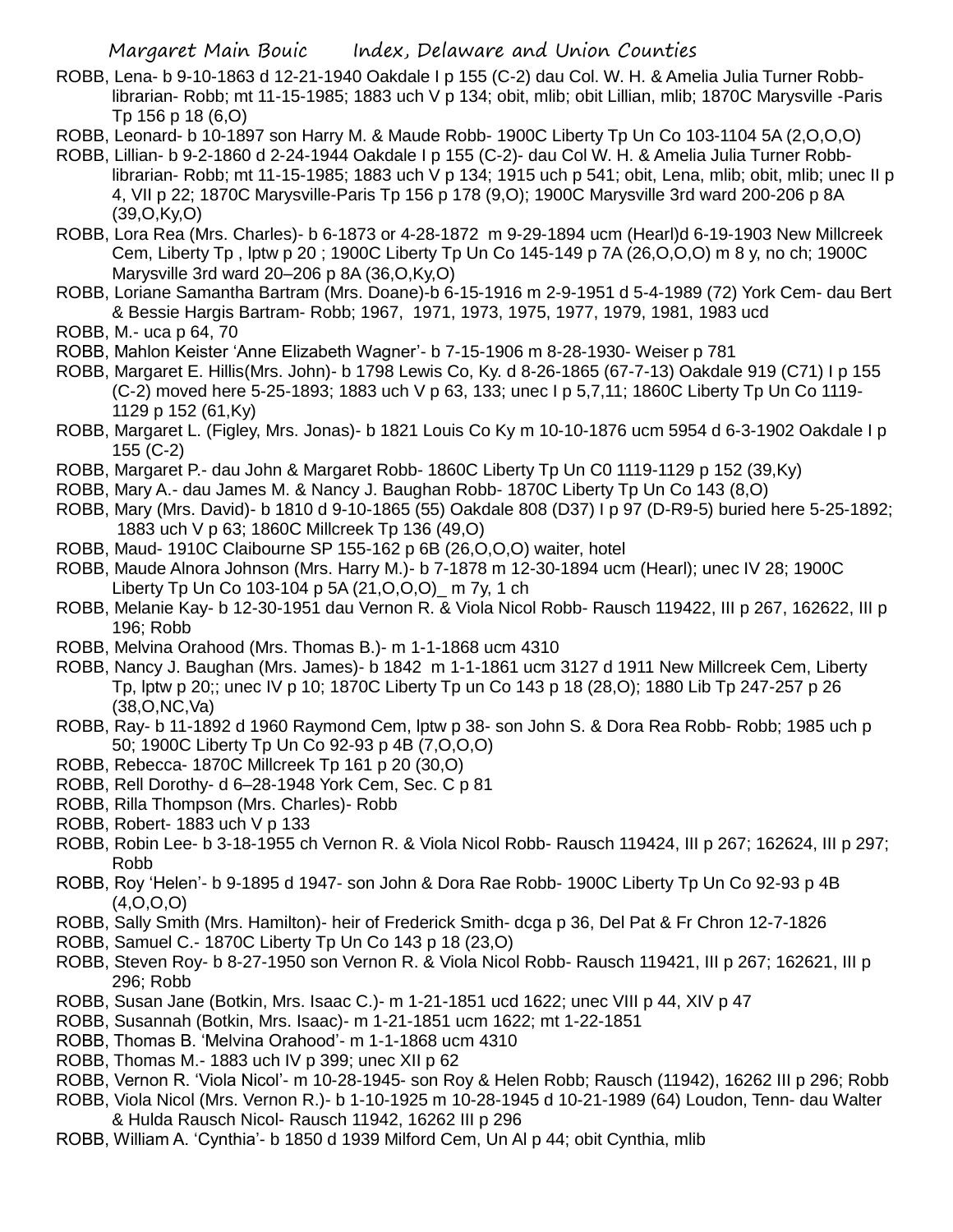ROBB, Lena- b 9-10-1863 d 12-21-1940 Oakdale I p 155 (C-2) dau Col. W. H. & Amelia Julia Turner Robb- librarian- Robb; mt 11-15-1985; 1883 uch V p 134; obit, mlib; obit Lillian, mlib; 1870C Marysville -Paris Tp 156 p 18 (6,O)

ROBB, Leonard- b 10-1897 son Harry M. & Maude Robb- 1900C Liberty Tp Un Co 103-1104 5A (2,O,O,O)

ROBB, Lillian- b 9-2-1860 d 2-24-1944 Oakdale I p 155 (C-2)- dau Col W. H. & Amelia Julia Turner Robb- librarian- Robb; mt 11-15-1985; 1883 uch V p 134; 1915 uch p 541; obit, Lena, mlib; obit, mlib; unec II p 4, VII p 22; 1870C Marysville-Paris Tp 156 p 178 (9,O); 1900C Marysville 3rd ward 200-206 p 8A (39,O,Ky,O)

ROBB, Lora Rea (Mrs. Charles)- b 6-1873 or 4-28-1872 m 9-29-1894 ucm (Hearl)d 6-19-1903 New Millcreek Cem, Liberty Tp , lptw p 20 ; 1900C Liberty Tp Un Co 145-149 p 7A (26,O,O,O) m 8 y, no ch; 1900C Marysville 3rd ward 20–206 p 8A (36,O,Ky,O)

ROBB, Loriane Samantha Bartram (Mrs. Doane)-b 6-15-1916 m 2-9-1951 d 5-4-1989 (72) York Cem- dau Bert & Bessie Hargis Bartram- Robb; 1967, 1971, 1973, 1975, 1977, 1979, 1981, 1983 ucd

ROBB, M.- uca p 64, 70

ROBB, Mahlon Keister 'Anne Elizabeth Wagner'- b 7-15-1906 m 8-28-1930- Weiser p 781

ROBB, Margaret E. Hillis(Mrs. John)- b 1798 Lewis Co, Ky. d 8-26-1865 (67-7-13) Oakdale 919 (C71) I p 155 (C-2) moved here 5-25-1893; 1883 uch V p 63, 133; unec I p 5,7,11; 1860C Liberty Tp Un Co 1119-1129 p 152 (61,Ky)

ROBB, Margaret L. (Figley, Mrs. Jonas)- b 1821 Louis Co Ky m 10-10-1876 ucm 5954 d 6-3-1902 Oakdale I p 155 (C-2)

ROBB, Margaret P.- dau John & Margaret Robb- 1860C Liberty Tp Un C0 1119-1129 p 152 (39,Ky)

ROBB, Mary A.- dau James M. & Nancy J. Baughan Robb- 1870C Liberty Tp Un Co 143 (8,O)

ROBB, Mary (Mrs. David)- b 1810 d 9-10-1865 (55) Oakdale 808 (D37) I p 97 (D-R9-5) buried here 5-25-1892; 1883 uch V p 63; 1860C Millcreek Tp 136 (49,O)

ROBB, Maud- 1910C Claibourne SP 155-162 p 6B (26,O,O,O) waiter, hotel

ROBB, Maude Alnora Johnson (Mrs. Harry M.)- b 7-1878 m 12-30-1894 ucm (Hearl); unec IV 28; 1900C Liberty Tp Un Co 103-104 p 5A (21,O,O,O)_ m 7y, 1 ch

ROBB, Melanie Kay- b 12-30-1951 dau Vernon R. & Viola Nicol Robb- Rausch 119422, III p 267, 162622, III p 196; Robb

ROBB, Melvina Orahood (Mrs. Thomas B.)- m 1-1-1868 ucm 4310

ROBB, Nancy J. Baughan (Mrs. James)- b 1842 m 1-1-1861 ucm 3127 d 1911 New Millcreek Cem, Liberty Tp, lptw p 20;; unec IV p 10; 1870C Liberty Tp un Co 143 p 18 (28,O); 1880 Lib Tp 247-257 p 26 (38,O,NC,Va)

ROBB, Ray- b 11-1892 d 1960 Raymond Cem, lptw p 38- son John S. & Dora Rea Robb- Robb; 1985 uch p 50; 1900C Liberty Tp Un Co 92-93 p 4B (7,O,O,O)

ROBB, Rebecca- 1870C Millcreek Tp 161 p 20 (30,O)

ROBB, Rell Dorothy- d 6–28-1948 York Cem, Sec. C p 81

ROBB, Rilla Thompson (Mrs. Charles)- Robb

ROBB, Robert- 1883 uch V p 133

ROBB, Robin Lee- b 3-18-1955 ch Vernon R. & Viola Nicol Robb- Rausch 119424, III p 267; 162624, III p 297; Robb

ROBB, Roy 'Helen'- b 9-1895 d 1947- son John & Dora Rae Robb- 1900C Liberty Tp Un Co 92-93 p 4B (4,O,O,O)

ROBB, Sally Smith (Mrs. Hamilton)- heir of Frederick Smith- dcga p 36, Del Pat & Fr Chron 12-7-1826

ROBB, Samuel C.- 1870C Liberty Tp Un Co 143 p 18 (23,O)

ROBB, Steven Roy- b 8-27-1950 son Vernon R. & Viola Nicol Robb- Rausch 119421, III p 267; 162621, III p 296; Robb

ROBB, Susan Jane (Botkin, Mrs. Isaac C.)- m 1-21-1851 ucd 1622; unec VIII p 44, XIV p 47

ROBB, Susannah (Botkin, Mrs. Isaac)- m 1-21-1851 ucm 1622; mt 1-22-1851

ROBB, Thomas B. 'Melvina Orahood'- m 1-1-1868 ucm 4310

ROBB, Thomas M.- 1883 uch IV p 399; unec XII p 62

ROBB, Vernon R. 'Viola Nicol'- m 10-28-1945- son Roy & Helen Robb; Rausch (11942), 16262 III p 296; Robb

ROBB, Viola Nicol (Mrs. Vernon R.)- b 1-10-1925 m 10-28-1945 d 10-21-1989 (64) Loudon, Tenn- dau Walter & Hulda Rausch Nicol- Rausch 11942, 16262 III p 296

ROBB, William A. 'Cynthia'- b 1850 d 1939 Milford Cem, Un Al p 44; obit Cynthia, mlib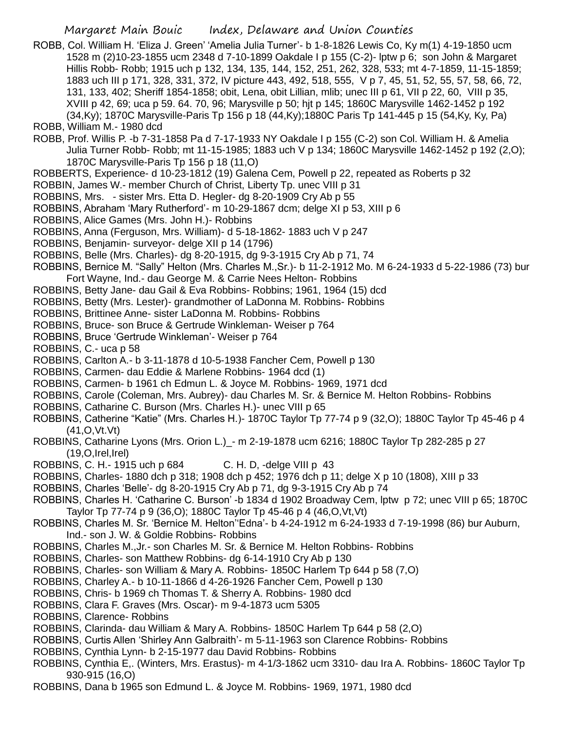ROBB, Col. William H. 'Eliza J. Green' 'Amelia Julia Turner'- b 1-8-1826 Lewis Co, Ky m(1) 4-19-1850 ucm 1528 m (2)10-23-1855 ucm 2348 d 7-10-1899 Oakdale I p 155 (C-2)- lptw p 6; son John & Margaret Hillis Robb- Robb; 1915 uch p 132, 134, 135, 144, 152, 251, 262, 328, 533; mt 4-7-1859, 11-15-1859; 1883 uch III p 171, 328, 331, 372, IV picture 443, 492, 518, 555, V p 7, 45, 51, 52, 55, 57, 58, 66, 72, 131, 133, 402; Sheriff 1854-1858; obit, Lena, obit Lillian, mlib; unec III p 61, VII p 22, 60, VIII p 35, XVIII p 42, 69; uca p 59. 64. 70, 96; Marysville p 50; hjt p 145; 1860C Marysville 1462-1452 p 192 (34,Ky); 1870C Marysville-Paris Tp 156 p 18 (44,Ky);1880C Paris Tp 141-445 p 15 (54,Ky, Ky, Pa)

ROBB, William M.- 1980 dcd

ROBB, Prof. Willis P. -b 7-31-1858 Pa d 7-17-1933 NY Oakdale I p 155 (C-2) son Col. William H. & Amelia Julia Turner Robb- Robb; mt 11-15-1985; 1883 uch V p 134; 1860C Marysville 1462-1452 p 192 (2,O); 1870C Marysville-Paris Tp 156 p 18 (11,O)

ROBBERTS, Experience- d 10-23-1812 (19) Galena Cem, Powell p 22, repeated as Roberts p 32

ROBBIN, James W.- member Church of Christ, Liberty Tp. unec VIII p 31

ROBBINS, Mrs. - sister Mrs. Etta D. Hegler- dg 8-20-1909 Cry Ab p 55

ROBBINS, Abraham 'Mary Rutherford'- m 10-29-1867 dcm; delge XI p 53, XIII p 6

ROBBINS, Alice Games (Mrs. John H.)- Robbins

ROBBINS, Anna (Ferguson, Mrs. William)- d 5-18-1862- 1883 uch V p 247

ROBBINS, Benjamin- surveyor- delge XII p 14 (1796)

ROBBINS, Belle (Mrs. Charles)- dg 8-20-1915, dg 9-3-1915 Cry Ab p 71, 74

ROBBINS, Bernice M. "Sally" Helton (Mrs. Charles M.,Sr.)- b 11-2-1912 Mo. M 6-24-1933 d 5-22-1986 (73) bur Fort Wayne, Ind.- dau George M. & Carrie Nees Helton- Robbins

ROBBINS, Betty Jane- dau Gail & Eva Robbins- Robbins; 1961, 1964 (15) dcd

ROBBINS, Betty (Mrs. Lester)- grandmother of LaDonna M. Robbins- Robbins

ROBBINS, Brittinee Anne- sister LaDonna M. Robbins- Robbins

ROBBINS, Bruce- son Bruce & Gertrude Winkleman- Weiser p 764

ROBBINS, Bruce 'Gertrude Winkleman'- Weiser p 764

ROBBINS, C.- uca p 58

ROBBINS, Carlton A.- b 3-11-1878 d 10-5-1938 Fancher Cem, Powell p 130

ROBBINS, Carmen- dau Eddie & Marlene Robbins- 1964 dcd (1)

ROBBINS, Carmen- b 1961 ch Edmun L. & Joyce M. Robbins- 1969, 1971 dcd

ROBBINS, Carole (Coleman, Mrs. Aubrey)- dau Charles M. Sr. & Bernice M. Helton Robbins- Robbins

ROBBINS, Catharine C. Burson (Mrs. Charles H.)- unec VIII p 65

ROBBINS, Catherine "Katie" (Mrs. Charles H.)- 1870C Taylor Tp 77-74 p 9 (32,O); 1880C Taylor Tp 45-46 p 4 (41,O,Vt.Vt)

ROBBINS, Catharine Lyons (Mrs. Orion L.)_- m 2-19-1878 ucm 6216; 1880C Taylor Tp 282-285 p 27 (19,O,Irel,Irel)

ROBBINS, C. H.- 1915 uch p 684 C. H. D, -delge VIII p 43

ROBBINS, Charles- 1880 dch p 318; 1908 dch p 452; 1976 dch p 11; delge X p 10 (1808), XIII p 33

ROBBINS, Charles 'Belle'- dg 8-20-1915 Cry Ab p 71, dg 9-3-1915 Cry Ab p 74

ROBBINS, Charles H. 'Catharine C. Burson' -b 1834 d 1902 Broadway Cem, lptw p 72; unec VIII p 65; 1870C Taylor Tp 77-74 p 9 (36,O); 1880C Taylor Tp 45-46 p 4 (46,O,Vt,Vt)

ROBBINS, Charles M. Sr. 'Bernice M. Helton''Edna'- b 4-24-1912 m 6-24-1933 d 7-19-1998 (86) bur Auburn, Ind.- son J. W. & Goldie Robbins- Robbins

ROBBINS, Charles M.,Jr.- son Charles M. Sr. & Bernice M. Helton Robbins- Robbins

ROBBINS, Charles- son Matthew Robbins- dg 6-14-1910 Cry Ab p 130

ROBBINS, Charles- son William & Mary A. Robbins- 1850C Harlem Tp 644 p 58 (7,O)

ROBBINS, Charley A.- b 10-11-1866 d 4-26-1926 Fancher Cem, Powell p 130

ROBBINS, Chris- b 1969 ch Thomas T. & Sherry A. Robbins- 1980 dcd

ROBBINS, Clara F. Graves (Mrs. Oscar)- m 9-4-1873 ucm 5305

ROBBINS, Clarence- Robbins

ROBBINS, Clarinda- dau William & Mary A. Robbins- 1850C Harlem Tp 644 p 58 (2,O)

ROBBINS, Curtis Allen 'Shirley Ann Galbraith'- m 5-11-1963 son Clarence Robbins- Robbins

ROBBINS, Cynthia Lynn- b 2-15-1977 dau David Robbins- Robbins

ROBBINS, Cynthia E,. (Winters, Mrs. Erastus)- m 4-1/3-1862 ucm 3310- dau Ira A. Robbins- 1860C Taylor Tp 930-915 (16,O)

ROBBINS, Dana b 1965 son Edmund L. & Joyce M. Robbins- 1969, 1971, 1980 dcd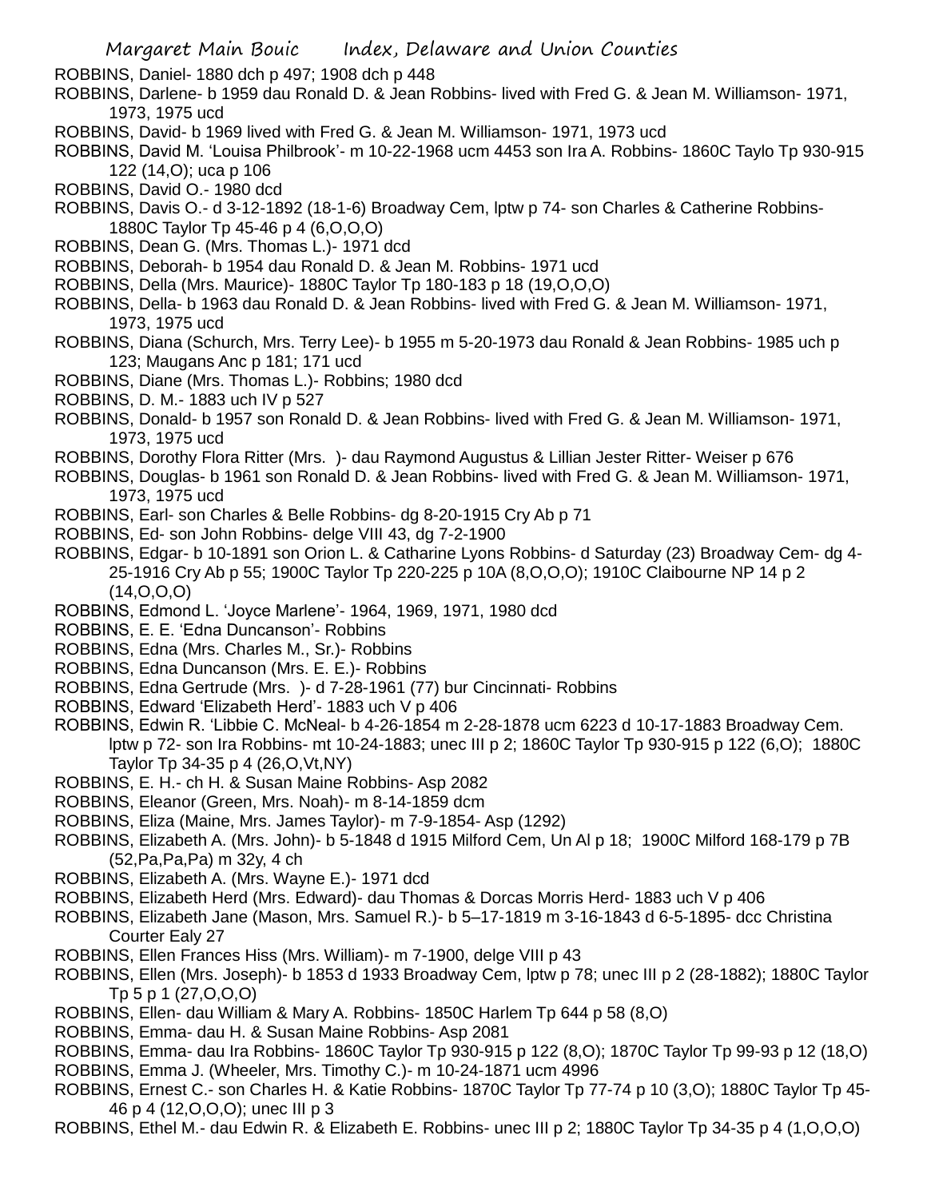ROBBINS, Daniel- 1880 dch p 497; 1908 dch p 448

ROBBINS, Darlene- b 1959 dau Ronald D. & Jean Robbins- lived with Fred G. & Jean M. Williamson- 1971, 1973, 1975 ucd

ROBBINS, David- b 1969 lived with Fred G. & Jean M. Williamson- 1971, 1973 ucd

ROBBINS, David M. 'Louisa Philbrook'- m 10-22-1968 ucm 4453 son Ira A. Robbins- 1860C Taylo Tp 930-915 122 (14,O); uca p 106

ROBBINS, David O.- 1980 dcd

ROBBINS, Davis O.- d 3-12-1892 (18-1-6) Broadway Cem, lptw p 74- son Charles & Catherine Robbins- 1880C Taylor Tp 45-46 p 4 (6,O,O,O)

ROBBINS, Dean G. (Mrs. Thomas L.)- 1971 dcd

ROBBINS, Deborah- b 1954 dau Ronald D. & Jean M. Robbins- 1971 ucd

ROBBINS, Della (Mrs. Maurice)- 1880C Taylor Tp 180-183 p 18 (19,O,O,O)

ROBBINS, Della- b 1963 dau Ronald D. & Jean Robbins- lived with Fred G. & Jean M. Williamson- 1971, 1973, 1975 ucd

ROBBINS, Diana (Schurch, Mrs. Terry Lee)- b 1955 m 5-20-1973 dau Ronald & Jean Robbins- 1985 uch p 123; Maugans Anc p 181; 171 ucd

ROBBINS, Diane (Mrs. Thomas L.)- Robbins; 1980 dcd

ROBBINS, D. M.- 1883 uch IV p 527

ROBBINS, Donald- b 1957 son Ronald D. & Jean Robbins- lived with Fred G. & Jean M. Williamson- 1971, 1973, 1975 ucd

ROBBINS, Dorothy Flora Ritter (Mrs. )- dau Raymond Augustus & Lillian Jester Ritter- Weiser p 676

ROBBINS, Douglas- b 1961 son Ronald D. & Jean Robbins- lived with Fred G. & Jean M. Williamson- 1971, 1973, 1975 ucd

ROBBINS, Earl- son Charles & Belle Robbins- dg 8-20-1915 Cry Ab p 71

ROBBINS, Ed- son John Robbins- delge VIII 43, dg 7-2-1900

ROBBINS, Edgar- b 10-1891 son Orion L. & Catharine Lyons Robbins- d Saturday (23) Broadway Cem- dg 4-25-1916 Cry Ab p 55; 1900C Taylor Tp 220-225 p 10A (8,O,O,O); 1910C Claibourne NP 14 p 2 (14,O,O,O)

ROBBINS, Edmond L. 'Joyce Marlene'- 1964, 1969, 1971, 1980 dcd

ROBBINS, E. E. 'Edna Duncanson'- Robbins

ROBBINS, Edna (Mrs. Charles M., Sr.)- Robbins

ROBBINS, Edna Duncanson (Mrs. E. E.)- Robbins

ROBBINS, Edna Gertrude (Mrs. )- d 7-28-1961 (77) bur Cincinnati- Robbins

ROBBINS, Edward 'Elizabeth Herd'- 1883 uch V p 406

ROBBINS, Edwin R. 'Libbie C. McNeal- b 4-26-1854 m 2-28-1878 ucm 6223 d 10-17-1883 Broadway Cem. lptw p 72- son Ira Robbins- mt 10-24-1883; unec III p 2; 1860C Taylor Tp 930-915 p 122 (6,O); 1880C Taylor Tp 34-35 p 4 (26,O,Vt,NY)

ROBBINS, E. H.- ch H. & Susan Maine Robbins- Asp 2082

ROBBINS, Eleanor (Green, Mrs. Noah)- m 8-14-1859 dcm

ROBBINS, Eliza (Maine, Mrs. James Taylor)- m 7-9-1854- Asp (1292)

ROBBINS, Elizabeth A. (Mrs. John)- b 5-1848 d 1915 Milford Cem, Un Al p 18; 1900C Milford 168-179 p 7B (52,Pa,Pa,Pa) m 32y, 4 ch

ROBBINS, Elizabeth A. (Mrs. Wayne E.)- 1971 dcd

ROBBINS, Elizabeth Herd (Mrs. Edward)- dau Thomas & Dorcas Morris Herd- 1883 uch V p 406

ROBBINS, Elizabeth Jane (Mason, Mrs. Samuel R.)- b 5–17-1819 m 3-16-1843 d 6-5-1895- dcc Christina Courter Ealy 27

ROBBINS, Ellen Frances Hiss (Mrs. William)- m 7-1900, delge VIII p 43

ROBBINS, Ellen (Mrs. Joseph)- b 1853 d 1933 Broadway Cem, lptw p 78; unec III p 2 (28-1882); 1880C Taylor Tp 5 p 1 (27,O,O,O)

ROBBINS, Ellen- dau William & Mary A. Robbins- 1850C Harlem Tp 644 p 58 (8,O)

ROBBINS, Emma- dau H. & Susan Maine Robbins- Asp 2081

ROBBINS, Emma- dau Ira Robbins- 1860C Taylor Tp 930-915 p 122 (8,O); 1870C Taylor Tp 99-93 p 12 (18,O)

ROBBINS, Emma J. (Wheeler, Mrs. Timothy C.)- m 10-24-1871 ucm 4996

ROBBINS, Ernest C.- son Charles H. & Katie Robbins- 1870C Taylor Tp 77-74 p 10 (3,O); 1880C Taylor Tp 45-46 p 4 (12,O,O,O); unec III p 3

ROBBINS, Ethel M.- dau Edwin R. & Elizabeth E. Robbins- unec III p 2; 1880C Taylor Tp 34-35 p 4 (1,O,O,O)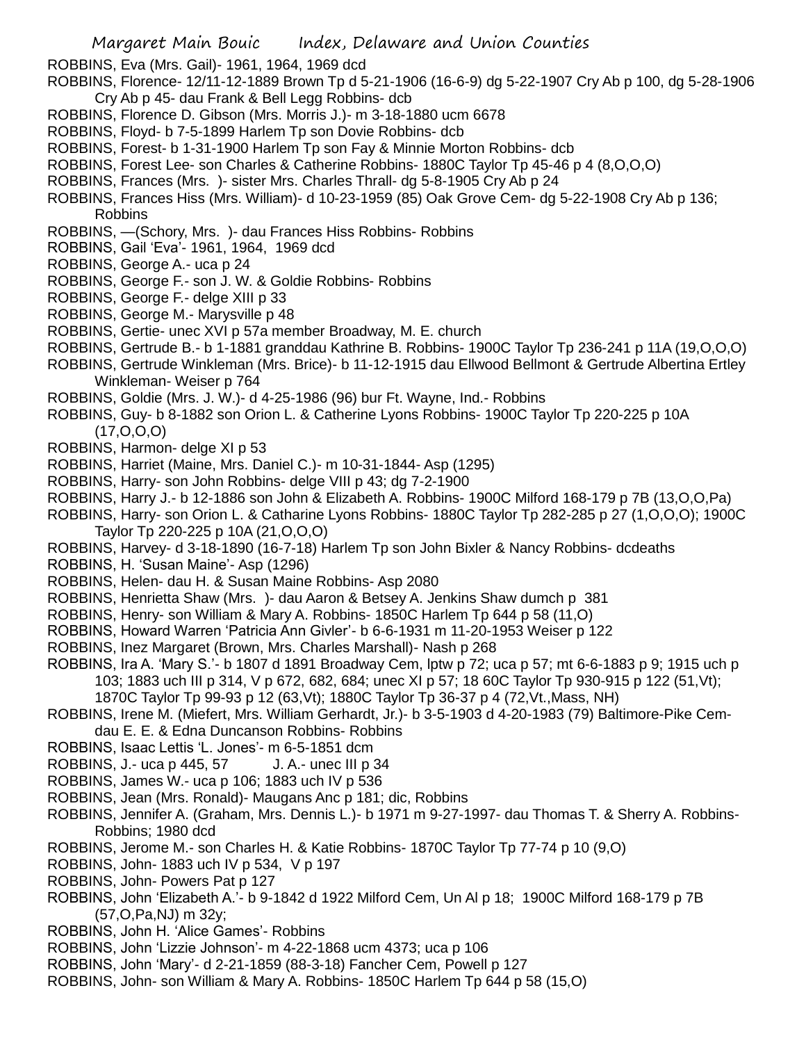ROBBINS, Eva (Mrs. Gail)- 1961, 1964, 1969 dcd

ROBBINS, Florence- 12/11-12-1889 Brown Tp d 5-21-1906 (16-6-9) dg 5-22-1907 Cry Ab p 100, dg 5-28-1906 Cry Ab p 45- dau Frank & Bell Legg Robbins- dcb

ROBBINS, Florence D. Gibson (Mrs. Morris J.)- m 3-18-1880 ucm 6678

ROBBINS, Floyd- b 7-5-1899 Harlem Tp son Dovie Robbins- dcb

ROBBINS, Forest- b 1-31-1900 Harlem Tp son Fay & Minnie Morton Robbins- dcb

ROBBINS, Forest Lee- son Charles & Catherine Robbins- 1880C Taylor Tp 45-46 p 4 (8,O,O,O)

ROBBINS, Frances (Mrs. )- sister Mrs. Charles Thrall- dg 5-8-1905 Cry Ab p 24

ROBBINS, Frances Hiss (Mrs. William)- d 10-23-1959 (85) Oak Grove Cem- dg 5-22-1908 Cry Ab p 136; Robbins

ROBBINS, —(Schory, Mrs. )- dau Frances Hiss Robbins- Robbins

ROBBINS, Gail 'Eva'- 1961, 1964, 1969 dcd

ROBBINS, George A.- uca p 24

ROBBINS, George F.- son J. W. & Goldie Robbins- Robbins

ROBBINS, George F.- delge XIII p 33

ROBBINS, George M.- Marysville p 48

ROBBINS, Gertie- unec XVI p 57a member Broadway, M. E. church

ROBBINS, Gertrude B.- b 1-1881 granddau Kathrine B. Robbins- 1900C Taylor Tp 236-241 p 11A (19,O,O,O)

ROBBINS, Gertrude Winkleman (Mrs. Brice)- b 11-12-1915 dau Ellwood Bellmont & Gertrude Albertina Ertley Winkleman- Weiser p 764

ROBBINS, Goldie (Mrs. J. W.)- d 4-25-1986 (96) bur Ft. Wayne, Ind.- Robbins

ROBBINS, Guy- b 8-1882 son Orion L. & Catherine Lyons Robbins- 1900C Taylor Tp 220-225 p 10A (17,O,O,O)

ROBBINS, Harmon- delge XI p 53

ROBBINS, Harriet (Maine, Mrs. Daniel C.)- m 10-31-1844- Asp (1295)

ROBBINS, Harry- son John Robbins- delge VIII p 43; dg 7-2-1900

ROBBINS, Harry J.- b 12-1886 son John & Elizabeth A. Robbins- 1900C Milford 168-179 p 7B (13,O,O,Pa)

ROBBINS, Harry- son Orion L. & Catharine Lyons Robbins- 1880C Taylor Tp 282-285 p 27 (1,O,O,O); 1900C Taylor Tp 220-225 p 10A (21,O,O,O)

ROBBINS, Harvey- d 3-18-1890 (16-7-18) Harlem Tp son John Bixler & Nancy Robbins- dcdeaths

ROBBINS, H. 'Susan Maine'- Asp (1296)

ROBBINS, Helen- dau H. & Susan Maine Robbins- Asp 2080

ROBBINS, Henrietta Shaw (Mrs. )- dau Aaron & Betsey A. Jenkins Shaw dumch p 381

ROBBINS, Henry- son William & Mary A. Robbins- 1850C Harlem Tp 644 p 58 (11,O)

ROBBINS, Howard Warren 'Patricia Ann Givler'- b 6-6-1931 m 11-20-1953 Weiser p 122

ROBBINS, Inez Margaret (Brown, Mrs. Charles Marshall)- Nash p 268

ROBBINS, Ira A. 'Mary S.'- b 1807 d 1891 Broadway Cem, lptw p 72; uca p 57; mt 6-6-1883 p 9; 1915 uch p 103; 1883 uch III p 314, V p 672, 682, 684; unec XI p 57; 18 60C Taylor Tp 930-915 p 122 (51,Vt); 1870C Taylor Tp 99-93 p 12 (63,Vt); 1880C Taylor Tp 36-37 p 4 (72,Vt.,Mass, NH)

ROBBINS, Irene M. (Miefert, Mrs. William Gerhardt, Jr.)- b 3-5-1903 d 4-20-1983 (79) Baltimore-Pike Cem- dau E. E. & Edna Duncanson Robbins- Robbins

ROBBINS, Isaac Lettis 'L. Jones'- m 6-5-1851 dcm

ROBBINS, J.- uca p 445, 57 J. A.- unec III p 34

ROBBINS, James W.- uca p 106; 1883 uch IV p 536

ROBBINS, Jean (Mrs. Ronald)- Maugans Anc p 181; dic, Robbins

ROBBINS, Jennifer A. (Graham, Mrs. Dennis L.)- b 1971 m 9-27-1997- dau Thomas T. & Sherry A. Robbins- Robbins; 1980 dcd

ROBBINS, Jerome M.- son Charles H. & Katie Robbins- 1870C Taylor Tp 77-74 p 10 (9,O)

ROBBINS, John- 1883 uch IV p 534, V p 197

ROBBINS, John- Powers Pat p 127

ROBBINS, John 'Elizabeth A.'- b 9-1842 d 1922 Milford Cem, Un Al p 18; 1900C Milford 168-179 p 7B (57,O,Pa,NJ) m 32y;

ROBBINS, John H. 'Alice Games'- Robbins

ROBBINS, John 'Lizzie Johnson'- m 4-22-1868 ucm 4373; uca p 106

ROBBINS, John 'Mary'- d 2-21-1859 (88-3-18) Fancher Cem, Powell p 127

ROBBINS, John- son William & Mary A. Robbins- 1850C Harlem Tp 644 p 58 (15,O)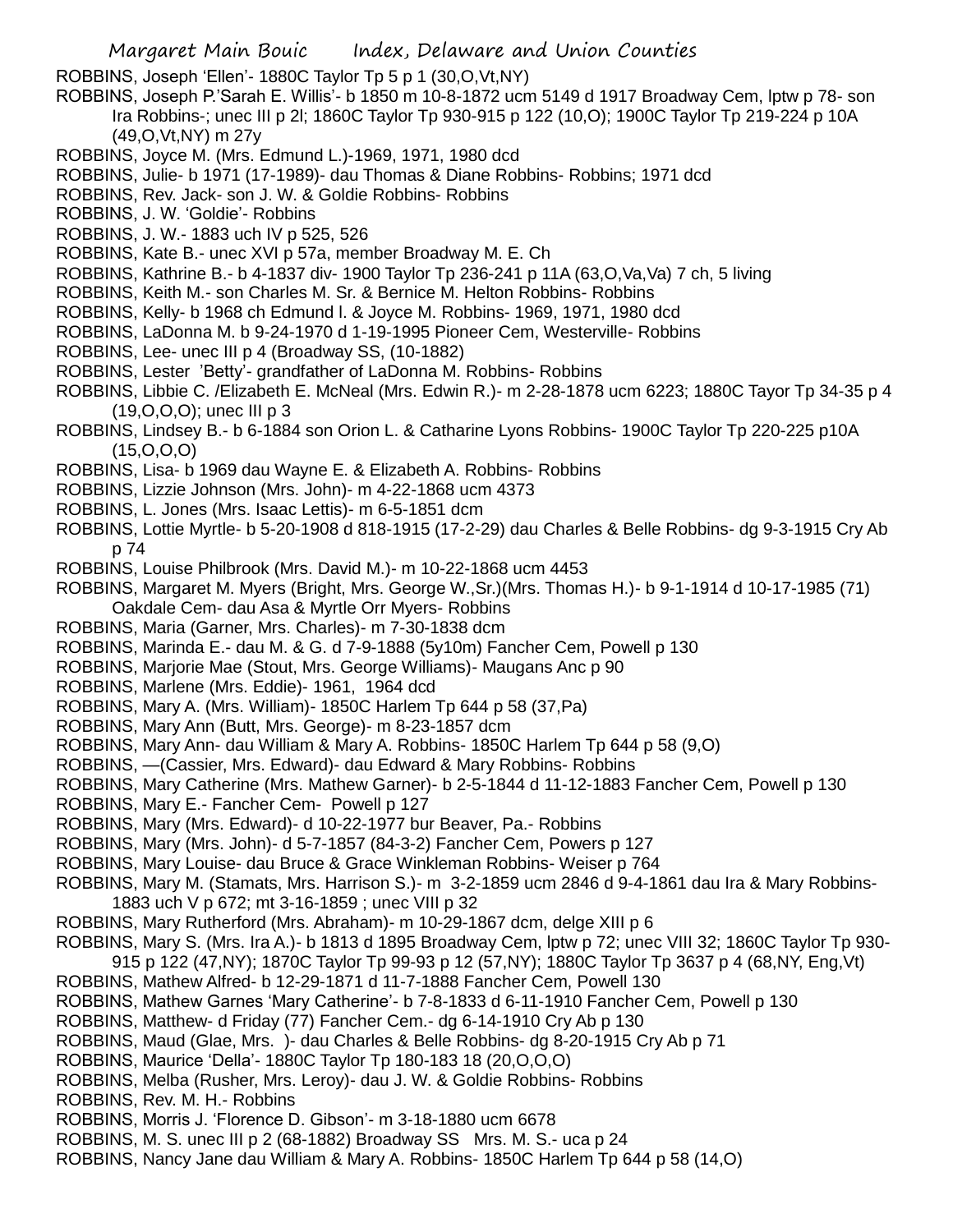ROBBINS, Joseph 'Ellen'- 1880C Taylor Tp 5 p 1 (30,O,Vt,NY)

ROBBINS, Joseph P.'Sarah E. Willis'- b 1850 m 10-8-1872 ucm 5149 d 1917 Broadway Cem, lptw p 78- son Ira Robbins-; unec III p 2l; 1860C Taylor Tp 930-915 p 122 (10,O); 1900C Taylor Tp 219-224 p 10A (49,O,Vt,NY) m 27y

ROBBINS, Joyce M. (Mrs. Edmund L.)-1969, 1971, 1980 dcd

ROBBINS, Julie- b 1971 (17-1989)- dau Thomas & Diane Robbins- Robbins; 1971 dcd

ROBBINS, Rev. Jack- son J. W. & Goldie Robbins- Robbins

ROBBINS, J. W. 'Goldie'- Robbins

ROBBINS, J. W.- 1883 uch IV p 525, 526

ROBBINS, Kate B.- unec XVI p 57a, member Broadway M. E. Ch

ROBBINS, Kathrine B.- b 4-1837 div- 1900 Taylor Tp 236-241 p 11A (63,O,Va,Va) 7 ch, 5 living

ROBBINS, Keith M.- son Charles M. Sr. & Bernice M. Helton Robbins- Robbins

ROBBINS, Kelly- b 1968 ch Edmund l. & Joyce M. Robbins- 1969, 1971, 1980 dcd

ROBBINS, LaDonna M. b 9-24-1970 d 1-19-1995 Pioneer Cem, Westerville- Robbins

ROBBINS, Lee- unec III p 4 (Broadway SS, (10-1882)

ROBBINS, Lester 'Betty'- grandfather of LaDonna M. Robbins- Robbins

ROBBINS, Libbie C. /Elizabeth E. McNeal (Mrs. Edwin R.)- m 2-28-1878 ucm 6223; 1880C Tayor Tp 34-35 p 4 (19,O,O,O); unec III p 3

ROBBINS, Lindsey B.- b 6-1884 son Orion L. & Catharine Lyons Robbins- 1900C Taylor Tp 220-225 p10A (15,O,O,O)

ROBBINS, Lisa- b 1969 dau Wayne E. & Elizabeth A. Robbins- Robbins

ROBBINS, Lizzie Johnson (Mrs. John)- m 4-22-1868 ucm 4373

ROBBINS, L. Jones (Mrs. Isaac Lettis)- m 6-5-1851 dcm

ROBBINS, Lottie Myrtle- b 5-20-1908 d 818-1915 (17-2-29) dau Charles & Belle Robbins- dg 9-3-1915 Cry Ab p 74

ROBBINS, Louise Philbrook (Mrs. David M.)- m 10-22-1868 ucm 4453

ROBBINS, Margaret M. Myers (Bright, Mrs. George W.,Sr.)(Mrs. Thomas H.)- b 9-1-1914 d 10-17-1985 (71) Oakdale Cem- dau Asa & Myrtle Orr Myers- Robbins

ROBBINS, Maria (Garner, Mrs. Charles)- m 7-30-1838 dcm

ROBBINS, Marinda E.- dau M. & G. d 7-9-1888 (5y10m) Fancher Cem, Powell p 130

ROBBINS, Marjorie Mae (Stout, Mrs. George Williams)- Maugans Anc p 90

ROBBINS, Marlene (Mrs. Eddie)- 1961, 1964 dcd

ROBBINS, Mary A. (Mrs. William)- 1850C Harlem Tp 644 p 58 (37,Pa)

ROBBINS, Mary Ann (Butt, Mrs. George)- m 8-23-1857 dcm

ROBBINS, Mary Ann- dau William & Mary A. Robbins- 1850C Harlem Tp 644 p 58 (9,O)

ROBBINS, —(Cassier, Mrs. Edward)- dau Edward & Mary Robbins- Robbins

ROBBINS, Mary Catherine (Mrs. Mathew Garner)- b 2-5-1844 d 11-12-1883 Fancher Cem, Powell p 130

ROBBINS, Mary E.- Fancher Cem- Powell p 127

ROBBINS, Mary (Mrs. Edward)- d 10-22-1977 bur Beaver, Pa.- Robbins

ROBBINS, Mary (Mrs. John)- d 5-7-1857 (84-3-2) Fancher Cem, Powers p 127

ROBBINS, Mary Louise- dau Bruce & Grace Winkleman Robbins- Weiser p 764

ROBBINS, Mary M. (Stamats, Mrs. Harrison S.)- m 3-2-1859 ucm 2846 d 9-4-1861 dau Ira & Mary Robbins- 1883 uch V p 672; mt 3-16-1859 ; unec VIII p 32

ROBBINS, Mary Rutherford (Mrs. Abraham)- m 10-29-1867 dcm, delge XIII p 6

ROBBINS, Mary S. (Mrs. Ira A.)- b 1813 d 1895 Broadway Cem, lptw p 72; unec VIII 32; 1860C Taylor Tp 930-915 p 122 (47,NY); 1870C Taylor Tp 99-93 p 12 (57,NY); 1880C Taylor Tp 3637 p 4 (68,NY, Eng,Vt)

ROBBINS, Mathew Alfred- b 12-29-1871 d 11-7-1888 Fancher Cem, Powell 130

ROBBINS, Mathew Garnes 'Mary Catherine'- b 7-8-1833 d 6-11-1910 Fancher Cem, Powell p 130

ROBBINS, Matthew- d Friday (77) Fancher Cem.- dg 6-14-1910 Cry Ab p 130

ROBBINS, Maud (Glae, Mrs. )- dau Charles & Belle Robbins- dg 8-20-1915 Cry Ab p 71

ROBBINS, Maurice 'Della'- 1880C Taylor Tp 180-183 18 (20,O,O,O)

ROBBINS, Melba (Rusher, Mrs. Leroy)- dau J. W. & Goldie Robbins- Robbins

ROBBINS, Rev. M. H.- Robbins

ROBBINS, Morris J. 'Florence D. Gibson'- m 3-18-1880 ucm 6678

ROBBINS, M. S. unec III p 2 (68-1882) Broadway SS Mrs. M. S.- uca p 24

ROBBINS, Nancy Jane dau William & Mary A. Robbins- 1850C Harlem Tp 644 p 58 (14,O)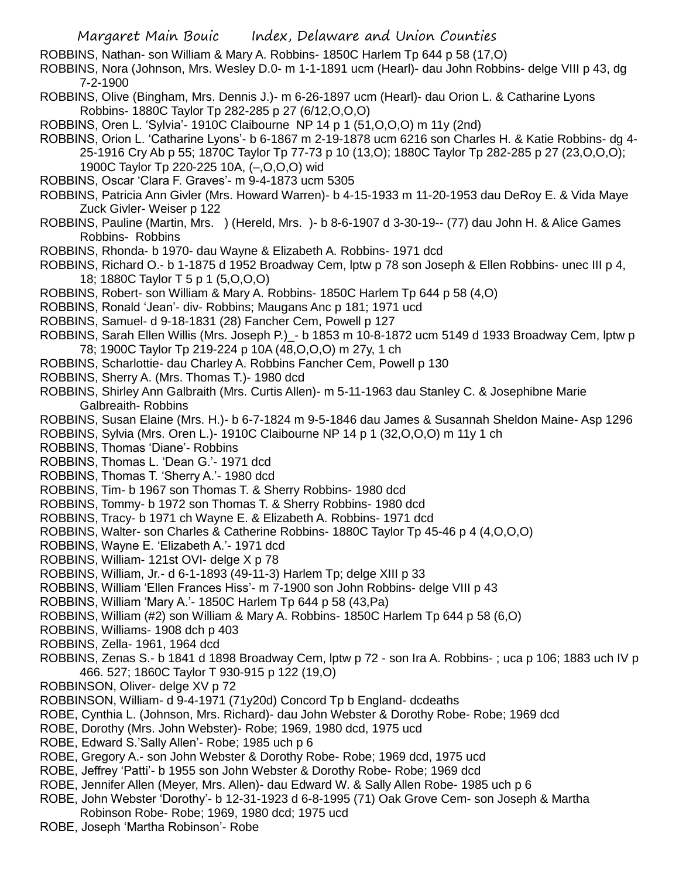ROBBINS, Nathan- son William & Mary A. Robbins- 1850C Harlem Tp 644 p 58 (17,O)

ROBBINS, Nora (Johnson, Mrs. Wesley D.0- m 1-1-1891 ucm (Hearl)- dau John Robbins- delge VIII p 43, dg 7-2-1900

ROBBINS, Olive (Bingham, Mrs. Dennis J.)- m 6-26-1897 ucm (Hearl)- dau Orion L. & Catharine Lyons Robbins- 1880C Taylor Tp 282-285 p 27 (6/12,O,O,O)

ROBBINS, Oren L. 'Sylvia'- 1910C Claibourne NP 14 p 1 (51,O,O,O) m 11y (2nd)

ROBBINS, Orion L. 'Catharine Lyons'- b 6-1867 m 2-19-1878 ucm 6216 son Charles H. & Katie Robbins- dg 4-25-1916 Cry Ab p 55; 1870C Taylor Tp 77-73 p 10 (13,O); 1880C Taylor Tp 282-285 p 27 (23,O,O,O); 1900C Taylor Tp 220-225 10A, (–,O,O,O) wid

ROBBINS, Oscar 'Clara F. Graves'- m 9-4-1873 ucm 5305

ROBBINS, Patricia Ann Givler (Mrs. Howard Warren)- b 4-15-1933 m 11-20-1953 dau DeRoy E. & Vida Maye Zuck Givler- Weiser p 122

ROBBINS, Pauline (Martin, Mrs. ) (Hereld, Mrs. )- b 8-6-1907 d 3-30-19-- (77) dau John H. & Alice Games Robbins- Robbins

ROBBINS, Rhonda- b 1970- dau Wayne & Elizabeth A. Robbins- 1971 dcd

ROBBINS, Richard O.- b 1-1875 d 1952 Broadway Cem, lptw p 78 son Joseph & Ellen Robbins- unec III p 4, 18; 1880C Taylor T 5 p 1 (5,O,O,O)

ROBBINS, Robert- son William & Mary A. Robbins- 1850C Harlem Tp 644 p 58 (4,O)

ROBBINS, Ronald 'Jean'- div- Robbins; Maugans Anc p 181; 1971 ucd

ROBBINS, Samuel- d 9-18-1831 (28) Fancher Cem, Powell p 127

ROBBINS, Sarah Ellen Willis (Mrs. Joseph P.)_- b 1853 m 10-8-1872 ucm 5149 d 1933 Broadway Cem, lptw p 78; 1900C Taylor Tp 219-224 p 10A (48,O,O,O) m 27y, 1 ch

ROBBINS, Scharlottie- dau Charley A. Robbins Fancher Cem, Powell p 130

ROBBINS, Sherry A. (Mrs. Thomas T.)- 1980 dcd

ROBBINS, Shirley Ann Galbraith (Mrs. Curtis Allen)- m 5-11-1963 dau Stanley C. & Josephibne Marie Galbreaith- Robbins

ROBBINS, Susan Elaine (Mrs. H.)- b 6-7-1824 m 9-5-1846 dau James & Susannah Sheldon Maine- Asp 1296

ROBBINS, Sylvia (Mrs. Oren L.)- 1910C Claibourne NP 14 p 1 (32,O,O,O) m 11y 1 ch

ROBBINS, Thomas 'Diane'- Robbins

ROBBINS, Thomas L. 'Dean G.'- 1971 dcd

ROBBINS, Thomas T. 'Sherry A.'- 1980 dcd

ROBBINS, Tim- b 1967 son Thomas T. & Sherry Robbins- 1980 dcd

ROBBINS, Tommy- b 1972 son Thomas T. & Sherry Robbins- 1980 dcd

ROBBINS, Tracy- b 1971 ch Wayne E. & Elizabeth A. Robbins- 1971 dcd

ROBBINS, Walter- son Charles & Catherine Robbins- 1880C Taylor Tp 45-46 p 4 (4,O,O,O)

ROBBINS, Wayne E. 'Elizabeth A.'- 1971 dcd

ROBBINS, William- 121st OVI- delge X p 78

ROBBINS, William, Jr.- d 6-1-1893 (49-11-3) Harlem Tp; delge XIII p 33

ROBBINS, William 'Ellen Frances Hiss'- m 7-1900 son John Robbins- delge VIII p 43

ROBBINS, William 'Mary A.'- 1850C Harlem Tp 644 p 58 (43,Pa)

ROBBINS, William (#2) son William & Mary A. Robbins- 1850C Harlem Tp 644 p 58 (6,O)

ROBBINS, Williams- 1908 dch p 403

ROBBINS, Zella- 1961, 1964 dcd

ROBBINS, Zenas S.- b 1841 d 1898 Broadway Cem, lptw p 72 - son Ira A. Robbins- ; uca p 106; 1883 uch IV p 466. 527; 1860C Taylor T 930-915 p 122 (19,O)

ROBBINSON, Oliver- delge XV p 72

ROBBINSON, William- d 9-4-1971 (71y20d) Concord Tp b England- dcdeaths

ROBE, Cynthia L. (Johnson, Mrs. Richard)- dau John Webster & Dorothy Robe- Robe; 1969 dcd

ROBE, Dorothy (Mrs. John Webster)- Robe; 1969, 1980 dcd, 1975 ucd

ROBE, Edward S.'Sally Allen'- Robe; 1985 uch p 6

ROBE, Gregory A.- son John Webster & Dorothy Robe- Robe; 1969 dcd, 1975 ucd

ROBE, Jeffrey 'Patti'- b 1955 son John Webster & Dorothy Robe- Robe; 1969 dcd

ROBE, Jennifer Allen (Meyer, Mrs. Allen)- dau Edward W. & Sally Allen Robe- 1985 uch p 6

ROBE, John Webster 'Dorothy'- b 12-31-1923 d 6-8-1995 (71) Oak Grove Cem- son Joseph & Martha Robinson Robe- Robe; 1969, 1980 dcd; 1975 ucd

ROBE, Joseph 'Martha Robinson'- Robe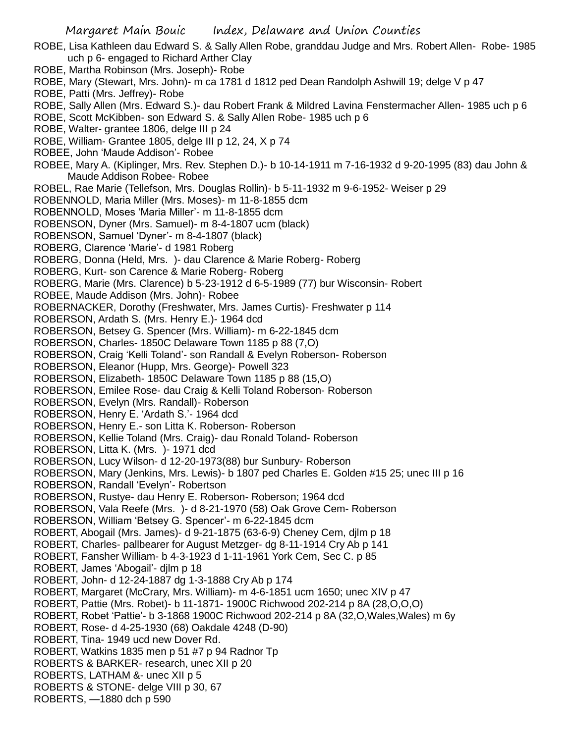ROBE, Lisa Kathleen dau Edward S. & Sally Allen Robe, granddau Judge and Mrs. Robert Allen- Robe- 1985 uch p 6- engaged to Richard Arther Clay

ROBE, Martha Robinson (Mrs. Joseph)- Robe

ROBE, Mary (Stewart, Mrs. John)- m ca 1781 d 1812 ped Dean Randolph Ashwill 19; delge V p 47

ROBE, Patti (Mrs. Jeffrey)- Robe

ROBE, Sally Allen (Mrs. Edward S.)- dau Robert Frank & Mildred Lavina Fenstermacher Allen- 1985 uch p 6

ROBE, Scott McKibben- son Edward S. & Sally Allen Robe- 1985 uch p 6

ROBE, Walter- grantee 1806, delge III p 24

ROBE, William- Grantee 1805, delge III p 12, 24, X p 74

ROBEE, John 'Maude Addison'- Robee

ROBEE, Mary A. (Kiplinger, Mrs. Rev. Stephen D.)- b 10-14-1911 m 7-16-1932 d 9-20-1995 (83) dau John & Maude Addison Robee- Robee

ROBEL, Rae Marie (Tellefson, Mrs. Douglas Rollin)- b 5-11-1932 m 9-6-1952- Weiser p 29

ROBENNOLD, Maria Miller (Mrs. Moses)- m 11-8-1855 dcm

ROBENNOLD, Moses 'Maria Miller'- m 11-8-1855 dcm

ROBENSON, Dyner (Mrs. Samuel)- m 8-4-1807 ucm (black)

ROBENSON, Samuel 'Dyner'- m 8-4-1807 (black)

ROBERG, Clarence 'Marie'- d 1981 Roberg

ROBERG, Donna (Held, Mrs. )- dau Clarence & Marie Roberg- Roberg

ROBERG, Kurt- son Carence & Marie Roberg- Roberg

ROBERG, Marie (Mrs. Clarence) b 5-23-1912 d 6-5-1989 (77) bur Wisconsin- Robert

ROBEE, Maude Addison (Mrs. John)- Robee

ROBERNACKER, Dorothy (Freshwater, Mrs. James Curtis)- Freshwater p 114

ROBERSON, Ardath S. (Mrs. Henry E.)- 1964 dcd

ROBERSON, Betsey G. Spencer (Mrs. William)- m 6-22-1845 dcm

ROBERSON, Charles- 1850C Delaware Town 1185 p 88 (7,O)

ROBERSON, Craig 'Kelli Toland'- son Randall & Evelyn Roberson- Roberson

ROBERSON, Eleanor (Hupp, Mrs. George)- Powell 323

ROBERSON, Elizabeth- 1850C Delaware Town 1185 p 88 (15,O)

ROBERSON, Emilee Rose- dau Craig & Kelli Toland Roberson- Roberson

ROBERSON, Evelyn (Mrs. Randall)- Roberson

ROBERSON, Henry E. 'Ardath S.'- 1964 dcd

ROBERSON, Henry E.- son Litta K. Roberson- Roberson

ROBERSON, Kellie Toland (Mrs. Craig)- dau Ronald Toland- Roberson

ROBERSON, Litta K. (Mrs. )- 1971 dcd

ROBERSON, Lucy Wilson- d 12-20-1973(88) bur Sunbury- Roberson

ROBERSON, Mary (Jenkins, Mrs. Lewis)- b 1807 ped Charles E. Golden #15 25; unec III p 16

ROBERSON, Randall 'Evelyn'- Robertson

ROBERSON, Rustye- dau Henry E. Roberson- Roberson; 1964 dcd

ROBERSON, Vala Reefe (Mrs. )- d 8-21-1970 (58) Oak Grove Cem- Roberson

ROBERSON, William 'Betsey G. Spencer'- m 6-22-1845 dcm

ROBERT, Abogail (Mrs. James)- d 9-21-1875 (63-6-9) Cheney Cem, djlm p 18

ROBERT, Charles- pallbearer for August Metzger- dg 8-11-1914 Cry Ab p 141

ROBERT, Fansher William- b 4-3-1923 d 1-11-1961 York Cem, Sec C. p 85

ROBERT, James 'Abogail'- djlm p 18

ROBERT, John- d 12-24-1887 dg 1-3-1888 Cry Ab p 174

ROBERT, Margaret (McCrary, Mrs. William)- m 4-6-1851 ucm 1650; unec XIV p 47

ROBERT, Pattie (Mrs. Robet)- b 11-1871- 1900C Richwood 202-214 p 8A (28,O,O,O)

ROBERT, Robet 'Pattie'- b 3-1868 1900C Richwood 202-214 p 8A (32,O,Wales,Wales) m 6y

ROBERT, Rose- d 4-25-1930 (68) Oakdale 4248 (D-90)

ROBERT, Tina- 1949 ucd new Dover Rd.

ROBERT, Watkins 1835 men p 51 #7 p 94 Radnor Tp

ROBERTS & BARKER- research, unec XII p 20

ROBERTS, LATHAM &- unec XII p 5

ROBERTS & STONE- delge VIII p 30, 67

ROBERTS, —1880 dch p 590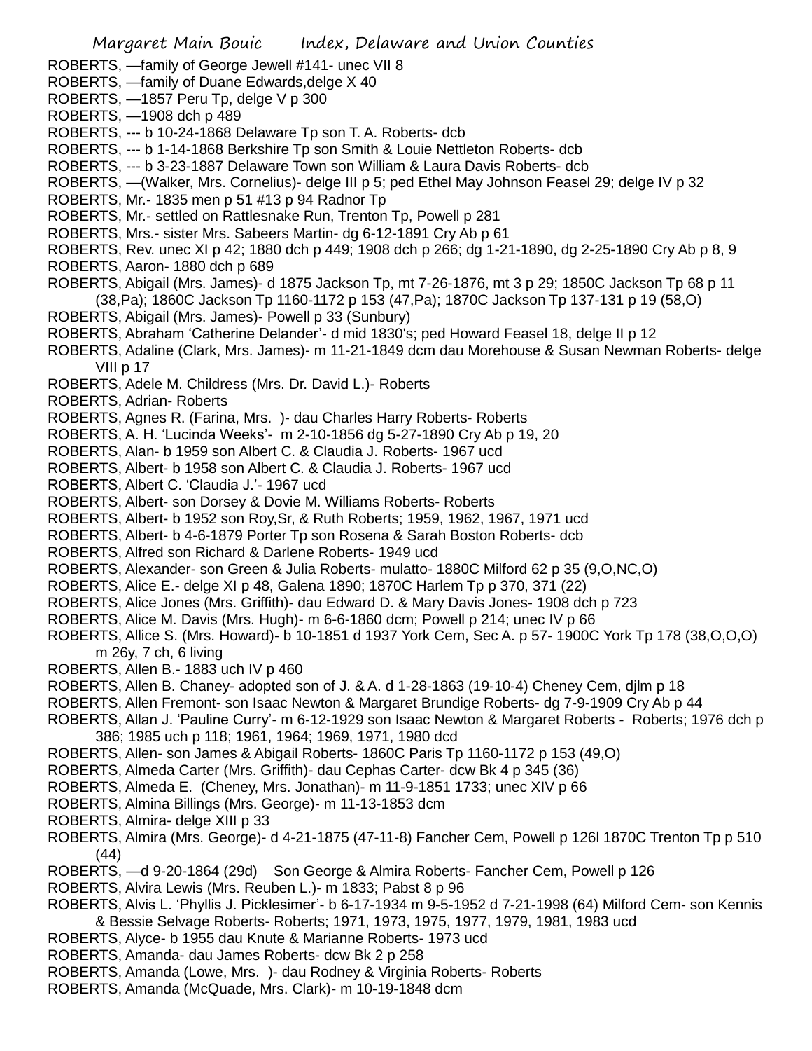ROBERTS, —family of George Jewell #141- unec VII 8
ROBERTS, —family of Duane Edwards,delge X 40
ROBERTS, —1857 Peru Tp, delge V p 300
ROBERTS, —1908 dch p 489
ROBERTS, --- b 10-24-1868 Delaware Tp son T. A. Roberts- dcb
ROBERTS, --- b 1-14-1868 Berkshire Tp son Smith & Louie Nettleton Roberts- dcb
ROBERTS, --- b 3-23-1887 Delaware Town son William & Laura Davis Roberts- dcb
ROBERTS, —(Walker, Mrs. Cornelius)- delge III p 5; ped Ethel May Johnson Feasel 29; delge IV p 32
ROBERTS, Mr.- 1835 men p 51 #13 p 94 Radnor Tp
ROBERTS, Mr.- settled on Rattlesnake Run, Trenton Tp, Powell p 281
ROBERTS, Mrs.- sister Mrs. Sabeers Martin- dg 6-12-1891 Cry Ab p 61
ROBERTS, Rev. unec XI p 42; 1880 dch p 449; 1908 dch p 266; dg 1-21-1890, dg 2-25-1890 Cry Ab p 8, 9
ROBERTS, Aaron- 1880 dch p 689
ROBERTS, Abigail (Mrs. James)- d 1875 Jackson Tp, mt 7-26-1876, mt 3 p 29; 1850C Jackson Tp 68 p 11 (38,Pa); 1860C Jackson Tp 1160-1172 p 153 (47,Pa); 1870C Jackson Tp 137-131 p 19 (58,O)
ROBERTS, Abigail (Mrs. James)- Powell p 33 (Sunbury)
ROBERTS, Abraham 'Catherine Delander'- d mid 1830's; ped Howard Feasel 18, delge II p 12
ROBERTS, Adaline (Clark, Mrs. James)- m 11-21-1849 dcm dau Morehouse & Susan Newman Roberts- delge VIII p 17
ROBERTS, Adele M. Childress (Mrs. Dr. David L.)- Roberts
ROBERTS, Adrian- Roberts
ROBERTS, Agnes R. (Farina, Mrs. )- dau Charles Harry Roberts- Roberts
ROBERTS, A. H. 'Lucinda Weeks'- m 2-10-1856 dg 5-27-1890 Cry Ab p 19, 20
ROBERTS, Alan- b 1959 son Albert C. & Claudia J. Roberts- 1967 ucd
ROBERTS, Albert- b 1958 son Albert C. & Claudia J. Roberts- 1967 ucd
ROBERTS, Albert C. 'Claudia J.'- 1967 ucd
ROBERTS, Albert- son Dorsey & Dovie M. Williams Roberts- Roberts
ROBERTS, Albert- b 1952 son Roy,Sr, & Ruth Roberts; 1959, 1962, 1967, 1971 ucd
ROBERTS, Albert- b 4-6-1879 Porter Tp son Rosena & Sarah Boston Roberts- dcb
ROBERTS, Alfred son Richard & Darlene Roberts- 1949 ucd
ROBERTS, Alexander- son Green & Julia Roberts- mulatto- 1880C Milford 62 p 35 (9,O,NC,O)
ROBERTS, Alice E.- delge XI p 48, Galena 1890; 1870C Harlem Tp p 370, 371 (22)
ROBERTS, Alice Jones (Mrs. Griffith)- dau Edward D. & Mary Davis Jones- 1908 dch p 723
ROBERTS, Alice M. Davis (Mrs. Hugh)- m 6-6-1860 dcm; Powell p 214; unec IV p 66
ROBERTS, Allice S. (Mrs. Howard)- b 10-1851 d 1937 York Cem, Sec A. p 57- 1900C York Tp 178 (38,O,O,O) m 26y, 7 ch, 6 living
ROBERTS, Allen B.- 1883 uch IV p 460
ROBERTS, Allen B. Chaney- adopted son of J. & A. d 1-28-1863 (19-10-4) Cheney Cem, djlm p 18
ROBERTS, Allen Fremont- son Isaac Newton & Margaret Brundige Roberts- dg 7-9-1909 Cry Ab p 44
ROBERTS, Allan J. 'Pauline Curry'- m 6-12-1929 son Isaac Newton & Margaret Roberts - Roberts; 1976 dch p 386; 1985 uch p 118; 1961, 1964; 1969, 1971, 1980 dcd
ROBERTS, Allen- son James & Abigail Roberts- 1860C Paris Tp 1160-1172 p 153 (49,O)
ROBERTS, Almeda Carter (Mrs. Griffith)- dau Cephas Carter- dcw Bk 4 p 345 (36)
ROBERTS, Almeda E. (Cheney, Mrs. Jonathan)- m 11-9-1851 1733; unec XIV p 66
ROBERTS, Almina Billings (Mrs. George)- m 11-13-1853 dcm
ROBERTS, Almira- delge XIII p 33
ROBERTS, Almira (Mrs. George)- d 4-21-1875 (47-11-8) Fancher Cem, Powell p 126l 1870C Trenton Tp p 510 (44)
ROBERTS, —d 9-20-1864 (29d) Son George & Almira Roberts- Fancher Cem, Powell p 126
ROBERTS, Alvira Lewis (Mrs. Reuben L.)- m 1833; Pabst 8 p 96
ROBERTS, Alvis L. 'Phyllis J. Picklesimer'- b 6-17-1934 m 9-5-1952 d 7-21-1998 (64) Milford Cem- son Kennis & Bessie Selvage Roberts- Roberts; 1971, 1973, 1975, 1977, 1979, 1981, 1983 ucd
ROBERTS, Alyce- b 1955 dau Knute & Marianne Roberts- 1973 ucd
ROBERTS, Amanda- dau James Roberts- dcw Bk 2 p 258
ROBERTS, Amanda (Lowe, Mrs. )- dau Rodney & Virginia Roberts- Roberts
ROBERTS, Amanda (McQuade, Mrs. Clark)- m 10-19-1848 dcm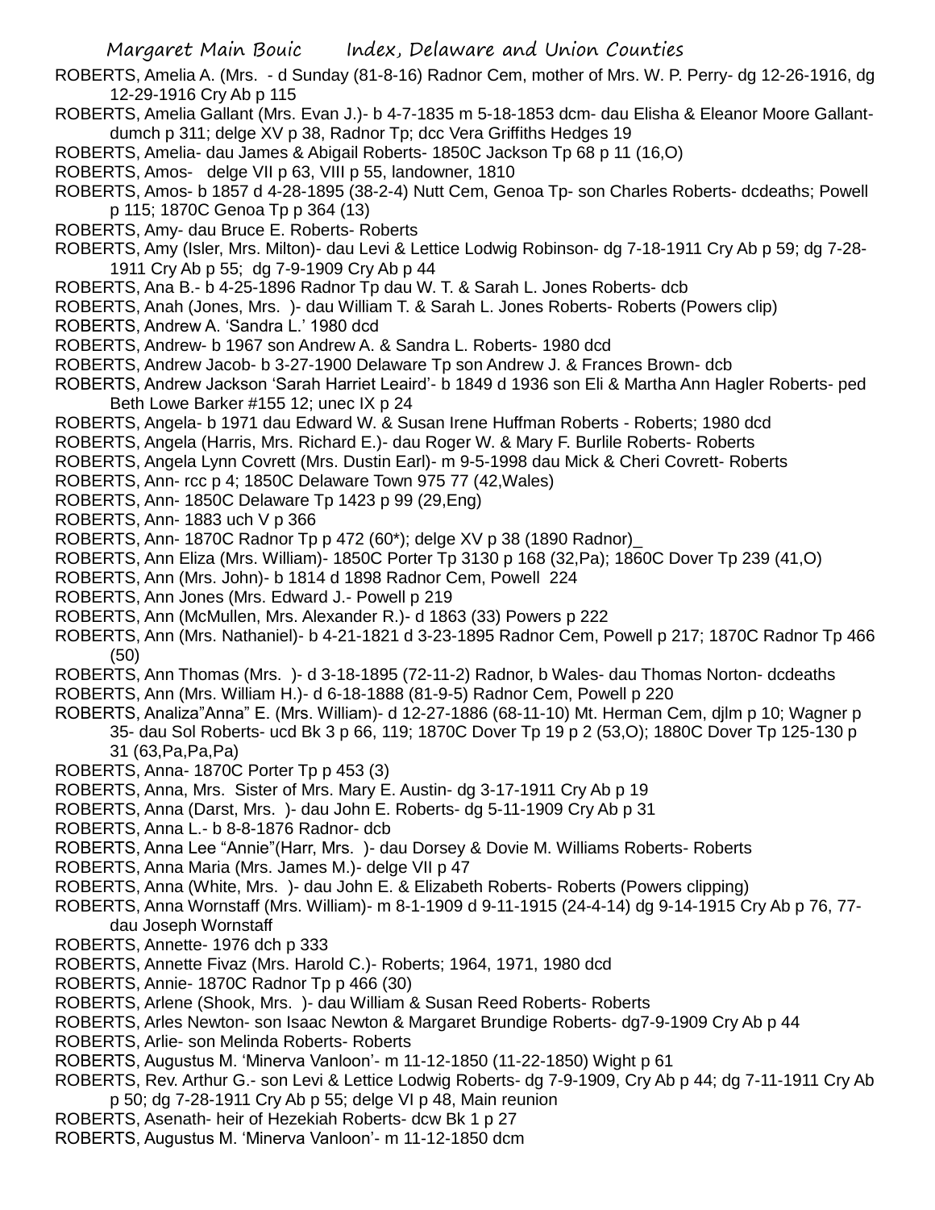ROBERTS, Amelia A. (Mrs. - d Sunday (81-8-16) Radnor Cem, mother of Mrs. W. P. Perry- dg 12-26-1916, dg 12-29-1916 Cry Ab p 115

ROBERTS, Amelia Gallant (Mrs. Evan J.)- b 4-7-1835 m 5-18-1853 dcm- dau Elisha & Eleanor Moore Gallant- dumch p 311; delge XV p 38, Radnor Tp; dcc Vera Griffiths Hedges 19

ROBERTS, Amelia- dau James & Abigail Roberts- 1850C Jackson Tp 68 p 11 (16,O)

ROBERTS, Amos- delge VII p 63, VIII p 55, landowner, 1810

ROBERTS, Amos- b 1857 d 4-28-1895 (38-2-4) Nutt Cem, Genoa Tp- son Charles Roberts- dcdeaths; Powell p 115; 1870C Genoa Tp p 364 (13)

ROBERTS, Amy- dau Bruce E. Roberts- Roberts

ROBERTS, Amy (Isler, Mrs. Milton)- dau Levi & Lettice Lodwig Robinson- dg 7-18-1911 Cry Ab p 59; dg 7-28-1911 Cry Ab p 55; dg 7-9-1909 Cry Ab p 44

ROBERTS, Ana B.- b 4-25-1896 Radnor Tp dau W. T. & Sarah L. Jones Roberts- dcb

ROBERTS, Anah (Jones, Mrs. )- dau William T. & Sarah L. Jones Roberts- Roberts (Powers clip)

ROBERTS, Andrew A. 'Sandra L.' 1980 dcd

ROBERTS, Andrew- b 1967 son Andrew A. & Sandra L. Roberts- 1980 dcd

ROBERTS, Andrew Jacob- b 3-27-1900 Delaware Tp son Andrew J. & Frances Brown- dcb

ROBERTS, Andrew Jackson 'Sarah Harriet Leaird'- b 1849 d 1936 son Eli & Martha Ann Hagler Roberts- ped Beth Lowe Barker #155 12; unec IX p 24

ROBERTS, Angela- b 1971 dau Edward W. & Susan Irene Huffman Roberts - Roberts; 1980 dcd

ROBERTS, Angela (Harris, Mrs. Richard E.)- dau Roger W. & Mary F. Burlile Roberts- Roberts

ROBERTS, Angela Lynn Covrett (Mrs. Dustin Earl)- m 9-5-1998 dau Mick & Cheri Covrett- Roberts

ROBERTS, Ann- rcc p 4; 1850C Delaware Town 975 77 (42,Wales)

ROBERTS, Ann- 1850C Delaware Tp 1423 p 99 (29,Eng)

ROBERTS, Ann- 1883 uch V p 366

ROBERTS, Ann- 1870C Radnor Tp p 472 (60*); delge XV p 38 (1890 Radnor)_

ROBERTS, Ann Eliza (Mrs. William)- 1850C Porter Tp 3130 p 168 (32,Pa); 1860C Dover Tp 239 (41,O)

ROBERTS, Ann (Mrs. John)- b 1814 d 1898 Radnor Cem, Powell 224

ROBERTS, Ann Jones (Mrs. Edward J.- Powell p 219

ROBERTS, Ann (McMullen, Mrs. Alexander R.)- d 1863 (33) Powers p 222

ROBERTS, Ann (Mrs. Nathaniel)- b 4-21-1821 d 3-23-1895 Radnor Cem, Powell p 217; 1870C Radnor Tp 466 (50)

ROBERTS, Ann Thomas (Mrs. )- d 3-18-1895 (72-11-2) Radnor, b Wales- dau Thomas Norton- dcdeaths

ROBERTS, Ann (Mrs. William H.)- d 6-18-1888 (81-9-5) Radnor Cem, Powell p 220

ROBERTS, Analiza"Anna" E. (Mrs. William)- d 12-27-1886 (68-11-10) Mt. Herman Cem, djlm p 10; Wagner p 35- dau Sol Roberts- ucd Bk 3 p 66, 119; 1870C Dover Tp 19 p 2 (53,O); 1880C Dover Tp 125-130 p 31 (63,Pa,Pa,Pa)

ROBERTS, Anna- 1870C Porter Tp p 453 (3)

ROBERTS, Anna, Mrs. Sister of Mrs. Mary E. Austin- dg 3-17-1911 Cry Ab p 19

ROBERTS, Anna (Darst, Mrs. )- dau John E. Roberts- dg 5-11-1909 Cry Ab p 31

ROBERTS, Anna L.- b 8-8-1876 Radnor- dcb

ROBERTS, Anna Lee "Annie"(Harr, Mrs. )- dau Dorsey & Dovie M. Williams Roberts- Roberts

ROBERTS, Anna Maria (Mrs. James M.)- delge VII p 47

ROBERTS, Anna (White, Mrs. )- dau John E. & Elizabeth Roberts- Roberts (Powers clipping)

ROBERTS, Anna Wornstaff (Mrs. William)- m 8-1-1909 d 9-11-1915 (24-4-14) dg 9-14-1915 Cry Ab p 76, 77- dau Joseph Wornstaff

ROBERTS, Annette- 1976 dch p 333

ROBERTS, Annette Fivaz (Mrs. Harold C.)- Roberts; 1964, 1971, 1980 dcd

ROBERTS, Annie- 1870C Radnor Tp p 466 (30)

ROBERTS, Arlene (Shook, Mrs. )- dau William & Susan Reed Roberts- Roberts

ROBERTS, Arles Newton- son Isaac Newton & Margaret Brundige Roberts- dg7-9-1909 Cry Ab p 44

ROBERTS, Arlie- son Melinda Roberts- Roberts

ROBERTS, Augustus M. 'Minerva Vanloon'- m 11-12-1850 (11-22-1850) Wight p 61

ROBERTS, Rev. Arthur G.- son Levi & Lettice Lodwig Roberts- dg 7-9-1909, Cry Ab p 44; dg 7-11-1911 Cry Ab p 50; dg 7-28-1911 Cry Ab p 55; delge VI p 48, Main reunion

ROBERTS, Asenath- heir of Hezekiah Roberts- dcw Bk 1 p 27

ROBERTS, Augustus M. 'Minerva Vanloon'- m 11-12-1850 dcm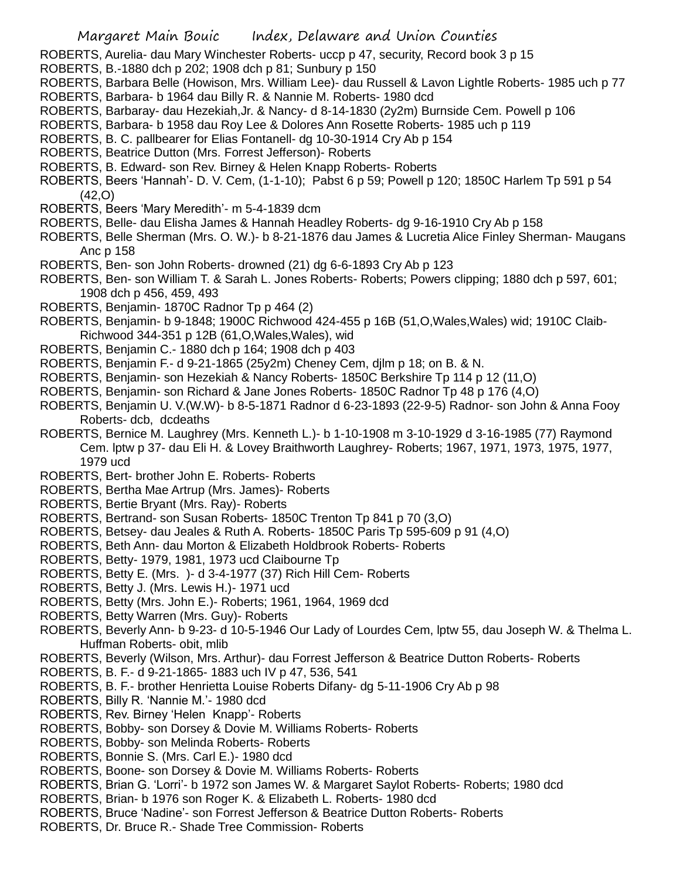ROBERTS, Aurelia- dau Mary Winchester Roberts- uccp p 47, security, Record book 3 p 15

ROBERTS, B.-1880 dch p 202; 1908 dch p 81; Sunbury p 150

ROBERTS, Barbara Belle (Howison, Mrs. William Lee)- dau Russell & Lavon Lightle Roberts- 1985 uch p 77

ROBERTS, Barbara- b 1964 dau Billy R. & Nannie M. Roberts- 1980 dcd

ROBERTS, Barbaray- dau Hezekiah,Jr. & Nancy- d 8-14-1830 (2y2m) Burnside Cem. Powell p 106

ROBERTS, Barbara- b 1958 dau Roy Lee & Dolores Ann Rosette Roberts- 1985 uch p 119

ROBERTS, B. C. pallbearer for Elias Fontanell- dg 10-30-1914 Cry Ab p 154

ROBERTS, Beatrice Dutton (Mrs. Forrest Jefferson)- Roberts

ROBERTS, B. Edward- son Rev. Birney & Helen Knapp Roberts- Roberts

ROBERTS, Beers 'Hannah'- D. V. Cem, (1-1-10); Pabst 6 p 59; Powell p 120; 1850C Harlem Tp 591 p 54 (42,O)

ROBERTS, Beers 'Mary Meredith'- m 5-4-1839 dcm

ROBERTS, Belle- dau Elisha James & Hannah Headley Roberts- dg 9-16-1910 Cry Ab p 158

ROBERTS, Belle Sherman (Mrs. O. W.)- b 8-21-1876 dau James & Lucretia Alice Finley Sherman- Maugans Anc p 158

ROBERTS, Ben- son John Roberts- drowned (21) dg 6-6-1893 Cry Ab p 123

ROBERTS, Ben- son William T. & Sarah L. Jones Roberts- Roberts; Powers clipping; 1880 dch p 597, 601; 1908 dch p 456, 459, 493

ROBERTS, Benjamin- 1870C Radnor Tp p 464 (2)

ROBERTS, Benjamin- b 9-1848; 1900C Richwood 424-455 p 16B (51,O,Wales,Wales) wid; 1910C Claib-Richwood 344-351 p 12B (61,O,Wales,Wales), wid

ROBERTS, Benjamin C.- 1880 dch p 164; 1908 dch p 403

ROBERTS, Benjamin F.- d 9-21-1865 (25y2m) Cheney Cem, djlm p 18; on B. & N.

ROBERTS, Benjamin- son Hezekiah & Nancy Roberts- 1850C Berkshire Tp 114 p 12 (11,O)

ROBERTS, Benjamin- son Richard & Jane Jones Roberts- 1850C Radnor Tp 48 p 176 (4,O)

ROBERTS, Benjamin U. V.(W.W)- b 8-5-1871 Radnor d 6-23-1893 (22-9-5) Radnor- son John & Anna Fooy Roberts- dcb, dcdeaths

ROBERTS, Bernice M. Laughrey (Mrs. Kenneth L.)- b 1-10-1908 m 3-10-1929 d 3-16-1985 (77) Raymond Cem. lptw p 37- dau Eli H. & Lovey Braithworth Laughrey- Roberts; 1967, 1971, 1973, 1975, 1977, 1979 ucd

ROBERTS, Bert- brother John E. Roberts- Roberts

ROBERTS, Bertha Mae Artrup (Mrs. James)- Roberts

ROBERTS, Bertie Bryant (Mrs. Ray)- Roberts

ROBERTS, Bertrand- son Susan Roberts- 1850C Trenton Tp 841 p 70 (3,O)

ROBERTS, Betsey- dau Jeales & Ruth A. Roberts- 1850C Paris Tp 595-609 p 91 (4,O)

ROBERTS, Beth Ann- dau Morton & Elizabeth Holdbrook Roberts- Roberts

ROBERTS, Betty- 1979, 1981, 1973 ucd Claibourne Tp

ROBERTS, Betty E. (Mrs. )- d 3-4-1977 (37) Rich Hill Cem- Roberts

ROBERTS, Betty J. (Mrs. Lewis H.)- 1971 ucd

ROBERTS, Betty (Mrs. John E.)- Roberts; 1961, 1964, 1969 dcd

ROBERTS, Betty Warren (Mrs. Guy)- Roberts

ROBERTS, Beverly Ann- b 9-23- d 10-5-1946 Our Lady of Lourdes Cem, lptw 55, dau Joseph W. & Thelma L. Huffman Roberts- obit, mlib

ROBERTS, Beverly (Wilson, Mrs. Arthur)- dau Forrest Jefferson & Beatrice Dutton Roberts- Roberts

ROBERTS, B. F.- d 9-21-1865- 1883 uch IV p 47, 536, 541

ROBERTS, B. F.- brother Henrietta Louise Roberts Difany- dg 5-11-1906 Cry Ab p 98

ROBERTS, Billy R. 'Nannie M.'- 1980 dcd

ROBERTS, Rev. Birney 'Helen Knapp'- Roberts

ROBERTS, Bobby- son Dorsey & Dovie M. Williams Roberts- Roberts

ROBERTS, Bobby- son Melinda Roberts- Roberts

ROBERTS, Bonnie S. (Mrs. Carl E.)- 1980 dcd

ROBERTS, Boone- son Dorsey & Dovie M. Williams Roberts- Roberts

ROBERTS, Brian G. 'Lorri'- b 1972 son James W. & Margaret Saylot Roberts- Roberts; 1980 dcd

ROBERTS, Brian- b 1976 son Roger K. & Elizabeth L. Roberts- 1980 dcd

ROBERTS, Bruce 'Nadine'- son Forrest Jefferson & Beatrice Dutton Roberts- Roberts

ROBERTS, Dr. Bruce R.- Shade Tree Commission- Roberts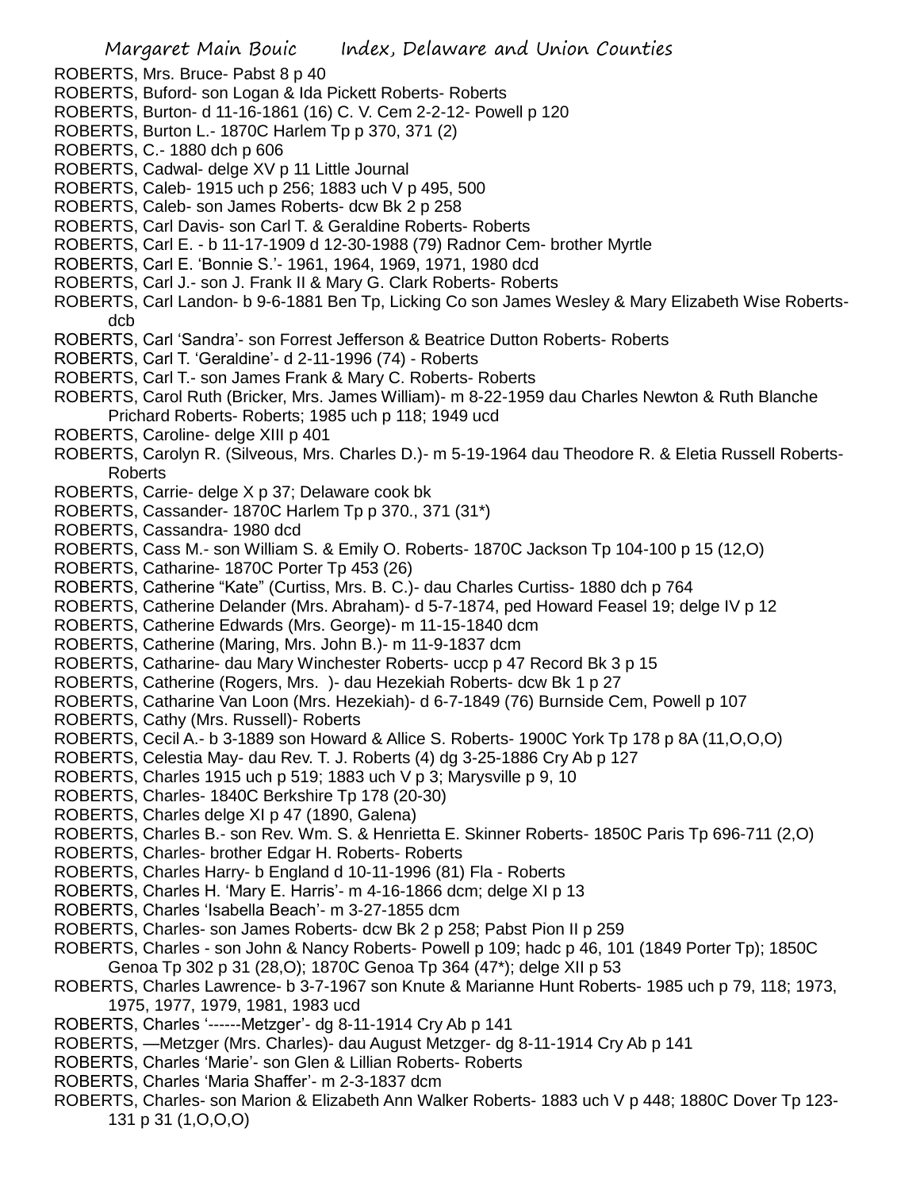ROBERTS, Mrs. Bruce- Pabst 8 p 40

ROBERTS, Buford- son Logan & Ida Pickett Roberts- Roberts

ROBERTS, Burton- d 11-16-1861 (16) C. V. Cem 2-2-12- Powell p 120

ROBERTS, Burton L.- 1870C Harlem Tp p 370, 371 (2)

ROBERTS, C.- 1880 dch p 606

ROBERTS, Cadwal- delge XV p 11 Little Journal

ROBERTS, Caleb- 1915 uch p 256; 1883 uch V p 495, 500

ROBERTS, Caleb- son James Roberts- dcw Bk 2 p 258

ROBERTS, Carl Davis- son Carl T. & Geraldine Roberts- Roberts

ROBERTS, Carl E. - b 11-17-1909 d 12-30-1988 (79) Radnor Cem- brother Myrtle

ROBERTS, Carl E. 'Bonnie S.'- 1961, 1964, 1969, 1971, 1980 dcd

ROBERTS, Carl J.- son J. Frank II & Mary G. Clark Roberts- Roberts

ROBERTS, Carl Landon- b 9-6-1881 Ben Tp, Licking Co son James Wesley & Mary Elizabeth Wise Roberts- dcb

ROBERTS, Carl 'Sandra'- son Forrest Jefferson & Beatrice Dutton Roberts- Roberts

ROBERTS, Carl T. 'Geraldine'- d 2-11-1996 (74) - Roberts

ROBERTS, Carl T.- son James Frank & Mary C. Roberts- Roberts

ROBERTS, Carol Ruth (Bricker, Mrs. James William)- m 8-22-1959 dau Charles Newton & Ruth Blanche Prichard Roberts- Roberts; 1985 uch p 118; 1949 ucd

ROBERTS, Caroline- delge XIII p 401

ROBERTS, Carolyn R. (Silveous, Mrs. Charles D.)- m 5-19-1964 dau Theodore R. & Eletia Russell Roberts- Roberts

ROBERTS, Carrie- delge X p 37; Delaware cook bk

ROBERTS, Cassander- 1870C Harlem Tp p 370., 371 (31*)

ROBERTS, Cassandra- 1980 dcd

ROBERTS, Cass M.- son William S. & Emily O. Roberts- 1870C Jackson Tp 104-100 p 15 (12,O)

ROBERTS, Catharine- 1870C Porter Tp 453 (26)

ROBERTS, Catherine "Kate" (Curtiss, Mrs. B. C.)- dau Charles Curtiss- 1880 dch p 764

ROBERTS, Catherine Delander (Mrs. Abraham)- d 5-7-1874, ped Howard Feasel 19; delge IV p 12

ROBERTS, Catherine Edwards (Mrs. George)- m 11-15-1840 dcm

ROBERTS, Catherine (Maring, Mrs. John B.)- m 11-9-1837 dcm

ROBERTS, Catharine- dau Mary Winchester Roberts- uccp p 47 Record Bk 3 p 15

ROBERTS, Catherine (Rogers, Mrs. )- dau Hezekiah Roberts- dcw Bk 1 p 27

ROBERTS, Catharine Van Loon (Mrs. Hezekiah)- d 6-7-1849 (76) Burnside Cem, Powell p 107

ROBERTS, Cathy (Mrs. Russell)- Roberts

ROBERTS, Cecil A.- b 3-1889 son Howard & Allice S. Roberts- 1900C York Tp 178 p 8A (11,O,O,O)

ROBERTS, Celestia May- dau Rev. T. J. Roberts (4) dg 3-25-1886 Cry Ab p 127

ROBERTS, Charles 1915 uch p 519; 1883 uch V p 3; Marysville p 9, 10

ROBERTS, Charles- 1840C Berkshire Tp 178 (20-30)

ROBERTS, Charles delge XI p 47 (1890, Galena)

ROBERTS, Charles B.- son Rev. Wm. S. & Henrietta E. Skinner Roberts- 1850C Paris Tp 696-711 (2,O)

ROBERTS, Charles- brother Edgar H. Roberts- Roberts

ROBERTS, Charles Harry- b England d 10-11-1996 (81) Fla - Roberts

ROBERTS, Charles H. 'Mary E. Harris'- m 4-16-1866 dcm; delge XI p 13

ROBERTS, Charles 'Isabella Beach'- m 3-27-1855 dcm

ROBERTS, Charles- son James Roberts- dcw Bk 2 p 258; Pabst Pion II p 259

ROBERTS, Charles - son John & Nancy Roberts- Powell p 109; hadc p 46, 101 (1849 Porter Tp); 1850C Genoa Tp 302 p 31 (28,O); 1870C Genoa Tp 364 (47*); delge XII p 53

ROBERTS, Charles Lawrence- b 3-7-1967 son Knute & Marianne Hunt Roberts- 1985 uch p 79, 118; 1973, 1975, 1977, 1979, 1981, 1983 ucd

ROBERTS, Charles '------Metzger'- dg 8-11-1914 Cry Ab p 141

ROBERTS, —Metzger (Mrs. Charles)- dau August Metzger- dg 8-11-1914 Cry Ab p 141

ROBERTS, Charles 'Marie'- son Glen & Lillian Roberts- Roberts

ROBERTS, Charles 'Maria Shaffer'- m 2-3-1837 dcm

ROBERTS, Charles- son Marion & Elizabeth Ann Walker Roberts- 1883 uch V p 448; 1880C Dover Tp 123-131 p 31 (1,O,O,O)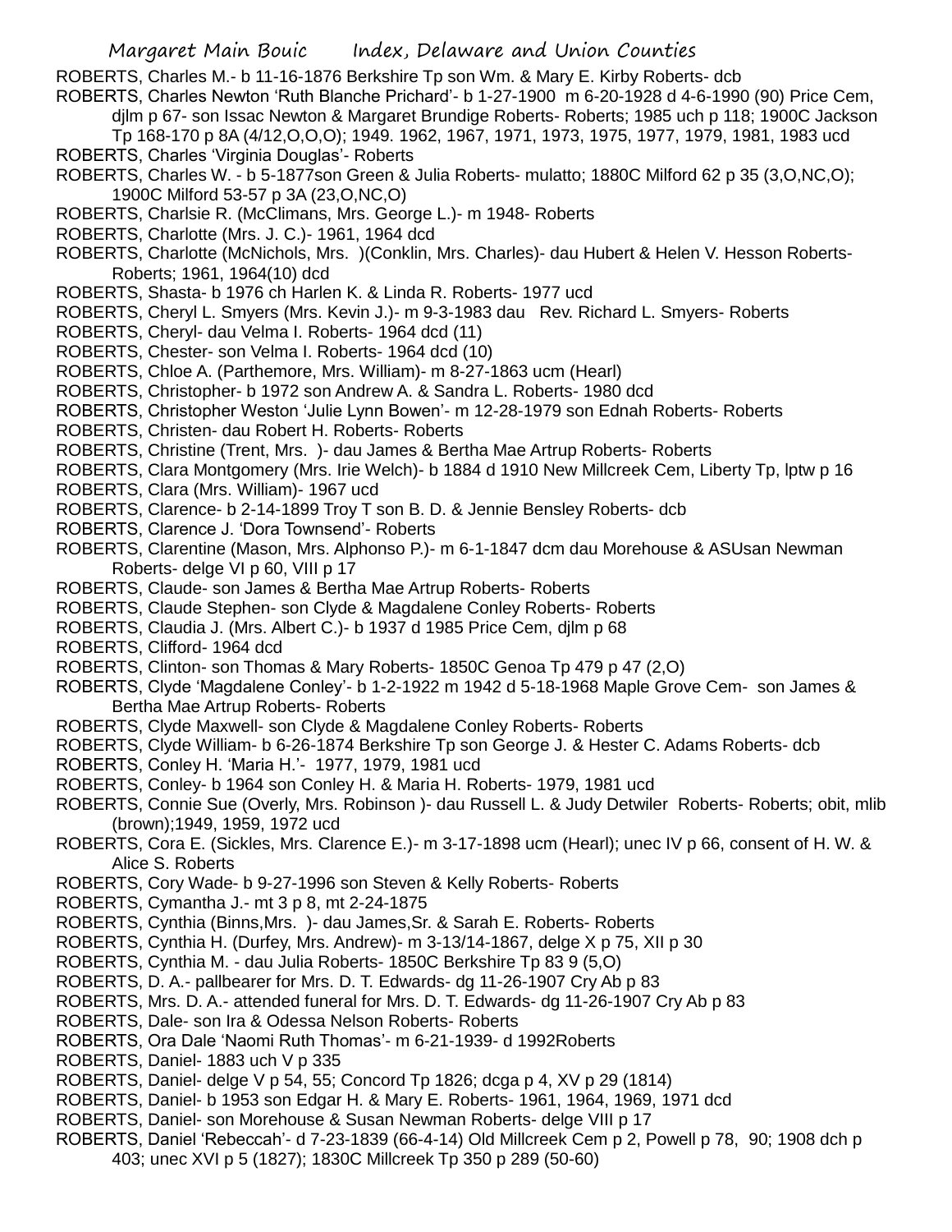ROBERTS, Charles M.- b 11-16-1876 Berkshire Tp son Wm. & Mary E. Kirby Roberts- dcb

ROBERTS, Charles Newton 'Ruth Blanche Prichard'- b 1-27-1900 m 6-20-1928 d 4-6-1990 (90) Price Cem, djlm p 67- son Issac Newton & Margaret Brundige Roberts- Roberts; 1985 uch p 118; 1900C Jackson Tp 168-170 p 8A (4/12,O,O,O); 1949. 1962, 1967, 1971, 1973, 1975, 1977, 1979, 1981, 1983 ucd

ROBERTS, Charles 'Virginia Douglas'- Roberts

ROBERTS, Charles W. - b 5-1877son Green & Julia Roberts- mulatto; 1880C Milford 62 p 35 (3,O,NC,O); 1900C Milford 53-57 p 3A (23,O,NC,O)

ROBERTS, Charlsie R. (McClimans, Mrs. George L.)- m 1948- Roberts

ROBERTS, Charlotte (Mrs. J. C.)- 1961, 1964 dcd

ROBERTS, Charlotte (McNichols, Mrs. )(Conklin, Mrs. Charles)- dau Hubert & Helen V. Hesson Roberts- Roberts; 1961, 1964(10) dcd

ROBERTS, Shasta- b 1976 ch Harlen K. & Linda R. Roberts- 1977 ucd

ROBERTS, Cheryl L. Smyers (Mrs. Kevin J.)- m 9-3-1983 dau Rev. Richard L. Smyers- Roberts

ROBERTS, Cheryl- dau Velma I. Roberts- 1964 dcd (11)

ROBERTS, Chester- son Velma I. Roberts- 1964 dcd (10)

ROBERTS, Chloe A. (Parthemore, Mrs. William)- m 8-27-1863 ucm (Hearl)

ROBERTS, Christopher- b 1972 son Andrew A. & Sandra L. Roberts- 1980 dcd

ROBERTS, Christopher Weston 'Julie Lynn Bowen'- m 12-28-1979 son Ednah Roberts- Roberts

ROBERTS, Christen- dau Robert H. Roberts- Roberts

ROBERTS, Christine (Trent, Mrs. )- dau James & Bertha Mae Artrup Roberts- Roberts

ROBERTS, Clara Montgomery (Mrs. Irie Welch)- b 1884 d 1910 New Millcreek Cem, Liberty Tp, lptw p 16

ROBERTS, Clara (Mrs. William)- 1967 ucd

ROBERTS, Clarence- b 2-14-1899 Troy T son B. D. & Jennie Bensley Roberts- dcb

ROBERTS, Clarence J. 'Dora Townsend'- Roberts

ROBERTS, Clarentine (Mason, Mrs. Alphonso P.)- m 6-1-1847 dcm dau Morehouse & ASUsan Newman Roberts- delge VI p 60, VIII p 17

ROBERTS, Claude- son James & Bertha Mae Artrup Roberts- Roberts

ROBERTS, Claude Stephen- son Clyde & Magdalene Conley Roberts- Roberts

ROBERTS, Claudia J. (Mrs. Albert C.)- b 1937 d 1985 Price Cem, djlm p 68

ROBERTS, Clifford- 1964 dcd

ROBERTS, Clinton- son Thomas & Mary Roberts- 1850C Genoa Tp 479 p 47 (2,O)

ROBERTS, Clyde 'Magdalene Conley'- b 1-2-1922 m 1942 d 5-18-1968 Maple Grove Cem- son James & Bertha Mae Artrup Roberts- Roberts

ROBERTS, Clyde Maxwell- son Clyde & Magdalene Conley Roberts- Roberts

ROBERTS, Clyde William- b 6-26-1874 Berkshire Tp son George J. & Hester C. Adams Roberts- dcb

ROBERTS, Conley H. 'Maria H.'- 1977, 1979, 1981 ucd

ROBERTS, Conley- b 1964 son Conley H. & Maria H. Roberts- 1979, 1981 ucd

ROBERTS, Connie Sue (Overly, Mrs. Robinson )- dau Russell L. & Judy Detwiler Roberts- Roberts; obit, mlib (brown);1949, 1959, 1972 ucd

ROBERTS, Cora E. (Sickles, Mrs. Clarence E.)- m 3-17-1898 ucm (Hearl); unec IV p 66, consent of H. W. & Alice S. Roberts

ROBERTS, Cory Wade- b 9-27-1996 son Steven & Kelly Roberts- Roberts

ROBERTS, Cymantha J.- mt 3 p 8, mt 2-24-1875

ROBERTS, Cynthia (Binns,Mrs. )- dau James,Sr. & Sarah E. Roberts- Roberts

ROBERTS, Cynthia H. (Durfey, Mrs. Andrew)- m 3-13/14-1867, delge X p 75, XII p 30

ROBERTS, Cynthia M. - dau Julia Roberts- 1850C Berkshire Tp 83 9 (5,O)

ROBERTS, D. A.- pallbearer for Mrs. D. T. Edwards- dg 11-26-1907 Cry Ab p 83

ROBERTS, Mrs. D. A.- attended funeral for Mrs. D. T. Edwards- dg 11-26-1907 Cry Ab p 83

ROBERTS, Dale- son Ira & Odessa Nelson Roberts- Roberts

ROBERTS, Ora Dale 'Naomi Ruth Thomas'- m 6-21-1939- d 1992Roberts

ROBERTS, Daniel- 1883 uch V p 335

ROBERTS, Daniel- delge V p 54, 55; Concord Tp 1826; dcga p 4, XV p 29 (1814)

ROBERTS, Daniel- b 1953 son Edgar H. & Mary E. Roberts- 1961, 1964, 1969, 1971 dcd

ROBERTS, Daniel- son Morehouse & Susan Newman Roberts- delge VIII p 17

ROBERTS, Daniel 'Rebeccah'- d 7-23-1839 (66-4-14) Old Millcreek Cem p 2, Powell p 78, 90; 1908 dch p 403; unec XVI p 5 (1827); 1830C Millcreek Tp 350 p 289 (50-60)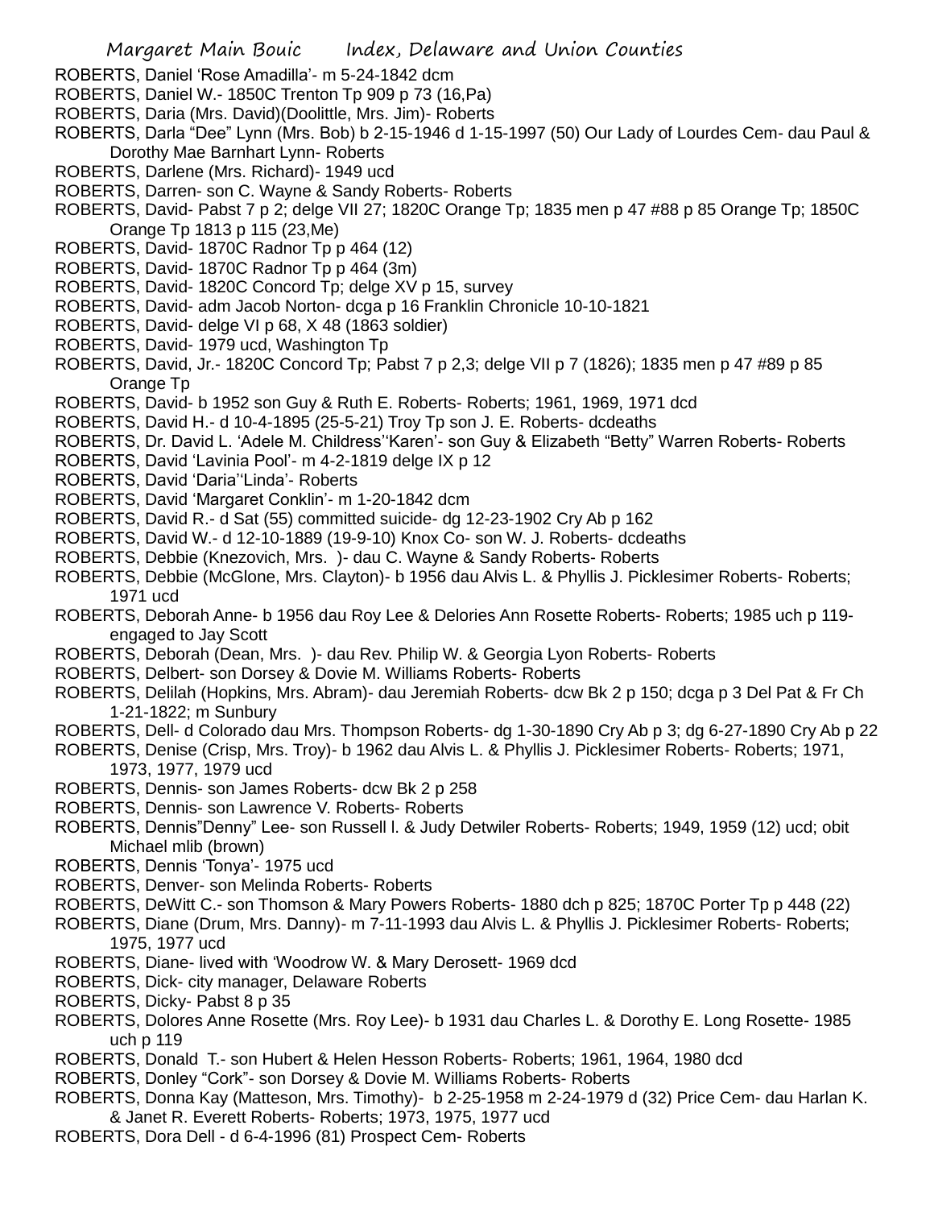ROBERTS, Daniel 'Rose Amadilla'- m 5-24-1842 dcm
ROBERTS, Daniel W.- 1850C Trenton Tp 909 p 73 (16,Pa)
ROBERTS, Daria (Mrs. David)(Doolittle, Mrs. Jim)- Roberts
ROBERTS, Darla "Dee" Lynn (Mrs. Bob) b 2-15-1946 d 1-15-1997 (50) Our Lady of Lourdes Cem- dau Paul & Dorothy Mae Barnhart Lynn- Roberts
ROBERTS, Darlene (Mrs. Richard)- 1949 ucd
ROBERTS, Darren- son C. Wayne & Sandy Roberts- Roberts
ROBERTS, David- Pabst 7 p 2; delge VII 27; 1820C Orange Tp; 1835 men p 47 #88 p 85 Orange Tp; 1850C Orange Tp 1813 p 115 (23,Me)
ROBERTS, David- 1870C Radnor Tp p 464 (12)
ROBERTS, David- 1870C Radnor Tp p 464 (3m)
ROBERTS, David- 1820C Concord Tp; delge XV p 15, survey
ROBERTS, David- adm Jacob Norton- dcga p 16 Franklin Chronicle 10-10-1821
ROBERTS, David- delge VI p 68, X 48 (1863 soldier)
ROBERTS, David- 1979 ucd, Washington Tp
ROBERTS, David, Jr.- 1820C Concord Tp; Pabst 7 p 2,3; delge VII p 7 (1826); 1835 men p 47 #89 p 85 Orange Tp
ROBERTS, David- b 1952 son Guy & Ruth E. Roberts- Roberts; 1961, 1969, 1971 dcd
ROBERTS, David H.- d 10-4-1895 (25-5-21) Troy Tp son J. E. Roberts- dcdeaths
ROBERTS, Dr. David L. 'Adele M. Childress''Karen'- son Guy & Elizabeth "Betty" Warren Roberts- Roberts
ROBERTS, David 'Lavinia Pool'- m 4-2-1819 delge IX p 12
ROBERTS, David 'Daria''Linda'- Roberts
ROBERTS, David 'Margaret Conklin'- m 1-20-1842 dcm
ROBERTS, David R.- d Sat (55) committed suicide- dg 12-23-1902 Cry Ab p 162
ROBERTS, David W.- d 12-10-1889 (19-9-10) Knox Co- son W. J. Roberts- dcdeaths
ROBERTS, Debbie (Knezovich, Mrs. )- dau C. Wayne & Sandy Roberts- Roberts
ROBERTS, Debbie (McGlone, Mrs. Clayton)- b 1956 dau Alvis L. & Phyllis J. Picklesimer Roberts- Roberts; 1971 ucd
ROBERTS, Deborah Anne- b 1956 dau Roy Lee & Delories Ann Rosette Roberts- Roberts; 1985 uch p 119- engaged to Jay Scott
ROBERTS, Deborah (Dean, Mrs. )- dau Rev. Philip W. & Georgia Lyon Roberts- Roberts
ROBERTS, Delbert- son Dorsey & Dovie M. Williams Roberts- Roberts
ROBERTS, Delilah (Hopkins, Mrs. Abram)- dau Jeremiah Roberts- dcw Bk 2 p 150; dcga p 3 Del Pat & Fr Ch 1-21-1822; m Sunbury
ROBERTS, Dell- d Colorado dau Mrs. Thompson Roberts- dg 1-30-1890 Cry Ab p 3; dg 6-27-1890 Cry Ab p 22
ROBERTS, Denise (Crisp, Mrs. Troy)- b 1962 dau Alvis L. & Phyllis J. Picklesimer Roberts- Roberts; 1971, 1973, 1977, 1979 ucd
ROBERTS, Dennis- son James Roberts- dcw Bk 2 p 258
ROBERTS, Dennis- son Lawrence V. Roberts- Roberts
ROBERTS, Dennis"Denny" Lee- son Russell l. & Judy Detwiler Roberts- Roberts; 1949, 1959 (12) ucd; obit Michael mlib (brown)
ROBERTS, Dennis 'Tonya'- 1975 ucd
ROBERTS, Denver- son Melinda Roberts- Roberts
ROBERTS, DeWitt C.- son Thomson & Mary Powers Roberts- 1880 dch p 825; 1870C Porter Tp p 448 (22)
ROBERTS, Diane (Drum, Mrs. Danny)- m 7-11-1993 dau Alvis L. & Phyllis J. Picklesimer Roberts- Roberts; 1975, 1977 ucd
ROBERTS, Diane- lived with 'Woodrow W. & Mary Derosett- 1969 dcd
ROBERTS, Dick- city manager, Delaware Roberts
ROBERTS, Dicky- Pabst 8 p 35
ROBERTS, Dolores Anne Rosette (Mrs. Roy Lee)- b 1931 dau Charles L. & Dorothy E. Long Rosette- 1985 uch p 119
ROBERTS, Donald T.- son Hubert & Helen Hesson Roberts- Roberts; 1961, 1964, 1980 dcd
ROBERTS, Donley "Cork"- son Dorsey & Dovie M. Williams Roberts- Roberts
ROBERTS, Donna Kay (Matteson, Mrs. Timothy)- b 2-25-1958 m 2-24-1979 d (32) Price Cem- dau Harlan K. & Janet R. Everett Roberts- Roberts; 1973, 1975, 1977 ucd
ROBERTS, Dora Dell - d 6-4-1996 (81) Prospect Cem- Roberts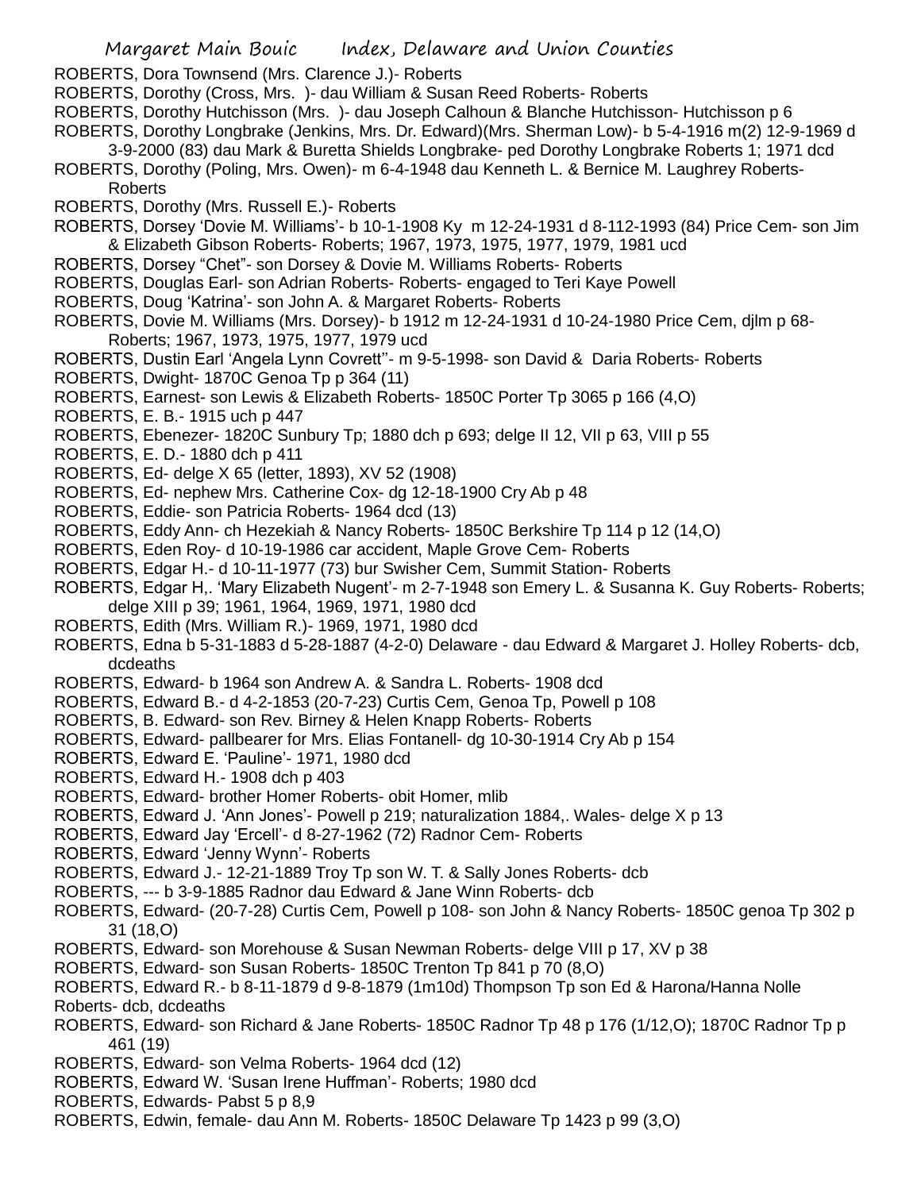ROBERTS, Dora Townsend (Mrs. Clarence J.)- Roberts

ROBERTS, Dorothy (Cross, Mrs. )- dau William & Susan Reed Roberts- Roberts

ROBERTS, Dorothy Hutchisson (Mrs. )- dau Joseph Calhoun & Blanche Hutchisson- Hutchisson p 6

ROBERTS, Dorothy Longbrake (Jenkins, Mrs. Dr. Edward)(Mrs. Sherman Low)- b 5-4-1916 m(2) 12-9-1969 d 3-9-2000 (83) dau Mark & Buretta Shields Longbrake- ped Dorothy Longbrake Roberts 1; 1971 dcd

ROBERTS, Dorothy (Poling, Mrs. Owen)- m 6-4-1948 dau Kenneth L. & Bernice M. Laughrey Roberts- Roberts

ROBERTS, Dorothy (Mrs. Russell E.)- Roberts

ROBERTS, Dorsey 'Dovie M. Williams'- b 10-1-1908 Ky m 12-24-1931 d 8-112-1993 (84) Price Cem- son Jim & Elizabeth Gibson Roberts- Roberts; 1967, 1973, 1975, 1977, 1979, 1981 ucd

ROBERTS, Dorsey "Chet"- son Dorsey & Dovie M. Williams Roberts- Roberts

ROBERTS, Douglas Earl- son Adrian Roberts- Roberts- engaged to Teri Kaye Powell

ROBERTS, Doug 'Katrina'- son John A. & Margaret Roberts- Roberts

ROBERTS, Dovie M. Williams (Mrs. Dorsey)- b 1912 m 12-24-1931 d 10-24-1980 Price Cem, djlm p 68- Roberts; 1967, 1973, 1975, 1977, 1979 ucd

ROBERTS, Dustin Earl 'Angela Lynn Covrett''- m 9-5-1998- son David & Daria Roberts- Roberts

ROBERTS, Dwight- 1870C Genoa Tp p 364 (11)

ROBERTS, Earnest- son Lewis & Elizabeth Roberts- 1850C Porter Tp 3065 p 166 (4,O)

ROBERTS, E. B.- 1915 uch p 447

ROBERTS, Ebenezer- 1820C Sunbury Tp; 1880 dch p 693; delge II 12, VII p 63, VIII p 55

ROBERTS, E. D.- 1880 dch p 411

ROBERTS, Ed- delge X 65 (letter, 1893), XV 52 (1908)

ROBERTS, Ed- nephew Mrs. Catherine Cox- dg 12-18-1900 Cry Ab p 48

ROBERTS, Eddie- son Patricia Roberts- 1964 dcd (13)

ROBERTS, Eddy Ann- ch Hezekiah & Nancy Roberts- 1850C Berkshire Tp 114 p 12 (14,O)

ROBERTS, Eden Roy- d 10-19-1986 car accident, Maple Grove Cem- Roberts

ROBERTS, Edgar H.- d 10-11-1977 (73) bur Swisher Cem, Summit Station- Roberts

ROBERTS, Edgar H,. 'Mary Elizabeth Nugent'- m 2-7-1948 son Emery L. & Susanna K. Guy Roberts- Roberts; delge XIII p 39; 1961, 1964, 1969, 1971, 1980 dcd

ROBERTS, Edith (Mrs. William R.)- 1969, 1971, 1980 dcd

ROBERTS, Edna b 5-31-1883 d 5-28-1887 (4-2-0) Delaware - dau Edward & Margaret J. Holley Roberts- dcb, dcdeaths

ROBERTS, Edward- b 1964 son Andrew A. & Sandra L. Roberts- 1908 dcd

ROBERTS, Edward B.- d 4-2-1853 (20-7-23) Curtis Cem, Genoa Tp, Powell p 108

ROBERTS, B. Edward- son Rev. Birney & Helen Knapp Roberts- Roberts

ROBERTS, Edward- pallbearer for Mrs. Elias Fontanell- dg 10-30-1914 Cry Ab p 154

ROBERTS, Edward E. 'Pauline'- 1971, 1980 dcd

ROBERTS, Edward H.- 1908 dch p 403

ROBERTS, Edward- brother Homer Roberts- obit Homer, mlib

ROBERTS, Edward J. 'Ann Jones'- Powell p 219; naturalization 1884,. Wales- delge X p 13

ROBERTS, Edward Jay 'Ercell'- d 8-27-1962 (72) Radnor Cem- Roberts

ROBERTS, Edward 'Jenny Wynn'- Roberts

ROBERTS, Edward J.- 12-21-1889 Troy Tp son W. T. & Sally Jones Roberts- dcb

ROBERTS, --- b 3-9-1885 Radnor dau Edward & Jane Winn Roberts- dcb

ROBERTS, Edward- (20-7-28) Curtis Cem, Powell p 108- son John & Nancy Roberts- 1850C genoa Tp 302 p 31 (18,O)

ROBERTS, Edward- son Morehouse & Susan Newman Roberts- delge VIII p 17, XV p 38

ROBERTS, Edward- son Susan Roberts- 1850C Trenton Tp 841 p 70 (8,O)

ROBERTS, Edward R.- b 8-11-1879 d 9-8-1879 (1m10d) Thompson Tp son Ed & Harona/Hanna Nolle Roberts- dcb, dcdeaths

ROBERTS, Edward- son Richard & Jane Roberts- 1850C Radnor Tp 48 p 176 (1/12,O); 1870C Radnor Tp p 461 (19)

ROBERTS, Edward- son Velma Roberts- 1964 dcd (12)

ROBERTS, Edward W. 'Susan Irene Huffman'- Roberts; 1980 dcd

ROBERTS, Edwards- Pabst 5 p 8,9

ROBERTS, Edwin, female- dau Ann M. Roberts- 1850C Delaware Tp 1423 p 99 (3,O)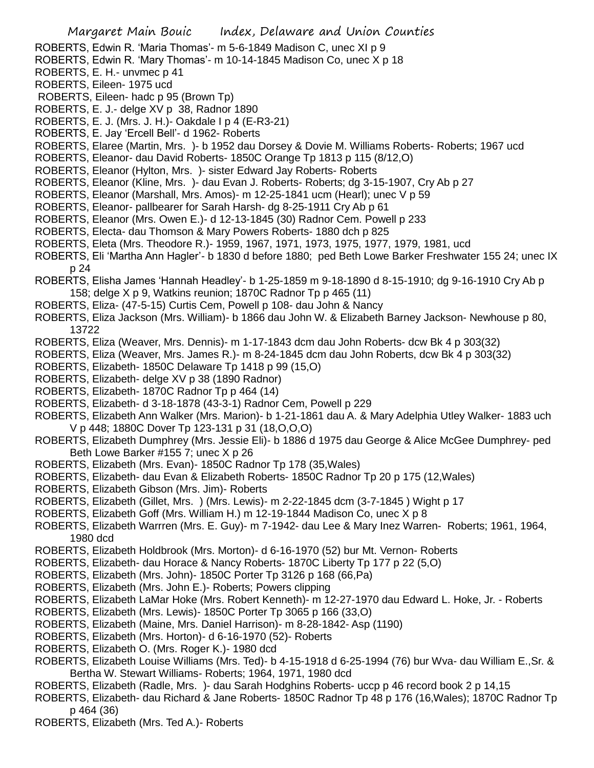ROBERTS, Edwin R. 'Maria Thomas'- m 5-6-1849 Madison C, unec XI p 9
ROBERTS, Edwin R. 'Mary Thomas'- m 10-14-1845 Madison Co, unec X p 18
ROBERTS, E. H.- unvmec p 41
ROBERTS, Eileen- 1975 ucd
ROBERTS, Eileen- hadc p 95 (Brown Tp)
ROBERTS, E. J.- delge XV p 38, Radnor 1890
ROBERTS, E. J. (Mrs. J. H.)- Oakdale I p 4 (E-R3-21)
ROBERTS, E. Jay 'Ercell Bell'- d 1962- Roberts
ROBERTS, Elaree (Martin, Mrs. )- b 1952 dau Dorsey & Dovie M. Williams Roberts- Roberts; 1967 ucd
ROBERTS, Eleanor- dau David Roberts- 1850C Orange Tp 1813 p 115 (8/12,O)
ROBERTS, Eleanor (Hylton, Mrs. )- sister Edward Jay Roberts- Roberts
ROBERTS, Eleanor (Kline, Mrs. )- dau Evan J. Roberts- Roberts; dg 3-15-1907, Cry Ab p 27
ROBERTS, Eleanor (Marshall, Mrs. Amos)- m 12-25-1841 ucm (Hearl); unec V p 59
ROBERTS, Eleanor- pallbearer for Sarah Harsh- dg 8-25-1911 Cry Ab p 61
ROBERTS, Eleanor (Mrs. Owen E.)- d 12-13-1845 (30) Radnor Cem. Powell p 233
ROBERTS, Electa- dau Thomson & Mary Powers Roberts- 1880 dch p 825
ROBERTS, Eleta (Mrs. Theodore R.)- 1959, 1967, 1971, 1973, 1975, 1977, 1979, 1981, ucd
ROBERTS, Eli 'Martha Ann Hagler'- b 1830 d before 1880; ped Beth Lowe Barker Freshwater 155 24; unec IX p 24
ROBERTS, Elisha James 'Hannah Headley'- b 1-25-1859 m 9-18-1890 d 8-15-1910; dg 9-16-1910 Cry Ab p 158; delge X p 9, Watkins reunion; 1870C Radnor Tp p 465 (11)
ROBERTS, Eliza- (47-5-15) Curtis Cem, Powell p 108- dau John & Nancy
ROBERTS, Eliza Jackson (Mrs. William)- b 1866 dau John W. & Elizabeth Barney Jackson- Newhouse p 80, 13722
ROBERTS, Eliza (Weaver, Mrs. Dennis)- m 1-17-1843 dcm dau John Roberts- dcw Bk 4 p 303(32)
ROBERTS, Eliza (Weaver, Mrs. James R.)- m 8-24-1845 dcm dau John Roberts, dcw Bk 4 p 303(32)
ROBERTS, Elizabeth- 1850C Delaware Tp 1418 p 99 (15,O)
ROBERTS, Elizabeth- delge XV p 38 (1890 Radnor)
ROBERTS, Elizabeth- 1870C Radnor Tp p 464 (14)
ROBERTS, Elizabeth- d 3-18-1878 (43-3-1) Radnor Cem, Powell p 229
ROBERTS, Elizabeth Ann Walker (Mrs. Marion)- b 1-21-1861 dau A. & Mary Adelphia Utley Walker- 1883 uch V p 448; 1880C Dover Tp 123-131 p 31 (18,O,O,O)
ROBERTS, Elizabeth Dumphrey (Mrs. Jessie Eli)- b 1886 d 1975 dau George & Alice McGee Dumphrey- ped Beth Lowe Barker #155 7; unec X p 26
ROBERTS, Elizabeth (Mrs. Evan)- 1850C Radnor Tp 178 (35,Wales)
ROBERTS, Elizabeth- dau Evan & Elizabeth Roberts- 1850C Radnor Tp 20 p 175 (12,Wales)
ROBERTS, Elizabeth Gibson (Mrs. Jim)- Roberts
ROBERTS, Elizabeth (Gillet, Mrs. ) (Mrs. Lewis)- m 2-22-1845 dcm (3-7-1845 ) Wight p 17
ROBERTS, Elizabeth Goff (Mrs. William H.) m 12-19-1844 Madison Co, unec X p 8
ROBERTS, Elizabeth Warrren (Mrs. E. Guy)- m 7-1942- dau Lee & Mary Inez Warren- Roberts; 1961, 1964, 1980 dcd
ROBERTS, Elizabeth Holdbrook (Mrs. Morton)- d 6-16-1970 (52) bur Mt. Vernon- Roberts
ROBERTS, Elizabeth- dau Horace & Nancy Roberts- 1870C Liberty Tp 177 p 22 (5,O)
ROBERTS, Elizabeth (Mrs. John)- 1850C Porter Tp 3126 p 168 (66,Pa)
ROBERTS, Elizabeth (Mrs. John E.)- Roberts; Powers clipping
ROBERTS, Elizabeth LaMar Hoke (Mrs. Robert Kenneth)- m 12-27-1970 dau Edward L. Hoke, Jr. - Roberts
ROBERTS, Elizabeth (Mrs. Lewis)- 1850C Porter Tp 3065 p 166 (33,O)
ROBERTS, Elizabeth (Maine, Mrs. Daniel Harrison)- m 8-28-1842- Asp (1190)
ROBERTS, Elizabeth (Mrs. Horton)- d 6-16-1970 (52)- Roberts
ROBERTS, Elizabeth O. (Mrs. Roger K.)- 1980 dcd
ROBERTS, Elizabeth Louise Williams (Mrs. Ted)- b 4-15-1918 d 6-25-1994 (76) bur Wva- dau William E.,Sr. & Bertha W. Stewart Williams- Roberts; 1964, 1971, 1980 dcd
ROBERTS, Elizabeth (Radle, Mrs. )- dau Sarah Hodghins Roberts- uccp p 46 record book 2 p 14,15
ROBERTS, Elizabeth- dau Richard & Jane Roberts- 1850C Radnor Tp 48 p 176 (16,Wales); 1870C Radnor Tp p 464 (36)
ROBERTS, Elizabeth (Mrs. Ted A.)- Roberts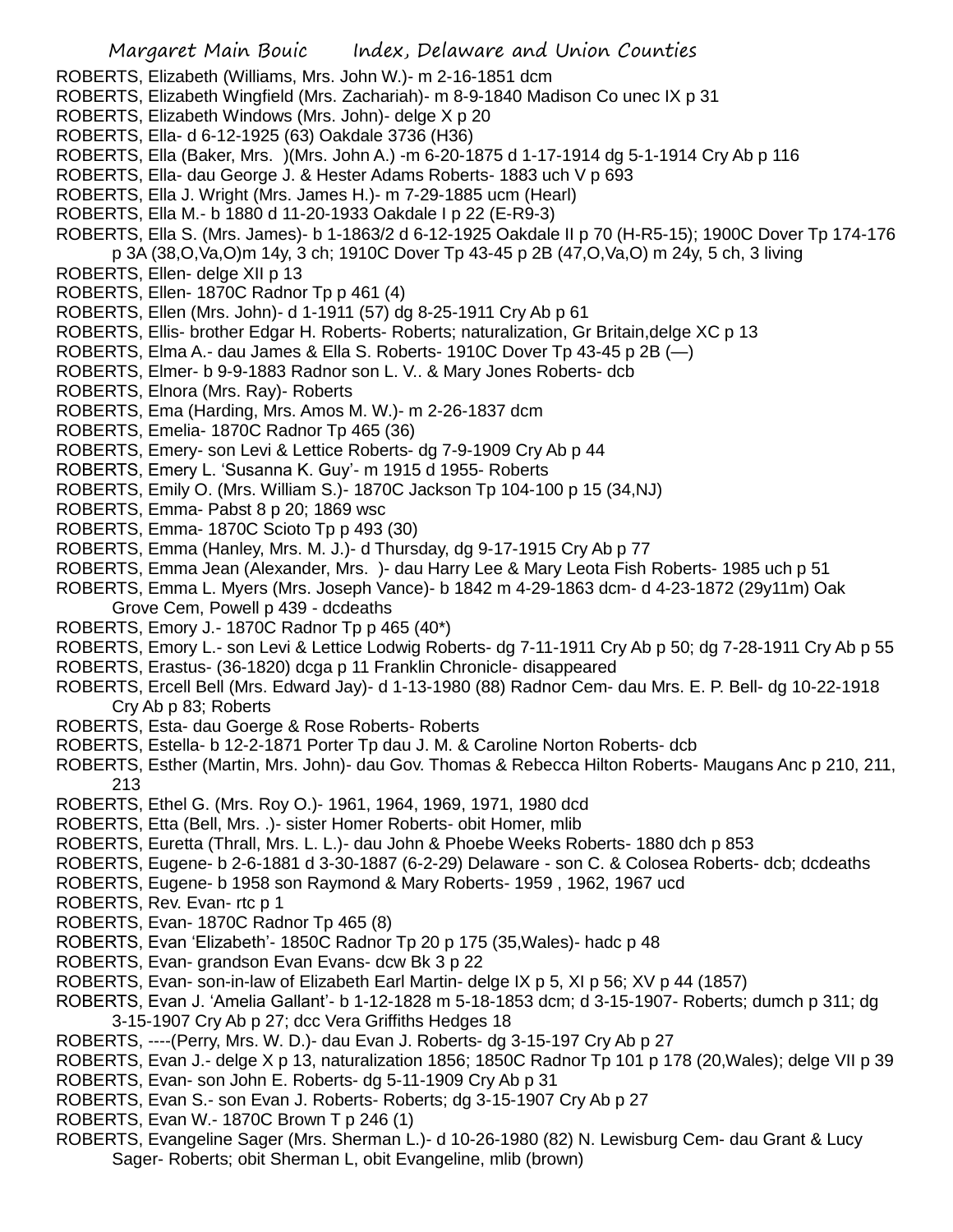ROBERTS, Elizabeth (Williams, Mrs. John W.)- m 2-16-1851 dcm
ROBERTS, Elizabeth Wingfield (Mrs. Zachariah)- m 8-9-1840 Madison Co unec IX p 31
ROBERTS, Elizabeth Windows (Mrs. John)- delge X p 20
ROBERTS, Ella- d 6-12-1925 (63) Oakdale 3736 (H36)
ROBERTS, Ella (Baker, Mrs. )(Mrs. John A.) -m 6-20-1875 d 1-17-1914 dg 5-1-1914 Cry Ab p 116
ROBERTS, Ella- dau George J. & Hester Adams Roberts- 1883 uch V p 693
ROBERTS, Ella J. Wright (Mrs. James H.)- m 7-29-1885 ucm (Hearl)
ROBERTS, Ella M.- b 1880 d 11-20-1933 Oakdale I p 22 (E-R9-3)
ROBERTS, Ella S. (Mrs. James)- b 1-1863/2 d 6-12-1925 Oakdale II p 70 (H-R5-15); 1900C Dover Tp 174-176 p 3A (38,O,Va,O)m 14y, 3 ch; 1910C Dover Tp 43-45 p 2B (47,O,Va,O) m 24y, 5 ch, 3 living
ROBERTS, Ellen- delge XII p 13
ROBERTS, Ellen- 1870C Radnor Tp p 461 (4)
ROBERTS, Ellen (Mrs. John)- d 1-1911 (57) dg 8-25-1911 Cry Ab p 61
ROBERTS, Ellis- brother Edgar H. Roberts- Roberts; naturalization, Gr Britain,delge XC p 13
ROBERTS, Elma A.- dau James & Ella S. Roberts- 1910C Dover Tp 43-45 p 2B (—)
ROBERTS, Elmer- b 9-9-1883 Radnor son L. V.. & Mary Jones Roberts- dcb
ROBERTS, Elnora (Mrs. Ray)- Roberts
ROBERTS, Ema (Harding, Mrs. Amos M. W.)- m 2-26-1837 dcm
ROBERTS, Emelia- 1870C Radnor Tp 465 (36)
ROBERTS, Emery- son Levi & Lettice Roberts- dg 7-9-1909 Cry Ab p 44
ROBERTS, Emery L. 'Susanna K. Guy'- m 1915 d 1955- Roberts
ROBERTS, Emily O. (Mrs. William S.)- 1870C Jackson Tp 104-100 p 15 (34,NJ)
ROBERTS, Emma- Pabst 8 p 20; 1869 wsc
ROBERTS, Emma- 1870C Scioto Tp p 493 (30)
ROBERTS, Emma (Hanley, Mrs. M. J.)- d Thursday, dg 9-17-1915 Cry Ab p 77
ROBERTS, Emma Jean (Alexander, Mrs. )- dau Harry Lee & Mary Leota Fish Roberts- 1985 uch p 51
ROBERTS, Emma L. Myers (Mrs. Joseph Vance)- b 1842 m 4-29-1863 dcm- d 4-23-1872 (29y11m) Oak Grove Cem, Powell p 439 - dcdeaths
ROBERTS, Emory J.- 1870C Radnor Tp p 465 (40*)
ROBERTS, Emory L.- son Levi & Lettice Lodwig Roberts- dg 7-11-1911 Cry Ab p 50; dg 7-28-1911 Cry Ab p 55
ROBERTS, Erastus- (36-1820) dcga p 11 Franklin Chronicle- disappeared
ROBERTS, Ercell Bell (Mrs. Edward Jay)- d 1-13-1980 (88) Radnor Cem- dau Mrs. E. P. Bell- dg 10-22-1918 Cry Ab p 83; Roberts
ROBERTS, Esta- dau Goerge & Rose Roberts- Roberts
ROBERTS, Estella- b 12-2-1871 Porter Tp dau J. M. & Caroline Norton Roberts- dcb
ROBERTS, Esther (Martin, Mrs. John)- dau Gov. Thomas & Rebecca Hilton Roberts- Maugans Anc p 210, 211, 213
ROBERTS, Ethel G. (Mrs. Roy O.)- 1961, 1964, 1969, 1971, 1980 dcd
ROBERTS, Etta (Bell, Mrs. .)- sister Homer Roberts- obit Homer, mlib
ROBERTS, Euretta (Thrall, Mrs. L. L.)- dau John & Phoebe Weeks Roberts- 1880 dch p 853
ROBERTS, Eugene- b 2-6-1881 d 3-30-1887 (6-2-29) Delaware - son C. & Colosea Roberts- dcb; dcdeaths
ROBERTS, Eugene- b 1958 son Raymond & Mary Roberts- 1959 , 1962, 1967 ucd
ROBERTS, Rev. Evan- rtc p 1
ROBERTS, Evan- 1870C Radnor Tp 465 (8)
ROBERTS, Evan 'Elizabeth'- 1850C Radnor Tp 20 p 175 (35,Wales)- hadc p 48
ROBERTS, Evan- grandson Evan Evans- dcw Bk 3 p 22
ROBERTS, Evan- son-in-law of Elizabeth Earl Martin- delge IX p 5, XI p 56; XV p 44 (1857)
ROBERTS, Evan J. 'Amelia Gallant'- b 1-12-1828 m 5-18-1853 dcm; d 3-15-1907- Roberts; dumch p 311; dg 3-15-1907 Cry Ab p 27; dcc Vera Griffiths Hedges 18
ROBERTS, ----(Perry, Mrs. W. D.)- dau Evan J. Roberts- dg 3-15-197 Cry Ab p 27
ROBERTS, Evan J.- delge X p 13, naturalization 1856; 1850C Radnor Tp 101 p 178 (20,Wales); delge VII p 39
ROBERTS, Evan- son John E. Roberts- dg 5-11-1909 Cry Ab p 31
ROBERTS, Evan S.- son Evan J. Roberts- Roberts; dg 3-15-1907 Cry Ab p 27
ROBERTS, Evan W.- 1870C Brown T p 246 (1)
ROBERTS, Evangeline Sager (Mrs. Sherman L.)- d 10-26-1980 (82) N. Lewisburg Cem- dau Grant & Lucy Sager- Roberts; obit Sherman L, obit Evangeline, mlib (brown)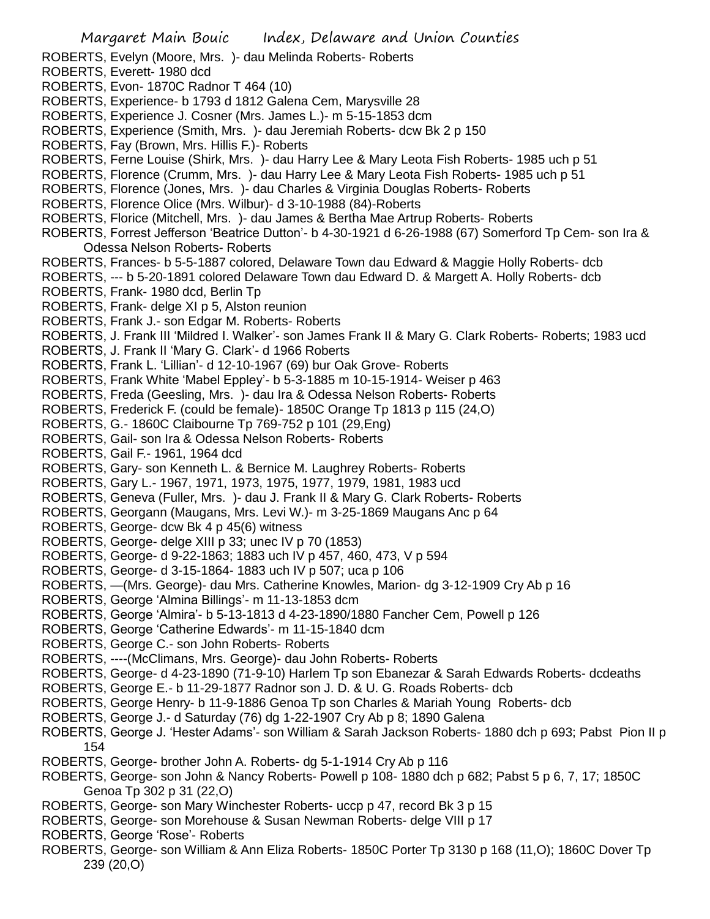ROBERTS, Evelyn (Moore, Mrs. )- dau Melinda Roberts- Roberts

ROBERTS, Everett- 1980 dcd

ROBERTS, Evon- 1870C Radnor T 464 (10)

ROBERTS, Experience- b 1793 d 1812 Galena Cem, Marysville 28

ROBERTS, Experience J. Cosner (Mrs. James L.)- m 5-15-1853 dcm

ROBERTS, Experience (Smith, Mrs. )- dau Jeremiah Roberts- dcw Bk 2 p 150

ROBERTS, Fay (Brown, Mrs. Hillis F.)- Roberts

ROBERTS, Ferne Louise (Shirk, Mrs. )- dau Harry Lee & Mary Leota Fish Roberts- 1985 uch p 51

ROBERTS, Florence (Crumm, Mrs. )- dau Harry Lee & Mary Leota Fish Roberts- 1985 uch p 51

ROBERTS, Florence (Jones, Mrs. )- dau Charles & Virginia Douglas Roberts- Roberts

ROBERTS, Florence Olice (Mrs. Wilbur)- d 3-10-1988 (84)-Roberts

ROBERTS, Florice (Mitchell, Mrs. )- dau James & Bertha Mae Artrup Roberts- Roberts

ROBERTS, Forrest Jefferson 'Beatrice Dutton'- b 4-30-1921 d 6-26-1988 (67) Somerford Tp Cem- son Ira & Odessa Nelson Roberts- Roberts

ROBERTS, Frances- b 5-5-1887 colored, Delaware Town dau Edward & Maggie Holly Roberts- dcb

ROBERTS, --- b 5-20-1891 colored Delaware Town dau Edward D. & Margett A. Holly Roberts- dcb

ROBERTS, Frank- 1980 dcd, Berlin Tp

ROBERTS, Frank- delge XI p 5, Alston reunion

ROBERTS, Frank J.- son Edgar M. Roberts- Roberts

ROBERTS, J. Frank III 'Mildred I. Walker'- son James Frank II & Mary G. Clark Roberts- Roberts; 1983 ucd

ROBERTS, J. Frank II 'Mary G. Clark'- d 1966 Roberts

ROBERTS, Frank L. 'Lillian'- d 12-10-1967 (69) bur Oak Grove- Roberts

ROBERTS, Frank White 'Mabel Eppley'- b 5-3-1885 m 10-15-1914- Weiser p 463

ROBERTS, Freda (Geesling, Mrs. )- dau Ira & Odessa Nelson Roberts- Roberts

ROBERTS, Frederick F. (could be female)- 1850C Orange Tp 1813 p 115 (24,O)

ROBERTS, G.- 1860C Claibourne Tp 769-752 p 101 (29,Eng)

ROBERTS, Gail- son Ira & Odessa Nelson Roberts- Roberts

ROBERTS, Gail F.- 1961, 1964 dcd

ROBERTS, Gary- son Kenneth L. & Bernice M. Laughrey Roberts- Roberts

ROBERTS, Gary L.- 1967, 1971, 1973, 1975, 1977, 1979, 1981, 1983 ucd

ROBERTS, Geneva (Fuller, Mrs. )- dau J. Frank II & Mary G. Clark Roberts- Roberts

ROBERTS, Georgann (Maugans, Mrs. Levi W.)- m 3-25-1869 Maugans Anc p 64

ROBERTS, George- dcw Bk 4 p 45(6) witness

ROBERTS, George- delge XIII p 33; unec IV p 70 (1853)

ROBERTS, George- d 9-22-1863; 1883 uch IV p 457, 460, 473, V p 594

ROBERTS, George- d 3-15-1864- 1883 uch IV p 507; uca p 106

ROBERTS, —(Mrs. George)- dau Mrs. Catherine Knowles, Marion- dg 3-12-1909 Cry Ab p 16

ROBERTS, George 'Almina Billings'- m 11-13-1853 dcm

ROBERTS, George 'Almira'- b 5-13-1813 d 4-23-1890/1880 Fancher Cem, Powell p 126

ROBERTS, George 'Catherine Edwards'- m 11-15-1840 dcm

ROBERTS, George C.- son John Roberts- Roberts

ROBERTS, ----(McClimans, Mrs. George)- dau John Roberts- Roberts

ROBERTS, George- d 4-23-1890 (71-9-10) Harlem Tp son Ebanezar & Sarah Edwards Roberts- dcdeaths

ROBERTS, George E.- b 11-29-1877 Radnor son J. D. & U. G. Roads Roberts- dcb

ROBERTS, George Henry- b 11-9-1886 Genoa Tp son Charles & Mariah Young Roberts- dcb

ROBERTS, George J.- d Saturday (76) dg 1-22-1907 Cry Ab p 8; 1890 Galena

ROBERTS, George J. 'Hester Adams'- son William & Sarah Jackson Roberts- 1880 dch p 693; Pabst Pion II p 154

ROBERTS, George- brother John A. Roberts- dg 5-1-1914 Cry Ab p 116

ROBERTS, George- son John & Nancy Roberts- Powell p 108- 1880 dch p 682; Pabst 5 p 6, 7, 17; 1850C Genoa Tp 302 p 31 (22,O)

ROBERTS, George- son Mary Winchester Roberts- uccp p 47, record Bk 3 p 15

ROBERTS, George- son Morehouse & Susan Newman Roberts- delge VIII p 17

ROBERTS, George 'Rose'- Roberts

ROBERTS, George- son William & Ann Eliza Roberts- 1850C Porter Tp 3130 p 168 (11,O); 1860C Dover Tp 239 (20,O)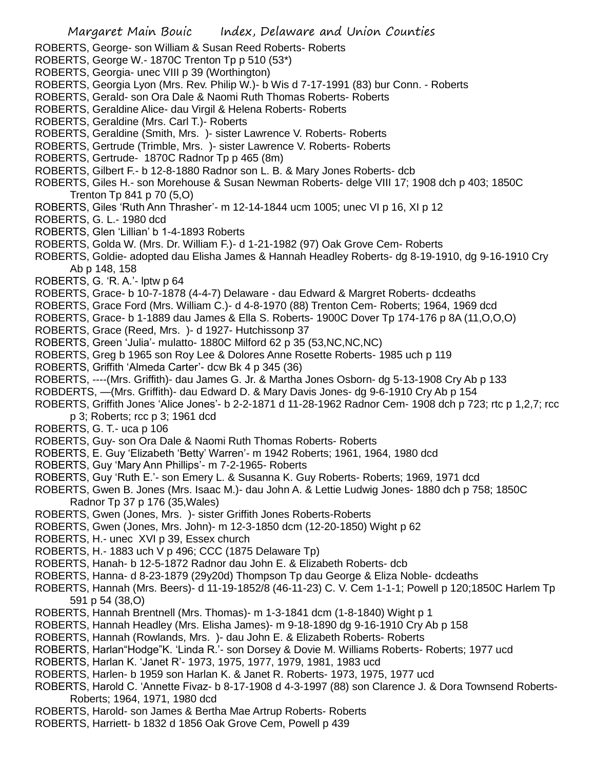ROBERTS, George- son William & Susan Reed Roberts- Roberts
ROBERTS, George W.- 1870C Trenton Tp p 510 (53*)
ROBERTS, Georgia- unec VIII p 39 (Worthington)
ROBERTS, Georgia Lyon (Mrs. Rev. Philip W.)- b Wis d 7-17-1991 (83) bur Conn. - Roberts
ROBERTS, Gerald- son Ora Dale & Naomi Ruth Thomas Roberts- Roberts
ROBERTS, Geraldine Alice- dau Virgil & Helena Roberts- Roberts
ROBERTS, Geraldine (Mrs. Carl T.)- Roberts
ROBERTS, Geraldine (Smith, Mrs. )- sister Lawrence V. Roberts- Roberts
ROBERTS, Gertrude (Trimble, Mrs. )- sister Lawrence V. Roberts- Roberts
ROBERTS, Gertrude- 1870C Radnor Tp p 465 (8m)
ROBERTS, Gilbert F.- b 12-8-1880 Radnor son L. B. & Mary Jones Roberts- dcb
ROBERTS, Giles H.- son Morehouse & Susan Newman Roberts- delge VIII 17; 1908 dch p 403; 1850C Trenton Tp 841 p 70 (5,O)
ROBERTS, Giles 'Ruth Ann Thrasher'- m 12-14-1844 ucm 1005; unec VI p 16, XI p 12
ROBERTS, G. L.- 1980 dcd
ROBERTS, Glen 'Lillian' b 1-4-1893 Roberts
ROBERTS, Golda W. (Mrs. Dr. William F.)- d 1-21-1982 (97) Oak Grove Cem- Roberts
ROBERTS, Goldie- adopted dau Elisha James & Hannah Headley Roberts- dg 8-19-1910, dg 9-16-1910 Cry Ab p 148, 158
ROBERTS, G. 'R. A.'- lptw p 64
ROBERTS, Grace- b 10-7-1878 (4-4-7) Delaware - dau Edward & Margret Roberts- dcdeaths
ROBERTS, Grace Ford (Mrs. William C.)- d 4-8-1970 (88) Trenton Cem- Roberts; 1964, 1969 dcd
ROBERTS, Grace- b 1-1889 dau James & Ella S. Roberts- 1900C Dover Tp 174-176 p 8A (11,O,O,O)
ROBERTS, Grace (Reed, Mrs. )- d 1927- Hutchissonp 37
ROBERTS, Green 'Julia'- mulatto- 1880C Milford 62 p 35 (53,NC,NC,NC)
ROBERTS, Greg b 1965 son Roy Lee & Dolores Anne Rosette Roberts- 1985 uch p 119
ROBERTS, Griffith 'Almeda Carter'- dcw Bk 4 p 345 (36)
ROBERTS, ----(Mrs. Griffith)- dau James G. Jr. & Martha Jones Osborn- dg 5-13-1908 Cry Ab p 133
ROBDERTS, —(Mrs. Griffith)- dau Edward D. & Mary Davis Jones- dg 9-6-1910 Cry Ab p 154
ROBERTS, Griffith Jones 'Alice Jones'- b 2-2-1871 d 11-28-1962 Radnor Cem- 1908 dch p 723; rtc p 1,2,7; rcc p 3; Roberts; rcc p 3; 1961 dcd
ROBERTS, G. T.- uca p 106
ROBERTS, Guy- son Ora Dale & Naomi Ruth Thomas Roberts- Roberts
ROBERTS, E. Guy 'Elizabeth 'Betty' Warren'- m 1942 Roberts; 1961, 1964, 1980 dcd
ROBERTS, Guy 'Mary Ann Phillips'- m 7-2-1965- Roberts
ROBERTS, Guy 'Ruth E.'- son Emery L. & Susanna K. Guy Roberts- Roberts; 1969, 1971 dcd
ROBERTS, Gwen B. Jones (Mrs. Isaac M.)- dau John A. & Lettie Ludwig Jones- 1880 dch p 758; 1850C Radnor Tp 37 p 176 (35,Wales)
ROBERTS, Gwen (Jones, Mrs. )- sister Griffith Jones Roberts-Roberts
ROBERTS, Gwen (Jones, Mrs. John)- m 12-3-1850 dcm (12-20-1850) Wight p 62
ROBERTS, H.- unec XVI p 39, Essex church
ROBERTS, H.- 1883 uch V p 496; CCC (1875 Delaware Tp)
ROBERTS, Hanah- b 12-5-1872 Radnor dau John E. & Elizabeth Roberts- dcb
ROBERTS, Hanna- d 8-23-1879 (29y20d) Thompson Tp dau George & Eliza Noble- dcdeaths
ROBERTS, Hannah (Mrs. Beers)- d 11-19-1852/8 (46-11-23) C. V. Cem 1-1-1; Powell p 120;1850C Harlem Tp 591 p 54 (38,O)
ROBERTS, Hannah Brentnell (Mrs. Thomas)- m 1-3-1841 dcm (1-8-1840) Wight p 1
ROBERTS, Hannah Headley (Mrs. Elisha James)- m 9-18-1890 dg 9-16-1910 Cry Ab p 158
ROBERTS, Hannah (Rowlands, Mrs. )- dau John E. & Elizabeth Roberts- Roberts
ROBERTS, Harlan"Hodge"K. 'Linda R.'- son Dorsey & Dovie M. Williams Roberts- Roberts; 1977 ucd
ROBERTS, Harlan K. 'Janet R'- 1973, 1975, 1977, 1979, 1981, 1983 ucd
ROBERTS, Harlen- b 1959 son Harlan K. & Janet R. Roberts- 1973, 1975, 1977 ucd
ROBERTS, Harold C. 'Annette Fivaz- b 8-17-1908 d 4-3-1997 (88) son Clarence J. & Dora Townsend Roberts- Roberts; 1964, 1971, 1980 dcd
ROBERTS, Harold- son James & Bertha Mae Artrup Roberts- Roberts
ROBERTS, Harriett- b 1832 d 1856 Oak Grove Cem, Powell p 439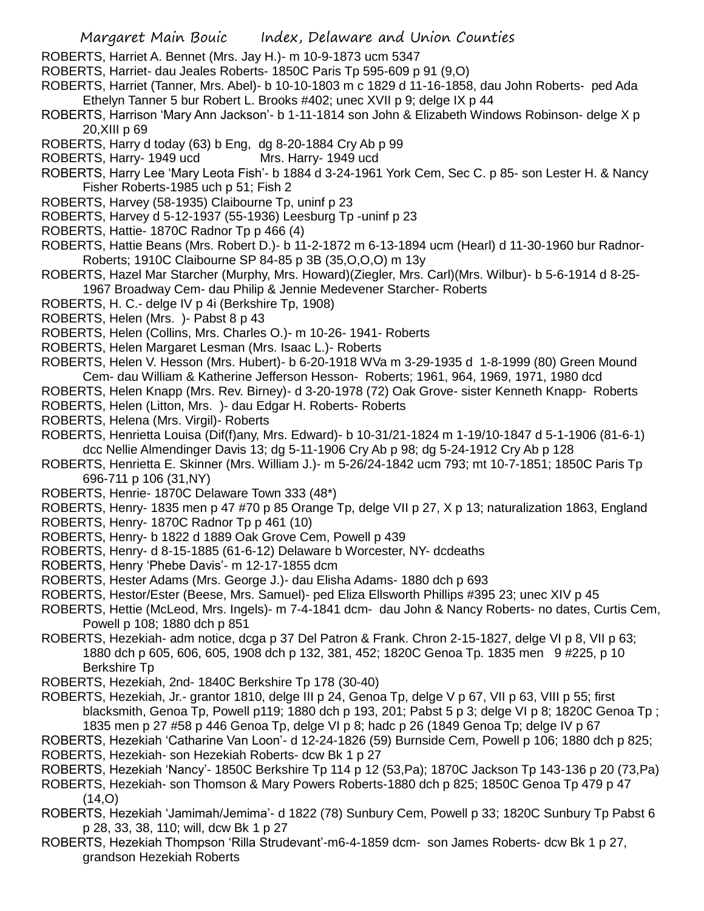ROBERTS, Harriet A. Bennet (Mrs. Jay H.)- m 10-9-1873 ucm 5347

ROBERTS, Harriet- dau Jeales Roberts- 1850C Paris Tp 595-609 p 91 (9,O)

ROBERTS, Harriet (Tanner, Mrs. Abel)- b 10-10-1803 m c 1829 d 11-16-1858, dau John Roberts- ped Ada Ethelyn Tanner 5 bur Robert L. Brooks #402; unec XVII p 9; delge IX p 44

ROBERTS, Harrison 'Mary Ann Jackson'- b 1-11-1814 son John & Elizabeth Windows Robinson- delge X p 20,XIII p 69

ROBERTS, Harry d today (63) b Eng, dg 8-20-1884 Cry Ab p 99

ROBERTS, Harry- 1949 ucd Mrs. Harry- 1949 ucd

ROBERTS, Harry Lee 'Mary Leota Fish'- b 1884 d 3-24-1961 York Cem, Sec C. p 85- son Lester H. & Nancy Fisher Roberts-1985 uch p 51; Fish 2

ROBERTS, Harvey (58-1935) Claibourne Tp, uninf p 23

ROBERTS, Harvey d 5-12-1937 (55-1936) Leesburg Tp -uninf p 23

ROBERTS, Hattie- 1870C Radnor Tp p 466 (4)

ROBERTS, Hattie Beans (Mrs. Robert D.)- b 11-2-1872 m 6-13-1894 ucm (Hearl) d 11-30-1960 bur Radnor- Roberts; 1910C Claibourne SP 84-85 p 3B (35,O,O,O) m 13y

ROBERTS, Hazel Mar Starcher (Murphy, Mrs. Howard)(Ziegler, Mrs. Carl)(Mrs. Wilbur)- b 5-6-1914 d 8-25-1967 Broadway Cem- dau Philip & Jennie Medevener Starcher- Roberts

ROBERTS, H. C.- delge IV p 4i (Berkshire Tp, 1908)

ROBERTS, Helen (Mrs. )- Pabst 8 p 43

ROBERTS, Helen (Collins, Mrs. Charles O.)- m 10-26- 1941- Roberts

ROBERTS, Helen Margaret Lesman (Mrs. Isaac L.)- Roberts

ROBERTS, Helen V. Hesson (Mrs. Hubert)- b 6-20-1918 WVa m 3-29-1935 d 1-8-1999 (80) Green Mound Cem- dau William & Katherine Jefferson Hesson- Roberts; 1961, 964, 1969, 1971, 1980 dcd

ROBERTS, Helen Knapp (Mrs. Rev. Birney)- d 3-20-1978 (72) Oak Grove- sister Kenneth Knapp- Roberts

ROBERTS, Helen (Litton, Mrs. )- dau Edgar H. Roberts- Roberts

ROBERTS, Helena (Mrs. Virgil)- Roberts

ROBERTS, Henrietta Louisa (Dif(f)any, Mrs. Edward)- b 10-31/21-1824 m 1-19/10-1847 d 5-1-1906 (81-6-1) dcc Nellie Almendinger Davis 13; dg 5-11-1906 Cry Ab p 98; dg 5-24-1912 Cry Ab p 128

ROBERTS, Henrietta E. Skinner (Mrs. William J.)- m 5-26/24-1842 ucm 793; mt 10-7-1851; 1850C Paris Tp 696-711 p 106 (31,NY)

ROBERTS, Henrie- 1870C Delaware Town 333 (48*)

ROBERTS, Henry- 1835 men p 47 #70 p 85 Orange Tp, delge VII p 27, X p 13; naturalization 1863, England

ROBERTS, Henry- 1870C Radnor Tp p 461 (10)

ROBERTS, Henry- b 1822 d 1889 Oak Grove Cem, Powell p 439

ROBERTS, Henry- d 8-15-1885 (61-6-12) Delaware b Worcester, NY- dcdeaths

ROBERTS, Henry 'Phebe Davis'- m 12-17-1855 dcm

ROBERTS, Hester Adams (Mrs. George J.)- dau Elisha Adams- 1880 dch p 693

ROBERTS, Hestor/Ester (Beese, Mrs. Samuel)- ped Eliza Ellsworth Phillips #395 23; unec XIV p 45

ROBERTS, Hettie (McLeod, Mrs. Ingels)- m 7-4-1841 dcm- dau John & Nancy Roberts- no dates, Curtis Cem, Powell p 108; 1880 dch p 851

ROBERTS, Hezekiah- adm notice, dcga p 37 Del Patron & Frank. Chron 2-15-1827, delge VI p 8, VII p 63; 1880 dch p 605, 606, 605, 1908 dch p 132, 381, 452; 1820C Genoa Tp. 1835 men 9 #225, p 10 Berkshire Tp

ROBERTS, Hezekiah, 2nd- 1840C Berkshire Tp 178 (30-40)

ROBERTS, Hezekiah, Jr.- grantor 1810, delge III p 24, Genoa Tp, delge V p 67, VII p 63, VIII p 55; first blacksmith, Genoa Tp, Powell p119; 1880 dch p 193, 201; Pabst 5 p 3; delge VI p 8; 1820C Genoa Tp ; 1835 men p 27 #58 p 446 Genoa Tp, delge VI p 8; hadc p 26 (1849 Genoa Tp; delge IV p 67

ROBERTS, Hezekiah 'Catharine Van Loon'- d 12-24-1826 (59) Burnside Cem, Powell p 106; 1880 dch p 825;

ROBERTS, Hezekiah- son Hezekiah Roberts- dcw Bk 1 p 27

ROBERTS, Hezekiah 'Nancy'- 1850C Berkshire Tp 114 p 12 (53,Pa); 1870C Jackson Tp 143-136 p 20 (73,Pa)

ROBERTS, Hezekiah- son Thomson & Mary Powers Roberts-1880 dch p 825; 1850C Genoa Tp 479 p 47 (14,O)

ROBERTS, Hezekiah 'Jamimah/Jemima'- d 1822 (78) Sunbury Cem, Powell p 33; 1820C Sunbury Tp Pabst 6 p 28, 33, 38, 110; will, dcw Bk 1 p 27

ROBERTS, Hezekiah Thompson 'Rilla Strudevant'-m6-4-1859 dcm- son James Roberts- dcw Bk 1 p 27, grandson Hezekiah Roberts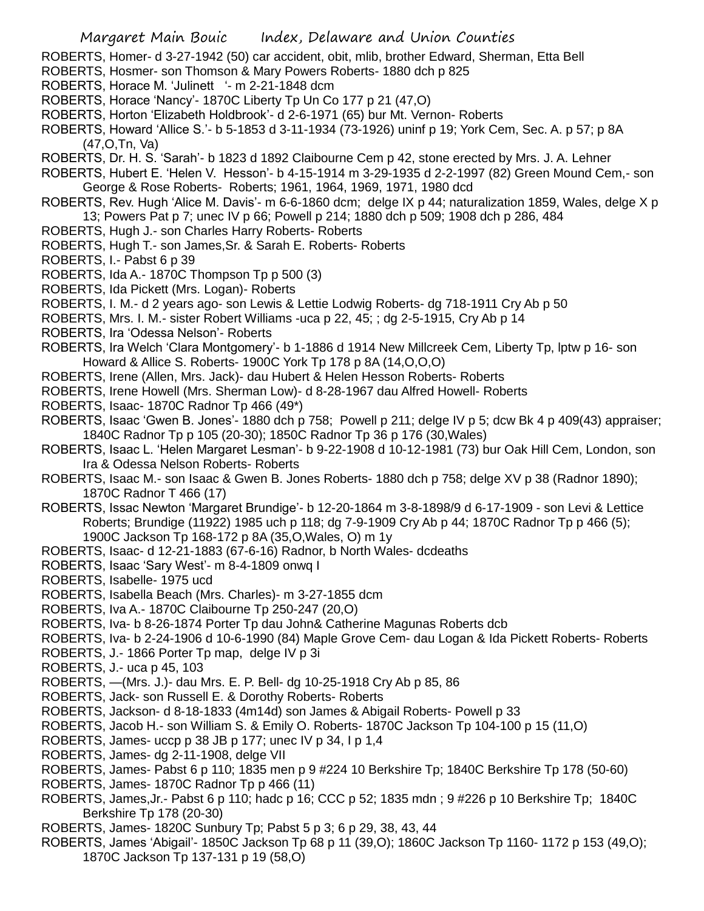ROBERTS, Homer- d 3-27-1942 (50) car accident, obit, mlib, brother Edward, Sherman, Etta Bell

ROBERTS, Hosmer- son Thomson & Mary Powers Roberts- 1880 dch p 825

ROBERTS, Horace M. 'Julinett '- m 2-21-1848 dcm

ROBERTS, Horace 'Nancy'- 1870C Liberty Tp Un Co 177 p 21 (47,O)

ROBERTS, Horton 'Elizabeth Holdbrook'- d 2-6-1971 (65) bur Mt. Vernon- Roberts

ROBERTS, Howard 'Allice S.'- b 5-1853 d 3-11-1934 (73-1926) uninf p 19; York Cem, Sec. A. p 57; p 8A (47,O,Tn, Va)

ROBERTS, Dr. H. S. 'Sarah'- b 1823 d 1892 Claibourne Cem p 42, stone erected by Mrs. J. A. Lehner

ROBERTS, Hubert E. 'Helen V. Hesson'- b 4-15-1914 m 3-29-1935 d 2-2-1997 (82) Green Mound Cem,- son George & Rose Roberts- Roberts; 1961, 1964, 1969, 1971, 1980 dcd

ROBERTS, Rev. Hugh 'Alice M. Davis'- m 6-6-1860 dcm; delge IX p 44; naturalization 1859, Wales, delge X p 13; Powers Pat p 7; unec IV p 66; Powell p 214; 1880 dch p 509; 1908 dch p 286, 484

ROBERTS, Hugh J.- son Charles Harry Roberts- Roberts

ROBERTS, Hugh T.- son James,Sr. & Sarah E. Roberts- Roberts

ROBERTS, I.- Pabst 6 p 39

ROBERTS, Ida A.- 1870C Thompson Tp p 500 (3)

ROBERTS, Ida Pickett (Mrs. Logan)- Roberts

ROBERTS, I. M.- d 2 years ago- son Lewis & Lettie Lodwig Roberts- dg 718-1911 Cry Ab p 50

ROBERTS, Mrs. I. M.- sister Robert Williams -uca p 22, 45; ; dg 2-5-1915, Cry Ab p 14

ROBERTS, Ira 'Odessa Nelson'- Roberts

ROBERTS, Ira Welch 'Clara Montgomery'- b 1-1886 d 1914 New Millcreek Cem, Liberty Tp, lptw p 16- son Howard & Allice S. Roberts- 1900C York Tp 178 p 8A (14,O,O,O)

ROBERTS, Irene (Allen, Mrs. Jack)- dau Hubert & Helen Hesson Roberts- Roberts

ROBERTS, Irene Howell (Mrs. Sherman Low)- d 8-28-1967 dau Alfred Howell- Roberts

ROBERTS, Isaac- 1870C Radnor Tp 466 (49*)

ROBERTS, Isaac 'Gwen B. Jones'- 1880 dch p 758; Powell p 211; delge IV p 5; dcw Bk 4 p 409(43) appraiser; 1840C Radnor Tp p 105 (20-30); 1850C Radnor Tp 36 p 176 (30,Wales)

ROBERTS, Isaac L. 'Helen Margaret Lesman'- b 9-22-1908 d 10-12-1981 (73) bur Oak Hill Cem, London, son Ira & Odessa Nelson Roberts- Roberts

ROBERTS, Isaac M.- son Isaac & Gwen B. Jones Roberts- 1880 dch p 758; delge XV p 38 (Radnor 1890); 1870C Radnor T 466 (17)

ROBERTS, Issac Newton 'Margaret Brundige'- b 12-20-1864 m 3-8-1898/9 d 6-17-1909 - son Levi & Lettice Roberts; Brundige (11922) 1985 uch p 118; dg 7-9-1909 Cry Ab p 44; 1870C Radnor Tp p 466 (5); 1900C Jackson Tp 168-172 p 8A (35,O,Wales, O) m 1y

ROBERTS, Isaac- d 12-21-1883 (67-6-16) Radnor, b North Wales- dcdeaths

ROBERTS, Isaac 'Sary West'- m 8-4-1809 onwq I

ROBERTS, Isabelle- 1975 ucd

ROBERTS, Isabella Beach (Mrs. Charles)- m 3-27-1855 dcm

ROBERTS, Iva A.- 1870C Claibourne Tp 250-247 (20,O)

ROBERTS, Iva- b 8-26-1874 Porter Tp dau John& Catherine Magunas Roberts dcb

ROBERTS, Iva- b 2-24-1906 d 10-6-1990 (84) Maple Grove Cem- dau Logan & Ida Pickett Roberts- Roberts

ROBERTS, J.- 1866 Porter Tp map, delge IV p 3i

ROBERTS, J.- uca p 45, 103

ROBERTS, —(Mrs. J.)- dau Mrs. E. P. Bell- dg 10-25-1918 Cry Ab p 85, 86

ROBERTS, Jack- son Russell E. & Dorothy Roberts- Roberts

ROBERTS, Jackson- d 8-18-1833 (4m14d) son James & Abigail Roberts- Powell p 33

ROBERTS, Jacob H.- son William S. & Emily O. Roberts- 1870C Jackson Tp 104-100 p 15 (11,O)

ROBERTS, James- uccp p 38 JB p 177; unec IV p 34, I p 1,4

ROBERTS, James- dg 2-11-1908, delge VII

ROBERTS, James- Pabst 6 p 110; 1835 men p 9 #224 10 Berkshire Tp; 1840C Berkshire Tp 178 (50-60)

ROBERTS, James- 1870C Radnor Tp p 466 (11)

ROBERTS, James,Jr.- Pabst 6 p 110; hadc p 16; CCC p 52; 1835 mdn ; 9 #226 p 10 Berkshire Tp; 1840C Berkshire Tp 178 (20-30)

ROBERTS, James- 1820C Sunbury Tp; Pabst 5 p 3; 6 p 29, 38, 43, 44

ROBERTS, James 'Abigail'- 1850C Jackson Tp 68 p 11 (39,O); 1860C Jackson Tp 1160- 1172 p 153 (49,O); 1870C Jackson Tp 137-131 p 19 (58,O)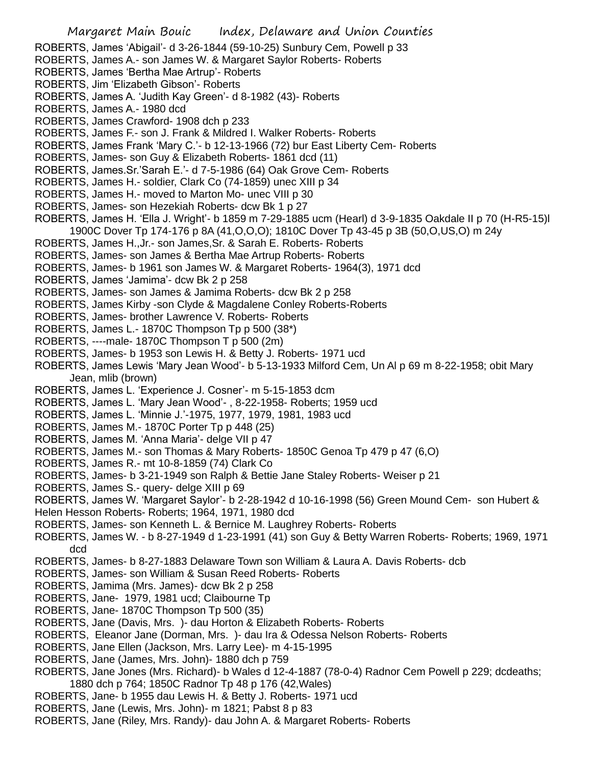ROBERTS, James 'Abigail'- d 3-26-1844 (59-10-25) Sunbury Cem, Powell p 33

ROBERTS, James A.- son James W. & Margaret Saylor Roberts- Roberts

ROBERTS, James 'Bertha Mae Artrup'- Roberts

ROBERTS, Jim 'Elizabeth Gibson'- Roberts

ROBERTS, James A. 'Judith Kay Green'- d 8-1982 (43)- Roberts

ROBERTS, James A.- 1980 dcd

ROBERTS, James Crawford- 1908 dch p 233

ROBERTS, James F.- son J. Frank & Mildred I. Walker Roberts- Roberts

ROBERTS, James Frank 'Mary C.'- b 12-13-1966 (72) bur East Liberty Cem- Roberts

ROBERTS, James- son Guy & Elizabeth Roberts- 1861 dcd (11)

ROBERTS, James.Sr.'Sarah E.'- d 7-5-1986 (64) Oak Grove Cem- Roberts

ROBERTS, James H.- soldier, Clark Co (74-1859) unec XIII p 34

ROBERTS, James H.- moved to Marton Mo- unec VIII p 30

ROBERTS, James- son Hezekiah Roberts- dcw Bk 1 p 27

ROBERTS, James H. 'Ella J. Wright'- b 1859 m 7-29-1885 ucm (Hearl) d 3-9-1835 Oakdale II p 70 (H-R5-15)l 1900C Dover Tp 174-176 p 8A (41,O,O,O); 1810C Dover Tp 43-45 p 3B (50,O,US,O) m 24y

ROBERTS, James H.,Jr.- son James,Sr. & Sarah E. Roberts- Roberts

ROBERTS, James- son James & Bertha Mae Artrup Roberts- Roberts

ROBERTS, James- b 1961 son James W. & Margaret Roberts- 1964(3), 1971 dcd

ROBERTS, James 'Jamima'- dcw Bk 2 p 258

ROBERTS, James- son James & Jamima Roberts- dcw Bk 2 p 258

ROBERTS, James Kirby -son Clyde & Magdalene Conley Roberts-Roberts

ROBERTS, James- brother Lawrence V. Roberts- Roberts

ROBERTS, James L.- 1870C Thompson Tp p 500 (38*)

ROBERTS, ----male- 1870C Thompson T p 500 (2m)

ROBERTS, James- b 1953 son Lewis H. & Betty J. Roberts- 1971 ucd

ROBERTS, James Lewis 'Mary Jean Wood'- b 5-13-1933 Milford Cem, Un Al p 69 m 8-22-1958; obit Mary Jean, mlib (brown)

ROBERTS, James L. 'Experience J. Cosner'- m 5-15-1853 dcm

ROBERTS, James L. 'Mary Jean Wood'- , 8-22-1958- Roberts; 1959 ucd

ROBERTS, James L. 'Minnie J.'-1975, 1977, 1979, 1981, 1983 ucd

ROBERTS, James M.- 1870C Porter Tp p 448 (25)

ROBERTS, James M. 'Anna Maria'- delge VII p 47

ROBERTS, James M.- son Thomas & Mary Roberts- 1850C Genoa Tp 479 p 47 (6,O)

ROBERTS, James R.- mt 10-8-1859 (74) Clark Co

ROBERTS, James- b 3-21-1949 son Ralph & Bettie Jane Staley Roberts- Weiser p 21

ROBERTS, James S.- query- delge XIII p 69

ROBERTS, James W. 'Margaret Saylor'- b 2-28-1942 d 10-16-1998 (56) Green Mound Cem- son Hubert & Helen Hesson Roberts- Roberts; 1964, 1971, 1980 dcd

ROBERTS, James- son Kenneth L. & Bernice M. Laughrey Roberts- Roberts

ROBERTS, James W. - b 8-27-1949 d 1-23-1991 (41) son Guy & Betty Warren Roberts- Roberts; 1969, 1971 dcd

ROBERTS, James- b 8-27-1883 Delaware Town son William & Laura A. Davis Roberts- dcb

ROBERTS, James- son William & Susan Reed Roberts- Roberts

ROBERTS, Jamima (Mrs. James)- dcw Bk 2 p 258

ROBERTS, Jane- 1979, 1981 ucd; Claibourne Tp

ROBERTS, Jane- 1870C Thompson Tp 500 (35)

ROBERTS, Jane (Davis, Mrs. )- dau Horton & Elizabeth Roberts- Roberts

ROBERTS, Eleanor Jane (Dorman, Mrs. )- dau Ira & Odessa Nelson Roberts- Roberts

ROBERTS, Jane Ellen (Jackson, Mrs. Larry Lee)- m 4-15-1995

ROBERTS, Jane (James, Mrs. John)- 1880 dch p 759

ROBERTS, Jane Jones (Mrs. Richard)- b Wales d 12-4-1887 (78-0-4) Radnor Cem Powell p 229; dcdeaths; 1880 dch p 764; 1850C Radnor Tp 48 p 176 (42,Wales)

ROBERTS, Jane- b 1955 dau Lewis H. & Betty J. Roberts- 1971 ucd

ROBERTS, Jane (Lewis, Mrs. John)- m 1821; Pabst 8 p 83

ROBERTS, Jane (Riley, Mrs. Randy)- dau John A. & Margaret Roberts- Roberts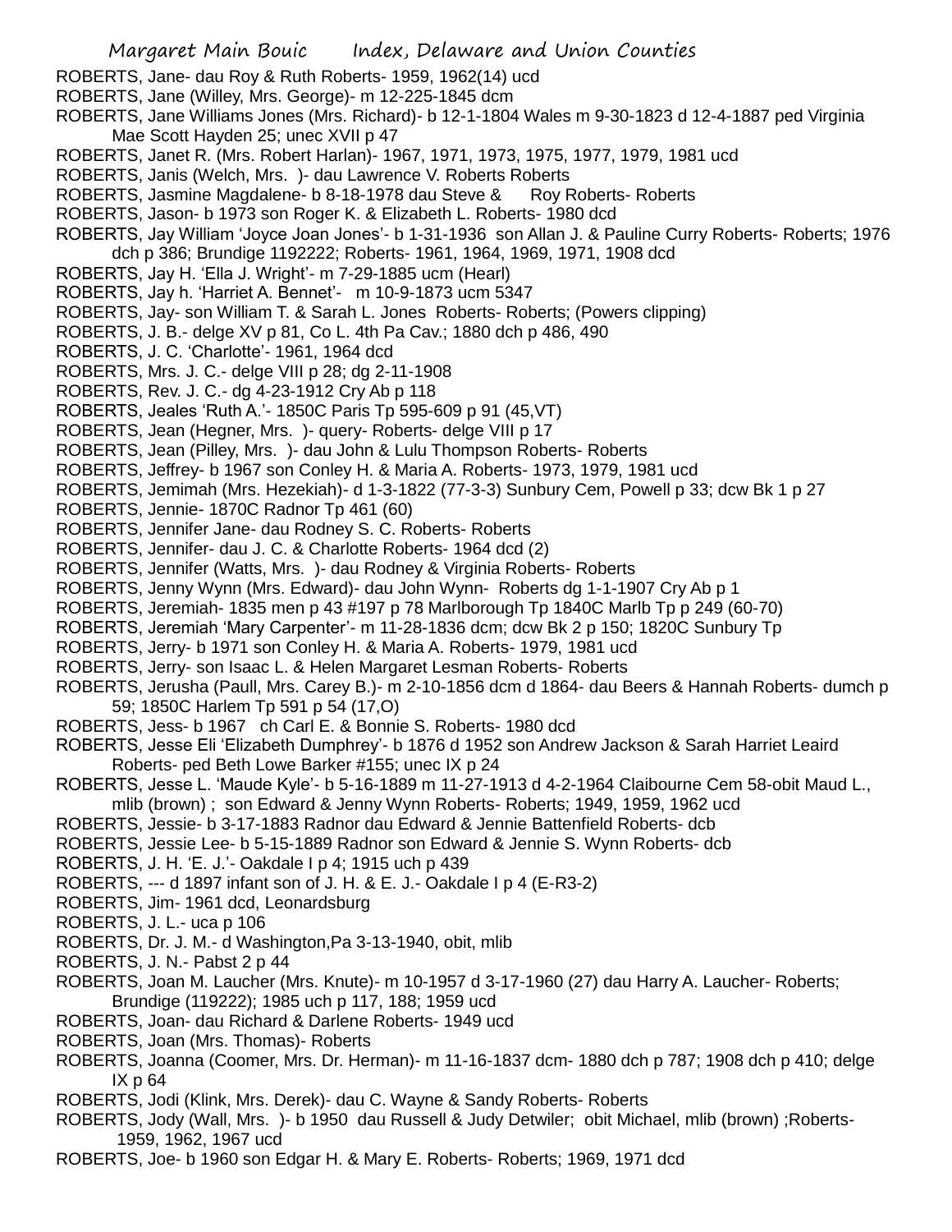ROBERTS, Jane- dau Roy & Ruth Roberts- 1959, 1962(14) ucd

ROBERTS, Jane (Willey, Mrs. George)- m 12-225-1845 dcm

ROBERTS, Jane Williams Jones (Mrs. Richard)- b 12-1-1804 Wales m 9-30-1823 d 12-4-1887 ped Virginia Mae Scott Hayden 25; unec XVII p 47

ROBERTS, Janet R. (Mrs. Robert Harlan)- 1967, 1971, 1973, 1975, 1977, 1979, 1981 ucd

ROBERTS, Janis (Welch, Mrs. )- dau Lawrence V. Roberts Roberts

ROBERTS, Jasmine Magdalene- b 8-18-1978 dau Steve & Roy Roberts- Roberts

ROBERTS, Jason- b 1973 son Roger K. & Elizabeth L. Roberts- 1980 dcd

ROBERTS, Jay William 'Joyce Joan Jones'- b 1-31-1936 son Allan J. & Pauline Curry Roberts- Roberts; 1976 dch p 386; Brundige 1192222; Roberts- 1961, 1964, 1969, 1971, 1908 dcd

ROBERTS, Jay H. 'Ella J. Wright'- m 7-29-1885 ucm (Hearl)

ROBERTS, Jay h. 'Harriet A. Bennet'- m 10-9-1873 ucm 5347

ROBERTS, Jay- son William T. & Sarah L. Jones Roberts- Roberts; (Powers clipping)

ROBERTS, J. B.- delge XV p 81, Co L. 4th Pa Cav.; 1880 dch p 486, 490

ROBERTS, J. C. 'Charlotte'- 1961, 1964 dcd

ROBERTS, Mrs. J. C.- delge VIII p 28; dg 2-11-1908

ROBERTS, Rev. J. C.- dg 4-23-1912 Cry Ab p 118

ROBERTS, Jeales 'Ruth A.'- 1850C Paris Tp 595-609 p 91 (45,VT)

ROBERTS, Jean (Hegner, Mrs. )- query- Roberts- delge VIII p 17

ROBERTS, Jean (Pilley, Mrs. )- dau John & Lulu Thompson Roberts- Roberts

ROBERTS, Jeffrey- b 1967 son Conley H. & Maria A. Roberts- 1973, 1979, 1981 ucd

ROBERTS, Jemimah (Mrs. Hezekiah)- d 1-3-1822 (77-3-3) Sunbury Cem, Powell p 33; dcw Bk 1 p 27

ROBERTS, Jennie- 1870C Radnor Tp 461 (60)

ROBERTS, Jennifer Jane- dau Rodney S. C. Roberts- Roberts

ROBERTS, Jennifer- dau J. C. & Charlotte Roberts- 1964 dcd (2)

ROBERTS, Jennifer (Watts, Mrs. )- dau Rodney & Virginia Roberts- Roberts

ROBERTS, Jenny Wynn (Mrs. Edward)- dau John Wynn- Roberts dg 1-1-1907 Cry Ab p 1

ROBERTS, Jeremiah- 1835 men p 43 #197 p 78 Marlborough Tp 1840C Marlb Tp p 249 (60-70)

ROBERTS, Jeremiah 'Mary Carpenter'- m 11-28-1836 dcm; dcw Bk 2 p 150; 1820C Sunbury Tp

ROBERTS, Jerry- b 1971 son Conley H. & Maria A. Roberts- 1979, 1981 ucd

ROBERTS, Jerry- son Isaac L. & Helen Margaret Lesman Roberts- Roberts

ROBERTS, Jerusha (Paull, Mrs. Carey B.)- m 2-10-1856 dcm d 1864- dau Beers & Hannah Roberts- dumch p 59; 1850C Harlem Tp 591 p 54 (17,O)

ROBERTS, Jess- b 1967 ch Carl E. & Bonnie S. Roberts- 1980 dcd

ROBERTS, Jesse Eli 'Elizabeth Dumphrey'- b 1876 d 1952 son Andrew Jackson & Sarah Harriet Leaird Roberts- ped Beth Lowe Barker #155; unec IX p 24

ROBERTS, Jesse L. 'Maude Kyle'- b 5-16-1889 m 11-27-1913 d 4-2-1964 Claibourne Cem 58-obit Maud L., mlib (brown) ; son Edward & Jenny Wynn Roberts- Roberts; 1949, 1959, 1962 ucd

ROBERTS, Jessie- b 3-17-1883 Radnor dau Edward & Jennie Battenfield Roberts- dcb

ROBERTS, Jessie Lee- b 5-15-1889 Radnor son Edward & Jennie S. Wynn Roberts- dcb

ROBERTS, J. H. 'E. J.'- Oakdale I p 4; 1915 uch p 439

ROBERTS, --- d 1897 infant son of J. H. & E. J.- Oakdale I p 4 (E-R3-2)

ROBERTS, Jim- 1961 dcd, Leonardsburg

ROBERTS, J. L.- uca p 106

ROBERTS, Dr. J. M.- d Washington,Pa 3-13-1940, obit, mlib

ROBERTS, J. N.- Pabst 2 p 44

ROBERTS, Joan M. Laucher (Mrs. Knute)- m 10-1957 d 3-17-1960 (27) dau Harry A. Laucher- Roberts; Brundige (119222); 1985 uch p 117, 188; 1959 ucd

ROBERTS, Joan- dau Richard & Darlene Roberts- 1949 ucd

ROBERTS, Joan (Mrs. Thomas)- Roberts

ROBERTS, Joanna (Coomer, Mrs. Dr. Herman)- m 11-16-1837 dcm- 1880 dch p 787; 1908 dch p 410; delge IX p 64

ROBERTS, Jodi (Klink, Mrs. Derek)- dau C. Wayne & Sandy Roberts- Roberts

ROBERTS, Jody (Wall, Mrs. )- b 1950 dau Russell & Judy Detwiler; obit Michael, mlib (brown) ;Roberts- 1959, 1962, 1967 ucd

ROBERTS, Joe- b 1960 son Edgar H. & Mary E. Roberts- Roberts; 1969, 1971 dcd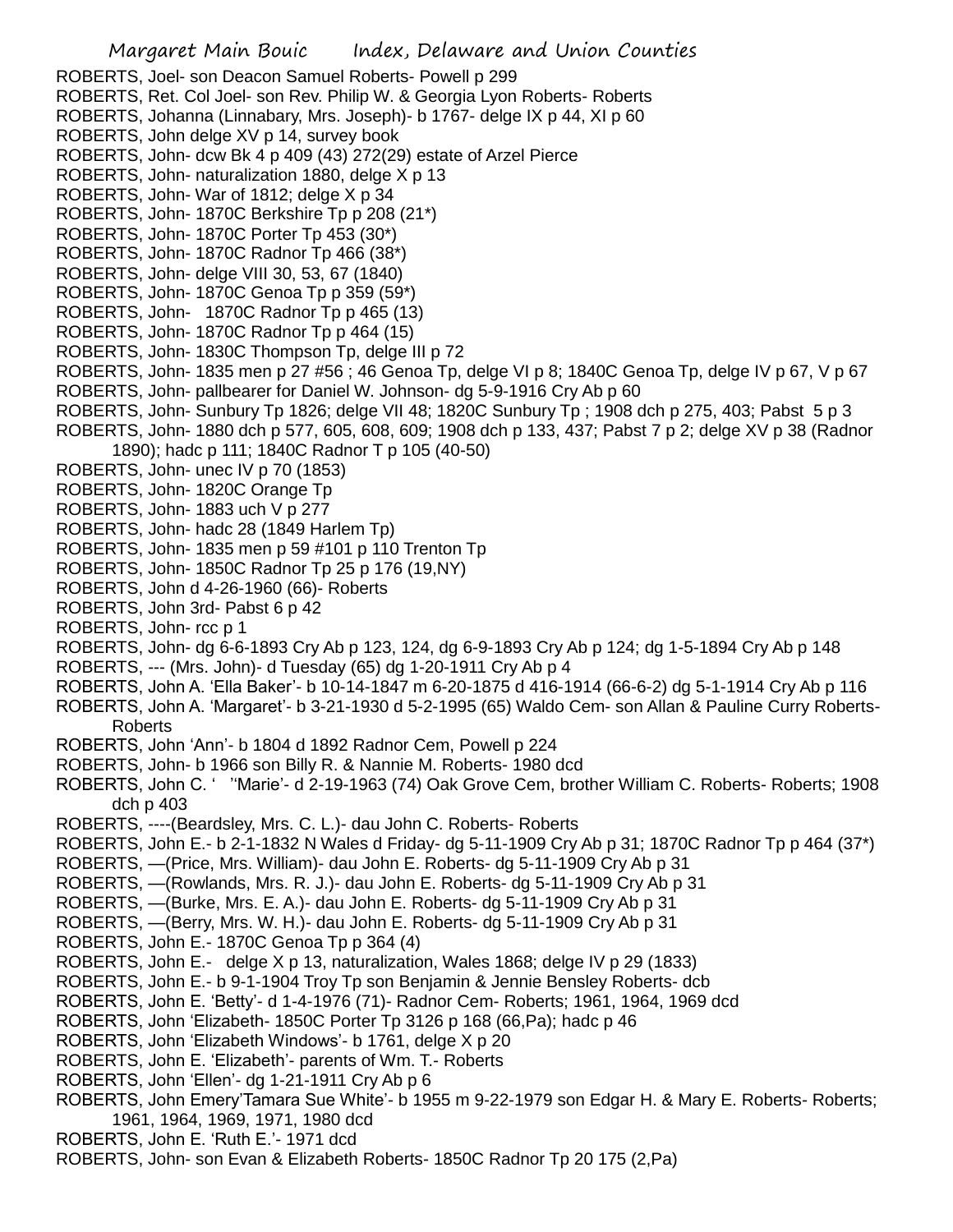ROBERTS, Joel- son Deacon Samuel Roberts- Powell p 299
ROBERTS, Ret. Col Joel- son Rev. Philip W. & Georgia Lyon Roberts- Roberts
ROBERTS, Johanna (Linnabary, Mrs. Joseph)- b 1767- delge IX p 44, XI p 60
ROBERTS, John delge XV p 14, survey book
ROBERTS, John- dcw Bk 4 p 409 (43) 272(29) estate of Arzel Pierce
ROBERTS, John- naturalization 1880, delge X p 13
ROBERTS, John- War of 1812; delge X p 34
ROBERTS, John- 1870C Berkshire Tp p 208 (21*)
ROBERTS, John- 1870C Porter Tp 453 (30*)
ROBERTS, John- 1870C Radnor Tp 466 (38*)
ROBERTS, John- delge VIII 30, 53, 67 (1840)
ROBERTS, John- 1870C Genoa Tp p 359 (59*)
ROBERTS, John- 1870C Radnor Tp p 465 (13)
ROBERTS, John- 1870C Radnor Tp p 464 (15)
ROBERTS, John- 1830C Thompson Tp, delge III p 72
ROBERTS, John- 1835 men p 27 #56 ; 46 Genoa Tp, delge VI p 8; 1840C Genoa Tp, delge IV p 67, V p 67
ROBERTS, John- pallbearer for Daniel W. Johnson- dg 5-9-1916 Cry Ab p 60
ROBERTS, John- Sunbury Tp 1826; delge VII 48; 1820C Sunbury Tp ; 1908 dch p 275, 403; Pabst 5 p 3
ROBERTS, John- 1880 dch p 577, 605, 608, 609; 1908 dch p 133, 437; Pabst 7 p 2; delge XV p 38 (Radnor 1890); hadc p 111; 1840C Radnor T p 105 (40-50)
ROBERTS, John- unec IV p 70 (1853)
ROBERTS, John- 1820C Orange Tp
ROBERTS, John- 1883 uch V p 277
ROBERTS, John- hadc 28 (1849 Harlem Tp)
ROBERTS, John- 1835 men p 59 #101 p 110 Trenton Tp
ROBERTS, John- 1850C Radnor Tp 25 p 176 (19,NY)
ROBERTS, John d 4-26-1960 (66)- Roberts
ROBERTS, John 3rd- Pabst 6 p 42
ROBERTS, John- rcc p 1
ROBERTS, John- dg 6-6-1893 Cry Ab p 123, 124, dg 6-9-1893 Cry Ab p 124; dg 1-5-1894 Cry Ab p 148
ROBERTS, --- (Mrs. John)- d Tuesday (65) dg 1-20-1911 Cry Ab p 4
ROBERTS, John A. 'Ella Baker'- b 10-14-1847 m 6-20-1875 d 416-1914 (66-6-2) dg 5-1-1914 Cry Ab p 116
ROBERTS, John A. 'Margaret'- b 3-21-1930 d 5-2-1995 (65) Waldo Cem- son Allan & Pauline Curry Roberts- Roberts
ROBERTS, John 'Ann'- b 1804 d 1892 Radnor Cem, Powell p 224
ROBERTS, John- b 1966 son Billy R. & Nannie M. Roberts- 1980 dcd
ROBERTS, John C. ' ''Marie'- d 2-19-1963 (74) Oak Grove Cem, brother William C. Roberts- Roberts; 1908 dch p 403
ROBERTS, ----(Beardsley, Mrs. C. L.)- dau John C. Roberts- Roberts
ROBERTS, John E.- b 2-1-1832 N Wales d Friday- dg 5-11-1909 Cry Ab p 31; 1870C Radnor Tp p 464 (37*)
ROBERTS, —(Price, Mrs. William)- dau John E. Roberts- dg 5-11-1909 Cry Ab p 31
ROBERTS, —(Rowlands, Mrs. R. J.)- dau John E. Roberts- dg 5-11-1909 Cry Ab p 31
ROBERTS, —(Burke, Mrs. E. A.)- dau John E. Roberts- dg 5-11-1909 Cry Ab p 31
ROBERTS, —(Berry, Mrs. W. H.)- dau John E. Roberts- dg 5-11-1909 Cry Ab p 31
ROBERTS, John E.- 1870C Genoa Tp p 364 (4)
ROBERTS, John E.- delge X p 13, naturalization, Wales 1868; delge IV p 29 (1833)
ROBERTS, John E.- b 9-1-1904 Troy Tp son Benjamin & Jennie Bensley Roberts- dcb
ROBERTS, John E. 'Betty'- d 1-4-1976 (71)- Radnor Cem- Roberts; 1961, 1964, 1969 dcd
ROBERTS, John 'Elizabeth- 1850C Porter Tp 3126 p 168 (66,Pa); hadc p 46
ROBERTS, John 'Elizabeth Windows'- b 1761, delge X p 20
ROBERTS, John E. 'Elizabeth'- parents of Wm. T.- Roberts
ROBERTS, John 'Ellen'- dg 1-21-1911 Cry Ab p 6
ROBERTS, John Emery'Tamara Sue White'- b 1955 m 9-22-1979 son Edgar H. & Mary E. Roberts- Roberts; 1961, 1964, 1969, 1971, 1980 dcd
ROBERTS, John E. 'Ruth E.'- 1971 dcd
ROBERTS, John- son Evan & Elizabeth Roberts- 1850C Radnor Tp 20 175 (2,Pa)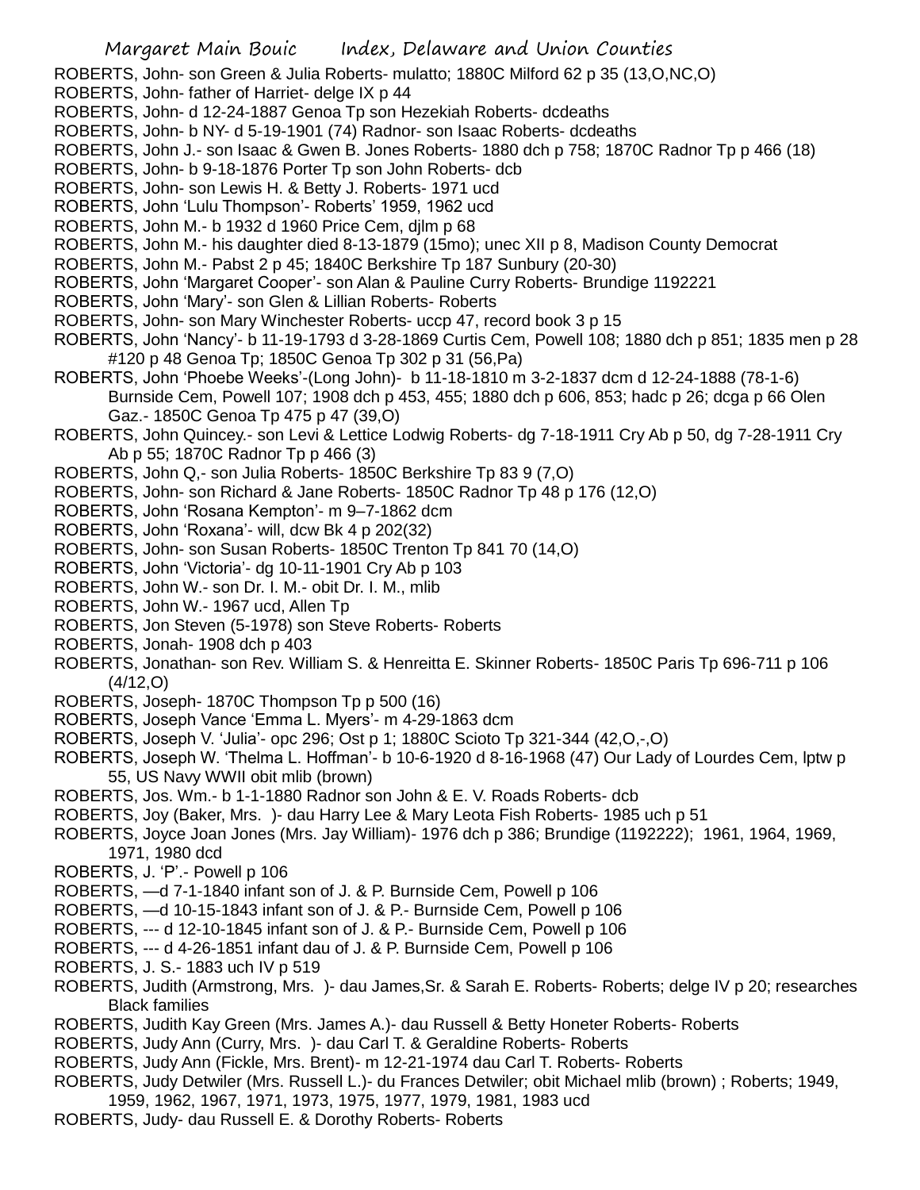ROBERTS, John- son Green & Julia Roberts- mulatto; 1880C Milford 62 p 35 (13,O,NC,O)
ROBERTS, John- father of Harriet- delge IX p 44
ROBERTS, John- d 12-24-1887 Genoa Tp son Hezekiah Roberts- dcdeaths
ROBERTS, John- b NY- d 5-19-1901 (74) Radnor- son Isaac Roberts- dcdeaths
ROBERTS, John J.- son Isaac & Gwen B. Jones Roberts- 1880 dch p 758; 1870C Radnor Tp p 466 (18)
ROBERTS, John- b 9-18-1876 Porter Tp son John Roberts- dcb
ROBERTS, John- son Lewis H. & Betty J. Roberts- 1971 ucd
ROBERTS, John 'Lulu Thompson'- Roberts' 1959, 1962 ucd
ROBERTS, John M.- b 1932 d 1960 Price Cem, djlm p 68
ROBERTS, John M.- his daughter died 8-13-1879 (15mo); unec XII p 8, Madison County Democrat
ROBERTS, John M.- Pabst 2 p 45; 1840C Berkshire Tp 187 Sunbury (20-30)
ROBERTS, John 'Margaret Cooper'- son Alan & Pauline Curry Roberts- Brundige 1192221
ROBERTS, John 'Mary'- son Glen & Lillian Roberts- Roberts
ROBERTS, John- son Mary Winchester Roberts- uccp 47, record book 3 p 15
ROBERTS, John 'Nancy'- b 11-19-1793 d 3-28-1869 Curtis Cem, Powell 108; 1880 dch p 851; 1835 men p 28 #120 p 48 Genoa Tp; 1850C Genoa Tp 302 p 31 (56,Pa)
ROBERTS, John 'Phoebe Weeks'-(Long John)- b 11-18-1810 m 3-2-1837 dcm d 12-24-1888 (78-1-6) Burnside Cem, Powell 107; 1908 dch p 453, 455; 1880 dch p 606, 853; hadc p 26; dcga p 66 Olen Gaz.- 1850C Genoa Tp 475 p 47 (39,O)
ROBERTS, John Quincey.- son Levi & Lettice Lodwig Roberts- dg 7-18-1911 Cry Ab p 50, dg 7-28-1911 Cry Ab p 55; 1870C Radnor Tp p 466 (3)
ROBERTS, John Q,- son Julia Roberts- 1850C Berkshire Tp 83 9 (7,O)
ROBERTS, John- son Richard & Jane Roberts- 1850C Radnor Tp 48 p 176 (12,O)
ROBERTS, John 'Rosana Kempton'- m 9–7-1862 dcm
ROBERTS, John 'Roxana'- will, dcw Bk 4 p 202(32)
ROBERTS, John- son Susan Roberts- 1850C Trenton Tp 841 70 (14,O)
ROBERTS, John 'Victoria'- dg 10-11-1901 Cry Ab p 103
ROBERTS, John W.- son Dr. I. M.- obit Dr. I. M., mlib
ROBERTS, John W.- 1967 ucd, Allen Tp
ROBERTS, Jon Steven (5-1978) son Steve Roberts- Roberts
ROBERTS, Jonah- 1908 dch p 403
ROBERTS, Jonathan- son Rev. William S. & Henreitta E. Skinner Roberts- 1850C Paris Tp 696-711 p 106 (4/12,O)
ROBERTS, Joseph- 1870C Thompson Tp p 500 (16)
ROBERTS, Joseph Vance 'Emma L. Myers'- m 4-29-1863 dcm
ROBERTS, Joseph V. 'Julia'- opc 296; Ost p 1; 1880C Scioto Tp 321-344 (42,O,-,O)
ROBERTS, Joseph W. 'Thelma L. Hoffman'- b 10-6-1920 d 8-16-1968 (47) Our Lady of Lourdes Cem, lptw p 55, US Navy WWII obit mlib (brown)
ROBERTS, Jos. Wm.- b 1-1-1880 Radnor son John & E. V. Roads Roberts- dcb
ROBERTS, Joy (Baker, Mrs. )- dau Harry Lee & Mary Leota Fish Roberts- 1985 uch p 51
ROBERTS, Joyce Joan Jones (Mrs. Jay William)- 1976 dch p 386; Brundige (1192222); 1961, 1964, 1969, 1971, 1980 dcd
ROBERTS, J. 'P'.- Powell p 106
ROBERTS, —d 7-1-1840 infant son of J. & P. Burnside Cem, Powell p 106
ROBERTS, —d 10-15-1843 infant son of J. & P.- Burnside Cem, Powell p 106
ROBERTS, --- d 12-10-1845 infant son of J. & P.- Burnside Cem, Powell p 106
ROBERTS, --- d 4-26-1851 infant dau of J. & P. Burnside Cem, Powell p 106
ROBERTS, J. S.- 1883 uch IV p 519
ROBERTS, Judith (Armstrong, Mrs. )- dau James,Sr. & Sarah E. Roberts- Roberts; delge IV p 20; researches Black families
ROBERTS, Judith Kay Green (Mrs. James A.)- dau Russell & Betty Honeter Roberts- Roberts
ROBERTS, Judy Ann (Curry, Mrs. )- dau Carl T. & Geraldine Roberts- Roberts
ROBERTS, Judy Ann (Fickle, Mrs. Brent)- m 12-21-1974 dau Carl T. Roberts- Roberts
ROBERTS, Judy Detwiler (Mrs. Russell L.)- du Frances Detwiler; obit Michael mlib (brown) ; Roberts; 1949, 1959, 1962, 1967, 1971, 1973, 1975, 1977, 1979, 1981, 1983 ucd
ROBERTS, Judy- dau Russell E. & Dorothy Roberts- Roberts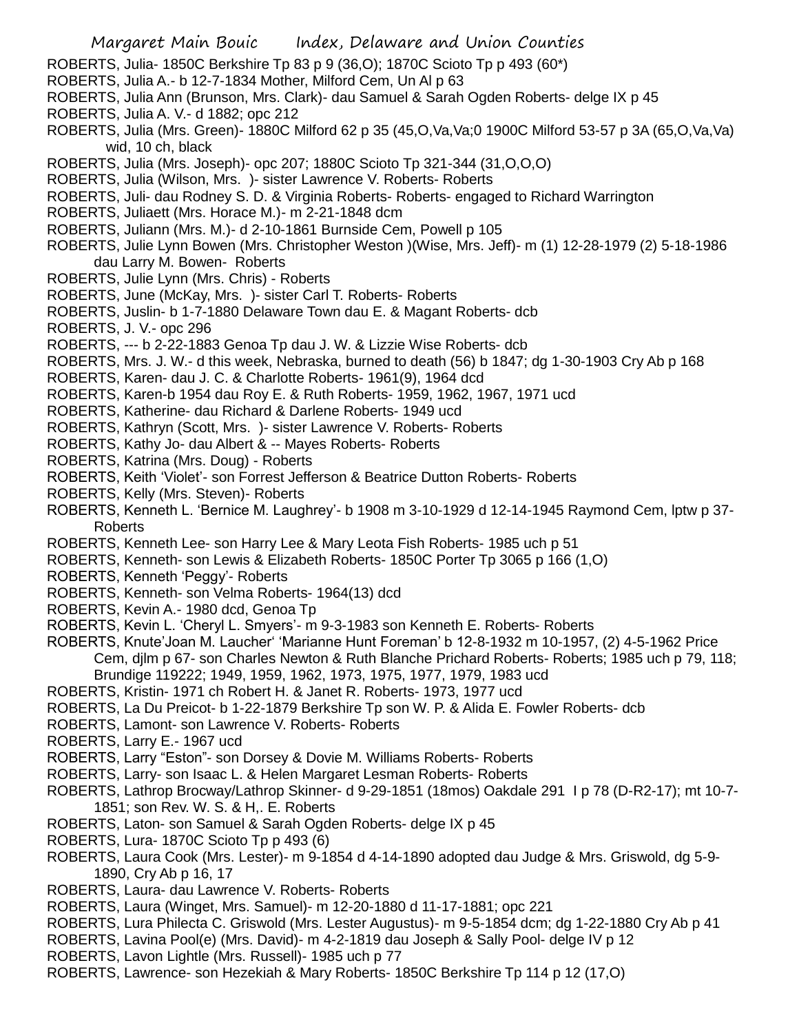ROBERTS, Julia- 1850C Berkshire Tp 83 p 9 (36,O); 1870C Scioto Tp p 493 (60*)

ROBERTS, Julia A.- b 12-7-1834 Mother, Milford Cem, Un Al p 63

ROBERTS, Julia Ann (Brunson, Mrs. Clark)- dau Samuel & Sarah Ogden Roberts- delge IX p 45

ROBERTS, Julia A. V.- d 1882; opc 212

ROBERTS, Julia (Mrs. Green)- 1880C Milford 62 p 35 (45,O,Va,Va;0 1900C Milford 53-57 p 3A (65,O,Va,Va) wid, 10 ch, black

ROBERTS, Julia (Mrs. Joseph)- opc 207; 1880C Scioto Tp 321-344 (31,O,O,O)

ROBERTS, Julia (Wilson, Mrs. )- sister Lawrence V. Roberts- Roberts

ROBERTS, Juli- dau Rodney S. D. & Virginia Roberts- Roberts- engaged to Richard Warrington

ROBERTS, Juliaett (Mrs. Horace M.)- m 2-21-1848 dcm

ROBERTS, Juliann (Mrs. M.)- d 2-10-1861 Burnside Cem, Powell p 105

ROBERTS, Julie Lynn Bowen (Mrs. Christopher Weston )(Wise, Mrs. Jeff)- m (1) 12-28-1979 (2) 5-18-1986 dau Larry M. Bowen- Roberts

ROBERTS, Julie Lynn (Mrs. Chris) - Roberts

ROBERTS, June (McKay, Mrs. )- sister Carl T. Roberts- Roberts

ROBERTS, Juslin- b 1-7-1880 Delaware Town dau E. & Magant Roberts- dcb

ROBERTS, J. V.- opc 296

ROBERTS, --- b 2-22-1883 Genoa Tp dau J. W. & Lizzie Wise Roberts- dcb

ROBERTS, Mrs. J. W.- d this week, Nebraska, burned to death (56) b 1847; dg 1-30-1903 Cry Ab p 168

ROBERTS, Karen- dau J. C. & Charlotte Roberts- 1961(9), 1964 dcd

ROBERTS, Karen-b 1954 dau Roy E. & Ruth Roberts- 1959, 1962, 1967, 1971 ucd

ROBERTS, Katherine- dau Richard & Darlene Roberts- 1949 ucd

ROBERTS, Kathryn (Scott, Mrs. )- sister Lawrence V. Roberts- Roberts

ROBERTS, Kathy Jo- dau Albert & -- Mayes Roberts- Roberts

ROBERTS, Katrina (Mrs. Doug) - Roberts

ROBERTS, Keith 'Violet'- son Forrest Jefferson & Beatrice Dutton Roberts- Roberts

ROBERTS, Kelly (Mrs. Steven)- Roberts

ROBERTS, Kenneth L. 'Bernice M. Laughrey'- b 1908 m 3-10-1929 d 12-14-1945 Raymond Cem, lptw p 37- Roberts

ROBERTS, Kenneth Lee- son Harry Lee & Mary Leota Fish Roberts- 1985 uch p 51

ROBERTS, Kenneth- son Lewis & Elizabeth Roberts- 1850C Porter Tp 3065 p 166 (1,O)

ROBERTS, Kenneth 'Peggy'- Roberts

ROBERTS, Kenneth- son Velma Roberts- 1964(13) dcd

ROBERTS, Kevin A.- 1980 dcd, Genoa Tp

ROBERTS, Kevin L. 'Cheryl L. Smyers'- m 9-3-1983 son Kenneth E. Roberts- Roberts

ROBERTS, Knute'Joan M. Laucher' 'Marianne Hunt Foreman' b 12-8-1932 m 10-1957, (2) 4-5-1962 Price Cem, djlm p 67- son Charles Newton & Ruth Blanche Prichard Roberts- Roberts; 1985 uch p 79, 118; Brundige 119222; 1949, 1959, 1962, 1973, 1975, 1977, 1979, 1983 ucd

ROBERTS, Kristin- 1971 ch Robert H. & Janet R. Roberts- 1973, 1977 ucd

ROBERTS, La Du Preicot- b 1-22-1879 Berkshire Tp son W. P. & Alida E. Fowler Roberts- dcb

ROBERTS, Lamont- son Lawrence V. Roberts- Roberts

ROBERTS, Larry E.- 1967 ucd

ROBERTS, Larry "Eston"- son Dorsey & Dovie M. Williams Roberts- Roberts

ROBERTS, Larry- son Isaac L. & Helen Margaret Lesman Roberts- Roberts

ROBERTS, Lathrop Brocway/Lathrop Skinner- d 9-29-1851 (18mos) Oakdale 291 I p 78 (D-R2-17); mt 10-7-1851; son Rev. W. S. & H,. E. Roberts

ROBERTS, Laton- son Samuel & Sarah Ogden Roberts- delge IX p 45

ROBERTS, Lura- 1870C Scioto Tp p 493 (6)

ROBERTS, Laura Cook (Mrs. Lester)- m 9-1854 d 4-14-1890 adopted dau Judge & Mrs. Griswold, dg 5-9-1890, Cry Ab p 16, 17

ROBERTS, Laura- dau Lawrence V. Roberts- Roberts

ROBERTS, Laura (Winget, Mrs. Samuel)- m 12-20-1880 d 11-17-1881; opc 221

ROBERTS, Lura Philecta C. Griswold (Mrs. Lester Augustus)- m 9-5-1854 dcm; dg 1-22-1880 Cry Ab p 41

ROBERTS, Lavina Pool(e) (Mrs. David)- m 4-2-1819 dau Joseph & Sally Pool- delge IV p 12

ROBERTS, Lavon Lightle (Mrs. Russell)- 1985 uch p 77

ROBERTS, Lawrence- son Hezekiah & Mary Roberts- 1850C Berkshire Tp 114 p 12 (17,O)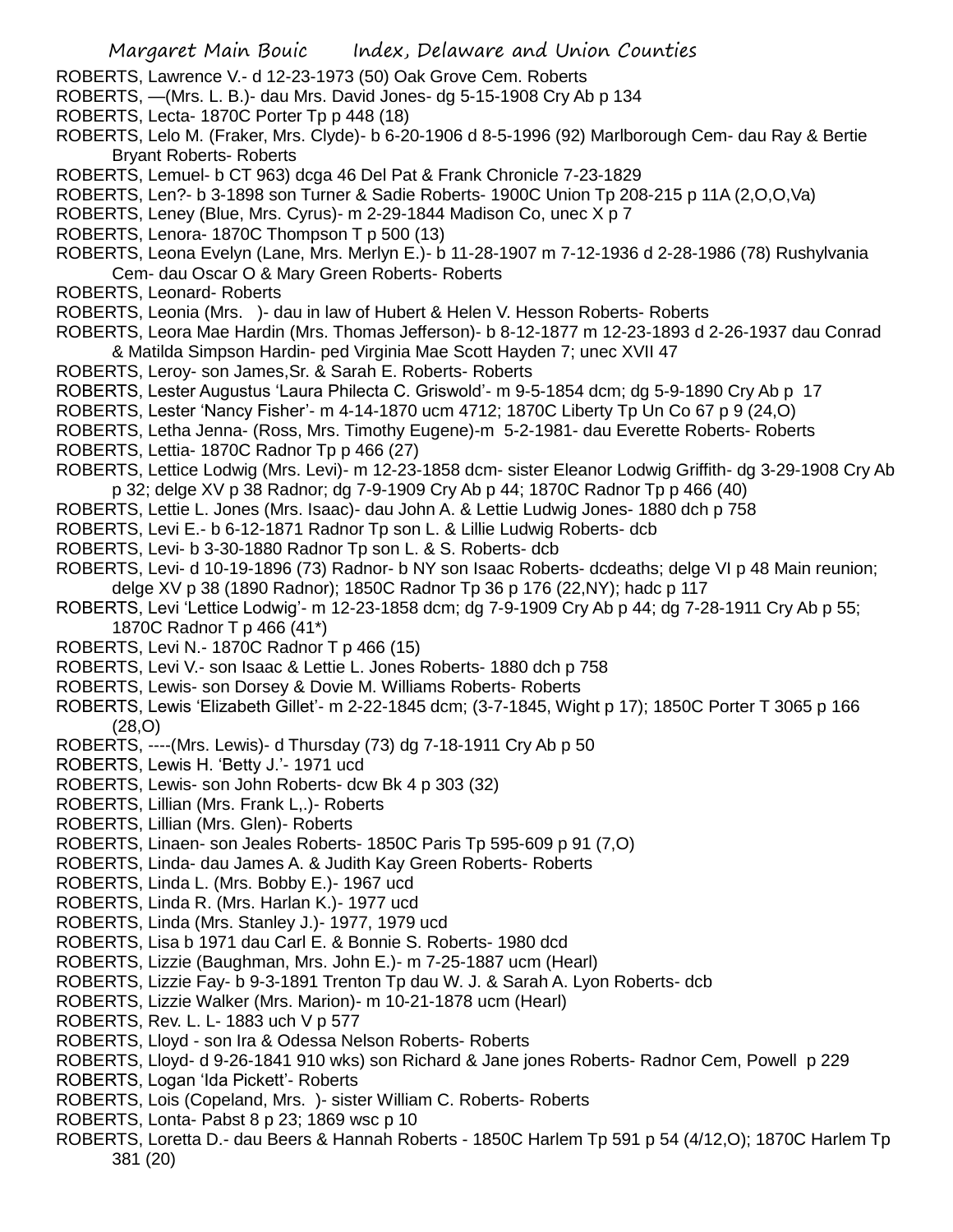ROBERTS, Lawrence V.- d 12-23-1973 (50) Oak Grove Cem. Roberts

ROBERTS, —(Mrs. L. B.)- dau Mrs. David Jones- dg 5-15-1908 Cry Ab p 134

ROBERTS, Lecta- 1870C Porter Tp p 448 (18)

ROBERTS, Lelo M. (Fraker, Mrs. Clyde)- b 6-20-1906 d 8-5-1996 (92) Marlborough Cem- dau Ray & Bertie Bryant Roberts- Roberts

ROBERTS, Lemuel- b CT 963) dcga 46 Del Pat & Frank Chronicle 7-23-1829

ROBERTS, Len?- b 3-1898 son Turner & Sadie Roberts- 1900C Union Tp 208-215 p 11A (2,O,O,Va)

ROBERTS, Leney (Blue, Mrs. Cyrus)- m 2-29-1844 Madison Co, unec X p 7

ROBERTS, Lenora- 1870C Thompson T p 500 (13)

ROBERTS, Leona Evelyn (Lane, Mrs. Merlyn E.)- b 11-28-1907 m 7-12-1936 d 2-28-1986 (78) Rushylvania Cem- dau Oscar O & Mary Green Roberts- Roberts

ROBERTS, Leonard- Roberts

ROBERTS, Leonia (Mrs. )- dau in law of Hubert & Helen V. Hesson Roberts- Roberts

ROBERTS, Leora Mae Hardin (Mrs. Thomas Jefferson)- b 8-12-1877 m 12-23-1893 d 2-26-1937 dau Conrad & Matilda Simpson Hardin- ped Virginia Mae Scott Hayden 7; unec XVII 47

ROBERTS, Leroy- son James,Sr. & Sarah E. Roberts- Roberts

ROBERTS, Lester Augustus 'Laura Philecta C. Griswold'- m 9-5-1854 dcm; dg 5-9-1890 Cry Ab p 17

ROBERTS, Lester 'Nancy Fisher'- m 4-14-1870 ucm 4712; 1870C Liberty Tp Un Co 67 p 9 (24,O)

ROBERTS, Letha Jenna- (Ross, Mrs. Timothy Eugene)-m 5-2-1981- dau Everette Roberts- Roberts

ROBERTS, Lettia- 1870C Radnor Tp p 466 (27)

ROBERTS, Lettice Lodwig (Mrs. Levi)- m 12-23-1858 dcm- sister Eleanor Lodwig Griffith- dg 3-29-1908 Cry Ab p 32; delge XV p 38 Radnor; dg 7-9-1909 Cry Ab p 44; 1870C Radnor Tp p 466 (40)

ROBERTS, Lettie L. Jones (Mrs. Isaac)- dau John A. & Lettie Ludwig Jones- 1880 dch p 758

ROBERTS, Levi E.- b 6-12-1871 Radnor Tp son L. & Lillie Ludwig Roberts- dcb

ROBERTS, Levi- b 3-30-1880 Radnor Tp son L. & S. Roberts- dcb

ROBERTS, Levi- d 10-19-1896 (73) Radnor- b NY son Isaac Roberts- dcdeaths; delge VI p 48 Main reunion; delge XV p 38 (1890 Radnor); 1850C Radnor Tp 36 p 176 (22,NY); hadc p 117

ROBERTS, Levi 'Lettice Lodwig'- m 12-23-1858 dcm; dg 7-9-1909 Cry Ab p 44; dg 7-28-1911 Cry Ab p 55; 1870C Radnor T p 466 (41*)

ROBERTS, Levi N.- 1870C Radnor T p 466 (15)

ROBERTS, Levi V.- son Isaac & Lettie L. Jones Roberts- 1880 dch p 758

ROBERTS, Lewis- son Dorsey & Dovie M. Williams Roberts- Roberts

ROBERTS, Lewis 'Elizabeth Gillet'- m 2-22-1845 dcm; (3-7-1845, Wight p 17); 1850C Porter T 3065 p 166 (28,O)

ROBERTS, ----(Mrs. Lewis)- d Thursday (73) dg 7-18-1911 Cry Ab p 50

ROBERTS, Lewis H. 'Betty J.'- 1971 ucd

ROBERTS, Lewis- son John Roberts- dcw Bk 4 p 303 (32)

ROBERTS, Lillian (Mrs. Frank L,.)- Roberts

ROBERTS, Lillian (Mrs. Glen)- Roberts

ROBERTS, Linaen- son Jeales Roberts- 1850C Paris Tp 595-609 p 91 (7,O)

ROBERTS, Linda- dau James A. & Judith Kay Green Roberts- Roberts

ROBERTS, Linda L. (Mrs. Bobby E.)- 1967 ucd

ROBERTS, Linda R. (Mrs. Harlan K.)- 1977 ucd

ROBERTS, Linda (Mrs. Stanley J.)- 1977, 1979 ucd

ROBERTS, Lisa b 1971 dau Carl E. & Bonnie S. Roberts- 1980 dcd

ROBERTS, Lizzie (Baughman, Mrs. John E.)- m 7-25-1887 ucm (Hearl)

ROBERTS, Lizzie Fay- b 9-3-1891 Trenton Tp dau W. J. & Sarah A. Lyon Roberts- dcb

ROBERTS, Lizzie Walker (Mrs. Marion)- m 10-21-1878 ucm (Hearl)

ROBERTS, Rev. L. L- 1883 uch V p 577

ROBERTS, Lloyd - son Ira & Odessa Nelson Roberts- Roberts

ROBERTS, Lloyd- d 9-26-1841 910 wks) son Richard & Jane jones Roberts- Radnor Cem, Powell p 229

ROBERTS, Logan 'Ida Pickett'- Roberts

ROBERTS, Lois (Copeland, Mrs. )- sister William C. Roberts- Roberts

ROBERTS, Lonta- Pabst 8 p 23; 1869 wsc p 10

ROBERTS, Loretta D.- dau Beers & Hannah Roberts - 1850C Harlem Tp 591 p 54 (4/12,O); 1870C Harlem Tp 381 (20)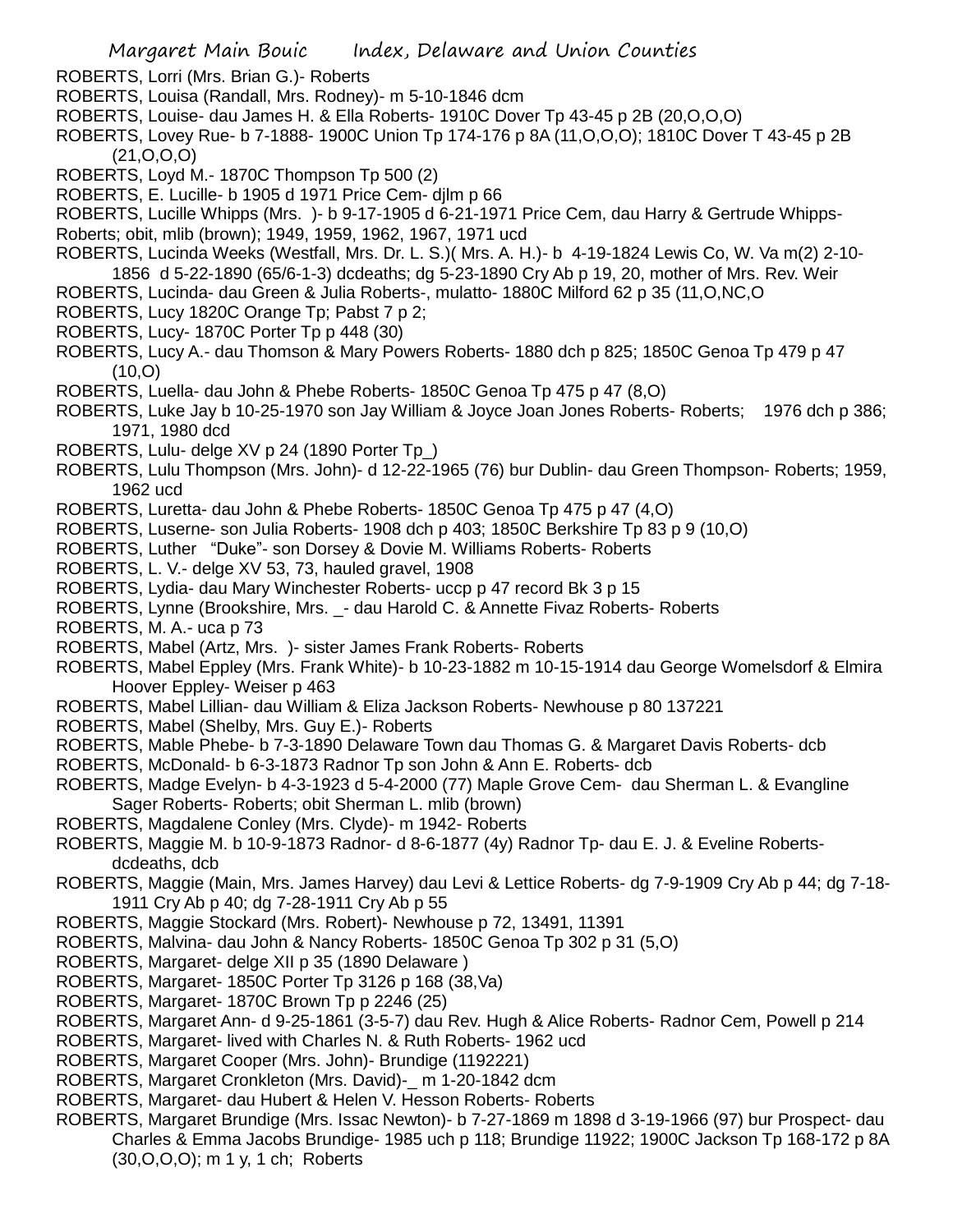ROBERTS, Lorri (Mrs. Brian G.)- Roberts

ROBERTS, Louisa (Randall, Mrs. Rodney)- m 5-10-1846 dcm

ROBERTS, Louise- dau James H. & Ella Roberts- 1910C Dover Tp 43-45 p 2B (20,O,O,O)

ROBERTS, Lovey Rue- b 7-1888- 1900C Union Tp 174-176 p 8A (11,O,O,O); 1810C Dover T 43-45 p 2B (21,O,O,O)

ROBERTS, Loyd M.- 1870C Thompson Tp 500 (2)

ROBERTS, E. Lucille- b 1905 d 1971 Price Cem- djlm p 66

ROBERTS, Lucille Whipps (Mrs. )- b 9-17-1905 d 6-21-1971 Price Cem, dau Harry & Gertrude Whipps- Roberts; obit, mlib (brown); 1949, 1959, 1962, 1967, 1971 ucd

ROBERTS, Lucinda Weeks (Westfall, Mrs. Dr. L. S.)( Mrs. A. H.)- b 4-19-1824 Lewis Co, W. Va m(2) 2-10-1856 d 5-22-1890 (65/6-1-3) dcdeaths; dg 5-23-1890 Cry Ab p 19, 20, mother of Mrs. Rev. Weir

ROBERTS, Lucinda- dau Green & Julia Roberts-, mulatto- 1880C Milford 62 p 35 (11,O,NC,O

ROBERTS, Lucy 1820C Orange Tp; Pabst 7 p 2;

ROBERTS, Lucy- 1870C Porter Tp p 448 (30)

ROBERTS, Lucy A.- dau Thomson & Mary Powers Roberts- 1880 dch p 825; 1850C Genoa Tp 479 p 47 (10,O)

ROBERTS, Luella- dau John & Phebe Roberts- 1850C Genoa Tp 475 p 47 (8,O)

ROBERTS, Luke Jay b 10-25-1970 son Jay William & Joyce Joan Jones Roberts- Roberts; 1976 dch p 386; 1971, 1980 dcd

ROBERTS, Lulu- delge XV p 24 (1890 Porter Tp_)

ROBERTS, Lulu Thompson (Mrs. John)- d 12-22-1965 (76) bur Dublin- dau Green Thompson- Roberts; 1959, 1962 ucd

ROBERTS, Luretta- dau John & Phebe Roberts- 1850C Genoa Tp 475 p 47 (4,O)

ROBERTS, Luserne- son Julia Roberts- 1908 dch p 403; 1850C Berkshire Tp 83 p 9 (10,O)

ROBERTS, Luther "Duke"- son Dorsey & Dovie M. Williams Roberts- Roberts

ROBERTS, L. V.- delge XV 53, 73, hauled gravel, 1908

ROBERTS, Lydia- dau Mary Winchester Roberts- uccp p 47 record Bk 3 p 15

ROBERTS, Lynne (Brookshire, Mrs. _- dau Harold C. & Annette Fivaz Roberts- Roberts

ROBERTS, M. A.- uca p 73

ROBERTS, Mabel (Artz, Mrs. )- sister James Frank Roberts- Roberts

ROBERTS, Mabel Eppley (Mrs. Frank White)- b 10-23-1882 m 10-15-1914 dau George Womelsdorf & Elmira Hoover Eppley- Weiser p 463

ROBERTS, Mabel Lillian- dau William & Eliza Jackson Roberts- Newhouse p 80 137221

ROBERTS, Mabel (Shelby, Mrs. Guy E.)- Roberts

ROBERTS, Mable Phebe- b 7-3-1890 Delaware Town dau Thomas G. & Margaret Davis Roberts- dcb

ROBERTS, McDonald- b 6-3-1873 Radnor Tp son John & Ann E. Roberts- dcb

ROBERTS, Madge Evelyn- b 4-3-1923 d 5-4-2000 (77) Maple Grove Cem- dau Sherman L. & Evangline Sager Roberts- Roberts; obit Sherman L. mlib (brown)

ROBERTS, Magdalene Conley (Mrs. Clyde)- m 1942- Roberts

ROBERTS, Maggie M. b 10-9-1873 Radnor- d 8-6-1877 (4y) Radnor Tp- dau E. J. & Eveline Roberts- dcdeaths, dcb

ROBERTS, Maggie (Main, Mrs. James Harvey) dau Levi & Lettice Roberts- dg 7-9-1909 Cry Ab p 44; dg 7-18-1911 Cry Ab p 40; dg 7-28-1911 Cry Ab p 55

ROBERTS, Maggie Stockard (Mrs. Robert)- Newhouse p 72, 13491, 11391

ROBERTS, Malvina- dau John & Nancy Roberts- 1850C Genoa Tp 302 p 31 (5,O)

ROBERTS, Margaret- delge XII p 35 (1890 Delaware )

ROBERTS, Margaret- 1850C Porter Tp 3126 p 168 (38,Va)

ROBERTS, Margaret- 1870C Brown Tp p 2246 (25)

ROBERTS, Margaret Ann- d 9-25-1861 (3-5-7) dau Rev. Hugh & Alice Roberts- Radnor Cem, Powell p 214

ROBERTS, Margaret- lived with Charles N. & Ruth Roberts- 1962 ucd

ROBERTS, Margaret Cooper (Mrs. John)- Brundige (1192221)

ROBERTS, Margaret Cronkleton (Mrs. David)-_ m 1-20-1842 dcm

ROBERTS, Margaret- dau Hubert & Helen V. Hesson Roberts- Roberts

ROBERTS, Margaret Brundige (Mrs. Issac Newton)- b 7-27-1869 m 1898 d 3-19-1966 (97) bur Prospect- dau Charles & Emma Jacobs Brundige- 1985 uch p 118; Brundige 11922; 1900C Jackson Tp 168-172 p 8A (30,O,O,O); m 1 y, 1 ch; Roberts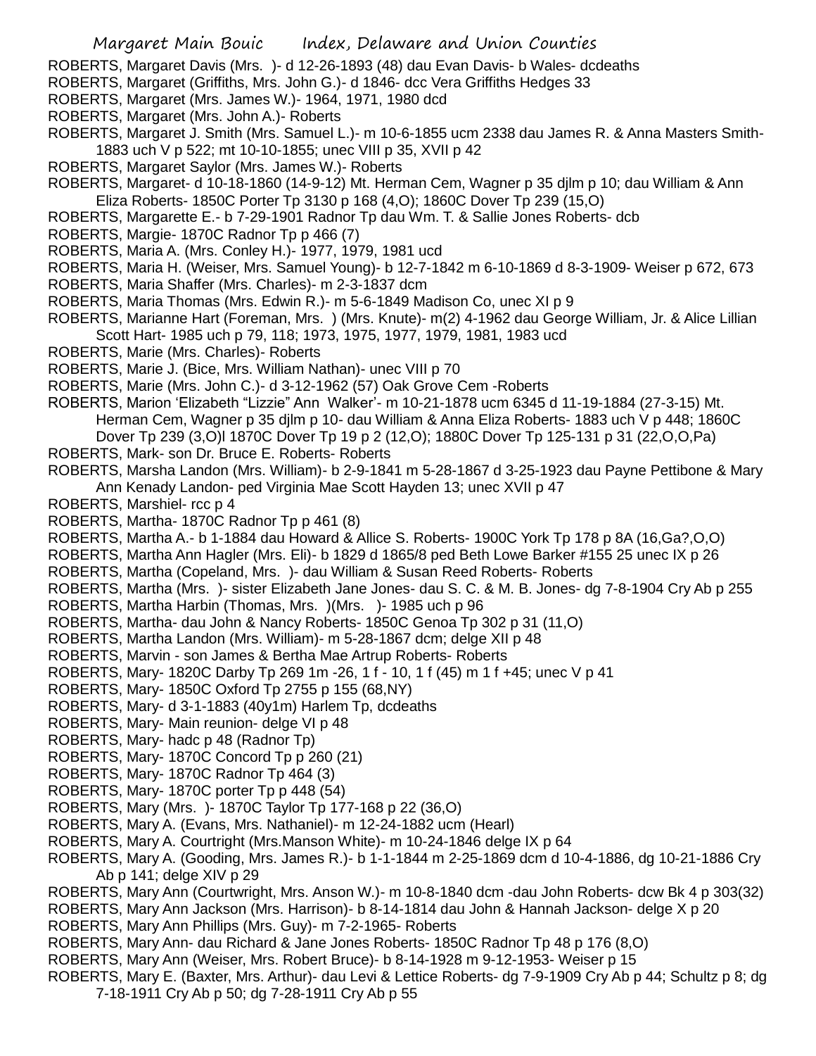ROBERTS, Margaret Davis (Mrs. )- d 12-26-1893 (48) dau Evan Davis- b Wales- dcdeaths

ROBERTS, Margaret (Griffiths, Mrs. John G.)- d 1846- dcc Vera Griffiths Hedges 33

ROBERTS, Margaret (Mrs. James W.)- 1964, 1971, 1980 dcd

ROBERTS, Margaret (Mrs. John A.)- Roberts

ROBERTS, Margaret J. Smith (Mrs. Samuel L.)- m 10-6-1855 ucm 2338 dau James R. & Anna Masters Smith- 1883 uch V p 522; mt 10-10-1855; unec VIII p 35, XVII p 42

ROBERTS, Margaret Saylor (Mrs. James W.)- Roberts

ROBERTS, Margaret- d 10-18-1860 (14-9-12) Mt. Herman Cem, Wagner p 35 djlm p 10; dau William & Ann Eliza Roberts- 1850C Porter Tp 3130 p 168 (4,O); 1860C Dover Tp 239 (15,O)

ROBERTS, Margarette E.- b 7-29-1901 Radnor Tp dau Wm. T. & Sallie Jones Roberts- dcb

ROBERTS, Margie- 1870C Radnor Tp p 466 (7)

ROBERTS, Maria A. (Mrs. Conley H.)- 1977, 1979, 1981 ucd

ROBERTS, Maria H. (Weiser, Mrs. Samuel Young)- b 12-7-1842 m 6-10-1869 d 8-3-1909- Weiser p 672, 673

ROBERTS, Maria Shaffer (Mrs. Charles)- m 2-3-1837 dcm

ROBERTS, Maria Thomas (Mrs. Edwin R.)- m 5-6-1849 Madison Co, unec XI p 9

ROBERTS, Marianne Hart (Foreman, Mrs. ) (Mrs. Knute)- m(2) 4-1962 dau George William, Jr. & Alice Lillian Scott Hart- 1985 uch p 79, 118; 1973, 1975, 1977, 1979, 1981, 1983 ucd

ROBERTS, Marie (Mrs. Charles)- Roberts

ROBERTS, Marie J. (Bice, Mrs. William Nathan)- unec VIII p 70

ROBERTS, Marie (Mrs. John C.)- d 3-12-1962 (57) Oak Grove Cem -Roberts

ROBERTS, Marion 'Elizabeth "Lizzie" Ann Walker'- m 10-21-1878 ucm 6345 d 11-19-1884 (27-3-15) Mt. Herman Cem, Wagner p 35 djlm p 10- dau William & Anna Eliza Roberts- 1883 uch V p 448; 1860C Dover Tp 239 (3,O)l 1870C Dover Tp 19 p 2 (12,O); 1880C Dover Tp 125-131 p 31 (22,O,O,Pa)

ROBERTS, Mark- son Dr. Bruce E. Roberts- Roberts

ROBERTS, Marsha Landon (Mrs. William)- b 2-9-1841 m 5-28-1867 d 3-25-1923 dau Payne Pettibone & Mary Ann Kenady Landon- ped Virginia Mae Scott Hayden 13; unec XVII p 47

ROBERTS, Marshiel- rcc p 4

ROBERTS, Martha- 1870C Radnor Tp p 461 (8)

ROBERTS, Martha A.- b 1-1884 dau Howard & Allice S. Roberts- 1900C York Tp 178 p 8A (16,Ga?,O,O)

ROBERTS, Martha Ann Hagler (Mrs. Eli)- b 1829 d 1865/8 ped Beth Lowe Barker #155 25 unec IX p 26

ROBERTS, Martha (Copeland, Mrs. )- dau William & Susan Reed Roberts- Roberts

ROBERTS, Martha (Mrs. )- sister Elizabeth Jane Jones- dau S. C. & M. B. Jones- dg 7-8-1904 Cry Ab p 255

ROBERTS, Martha Harbin (Thomas, Mrs. )(Mrs. )- 1985 uch p 96

ROBERTS, Martha- dau John & Nancy Roberts- 1850C Genoa Tp 302 p 31 (11,O)

ROBERTS, Martha Landon (Mrs. William)- m 5-28-1867 dcm; delge XII p 48

ROBERTS, Marvin - son James & Bertha Mae Artrup Roberts- Roberts

ROBERTS, Mary- 1820C Darby Tp 269 1m -26, 1 f - 10, 1 f (45) m 1 f +45; unec V p 41

ROBERTS, Mary- 1850C Oxford Tp 2755 p 155 (68,NY)

ROBERTS, Mary- d 3-1-1883 (40y1m) Harlem Tp, dcdeaths

ROBERTS, Mary- Main reunion- delge VI p 48

ROBERTS, Mary- hadc p 48 (Radnor Tp)

ROBERTS, Mary- 1870C Concord Tp p 260 (21)

ROBERTS, Mary- 1870C Radnor Tp 464 (3)

ROBERTS, Mary- 1870C porter Tp p 448 (54)

ROBERTS, Mary (Mrs. )- 1870C Taylor Tp 177-168 p 22 (36,O)

ROBERTS, Mary A. (Evans, Mrs. Nathaniel)- m 12-24-1882 ucm (Hearl)

ROBERTS, Mary A. Courtright (Mrs.Manson White)- m 10-24-1846 delge IX p 64

ROBERTS, Mary A. (Gooding, Mrs. James R.)- b 1-1-1844 m 2-25-1869 dcm d 10-4-1886, dg 10-21-1886 Cry Ab p 141; delge XIV p 29

ROBERTS, Mary Ann (Courtwright, Mrs. Anson W.)- m 10-8-1840 dcm -dau John Roberts- dcw Bk 4 p 303(32)

ROBERTS, Mary Ann Jackson (Mrs. Harrison)- b 8-14-1814 dau John & Hannah Jackson- delge X p 20

ROBERTS, Mary Ann Phillips (Mrs. Guy)- m 7-2-1965- Roberts

ROBERTS, Mary Ann- dau Richard & Jane Jones Roberts- 1850C Radnor Tp 48 p 176 (8,O)

ROBERTS, Mary Ann (Weiser, Mrs. Robert Bruce)- b 8-14-1928 m 9-12-1953- Weiser p 15

ROBERTS, Mary E. (Baxter, Mrs. Arthur)- dau Levi & Lettice Roberts- dg 7-9-1909 Cry Ab p 44; Schultz p 8; dg 7-18-1911 Cry Ab p 50; dg 7-28-1911 Cry Ab p 55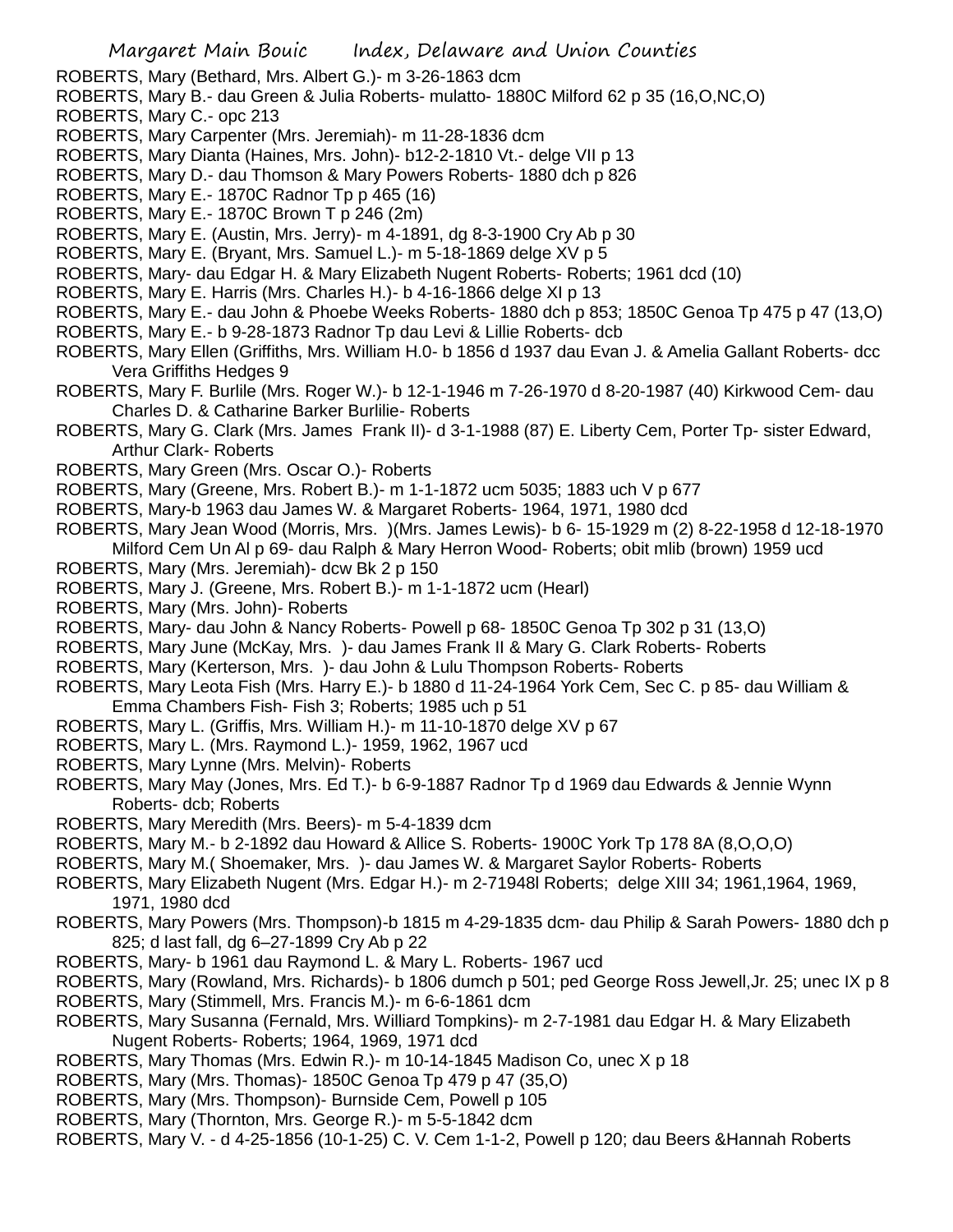ROBERTS, Mary (Bethard, Mrs. Albert G.)- m 3-26-1863 dcm
ROBERTS, Mary B.- dau Green & Julia Roberts- mulatto- 1880C Milford 62 p 35 (16,O,NC,O)
ROBERTS, Mary C.- opc 213
ROBERTS, Mary Carpenter (Mrs. Jeremiah)- m 11-28-1836 dcm
ROBERTS, Mary Dianta (Haines, Mrs. John)- b12-2-1810 Vt.- delge VII p 13
ROBERTS, Mary D.- dau Thomson & Mary Powers Roberts- 1880 dch p 826
ROBERTS, Mary E.- 1870C Radnor Tp p 465 (16)
ROBERTS, Mary E.- 1870C Brown T p 246 (2m)
ROBERTS, Mary E. (Austin, Mrs. Jerry)- m 4-1891, dg 8-3-1900 Cry Ab p 30
ROBERTS, Mary E. (Bryant, Mrs. Samuel L.)- m 5-18-1869 delge XV p 5
ROBERTS, Mary- dau Edgar H. & Mary Elizabeth Nugent Roberts- Roberts; 1961 dcd (10)
ROBERTS, Mary E. Harris (Mrs. Charles H.)- b 4-16-1866 delge XI p 13
ROBERTS, Mary E.- dau John & Phoebe Weeks Roberts- 1880 dch p 853; 1850C Genoa Tp 475 p 47 (13,O)
ROBERTS, Mary E.- b 9-28-1873 Radnor Tp dau Levi & Lillie Roberts- dcb
ROBERTS, Mary Ellen (Griffiths, Mrs. William H.0- b 1856 d 1937 dau Evan J. & Amelia Gallant Roberts- dcc Vera Griffiths Hedges 9
ROBERTS, Mary F. Burlile (Mrs. Roger W.)- b 12-1-1946 m 7-26-1970 d 8-20-1987 (40) Kirkwood Cem- dau Charles D. & Catharine Barker Burlilie- Roberts
ROBERTS, Mary G. Clark (Mrs. James Frank II)- d 3-1-1988 (87) E. Liberty Cem, Porter Tp- sister Edward, Arthur Clark- Roberts
ROBERTS, Mary Green (Mrs. Oscar O.)- Roberts
ROBERTS, Mary (Greene, Mrs. Robert B.)- m 1-1-1872 ucm 5035; 1883 uch V p 677
ROBERTS, Mary-b 1963 dau James W. & Margaret Roberts- 1964, 1971, 1980 dcd
ROBERTS, Mary Jean Wood (Morris, Mrs. )(Mrs. James Lewis)- b 6- 15-1929 m (2) 8-22-1958 d 12-18-1970 Milford Cem Un Al p 69- dau Ralph & Mary Herron Wood- Roberts; obit mlib (brown) 1959 ucd
ROBERTS, Mary (Mrs. Jeremiah)- dcw Bk 2 p 150
ROBERTS, Mary J. (Greene, Mrs. Robert B.)- m 1-1-1872 ucm (Hearl)
ROBERTS, Mary (Mrs. John)- Roberts
ROBERTS, Mary- dau John & Nancy Roberts- Powell p 68- 1850C Genoa Tp 302 p 31 (13,O)
ROBERTS, Mary June (McKay, Mrs. )- dau James Frank II & Mary G. Clark Roberts- Roberts
ROBERTS, Mary (Kerterson, Mrs. )- dau John & Lulu Thompson Roberts- Roberts
ROBERTS, Mary Leota Fish (Mrs. Harry E.)- b 1880 d 11-24-1964 York Cem, Sec C. p 85- dau William & Emma Chambers Fish- Fish 3; Roberts; 1985 uch p 51
ROBERTS, Mary L. (Griffis, Mrs. William H.)- m 11-10-1870 delge XV p 67
ROBERTS, Mary L. (Mrs. Raymond L.)- 1959, 1962, 1967 ucd
ROBERTS, Mary Lynne (Mrs. Melvin)- Roberts
ROBERTS, Mary May (Jones, Mrs. Ed T.)- b 6-9-1887 Radnor Tp d 1969 dau Edwards & Jennie Wynn Roberts- dcb; Roberts
ROBERTS, Mary Meredith (Mrs. Beers)- m 5-4-1839 dcm
ROBERTS, Mary M.- b 2-1892 dau Howard & Allice S. Roberts- 1900C York Tp 178 8A (8,O,O,O)
ROBERTS, Mary M.( Shoemaker, Mrs. )- dau James W. & Margaret Saylor Roberts- Roberts
ROBERTS, Mary Elizabeth Nugent (Mrs. Edgar H.)- m 2-71948l Roberts; delge XIII 34; 1961,1964, 1969, 1971, 1980 dcd
ROBERTS, Mary Powers (Mrs. Thompson)-b 1815 m 4-29-1835 dcm- dau Philip & Sarah Powers- 1880 dch p 825; d last fall, dg 6–27-1899 Cry Ab p 22
ROBERTS, Mary- b 1961 dau Raymond L. & Mary L. Roberts- 1967 ucd
ROBERTS, Mary (Rowland, Mrs. Richards)- b 1806 dumch p 501; ped George Ross Jewell,Jr. 25; unec IX p 8
ROBERTS, Mary (Stimmell, Mrs. Francis M.)- m 6-6-1861 dcm
ROBERTS, Mary Susanna (Fernald, Mrs. Williard Tompkins)- m 2-7-1981 dau Edgar H. & Mary Elizabeth Nugent Roberts- Roberts; 1964, 1969, 1971 dcd
ROBERTS, Mary Thomas (Mrs. Edwin R.)- m 10-14-1845 Madison Co, unec X p 18
ROBERTS, Mary (Mrs. Thomas)- 1850C Genoa Tp 479 p 47 (35,O)
ROBERTS, Mary (Mrs. Thompson)- Burnside Cem, Powell p 105
ROBERTS, Mary (Thornton, Mrs. George R.)- m 5-5-1842 dcm
ROBERTS, Mary V. - d 4-25-1856 (10-1-25) C. V. Cem 1-1-2, Powell p 120; dau Beers &Hannah Roberts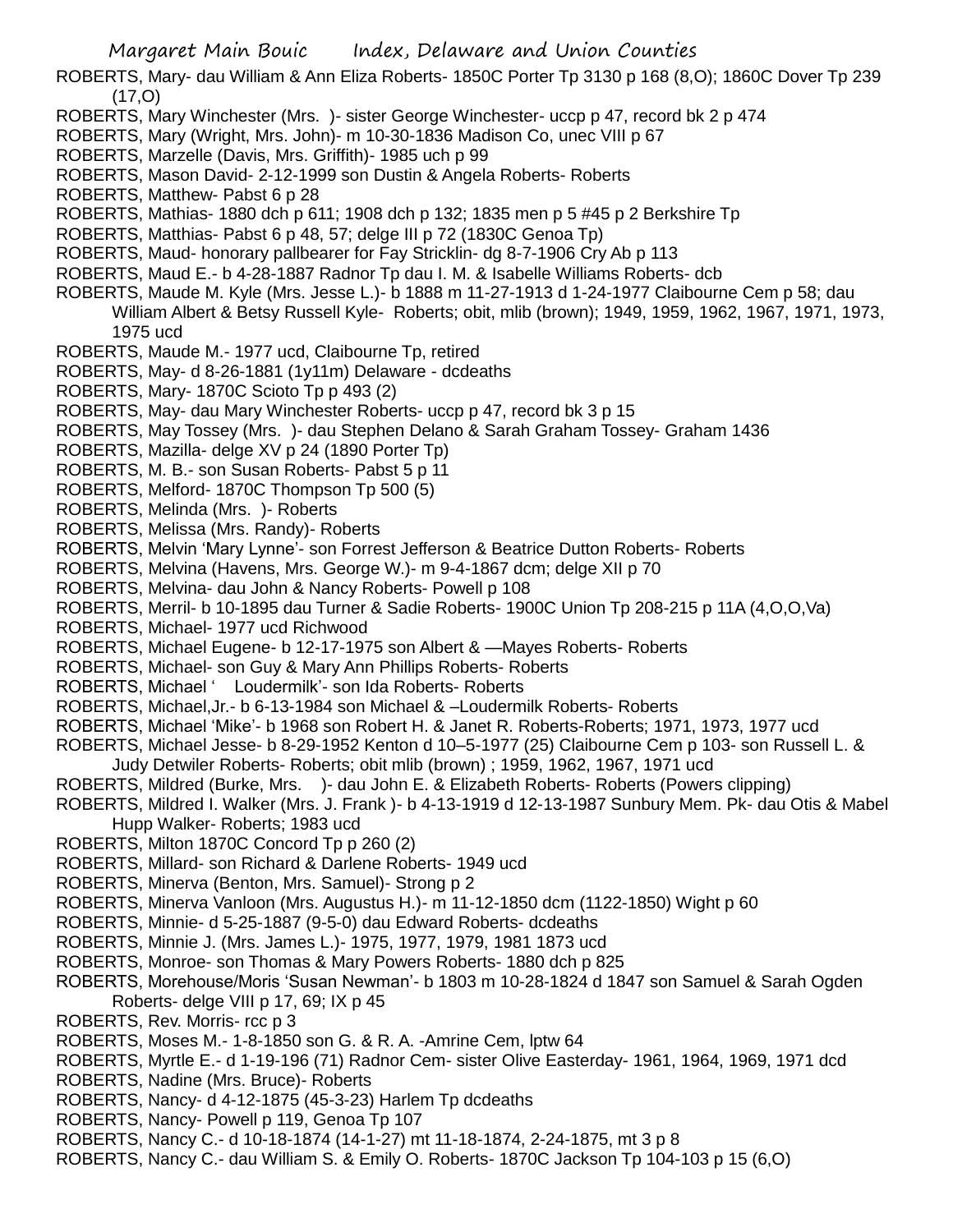ROBERTS, Mary- dau William & Ann Eliza Roberts- 1850C Porter Tp 3130 p 168 (8,O); 1860C Dover Tp 239 (17,O)

ROBERTS, Mary Winchester (Mrs. )- sister George Winchester- uccp p 47, record bk 2 p 474

ROBERTS, Mary (Wright, Mrs. John)- m 10-30-1836 Madison Co, unec VIII p 67

ROBERTS, Marzelle (Davis, Mrs. Griffith)- 1985 uch p 99

ROBERTS, Mason David- 2-12-1999 son Dustin & Angela Roberts- Roberts

ROBERTS, Matthew- Pabst 6 p 28

ROBERTS, Mathias- 1880 dch p 611; 1908 dch p 132; 1835 men p 5 #45 p 2 Berkshire Tp

ROBERTS, Matthias- Pabst 6 p 48, 57; delge III p 72 (1830C Genoa Tp)

ROBERTS, Maud- honorary pallbearer for Fay Stricklin- dg 8-7-1906 Cry Ab p 113

ROBERTS, Maud E.- b 4-28-1887 Radnor Tp dau I. M. & Isabelle Williams Roberts- dcb

ROBERTS, Maude M. Kyle (Mrs. Jesse L.)- b 1888 m 11-27-1913 d 1-24-1977 Claibourne Cem p 58; dau William Albert & Betsy Russell Kyle- Roberts; obit, mlib (brown); 1949, 1959, 1962, 1967, 1971, 1973, 1975 ucd

ROBERTS, Maude M.- 1977 ucd, Claibourne Tp, retired

ROBERTS, May- d 8-26-1881 (1y11m) Delaware - dcdeaths

ROBERTS, Mary- 1870C Scioto Tp p 493 (2)

ROBERTS, May- dau Mary Winchester Roberts- uccp p 47, record bk 3 p 15

ROBERTS, May Tossey (Mrs. )- dau Stephen Delano & Sarah Graham Tossey- Graham 1436

ROBERTS, Mazilla- delge XV p 24 (1890 Porter Tp)

ROBERTS, M. B.- son Susan Roberts- Pabst 5 p 11

ROBERTS, Melford- 1870C Thompson Tp 500 (5)

ROBERTS, Melinda (Mrs. )- Roberts

ROBERTS, Melissa (Mrs. Randy)- Roberts

ROBERTS, Melvin 'Mary Lynne'- son Forrest Jefferson & Beatrice Dutton Roberts- Roberts

ROBERTS, Melvina (Havens, Mrs. George W.)- m 9-4-1867 dcm; delge XII p 70

ROBERTS, Melvina- dau John & Nancy Roberts- Powell p 108

ROBERTS, Merril- b 10-1895 dau Turner & Sadie Roberts- 1900C Union Tp 208-215 p 11A (4,O,O,Va)

ROBERTS, Michael- 1977 ucd Richwood

ROBERTS, Michael Eugene- b 12-17-1975 son Albert & —Mayes Roberts- Roberts

ROBERTS, Michael- son Guy & Mary Ann Phillips Roberts- Roberts

ROBERTS, Michael ' Loudermilk'- son Ida Roberts- Roberts

ROBERTS, Michael,Jr.- b 6-13-1984 son Michael & –Loudermilk Roberts- Roberts

ROBERTS, Michael 'Mike'- b 1968 son Robert H. & Janet R. Roberts-Roberts; 1971, 1973, 1977 ucd

ROBERTS, Michael Jesse- b 8-29-1952 Kenton d 10–5-1977 (25) Claibourne Cem p 103- son Russell L. & Judy Detwiler Roberts- Roberts; obit mlib (brown) ; 1959, 1962, 1967, 1971 ucd

ROBERTS, Mildred (Burke, Mrs. )- dau John E. & Elizabeth Roberts- Roberts (Powers clipping)

ROBERTS, Mildred I. Walker (Mrs. J. Frank )- b 4-13-1919 d 12-13-1987 Sunbury Mem. Pk- dau Otis & Mabel Hupp Walker- Roberts; 1983 ucd

ROBERTS, Milton 1870C Concord Tp p 260 (2)

ROBERTS, Millard- son Richard & Darlene Roberts- 1949 ucd

ROBERTS, Minerva (Benton, Mrs. Samuel)- Strong p 2

ROBERTS, Minerva Vanloon (Mrs. Augustus H.)- m 11-12-1850 dcm (1122-1850) Wight p 60

ROBERTS, Minnie- d 5-25-1887 (9-5-0) dau Edward Roberts- dcdeaths

ROBERTS, Minnie J. (Mrs. James L.)- 1975, 1977, 1979, 1981 1873 ucd

ROBERTS, Monroe- son Thomas & Mary Powers Roberts- 1880 dch p 825

ROBERTS, Morehouse/Moris 'Susan Newman'- b 1803 m 10-28-1824 d 1847 son Samuel & Sarah Ogden Roberts- delge VIII p 17, 69; IX p 45

ROBERTS, Rev. Morris- rcc p 3

ROBERTS, Moses M.- 1-8-1850 son G. & R. A. -Amrine Cem, lptw 64

ROBERTS, Myrtle E.- d 1-19-196 (71) Radnor Cem- sister Olive Easterday- 1961, 1964, 1969, 1971 dcd

ROBERTS, Nadine (Mrs. Bruce)- Roberts

ROBERTS, Nancy- d 4-12-1875 (45-3-23) Harlem Tp dcdeaths

ROBERTS, Nancy- Powell p 119, Genoa Tp 107

ROBERTS, Nancy C.- d 10-18-1874 (14-1-27) mt 11-18-1874, 2-24-1875, mt 3 p 8

ROBERTS, Nancy C.- dau William S. & Emily O. Roberts- 1870C Jackson Tp 104-103 p 15 (6,O)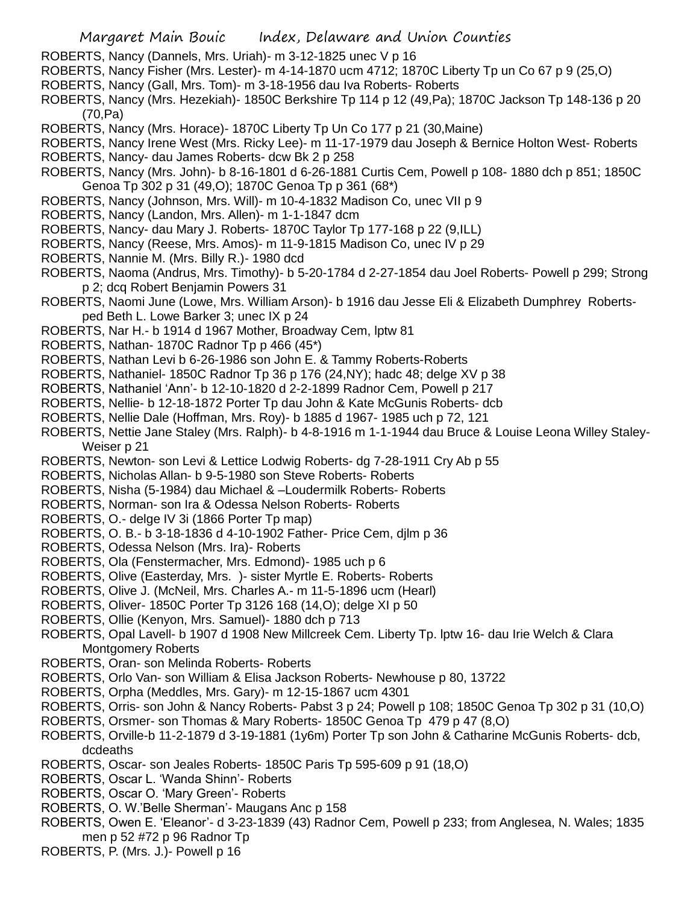ROBERTS, Nancy (Dannels, Mrs. Uriah)- m 3-12-1825 unec V p 16

ROBERTS, Nancy Fisher (Mrs. Lester)- m 4-14-1870 ucm 4712; 1870C Liberty Tp un Co 67 p 9 (25,O)

ROBERTS, Nancy (Gall, Mrs. Tom)- m 3-18-1956 dau Iva Roberts- Roberts

ROBERTS, Nancy (Mrs. Hezekiah)- 1850C Berkshire Tp 114 p 12 (49,Pa); 1870C Jackson Tp 148-136 p 20 (70,Pa)

ROBERTS, Nancy (Mrs. Horace)- 1870C Liberty Tp Un Co 177 p 21 (30,Maine)

ROBERTS, Nancy Irene West (Mrs. Ricky Lee)- m 11-17-1979 dau Joseph & Bernice Holton West- Roberts

ROBERTS, Nancy- dau James Roberts- dcw Bk 2 p 258

ROBERTS, Nancy (Mrs. John)- b 8-16-1801 d 6-26-1881 Curtis Cem, Powell p 108- 1880 dch p 851; 1850C Genoa Tp 302 p 31 (49,O); 1870C Genoa Tp p 361 (68*)

ROBERTS, Nancy (Johnson, Mrs. Will)- m 10-4-1832 Madison Co, unec VII p 9

ROBERTS, Nancy (Landon, Mrs. Allen)- m 1-1-1847 dcm

ROBERTS, Nancy- dau Mary J. Roberts- 1870C Taylor Tp 177-168 p 22 (9,ILL)

ROBERTS, Nancy (Reese, Mrs. Amos)- m 11-9-1815 Madison Co, unec IV p 29

ROBERTS, Nannie M. (Mrs. Billy R.)- 1980 dcd

ROBERTS, Naoma (Andrus, Mrs. Timothy)- b 5-20-1784 d 2-27-1854 dau Joel Roberts- Powell p 299; Strong p 2; dcq Robert Benjamin Powers 31

ROBERTS, Naomi June (Lowe, Mrs. William Arson)- b 1916 dau Jesse Eli & Elizabeth Dumphrey Roberts- ped Beth L. Lowe Barker 3; unec IX p 24

ROBERTS, Nar H.- b 1914 d 1967 Mother, Broadway Cem, lptw 81

ROBERTS, Nathan- 1870C Radnor Tp p 466 (45*)

ROBERTS, Nathan Levi b 6-26-1986 son John E. & Tammy Roberts-Roberts

ROBERTS, Nathaniel- 1850C Radnor Tp 36 p 176 (24,NY); hadc 48; delge XV p 38

ROBERTS, Nathaniel 'Ann'- b 12-10-1820 d 2-2-1899 Radnor Cem, Powell p 217

ROBERTS, Nellie- b 12-18-1872 Porter Tp dau John & Kate McGunis Roberts- dcb

ROBERTS, Nellie Dale (Hoffman, Mrs. Roy)- b 1885 d 1967- 1985 uch p 72, 121

ROBERTS, Nettie Jane Staley (Mrs. Ralph)- b 4-8-1916 m 1-1-1944 dau Bruce & Louise Leona Willey Staley-Weiser p 21

ROBERTS, Newton- son Levi & Lettice Lodwig Roberts- dg 7-28-1911 Cry Ab p 55

ROBERTS, Nicholas Allan- b 9-5-1980 son Steve Roberts- Roberts

ROBERTS, Nisha (5-1984) dau Michael & –Loudermilk Roberts- Roberts

ROBERTS, Norman- son Ira & Odessa Nelson Roberts- Roberts

ROBERTS, O.- delge IV 3i (1866 Porter Tp map)

ROBERTS, O. B.- b 3-18-1836 d 4-10-1902 Father- Price Cem, djlm p 36

ROBERTS, Odessa Nelson (Mrs. Ira)- Roberts

ROBERTS, Ola (Fenstermacher, Mrs. Edmond)- 1985 uch p 6

ROBERTS, Olive (Easterday, Mrs. )- sister Myrtle E. Roberts- Roberts

ROBERTS, Olive J. (McNeil, Mrs. Charles A.- m 11-5-1896 ucm (Hearl)

ROBERTS, Oliver- 1850C Porter Tp 3126 168 (14,O); delge XI p 50

ROBERTS, Ollie (Kenyon, Mrs. Samuel)- 1880 dch p 713

ROBERTS, Opal Lavell- b 1907 d 1908 New Millcreek Cem. Liberty Tp. lptw 16- dau Irie Welch & Clara Montgomery Roberts

ROBERTS, Oran- son Melinda Roberts- Roberts

ROBERTS, Orlo Van- son William & Elisa Jackson Roberts- Newhouse p 80, 13722

ROBERTS, Orpha (Meddles, Mrs. Gary)- m 12-15-1867 ucm 4301

ROBERTS, Orris- son John & Nancy Roberts- Pabst 3 p 24; Powell p 108; 1850C Genoa Tp 302 p 31 (10,O)

ROBERTS, Orsmer- son Thomas & Mary Roberts- 1850C Genoa Tp 479 p 47 (8,O)

ROBERTS, Orville-b 11-2-1879 d 3-19-1881 (1y6m) Porter Tp son John & Catharine McGunis Roberts- dcb, dcdeaths

ROBERTS, Oscar- son Jeales Roberts- 1850C Paris Tp 595-609 p 91 (18,O)

ROBERTS, Oscar L. 'Wanda Shinn'- Roberts

ROBERTS, Oscar O. 'Mary Green'- Roberts

ROBERTS, O. W.'Belle Sherman'- Maugans Anc p 158

ROBERTS, Owen E. 'Eleanor'- d 3-23-1839 (43) Radnor Cem, Powell p 233; from Anglesea, N. Wales; 1835 men p 52 #72 p 96 Radnor Tp

ROBERTS, P. (Mrs. J.)- Powell p 16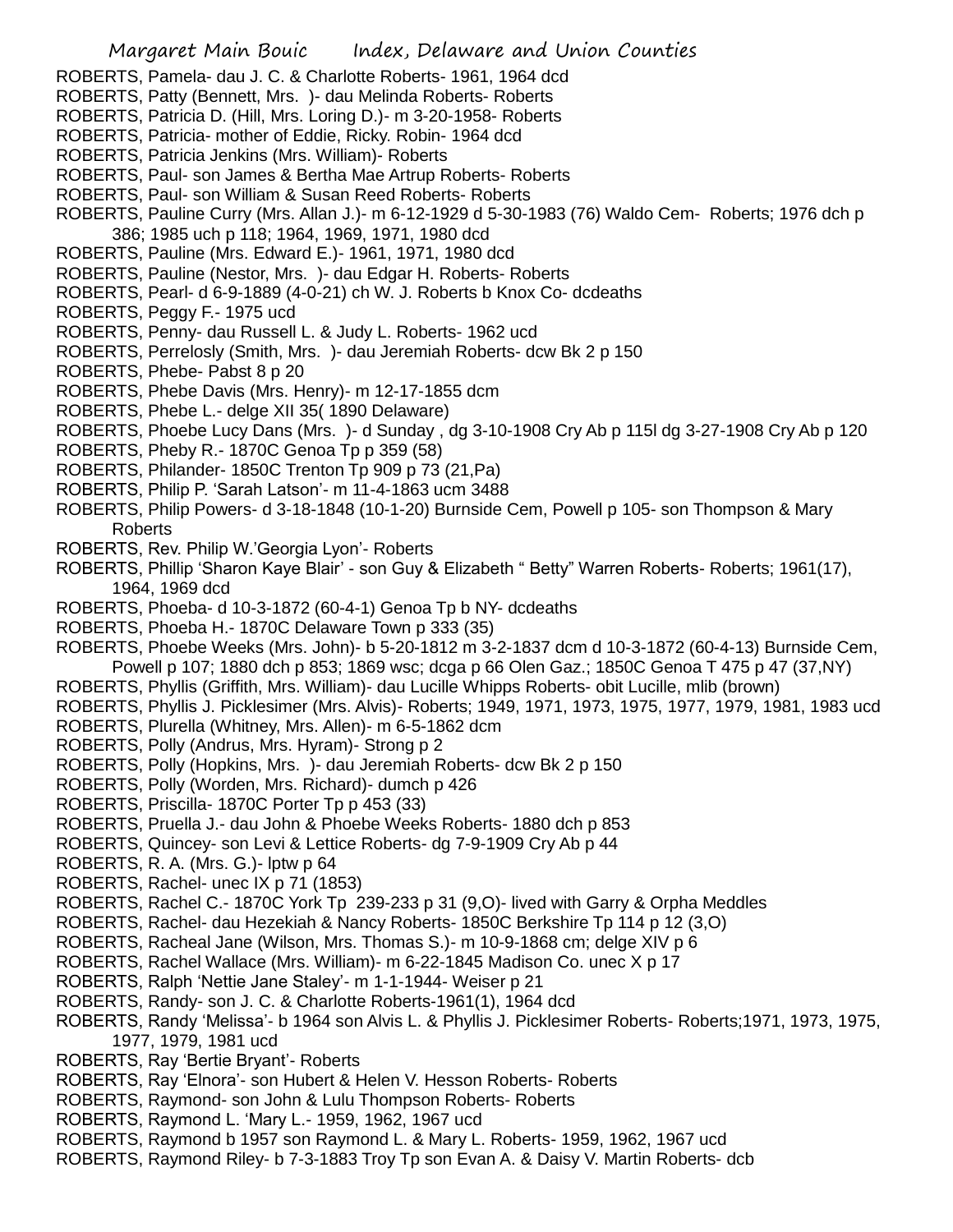ROBERTS, Pamela- dau J. C. & Charlotte Roberts- 1961, 1964 dcd
ROBERTS, Patty (Bennett, Mrs. )- dau Melinda Roberts- Roberts
ROBERTS, Patricia D. (Hill, Mrs. Loring D.)- m 3-20-1958- Roberts
ROBERTS, Patricia- mother of Eddie, Ricky. Robin- 1964 dcd
ROBERTS, Patricia Jenkins (Mrs. William)- Roberts
ROBERTS, Paul- son James & Bertha Mae Artrup Roberts- Roberts
ROBERTS, Paul- son William & Susan Reed Roberts- Roberts
ROBERTS, Pauline Curry (Mrs. Allan J.)- m 6-12-1929 d 5-30-1983 (76) Waldo Cem- Roberts; 1976 dch p 386; 1985 uch p 118; 1964, 1969, 1971, 1980 dcd
ROBERTS, Pauline (Mrs. Edward E.)- 1961, 1971, 1980 dcd
ROBERTS, Pauline (Nestor, Mrs. )- dau Edgar H. Roberts- Roberts
ROBERTS, Pearl- d 6-9-1889 (4-0-21) ch W. J. Roberts b Knox Co- dcdeaths
ROBERTS, Peggy F.- 1975 ucd
ROBERTS, Penny- dau Russell L. & Judy L. Roberts- 1962 ucd
ROBERTS, Perrelosly (Smith, Mrs. )- dau Jeremiah Roberts- dcw Bk 2 p 150
ROBERTS, Phebe- Pabst 8 p 20
ROBERTS, Phebe Davis (Mrs. Henry)- m 12-17-1855 dcm
ROBERTS, Phebe L.- delge XII 35( 1890 Delaware)
ROBERTS, Phoebe Lucy Dans (Mrs. )- d Sunday , dg 3-10-1908 Cry Ab p 115l dg 3-27-1908 Cry Ab p 120
ROBERTS, Pheby R.- 1870C Genoa Tp p 359 (58)
ROBERTS, Philander- 1850C Trenton Tp 909 p 73 (21,Pa)
ROBERTS, Philip P. 'Sarah Latson'- m 11-4-1863 ucm 3488
ROBERTS, Philip Powers- d 3-18-1848 (10-1-20) Burnside Cem, Powell p 105- son Thompson & Mary Roberts
ROBERTS, Rev. Philip W.'Georgia Lyon'- Roberts
ROBERTS, Phillip 'Sharon Kaye Blair' - son Guy & Elizabeth " Betty" Warren Roberts- Roberts; 1961(17), 1964, 1969 dcd
ROBERTS, Phoeba- d 10-3-1872 (60-4-1) Genoa Tp b NY- dcdeaths
ROBERTS, Phoeba H.- 1870C Delaware Town p 333 (35)
ROBERTS, Phoebe Weeks (Mrs. John)- b 5-20-1812 m 3-2-1837 dcm d 10-3-1872 (60-4-13) Burnside Cem, Powell p 107; 1880 dch p 853; 1869 wsc; dcga p 66 Olen Gaz.; 1850C Genoa T 475 p 47 (37,NY)
ROBERTS, Phyllis (Griffith, Mrs. William)- dau Lucille Whipps Roberts- obit Lucille, mlib (brown)
ROBERTS, Phyllis J. Picklesimer (Mrs. Alvis)- Roberts; 1949, 1971, 1973, 1975, 1977, 1979, 1981, 1983 ucd
ROBERTS, Plurella (Whitney, Mrs. Allen)- m 6-5-1862 dcm
ROBERTS, Polly (Andrus, Mrs. Hyram)- Strong p 2
ROBERTS, Polly (Hopkins, Mrs. )- dau Jeremiah Roberts- dcw Bk 2 p 150
ROBERTS, Polly (Worden, Mrs. Richard)- dumch p 426
ROBERTS, Priscilla- 1870C Porter Tp p 453 (33)
ROBERTS, Pruella J.- dau John & Phoebe Weeks Roberts- 1880 dch p 853
ROBERTS, Quincey- son Levi & Lettice Roberts- dg 7-9-1909 Cry Ab p 44
ROBERTS, R. A. (Mrs. G.)- lptw p 64
ROBERTS, Rachel- unec IX p 71 (1853)
ROBERTS, Rachel C.- 1870C York Tp 239-233 p 31 (9,O)- lived with Garry & Orpha Meddles
ROBERTS, Rachel- dau Hezekiah & Nancy Roberts- 1850C Berkshire Tp 114 p 12 (3,O)
ROBERTS, Racheal Jane (Wilson, Mrs. Thomas S.)- m 10-9-1868 cm; delge XIV p 6
ROBERTS, Rachel Wallace (Mrs. William)- m 6-22-1845 Madison Co. unec X p 17
ROBERTS, Ralph 'Nettie Jane Staley'- m 1-1-1944- Weiser p 21
ROBERTS, Randy- son J. C. & Charlotte Roberts-1961(1), 1964 dcd
ROBERTS, Randy 'Melissa'- b 1964 son Alvis L. & Phyllis J. Picklesimer Roberts- Roberts;1971, 1973, 1975, 1977, 1979, 1981 ucd
ROBERTS, Ray 'Bertie Bryant'- Roberts
ROBERTS, Ray 'Elnora'- son Hubert & Helen V. Hesson Roberts- Roberts
ROBERTS, Raymond- son John & Lulu Thompson Roberts- Roberts
ROBERTS, Raymond L. 'Mary L.- 1959, 1962, 1967 ucd
ROBERTS, Raymond b 1957 son Raymond L. & Mary L. Roberts- 1959, 1962, 1967 ucd
ROBERTS, Raymond Riley- b 7-3-1883 Troy Tp son Evan A. & Daisy V. Martin Roberts- dcb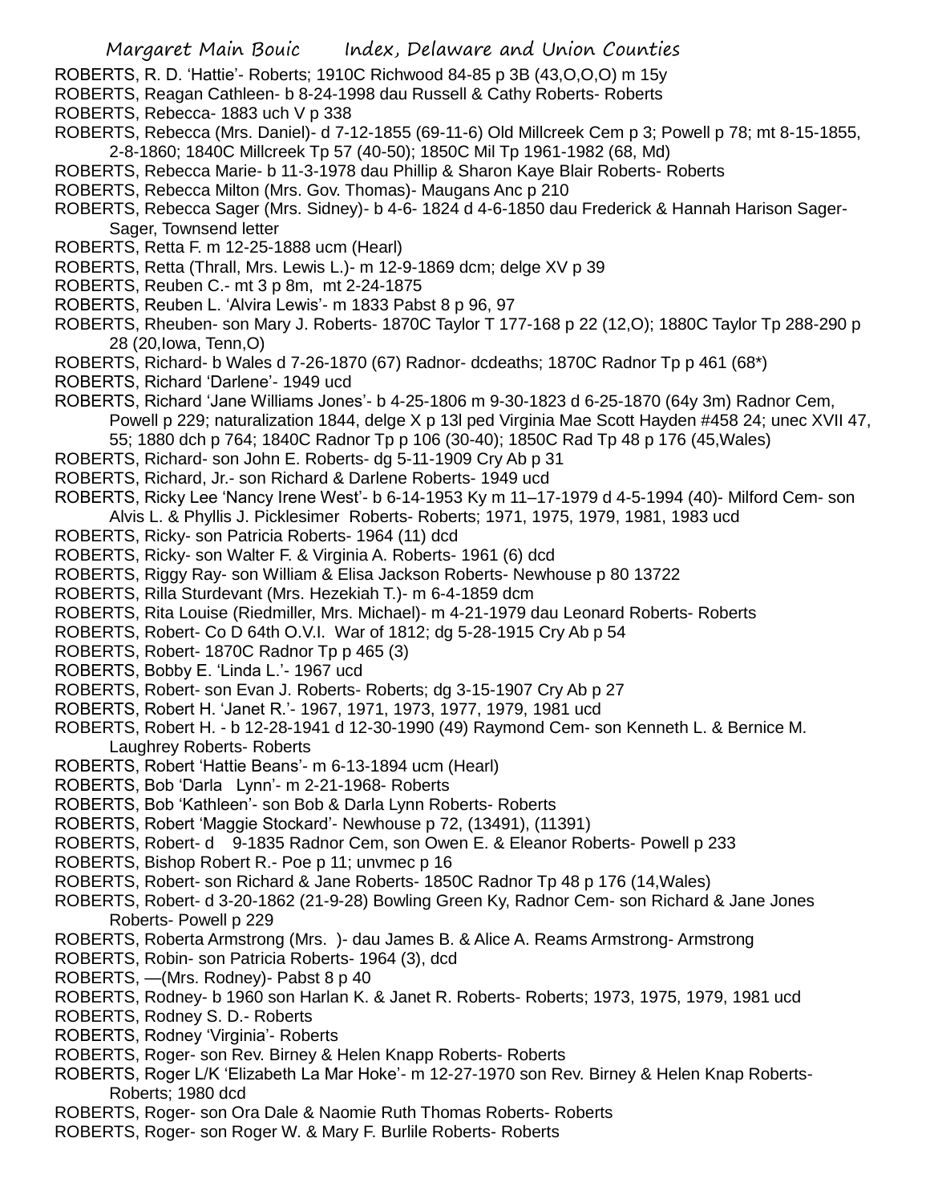ROBERTS, R. D. 'Hattie'- Roberts; 1910C Richwood 84-85 p 3B (43,O,O,O) m 15y

ROBERTS, Reagan Cathleen- b 8-24-1998 dau Russell & Cathy Roberts- Roberts

ROBERTS, Rebecca- 1883 uch V p 338

ROBERTS, Rebecca (Mrs. Daniel)- d 7-12-1855 (69-11-6) Old Millcreek Cem p 3; Powell p 78; mt 8-15-1855, 2-8-1860; 1840C Millcreek Tp 57 (40-50); 1850C Mil Tp 1961-1982 (68, Md)

ROBERTS, Rebecca Marie- b 11-3-1978 dau Phillip & Sharon Kaye Blair Roberts- Roberts

ROBERTS, Rebecca Milton (Mrs. Gov. Thomas)- Maugans Anc p 210

ROBERTS, Rebecca Sager (Mrs. Sidney)- b 4-6- 1824 d 4-6-1850 dau Frederick & Hannah Harison Sager- Sager, Townsend letter

ROBERTS, Retta F. m 12-25-1888 ucm (Hearl)

ROBERTS, Retta (Thrall, Mrs. Lewis L.)- m 12-9-1869 dcm; delge XV p 39

ROBERTS, Reuben C.- mt 3 p 8m, mt 2-24-1875

ROBERTS, Reuben L. 'Alvira Lewis'- m 1833 Pabst 8 p 96, 97

ROBERTS, Rheuben- son Mary J. Roberts- 1870C Taylor T 177-168 p 22 (12,O); 1880C Taylor Tp 288-290 p 28 (20,Iowa, Tenn,O)

ROBERTS, Richard- b Wales d 7-26-1870 (67) Radnor- dcdeaths; 1870C Radnor Tp p 461 (68*)

ROBERTS, Richard 'Darlene'- 1949 ucd

ROBERTS, Richard 'Jane Williams Jones'- b 4-25-1806 m 9-30-1823 d 6-25-1870 (64y 3m) Radnor Cem, Powell p 229; naturalization 1844, delge X p 13l ped Virginia Mae Scott Hayden #458 24; unec XVII 47, 55; 1880 dch p 764; 1840C Radnor Tp p 106 (30-40); 1850C Rad Tp 48 p 176 (45,Wales)

ROBERTS, Richard- son John E. Roberts- dg 5-11-1909 Cry Ab p 31

ROBERTS, Richard, Jr.- son Richard & Darlene Roberts- 1949 ucd

ROBERTS, Ricky Lee 'Nancy Irene West'- b 6-14-1953 Ky m 11–17-1979 d 4-5-1994 (40)- Milford Cem- son Alvis L. & Phyllis J. Picklesimer Roberts- Roberts; 1971, 1975, 1979, 1981, 1983 ucd

ROBERTS, Ricky- son Patricia Roberts- 1964 (11) dcd

ROBERTS, Ricky- son Walter F. & Virginia A. Roberts- 1961 (6) dcd

ROBERTS, Riggy Ray- son William & Elisa Jackson Roberts- Newhouse p 80 13722

ROBERTS, Rilla Sturdevant (Mrs. Hezekiah T.)- m 6-4-1859 dcm

ROBERTS, Rita Louise (Riedmiller, Mrs. Michael)- m 4-21-1979 dau Leonard Roberts- Roberts

ROBERTS, Robert- Co D 64th O.V.I. War of 1812; dg 5-28-1915 Cry Ab p 54

ROBERTS, Robert- 1870C Radnor Tp p 465 (3)

ROBERTS, Bobby E. 'Linda L.'- 1967 ucd

ROBERTS, Robert- son Evan J. Roberts- Roberts; dg 3-15-1907 Cry Ab p 27

ROBERTS, Robert H. 'Janet R.'- 1967, 1971, 1973, 1977, 1979, 1981 ucd

ROBERTS, Robert H. - b 12-28-1941 d 12-30-1990 (49) Raymond Cem- son Kenneth L. & Bernice M. Laughrey Roberts- Roberts

ROBERTS, Robert 'Hattie Beans'- m 6-13-1894 ucm (Hearl)

ROBERTS, Bob 'Darla Lynn'- m 2-21-1968- Roberts

ROBERTS, Bob 'Kathleen'- son Bob & Darla Lynn Roberts- Roberts

ROBERTS, Robert 'Maggie Stockard'- Newhouse p 72, (13491), (11391)

ROBERTS, Robert- d 9-1835 Radnor Cem, son Owen E. & Eleanor Roberts- Powell p 233

ROBERTS, Bishop Robert R.- Poe p 11; unvmec p 16

ROBERTS, Robert- son Richard & Jane Roberts- 1850C Radnor Tp 48 p 176 (14,Wales)

ROBERTS, Robert- d 3-20-1862 (21-9-28) Bowling Green Ky, Radnor Cem- son Richard & Jane Jones Roberts- Powell p 229

ROBERTS, Roberta Armstrong (Mrs. )- dau James B. & Alice A. Reams Armstrong- Armstrong

ROBERTS, Robin- son Patricia Roberts- 1964 (3), dcd

ROBERTS, —(Mrs. Rodney)- Pabst 8 p 40

ROBERTS, Rodney- b 1960 son Harlan K. & Janet R. Roberts- Roberts; 1973, 1975, 1979, 1981 ucd

ROBERTS, Rodney S. D.- Roberts

ROBERTS, Rodney 'Virginia'- Roberts

ROBERTS, Roger- son Rev. Birney & Helen Knapp Roberts- Roberts

ROBERTS, Roger L/K 'Elizabeth La Mar Hoke'- m 12-27-1970 son Rev. Birney & Helen Knap Roberts- Roberts; 1980 dcd

ROBERTS, Roger- son Ora Dale & Naomie Ruth Thomas Roberts- Roberts

ROBERTS, Roger- son Roger W. & Mary F. Burlile Roberts- Roberts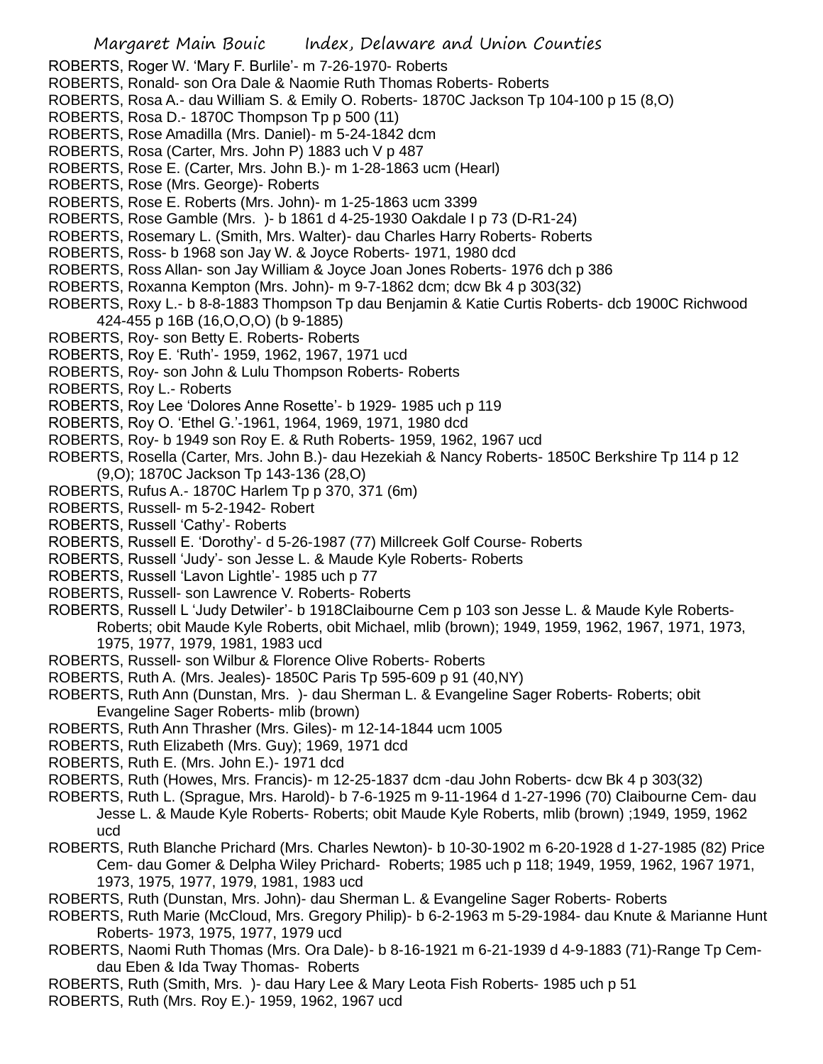ROBERTS, Roger W. 'Mary F. Burlile'- m 7-26-1970- Roberts

ROBERTS, Ronald- son Ora Dale & Naomie Ruth Thomas Roberts- Roberts

ROBERTS, Rosa A.- dau William S. & Emily O. Roberts- 1870C Jackson Tp 104-100 p 15 (8,O)

ROBERTS, Rosa D.- 1870C Thompson Tp p 500 (11)

ROBERTS, Rose Amadilla (Mrs. Daniel)- m 5-24-1842 dcm

ROBERTS, Rosa (Carter, Mrs. John P) 1883 uch V p 487

ROBERTS, Rose E. (Carter, Mrs. John B.)- m 1-28-1863 ucm (Hearl)

ROBERTS, Rose (Mrs. George)- Roberts

ROBERTS, Rose E. Roberts (Mrs. John)- m 1-25-1863 ucm 3399

ROBERTS, Rose Gamble (Mrs. )- b 1861 d 4-25-1930 Oakdale I p 73 (D-R1-24)

ROBERTS, Rosemary L. (Smith, Mrs. Walter)- dau Charles Harry Roberts- Roberts

ROBERTS, Ross- b 1968 son Jay W. & Joyce Roberts- 1971, 1980 dcd

ROBERTS, Ross Allan- son Jay William & Joyce Joan Jones Roberts- 1976 dch p 386

ROBERTS, Roxanna Kempton (Mrs. John)- m 9-7-1862 dcm; dcw Bk 4 p 303(32)

ROBERTS, Roxy L.- b 8-8-1883 Thompson Tp dau Benjamin & Katie Curtis Roberts- dcb 1900C Richwood 424-455 p 16B (16,O,O,O) (b 9-1885)

ROBERTS, Roy- son Betty E. Roberts- Roberts

ROBERTS, Roy E. 'Ruth'- 1959, 1962, 1967, 1971 ucd

ROBERTS, Roy- son John & Lulu Thompson Roberts- Roberts

ROBERTS, Roy L.- Roberts

ROBERTS, Roy Lee 'Dolores Anne Rosette'- b 1929- 1985 uch p 119

ROBERTS, Roy O. 'Ethel G.'-1961, 1964, 1969, 1971, 1980 dcd

ROBERTS, Roy- b 1949 son Roy E. & Ruth Roberts- 1959, 1962, 1967 ucd

ROBERTS, Rosella (Carter, Mrs. John B.)- dau Hezekiah & Nancy Roberts- 1850C Berkshire Tp 114 p 12 (9,O); 1870C Jackson Tp 143-136 (28,O)

ROBERTS, Rufus A.- 1870C Harlem Tp p 370, 371 (6m)

ROBERTS, Russell- m 5-2-1942- Robert

ROBERTS, Russell 'Cathy'- Roberts

ROBERTS, Russell E. 'Dorothy'- d 5-26-1987 (77) Millcreek Golf Course- Roberts

ROBERTS, Russell 'Judy'- son Jesse L. & Maude Kyle Roberts- Roberts

ROBERTS, Russell 'Lavon Lightle'- 1985 uch p 77

ROBERTS, Russell- son Lawrence V. Roberts- Roberts

ROBERTS, Russell L 'Judy Detwiler'- b 1918Claibourne Cem p 103 son Jesse L. & Maude Kyle Roberts- Roberts; obit Maude Kyle Roberts, obit Michael, mlib (brown); 1949, 1959, 1962, 1967, 1971, 1973, 1975, 1977, 1979, 1981, 1983 ucd

ROBERTS, Russell- son Wilbur & Florence Olive Roberts- Roberts

ROBERTS, Ruth A. (Mrs. Jeales)- 1850C Paris Tp 595-609 p 91 (40,NY)

ROBERTS, Ruth Ann (Dunstan, Mrs. )- dau Sherman L. & Evangeline Sager Roberts- Roberts; obit Evangeline Sager Roberts- mlib (brown)

ROBERTS, Ruth Ann Thrasher (Mrs. Giles)- m 12-14-1844 ucm 1005

ROBERTS, Ruth Elizabeth (Mrs. Guy); 1969, 1971 dcd

ROBERTS, Ruth E. (Mrs. John E.)- 1971 dcd

ROBERTS, Ruth (Howes, Mrs. Francis)- m 12-25-1837 dcm -dau John Roberts- dcw Bk 4 p 303(32)

ROBERTS, Ruth L. (Sprague, Mrs. Harold)- b 7-6-1925 m 9-11-1964 d 1-27-1996 (70) Claibourne Cem- dau Jesse L. & Maude Kyle Roberts- Roberts; obit Maude Kyle Roberts, mlib (brown) ;1949, 1959, 1962 ucd

ROBERTS, Ruth Blanche Prichard (Mrs. Charles Newton)- b 10-30-1902 m 6-20-1928 d 1-27-1985 (82) Price Cem- dau Gomer & Delpha Wiley Prichard- Roberts; 1985 uch p 118; 1949, 1959, 1962, 1967 1971, 1973, 1975, 1977, 1979, 1981, 1983 ucd

ROBERTS, Ruth (Dunstan, Mrs. John)- dau Sherman L. & Evangeline Sager Roberts- Roberts

ROBERTS, Ruth Marie (McCloud, Mrs. Gregory Philip)- b 6-2-1963 m 5-29-1984- dau Knute & Marianne Hunt Roberts- 1973, 1975, 1977, 1979 ucd

ROBERTS, Naomi Ruth Thomas (Mrs. Ora Dale)- b 8-16-1921 m 6-21-1939 d 4-9-1883 (71)-Range Tp Cem- dau Eben & Ida Tway Thomas- Roberts

ROBERTS, Ruth (Smith, Mrs. )- dau Hary Lee & Mary Leota Fish Roberts- 1985 uch p 51

ROBERTS, Ruth (Mrs. Roy E.)- 1959, 1962, 1967 ucd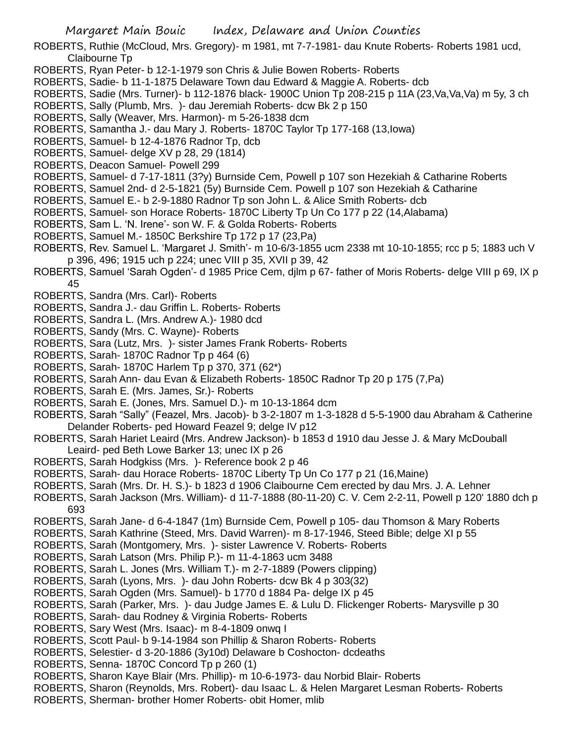ROBERTS, Ruthie (McCloud, Mrs. Gregory)- m 1981, mt 7-7-1981- dau Knute Roberts- Roberts 1981 ucd, Claibourne Tp

ROBERTS, Ryan Peter- b 12-1-1979 son Chris & Julie Bowen Roberts- Roberts

ROBERTS, Sadie- b 11-1-1875 Delaware Town dau Edward & Maggie A. Roberts- dcb

ROBERTS, Sadie (Mrs. Turner)- b 112-1876 black- 1900C Union Tp 208-215 p 11A (23,Va,Va,Va) m 5y, 3 ch

ROBERTS, Sally (Plumb, Mrs. )- dau Jeremiah Roberts- dcw Bk 2 p 150

ROBERTS, Sally (Weaver, Mrs. Harmon)- m 5-26-1838 dcm

ROBERTS, Samantha J.- dau Mary J. Roberts- 1870C Taylor Tp 177-168 (13,Iowa)

ROBERTS, Samuel- b 12-4-1876 Radnor Tp, dcb

ROBERTS, Samuel- delge XV p 28, 29 (1814)

ROBERTS, Deacon Samuel- Powell 299

ROBERTS, Samuel- d 7-17-1811 (3?y) Burnside Cem, Powell p 107 son Hezekiah & Catharine Roberts

ROBERTS, Samuel 2nd- d 2-5-1821 (5y) Burnside Cem. Powell p 107 son Hezekiah & Catharine

ROBERTS, Samuel E.- b 2-9-1880 Radnor Tp son John L. & Alice Smith Roberts- dcb

ROBERTS, Samuel- son Horace Roberts- 1870C Liberty Tp Un Co 177 p 22 (14,Alabama)

ROBERTS, Sam L. 'N. Irene'- son W. F. & Golda Roberts- Roberts

ROBERTS, Samuel M.- 1850C Berkshire Tp 172 p 17 (23,Pa)

ROBERTS, Rev. Samuel L. 'Margaret J. Smith'- m 10-6/3-1855 ucm 2338 mt 10-10-1855; rcc p 5; 1883 uch V p 396, 496; 1915 uch p 224; unec VIII p 35, XVII p 39, 42

ROBERTS, Samuel 'Sarah Ogden'- d 1985 Price Cem, djlm p 67- father of Moris Roberts- delge VIII p 69, IX p 45

ROBERTS, Sandra (Mrs. Carl)- Roberts

ROBERTS, Sandra J.- dau Griffin L. Roberts- Roberts

ROBERTS, Sandra L. (Mrs. Andrew A.)- 1980 dcd

ROBERTS, Sandy (Mrs. C. Wayne)- Roberts

ROBERTS, Sara (Lutz, Mrs. )- sister James Frank Roberts- Roberts

ROBERTS, Sarah- 1870C Radnor Tp p 464 (6)

ROBERTS, Sarah- 1870C Harlem Tp p 370, 371 (62*)

ROBERTS, Sarah Ann- dau Evan & Elizabeth Roberts- 1850C Radnor Tp 20 p 175 (7,Pa)

ROBERTS, Sarah E. (Mrs. James, Sr.)- Roberts

ROBERTS, Sarah E. (Jones, Mrs. Samuel D.)- m 10-13-1864 dcm

ROBERTS, Sarah "Sally" (Feazel, Mrs. Jacob)- b 3-2-1807 m 1-3-1828 d 5-5-1900 dau Abraham & Catherine Delander Roberts- ped Howard Feazel 9; delge IV p12

ROBERTS, Sarah Hariet Leaird (Mrs. Andrew Jackson)- b 1853 d 1910 dau Jesse J. & Mary McDouball Leaird- ped Beth Lowe Barker 13; unec IX p 26

ROBERTS, Sarah Hodgkiss (Mrs. )- Reference book 2 p 46

ROBERTS, Sarah- dau Horace Roberts- 1870C Liberty Tp Un Co 177 p 21 (16,Maine)

ROBERTS, Sarah (Mrs. Dr. H. S.)- b 1823 d 1906 Claibourne Cem erected by dau Mrs. J. A. Lehner

ROBERTS, Sarah Jackson (Mrs. William)- d 11-7-1888 (80-11-20) C. V. Cem 2-2-11, Powell p 120' 1880 dch p 693

ROBERTS, Sarah Jane- d 6-4-1847 (1m) Burnside Cem, Powell p 105- dau Thomson & Mary Roberts

ROBERTS, Sarah Kathrine (Steed, Mrs. David Warren)- m 8-17-1946, Steed Bible; delge XI p 55

ROBERTS, Sarah (Montgomery, Mrs. )- sister Lawrence V. Roberts- Roberts

ROBERTS, Sarah Latson (Mrs. Philip P.)- m 11-4-1863 ucm 3488

ROBERTS, Sarah L. Jones (Mrs. William T.)- m 2-7-1889 (Powers clipping)

ROBERTS, Sarah (Lyons, Mrs. )- dau John Roberts- dcw Bk 4 p 303(32)

ROBERTS, Sarah Ogden (Mrs. Samuel)- b 1770 d 1884 Pa- delge IX p 45

ROBERTS, Sarah (Parker, Mrs. )- dau Judge James E. & Lulu D. Flickenger Roberts- Marysville p 30

ROBERTS, Sarah- dau Rodney & Virginia Roberts- Roberts

ROBERTS, Sary West (Mrs. Isaac)- m 8-4-1809 onwq I

ROBERTS, Scott Paul- b 9-14-1984 son Phillip & Sharon Roberts- Roberts

ROBERTS, Selestier- d 3-20-1886 (3y10d) Delaware b Coshocton- dcdeaths

ROBERTS, Senna- 1870C Concord Tp p 260 (1)

ROBERTS, Sharon Kaye Blair (Mrs. Phillip)- m 10-6-1973- dau Norbid Blair- Roberts

ROBERTS, Sharon (Reynolds, Mrs. Robert)- dau Isaac L. & Helen Margaret Lesman Roberts- Roberts

ROBERTS, Sherman- brother Homer Roberts- obit Homer, mlib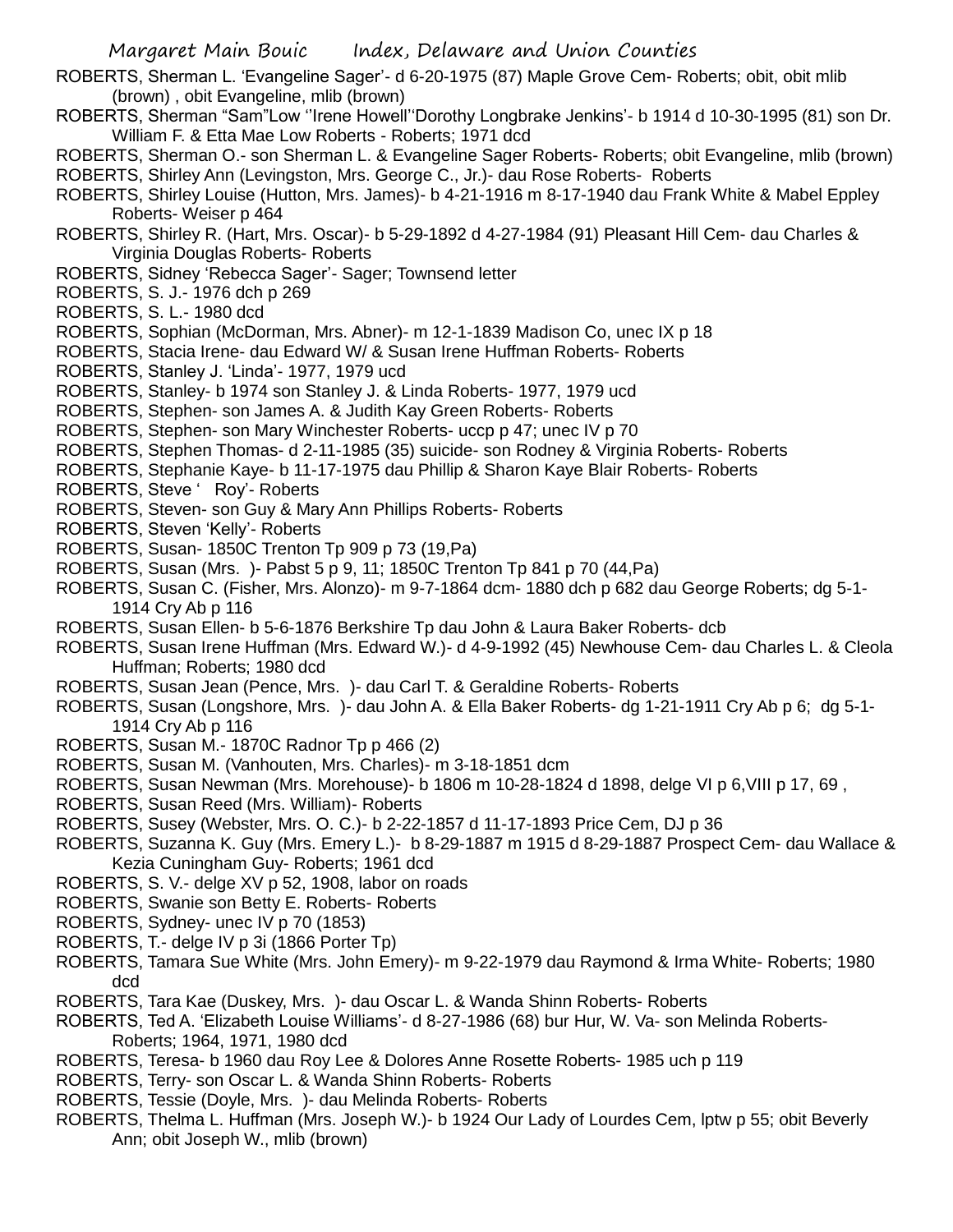ROBERTS, Sherman L. 'Evangeline Sager'- d 6-20-1975 (87) Maple Grove Cem- Roberts; obit, obit mlib (brown) , obit Evangeline, mlib (brown)

ROBERTS, Sherman "Sam"Low ''Irene Howell''Dorothy Longbrake Jenkins'- b 1914 d 10-30-1995 (81) son Dr. William F. & Etta Mae Low Roberts - Roberts; 1971 dcd

ROBERTS, Sherman O.- son Sherman L. & Evangeline Sager Roberts- Roberts; obit Evangeline, mlib (brown)

ROBERTS, Shirley Ann (Levingston, Mrs. George C., Jr.)- dau Rose Roberts- Roberts

ROBERTS, Shirley Louise (Hutton, Mrs. James)- b 4-21-1916 m 8-17-1940 dau Frank White & Mabel Eppley Roberts- Weiser p 464

ROBERTS, Shirley R. (Hart, Mrs. Oscar)- b 5-29-1892 d 4-27-1984 (91) Pleasant Hill Cem- dau Charles & Virginia Douglas Roberts- Roberts

ROBERTS, Sidney 'Rebecca Sager'- Sager; Townsend letter

ROBERTS, S. J.- 1976 dch p 269

ROBERTS, S. L.- 1980 dcd

ROBERTS, Sophian (McDorman, Mrs. Abner)- m 12-1-1839 Madison Co, unec IX p 18

ROBERTS, Stacia Irene- dau Edward W/ & Susan Irene Huffman Roberts- Roberts

ROBERTS, Stanley J. 'Linda'- 1977, 1979 ucd

ROBERTS, Stanley- b 1974 son Stanley J. & Linda Roberts- 1977, 1979 ucd

ROBERTS, Stephen- son James A. & Judith Kay Green Roberts- Roberts

ROBERTS, Stephen- son Mary Winchester Roberts- uccp p 47; unec IV p 70

ROBERTS, Stephen Thomas- d 2-11-1985 (35) suicide- son Rodney & Virginia Roberts- Roberts

ROBERTS, Stephanie Kaye- b 11-17-1975 dau Phillip & Sharon Kaye Blair Roberts- Roberts

ROBERTS, Steve ' Roy'- Roberts

ROBERTS, Steven- son Guy & Mary Ann Phillips Roberts- Roberts

ROBERTS, Steven 'Kelly'- Roberts

ROBERTS, Susan- 1850C Trenton Tp 909 p 73 (19,Pa)

ROBERTS, Susan (Mrs. )- Pabst 5 p 9, 11; 1850C Trenton Tp 841 p 70 (44,Pa)

ROBERTS, Susan C. (Fisher, Mrs. Alonzo)- m 9-7-1864 dcm- 1880 dch p 682 dau George Roberts; dg 5-1-1914 Cry Ab p 116

ROBERTS, Susan Ellen- b 5-6-1876 Berkshire Tp dau John & Laura Baker Roberts- dcb

ROBERTS, Susan Irene Huffman (Mrs. Edward W.)- d 4-9-1992 (45) Newhouse Cem- dau Charles L. & Cleola Huffman; Roberts; 1980 dcd

ROBERTS, Susan Jean (Pence, Mrs. )- dau Carl T. & Geraldine Roberts- Roberts

ROBERTS, Susan (Longshore, Mrs. )- dau John A. & Ella Baker Roberts- dg 1-21-1911 Cry Ab p 6; dg 5-1-1914 Cry Ab p 116

ROBERTS, Susan M.- 1870C Radnor Tp p 466 (2)

ROBERTS, Susan M. (Vanhouten, Mrs. Charles)- m 3-18-1851 dcm

ROBERTS, Susan Newman (Mrs. Morehouse)- b 1806 m 10-28-1824 d 1898, delge VI p 6,VIII p 17, 69 ,

ROBERTS, Susan Reed (Mrs. William)- Roberts

ROBERTS, Susey (Webster, Mrs. O. C.)- b 2-22-1857 d 11-17-1893 Price Cem, DJ p 36

ROBERTS, Suzanna K. Guy (Mrs. Emery L.)- b 8-29-1887 m 1915 d 8-29-1887 Prospect Cem- dau Wallace & Kezia Cuningham Guy- Roberts; 1961 dcd

ROBERTS, S. V.- delge XV p 52, 1908, labor on roads

ROBERTS, Swanie son Betty E. Roberts- Roberts

ROBERTS, Sydney- unec IV p 70 (1853)

ROBERTS, T.- delge IV p 3i (1866 Porter Tp)

ROBERTS, Tamara Sue White (Mrs. John Emery)- m 9-22-1979 dau Raymond & Irma White- Roberts; 1980 dcd

ROBERTS, Tara Kae (Duskey, Mrs. )- dau Oscar L. & Wanda Shinn Roberts- Roberts

ROBERTS, Ted A. 'Elizabeth Louise Williams'- d 8-27-1986 (68) bur Hur, W. Va- son Melinda Roberts- Roberts; 1964, 1971, 1980 dcd

ROBERTS, Teresa- b 1960 dau Roy Lee & Dolores Anne Rosette Roberts- 1985 uch p 119

ROBERTS, Terry- son Oscar L. & Wanda Shinn Roberts- Roberts

ROBERTS, Tessie (Doyle, Mrs. )- dau Melinda Roberts- Roberts

ROBERTS, Thelma L. Huffman (Mrs. Joseph W.)- b 1924 Our Lady of Lourdes Cem, lptw p 55; obit Beverly Ann; obit Joseph W., mlib (brown)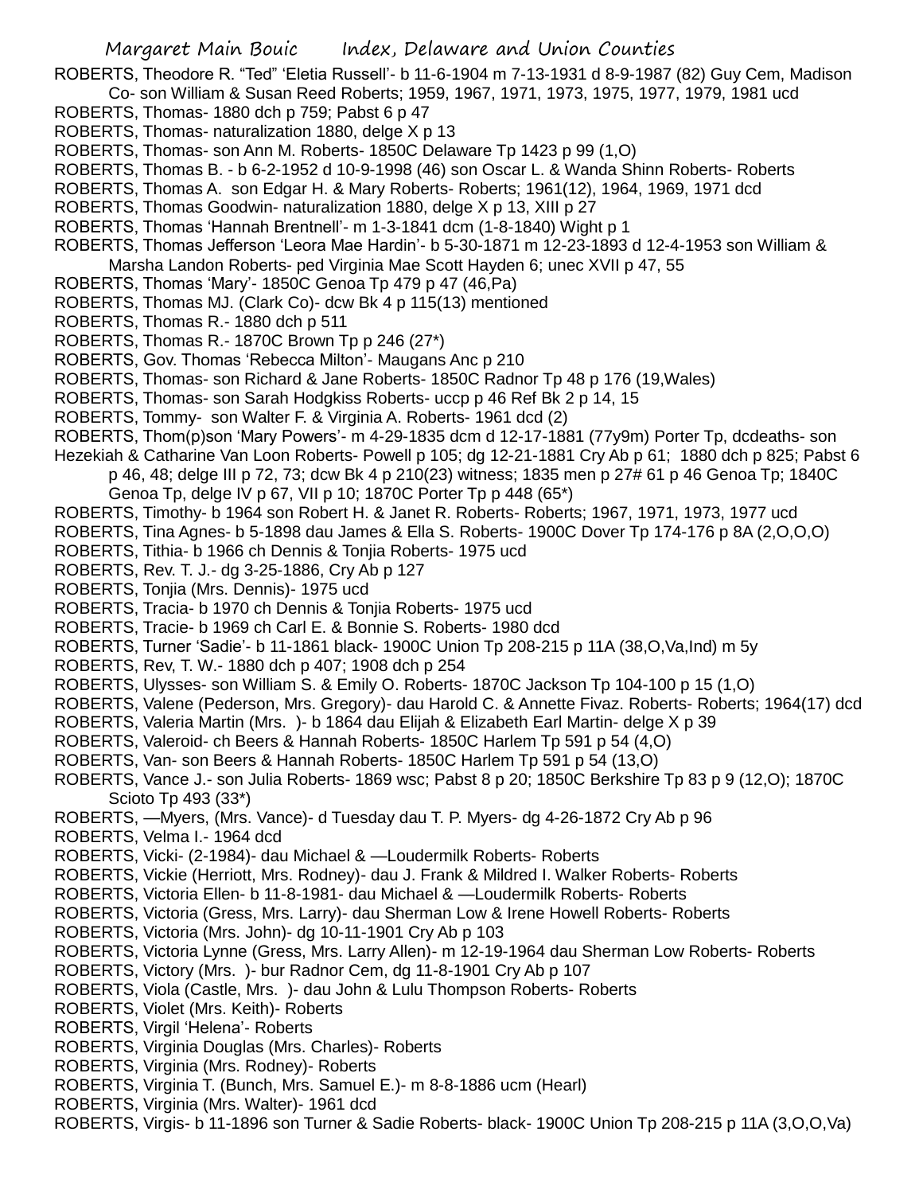ROBERTS, Theodore R. "Ted" 'Eletia Russell'- b 11-6-1904 m 7-13-1931 d 8-9-1987 (82) Guy Cem, Madison Co- son William & Susan Reed Roberts; 1959, 1967, 1971, 1973, 1975, 1977, 1979, 1981 ucd

ROBERTS, Thomas- 1880 dch p 759; Pabst 6 p 47

ROBERTS, Thomas- naturalization 1880, delge X p 13

ROBERTS, Thomas- son Ann M. Roberts- 1850C Delaware Tp 1423 p 99 (1,O)

ROBERTS, Thomas B. - b 6-2-1952 d 10-9-1998 (46) son Oscar L. & Wanda Shinn Roberts- Roberts

ROBERTS, Thomas A. son Edgar H. & Mary Roberts- Roberts; 1961(12), 1964, 1969, 1971 dcd

ROBERTS, Thomas Goodwin- naturalization 1880, delge X p 13, XIII p 27

ROBERTS, Thomas 'Hannah Brentnell'- m 1-3-1841 dcm (1-8-1840) Wight p 1

ROBERTS, Thomas Jefferson 'Leora Mae Hardin'- b 5-30-1871 m 12-23-1893 d 12-4-1953 son William & Marsha Landon Roberts- ped Virginia Mae Scott Hayden 6; unec XVII p 47, 55

ROBERTS, Thomas 'Mary'- 1850C Genoa Tp 479 p 47 (46,Pa)

ROBERTS, Thomas MJ. (Clark Co)- dcw Bk 4 p 115(13) mentioned

ROBERTS, Thomas R.- 1880 dch p 511

ROBERTS, Thomas R.- 1870C Brown Tp p 246 (27*)

ROBERTS, Gov. Thomas 'Rebecca Milton'- Maugans Anc p 210

ROBERTS, Thomas- son Richard & Jane Roberts- 1850C Radnor Tp 48 p 176 (19,Wales)

ROBERTS, Thomas- son Sarah Hodgkiss Roberts- uccp p 46 Ref Bk 2 p 14, 15

ROBERTS, Tommy- son Walter F. & Virginia A. Roberts- 1961 dcd (2)

ROBERTS, Thom(p)son 'Mary Powers'- m 4-29-1835 dcm d 12-17-1881 (77y9m) Porter Tp, dcdeaths- son Hezekiah & Catharine Van Loon Roberts- Powell p 105; dg 12-21-1881 Cry Ab p 61; 1880 dch p 825; Pabst 6 p 46, 48; delge III p 72, 73; dcw Bk 4 p 210(23) witness; 1835 men p 27# 61 p 46 Genoa Tp; 1840C Genoa Tp, delge IV p 67, VII p 10; 1870C Porter Tp p 448 (65*)

ROBERTS, Timothy- b 1964 son Robert H. & Janet R. Roberts- Roberts; 1967, 1971, 1973, 1977 ucd

ROBERTS, Tina Agnes- b 5-1898 dau James & Ella S. Roberts- 1900C Dover Tp 174-176 p 8A (2,O,O,O)

ROBERTS, Tithia- b 1966 ch Dennis & Tonjia Roberts- 1975 ucd

ROBERTS, Rev. T. J.- dg 3-25-1886, Cry Ab p 127

ROBERTS, Tonjia (Mrs. Dennis)- 1975 ucd

ROBERTS, Tracia- b 1970 ch Dennis & Tonjia Roberts- 1975 ucd

ROBERTS, Tracie- b 1969 ch Carl E. & Bonnie S. Roberts- 1980 dcd

ROBERTS, Turner 'Sadie'- b 11-1861 black- 1900C Union Tp 208-215 p 11A (38,O,Va,Ind) m 5y

ROBERTS, Rev, T. W.- 1880 dch p 407; 1908 dch p 254

ROBERTS, Ulysses- son William S. & Emily O. Roberts- 1870C Jackson Tp 104-100 p 15 (1,O)

ROBERTS, Valene (Pederson, Mrs. Gregory)- dau Harold C. & Annette Fivaz. Roberts- Roberts; 1964(17) dcd

ROBERTS, Valeria Martin (Mrs. )- b 1864 dau Elijah & Elizabeth Earl Martin- delge X p 39

ROBERTS, Valeroid- ch Beers & Hannah Roberts- 1850C Harlem Tp 591 p 54 (4,O)

ROBERTS, Van- son Beers & Hannah Roberts- 1850C Harlem Tp 591 p 54 (13,O)

ROBERTS, Vance J.- son Julia Roberts- 1869 wsc; Pabst 8 p 20; 1850C Berkshire Tp 83 p 9 (12,O); 1870C Scioto Tp 493 (33*)

ROBERTS, —Myers, (Mrs. Vance)- d Tuesday dau T. P. Myers- dg 4-26-1872 Cry Ab p 96

ROBERTS, Velma I.- 1964 dcd

ROBERTS, Vicki- (2-1984)- dau Michael & —Loudermilk Roberts- Roberts

ROBERTS, Vickie (Herriott, Mrs. Rodney)- dau J. Frank & Mildred I. Walker Roberts- Roberts

ROBERTS, Victoria Ellen- b 11-8-1981- dau Michael & —Loudermilk Roberts- Roberts

ROBERTS, Victoria (Gress, Mrs. Larry)- dau Sherman Low & Irene Howell Roberts- Roberts

ROBERTS, Victoria (Mrs. John)- dg 10-11-1901 Cry Ab p 103

ROBERTS, Victoria Lynne (Gress, Mrs. Larry Allen)- m 12-19-1964 dau Sherman Low Roberts- Roberts

ROBERTS, Victory (Mrs. )- bur Radnor Cem, dg 11-8-1901 Cry Ab p 107

ROBERTS, Viola (Castle, Mrs. )- dau John & Lulu Thompson Roberts- Roberts

ROBERTS, Violet (Mrs. Keith)- Roberts

ROBERTS, Virgil 'Helena'- Roberts

ROBERTS, Virginia Douglas (Mrs. Charles)- Roberts

ROBERTS, Virginia (Mrs. Rodney)- Roberts

ROBERTS, Virginia T. (Bunch, Mrs. Samuel E.)- m 8-8-1886 ucm (Hearl)

ROBERTS, Virginia (Mrs. Walter)- 1961 dcd

ROBERTS, Virgis- b 11-1896 son Turner & Sadie Roberts- black- 1900C Union Tp 208-215 p 11A (3,O,O,Va)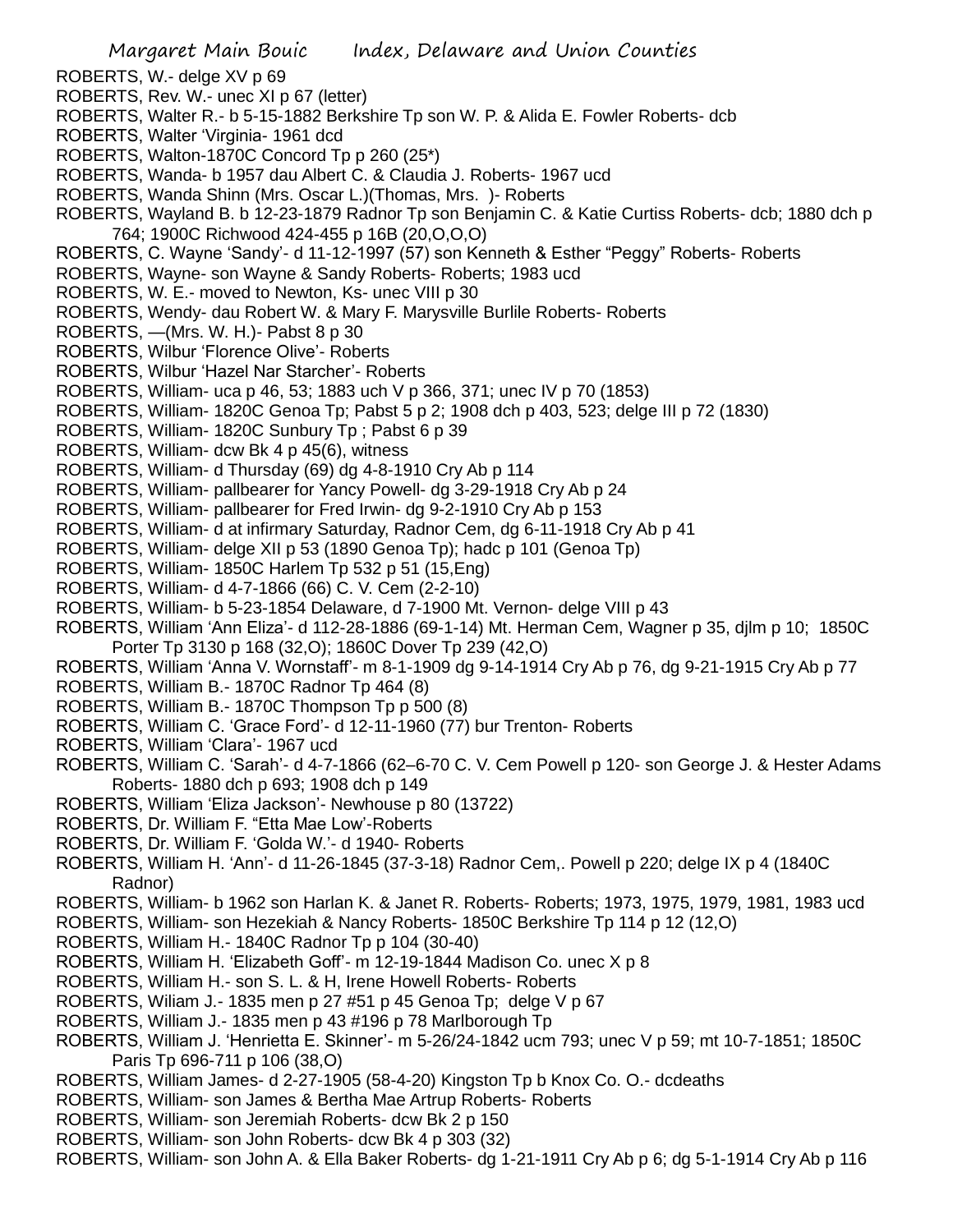ROBERTS, W.- delge XV p 69
ROBERTS, Rev. W.- unec XI p 67 (letter)
ROBERTS, Walter R.- b 5-15-1882 Berkshire Tp son W. P. & Alida E. Fowler Roberts- dcb
ROBERTS, Walter 'Virginia- 1961 dcd
ROBERTS, Walton-1870C Concord Tp p 260 (25*)
ROBERTS, Wanda- b 1957 dau Albert C. & Claudia J. Roberts- 1967 ucd
ROBERTS, Wanda Shinn (Mrs. Oscar L.)(Thomas, Mrs. )- Roberts
ROBERTS, Wayland B. b 12-23-1879 Radnor Tp son Benjamin C. & Katie Curtiss Roberts- dcb; 1880 dch p 764; 1900C Richwood 424-455 p 16B (20,O,O,O)
ROBERTS, C. Wayne 'Sandy'- d 11-12-1997 (57) son Kenneth & Esther "Peggy" Roberts- Roberts
ROBERTS, Wayne- son Wayne & Sandy Roberts- Roberts; 1983 ucd
ROBERTS, W. E.- moved to Newton, Ks- unec VIII p 30
ROBERTS, Wendy- dau Robert W. & Mary F. Marysville Burlile Roberts- Roberts
ROBERTS, —(Mrs. W. H.)- Pabst 8 p 30
ROBERTS, Wilbur 'Florence Olive'- Roberts
ROBERTS, Wilbur 'Hazel Nar Starcher'- Roberts
ROBERTS, William- uca p 46, 53; 1883 uch V p 366, 371; unec IV p 70 (1853)
ROBERTS, William- 1820C Genoa Tp; Pabst 5 p 2; 1908 dch p 403, 523; delge III p 72 (1830)
ROBERTS, William- 1820C Sunbury Tp ; Pabst 6 p 39
ROBERTS, William- dcw Bk 4 p 45(6), witness
ROBERTS, William- d Thursday (69) dg 4-8-1910 Cry Ab p 114
ROBERTS, William- pallbearer for Yancy Powell- dg 3-29-1918 Cry Ab p 24
ROBERTS, William- pallbearer for Fred Irwin- dg 9-2-1910 Cry Ab p 153
ROBERTS, William- d at infirmary Saturday, Radnor Cem, dg 6-11-1918 Cry Ab p 41
ROBERTS, William- delge XII p 53 (1890 Genoa Tp); hadc p 101 (Genoa Tp)
ROBERTS, William- 1850C Harlem Tp 532 p 51 (15,Eng)
ROBERTS, William- d 4-7-1866 (66) C. V. Cem (2-2-10)
ROBERTS, William- b 5-23-1854 Delaware, d 7-1900 Mt. Vernon- delge VIII p 43
ROBERTS, William 'Ann Eliza'- d 112-28-1886 (69-1-14) Mt. Herman Cem, Wagner p 35, djlm p 10; 1850C Porter Tp 3130 p 168 (32,O); 1860C Dover Tp 239 (42,O)
ROBERTS, William 'Anna V. Wornstaff'- m 8-1-1909 dg 9-14-1914 Cry Ab p 76, dg 9-21-1915 Cry Ab p 77
ROBERTS, William B.- 1870C Radnor Tp 464 (8)
ROBERTS, William B.- 1870C Thompson Tp p 500 (8)
ROBERTS, William C. 'Grace Ford'- d 12-11-1960 (77) bur Trenton- Roberts
ROBERTS, William 'Clara'- 1967 ucd
ROBERTS, William C. 'Sarah'- d 4-7-1866 (62–6-70 C. V. Cem Powell p 120- son George J. & Hester Adams Roberts- 1880 dch p 693; 1908 dch p 149
ROBERTS, William 'Eliza Jackson'- Newhouse p 80 (13722)
ROBERTS, Dr. William F. "Etta Mae Low'-Roberts
ROBERTS, Dr. William F. 'Golda W.'- d 1940- Roberts
ROBERTS, William H. 'Ann'- d 11-26-1845 (37-3-18) Radnor Cem,. Powell p 220; delge IX p 4 (1840C Radnor)
ROBERTS, William- b 1962 son Harlan K. & Janet R. Roberts- Roberts; 1973, 1975, 1979, 1981, 1983 ucd
ROBERTS, William- son Hezekiah & Nancy Roberts- 1850C Berkshire Tp 114 p 12 (12,O)
ROBERTS, William H.- 1840C Radnor Tp p 104 (30-40)
ROBERTS, William H. 'Elizabeth Goff'- m 12-19-1844 Madison Co. unec X p 8
ROBERTS, William H.- son S. L. & H, Irene Howell Roberts- Roberts
ROBERTS, Wiliam J.- 1835 men p 27 #51 p 45 Genoa Tp; delge V p 67
ROBERTS, William J.- 1835 men p 43 #196 p 78 Marlborough Tp
ROBERTS, William J. 'Henrietta E. Skinner'- m 5-26/24-1842 ucm 793; unec V p 59; mt 10-7-1851; 1850C Paris Tp 696-711 p 106 (38,O)
ROBERTS, William James- d 2-27-1905 (58-4-20) Kingston Tp b Knox Co. O.- dcdeaths
ROBERTS, William- son James & Bertha Mae Artrup Roberts- Roberts
ROBERTS, William- son Jeremiah Roberts- dcw Bk 2 p 150
ROBERTS, William- son John Roberts- dcw Bk 4 p 303 (32)
ROBERTS, William- son John A. & Ella Baker Roberts- dg 1-21-1911 Cry Ab p 6; dg 5-1-1914 Cry Ab p 116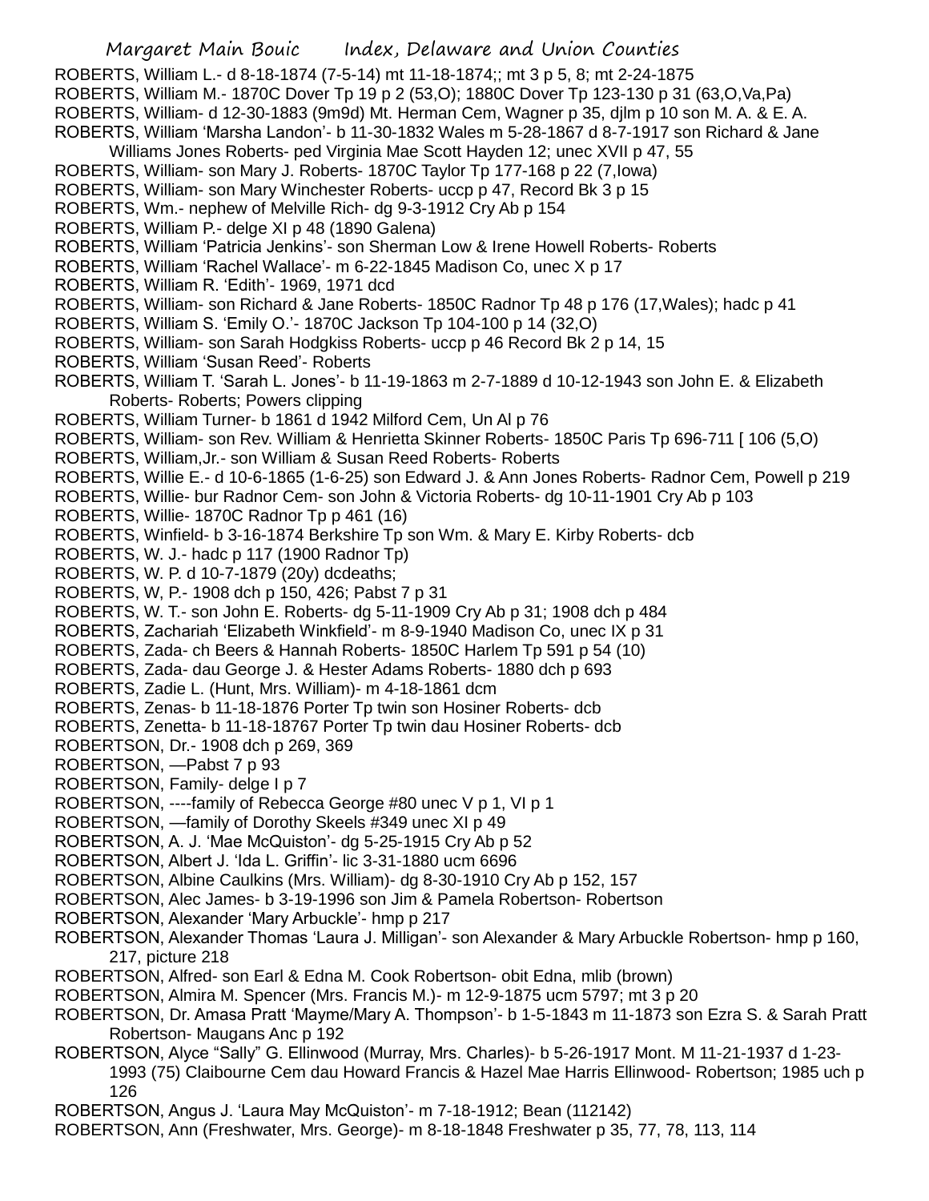ROBERTS, William L.- d 8-18-1874 (7-5-14) mt 11-18-1874;; mt 3 p 5, 8; mt 2-24-1875
ROBERTS, William M.- 1870C Dover Tp 19 p 2 (53,O); 1880C Dover Tp 123-130 p 31 (63,O,Va,Pa)
ROBERTS, William- d 12-30-1883 (9m9d) Mt. Herman Cem, Wagner p 35, djlm p 10 son M. A. & E. A.
ROBERTS, William 'Marsha Landon'- b 11-30-1832 Wales m 5-28-1867 d 8-7-1917 son Richard & Jane Williams Jones Roberts- ped Virginia Mae Scott Hayden 12; unec XVII p 47, 55
ROBERTS, William- son Mary J. Roberts- 1870C Taylor Tp 177-168 p 22 (7,Iowa)
ROBERTS, William- son Mary Winchester Roberts- uccp p 47, Record Bk 3 p 15
ROBERTS, Wm.- nephew of Melville Rich- dg 9-3-1912 Cry Ab p 154
ROBERTS, William P.- delge XI p 48 (1890 Galena)
ROBERTS, William 'Patricia Jenkins'- son Sherman Low & Irene Howell Roberts- Roberts
ROBERTS, William 'Rachel Wallace'- m 6-22-1845 Madison Co, unec X p 17
ROBERTS, William R. 'Edith'- 1969, 1971 dcd
ROBERTS, William- son Richard & Jane Roberts- 1850C Radnor Tp 48 p 176 (17,Wales); hadc p 41
ROBERTS, William S. 'Emily O.'- 1870C Jackson Tp 104-100 p 14 (32,O)
ROBERTS, William- son Sarah Hodgkiss Roberts- uccp p 46 Record Bk 2 p 14, 15
ROBERTS, William 'Susan Reed'- Roberts
ROBERTS, William T. 'Sarah L. Jones'- b 11-19-1863 m 2-7-1889 d 10-12-1943 son John E. & Elizabeth Roberts- Roberts; Powers clipping
ROBERTS, William Turner- b 1861 d 1942 Milford Cem, Un Al p 76
ROBERTS, William- son Rev. William & Henrietta Skinner Roberts- 1850C Paris Tp 696-711 [ 106 (5,O)
ROBERTS, William,Jr.- son William & Susan Reed Roberts- Roberts
ROBERTS, Willie E.- d 10-6-1865 (1-6-25) son Edward J. & Ann Jones Roberts- Radnor Cem, Powell p 219
ROBERTS, Willie- bur Radnor Cem- son John & Victoria Roberts- dg 10-11-1901 Cry Ab p 103
ROBERTS, Willie- 1870C Radnor Tp p 461 (16)
ROBERTS, Winfield- b 3-16-1874 Berkshire Tp son Wm. & Mary E. Kirby Roberts- dcb
ROBERTS, W. J.- hadc p 117 (1900 Radnor Tp)
ROBERTS, W. P. d 10-7-1879 (20y) dcdeaths;
ROBERTS, W, P.- 1908 dch p 150, 426; Pabst 7 p 31
ROBERTS, W. T.- son John E. Roberts- dg 5-11-1909 Cry Ab p 31; 1908 dch p 484
ROBERTS, Zachariah 'Elizabeth Winkfield'- m 8-9-1940 Madison Co, unec IX p 31
ROBERTS, Zada- ch Beers & Hannah Roberts- 1850C Harlem Tp 591 p 54 (10)
ROBERTS, Zada- dau George J. & Hester Adams Roberts- 1880 dch p 693
ROBERTS, Zadie L. (Hunt, Mrs. William)- m 4-18-1861 dcm
ROBERTS, Zenas- b 11-18-1876 Porter Tp twin son Hosiner Roberts- dcb
ROBERTS, Zenetta- b 11-18-18767 Porter Tp twin dau Hosiner Roberts- dcb
ROBERTSON, Dr.- 1908 dch p 269, 369
ROBERTSON, —Pabst 7 p 93
ROBERTSON, Family- delge I p 7
ROBERTSON, ----family of Rebecca George #80 unec V p 1, VI p 1
ROBERTSON, —family of Dorothy Skeels #349 unec XI p 49
ROBERTSON, A. J. 'Mae McQuiston'- dg 5-25-1915 Cry Ab p 52
ROBERTSON, Albert J. 'Ida L. Griffin'- lic 3-31-1880 ucm 6696
ROBERTSON, Albine Caulkins (Mrs. William)- dg 8-30-1910 Cry Ab p 152, 157
ROBERTSON, Alec James- b 3-19-1996 son Jim & Pamela Robertson- Robertson
ROBERTSON, Alexander 'Mary Arbuckle'- hmp p 217
ROBERTSON, Alexander Thomas 'Laura J. Milligan'- son Alexander & Mary Arbuckle Robertson- hmp p 160, 217, picture 218
ROBERTSON, Alfred- son Earl & Edna M. Cook Robertson- obit Edna, mlib (brown)
ROBERTSON, Almira M. Spencer (Mrs. Francis M.)- m 12-9-1875 ucm 5797; mt 3 p 20
ROBERTSON, Dr. Amasa Pratt 'Mayme/Mary A. Thompson'- b 1-5-1843 m 11-1873 son Ezra S. & Sarah Pratt Robertson- Maugans Anc p 192
ROBERTSON, Alyce "Sally" G. Ellinwood (Murray, Mrs. Charles)- b 5-26-1917 Mont. M 11-21-1937 d 1-23-1993 (75) Claibourne Cem dau Howard Francis & Hazel Mae Harris Ellinwood- Robertson; 1985 uch p 126
ROBERTSON, Angus J. 'Laura May McQuiston'- m 7-18-1912; Bean (112142)
ROBERTSON, Ann (Freshwater, Mrs. George)- m 8-18-1848 Freshwater p 35, 77, 78, 113, 114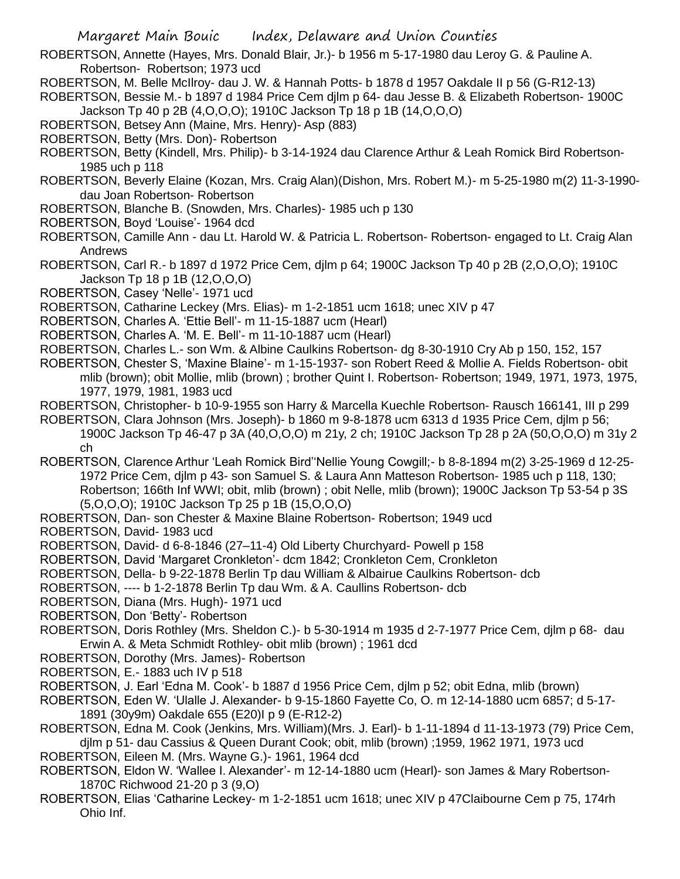ROBERTSON, Annette (Hayes, Mrs. Donald Blair, Jr.)- b 1956 m 5-17-1980 dau Leroy G. & Pauline A. Robertson- Robertson; 1973 ucd

ROBERTSON, M. Belle McIlroy- dau J. W. & Hannah Potts- b 1878 d 1957 Oakdale II p 56 (G-R12-13)

ROBERTSON, Bessie M.- b 1897 d 1984 Price Cem djlm p 64- dau Jesse B. & Elizabeth Robertson- 1900C Jackson Tp 40 p 2B (4,O,O,O); 1910C Jackson Tp 18 p 1B (14,O,O,O)

ROBERTSON, Betsey Ann (Maine, Mrs. Henry)- Asp (883)

ROBERTSON, Betty (Mrs. Don)- Robertson

ROBERTSON, Betty (Kindell, Mrs. Philip)- b 3-14-1924 dau Clarence Arthur & Leah Romick Bird Robertson- 1985 uch p 118

ROBERTSON, Beverly Elaine (Kozan, Mrs. Craig Alan)(Dishon, Mrs. Robert M.)- m 5-25-1980 m(2) 11-3-1990- dau Joan Robertson- Robertson

ROBERTSON, Blanche B. (Snowden, Mrs. Charles)- 1985 uch p 130

ROBERTSON, Boyd 'Louise'- 1964 dcd

ROBERTSON, Camille Ann - dau Lt. Harold W. & Patricia L. Robertson- Robertson- engaged to Lt. Craig Alan Andrews

ROBERTSON, Carl R.- b 1897 d 1972 Price Cem, djlm p 64; 1900C Jackson Tp 40 p 2B (2,O,O,O); 1910C Jackson Tp 18 p 1B (12,O,O,O)

ROBERTSON, Casey 'Nelle'- 1971 ucd

ROBERTSON, Catharine Leckey (Mrs. Elias)- m 1-2-1851 ucm 1618; unec XIV p 47

ROBERTSON, Charles A. 'Ettie Bell'- m 11-15-1887 ucm (Hearl)

ROBERTSON, Charles A. 'M. E. Bell'- m 11-10-1887 ucm (Hearl)

ROBERTSON, Charles L.- son Wm. & Albine Caulkins Robertson- dg 8-30-1910 Cry Ab p 150, 152, 157

ROBERTSON, Chester S, 'Maxine Blaine'- m 1-15-1937- son Robert Reed & Mollie A. Fields Robertson- obit mlib (brown); obit Mollie, mlib (brown) ; brother Quint I. Robertson- Robertson; 1949, 1971, 1973, 1975, 1977, 1979, 1981, 1983 ucd

ROBERTSON, Christopher- b 10-9-1955 son Harry & Marcella Kuechle Robertson- Rausch 166141, III p 299

ROBERTSON, Clara Johnson (Mrs. Joseph)- b 1860 m 9-8-1878 ucm 6313 d 1935 Price Cem, djlm p 56; 1900C Jackson Tp 46-47 p 3A (40,O,O,O) m 21y, 2 ch; 1910C Jackson Tp 28 p 2A (50,O,O,O) m 31y 2 ch

ROBERTSON, Clarence Arthur 'Leah Romick Bird''Nellie Young Cowgill;- b 8-8-1894 m(2) 3-25-1969 d 12-25-1972 Price Cem, djlm p 43- son Samuel S. & Laura Ann Matteson Robertson- 1985 uch p 118, 130; Robertson; 166th Inf WWI; obit, mlib (brown) ; obit Nelle, mlib (brown); 1900C Jackson Tp 53-54 p 3S (5,O,O,O); 1910C Jackson Tp 25 p 1B (15,O,O,O)

ROBERTSON, Dan- son Chester & Maxine Blaine Robertson- Robertson; 1949 ucd

ROBERTSON, David- 1983 ucd

ROBERTSON, David- d 6-8-1846 (27–11-4) Old Liberty Churchyard- Powell p 158

ROBERTSON, David 'Margaret Cronkleton'- dcm 1842; Cronkleton Cem, Cronkleton

ROBERTSON, Della- b 9-22-1878 Berlin Tp dau William & Albairue Caulkins Robertson- dcb

ROBERTSON, ---- b 1-2-1878 Berlin Tp dau Wm. & A. Caullins Robertson- dcb

ROBERTSON, Diana (Mrs. Hugh)- 1971 ucd

ROBERTSON, Don 'Betty'- Robertson

ROBERTSON, Doris Rothley (Mrs. Sheldon C.)- b 5-30-1914 m 1935 d 2-7-1977 Price Cem, djlm p 68- dau Erwin A. & Meta Schmidt Rothley- obit mlib (brown) ; 1961 dcd

ROBERTSON, Dorothy (Mrs. James)- Robertson

ROBERTSON, E.- 1883 uch IV p 518

ROBERTSON, J. Earl 'Edna M. Cook'- b 1887 d 1956 Price Cem, djlm p 52; obit Edna, mlib (brown)

ROBERTSON, Eden W. 'Ulalle J. Alexander- b 9-15-1860 Fayette Co, O. m 12-14-1880 ucm 6857; d 5-17-1891 (30y9m) Oakdale 655 (E20)I p 9 (E-R12-2)

ROBERTSON, Edna M. Cook (Jenkins, Mrs. William)(Mrs. J. Earl)- b 1-11-1894 d 11-13-1973 (79) Price Cem, djlm p 51- dau Cassius & Queen Durant Cook; obit, mlib (brown) ;1959, 1962 1971, 1973 ucd

ROBERTSON, Eileen M. (Mrs. Wayne G.)- 1961, 1964 dcd

ROBERTSON, Eldon W. 'Wallee I. Alexander'- m 12-14-1880 ucm (Hearl)- son James & Mary Robertson- 1870C Richwood 21-20 p 3 (9,O)

ROBERTSON, Elias 'Catharine Leckey- m 1-2-1851 ucm 1618; unec XIV p 47Claibourne Cem p 75, 174rh Ohio Inf.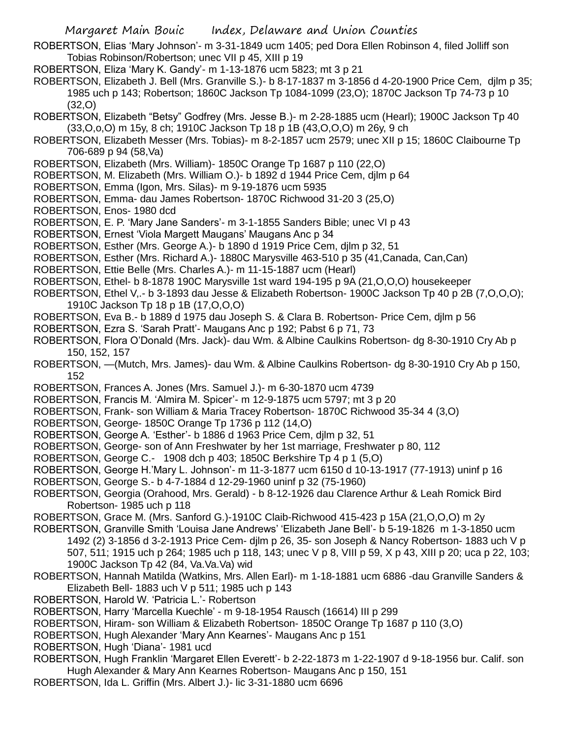ROBERTSON, Elias 'Mary Johnson'- m 3-31-1849 ucm 1405; ped Dora Ellen Robinson 4, filed Jolliff son Tobias Robinson/Robertson; unec VII p 45, XIII p 19

ROBERTSON, Eliza 'Mary K. Gandy'- m 1-13-1876 ucm 5823; mt 3 p 21

ROBERTSON, Elizabeth J. Bell (Mrs. Granville S.)- b 8-17-1837 m 3-1856 d 4-20-1900 Price Cem, djlm p 35; 1985 uch p 143; Robertson; 1860C Jackson Tp 1084-1099 (23,O); 1870C Jackson Tp 74-73 p 10 (32,O)

ROBERTSON, Elizabeth "Betsy" Godfrey (Mrs. Jesse B.)- m 2-28-1885 ucm (Hearl); 1900C Jackson Tp 40 (33,O,o,O) m 15y, 8 ch; 1910C Jackson Tp 18 p 1B (43,O,O,O) m 26y, 9 ch

ROBERTSON, Elizabeth Messer (Mrs. Tobias)- m 8-2-1857 ucm 2579; unec XII p 15; 1860C Claibourne Tp 706-689 p 94 (58,Va)

ROBERTSON, Elizabeth (Mrs. William)- 1850C Orange Tp 1687 p 110 (22,O)

ROBERTSON, M. Elizabeth (Mrs. William O.)- b 1892 d 1944 Price Cem, djlm p 64

ROBERTSON, Emma (Igon, Mrs. Silas)- m 9-19-1876 ucm 5935

ROBERTSON, Emma- dau James Robertson- 1870C Richwood 31-20 3 (25,O)

ROBERTSON, Enos- 1980 dcd

ROBERTSON, E. P. 'Mary Jane Sanders'- m 3-1-1855 Sanders Bible; unec VI p 43

ROBERTSON, Ernest 'Viola Margett Maugans' Maugans Anc p 34

ROBERTSON, Esther (Mrs. George A.)- b 1890 d 1919 Price Cem, djlm p 32, 51

ROBERTSON, Esther (Mrs. Richard A.)- 1880C Marysville 463-510 p 35 (41,Canada, Can,Can)

ROBERTSON, Ettie Belle (Mrs. Charles A.)- m 11-15-1887 ucm (Hearl)

ROBERTSON, Ethel- b 8-1878 190C Marysville 1st ward 194-195 p 9A (21,O,O,O) housekeeper

ROBERTSON, Ethel V,.- b 3-1893 dau Jesse & Elizabeth Robertson- 1900C Jackson Tp 40 p 2B (7,O,O,O); 1910C Jackson Tp 18 p 1B (17,O,O,O)

ROBERTSON, Eva B.- b 1889 d 1975 dau Joseph S. & Clara B. Robertson- Price Cem, djlm p 56

ROBERTSON, Ezra S. 'Sarah Pratt'- Maugans Anc p 192; Pabst 6 p 71, 73

ROBERTSON, Flora O'Donald (Mrs. Jack)- dau Wm. & Albine Caulkins Robertson- dg 8-30-1910 Cry Ab p 150, 152, 157

ROBERTSON, —(Mutch, Mrs. James)- dau Wm. & Albine Caulkins Robertson- dg 8-30-1910 Cry Ab p 150, 152

ROBERTSON, Frances A. Jones (Mrs. Samuel J.)- m 6-30-1870 ucm 4739

ROBERTSON, Francis M. 'Almira M. Spicer'- m 12-9-1875 ucm 5797; mt 3 p 20

ROBERTSON, Frank- son William & Maria Tracey Robertson- 1870C Richwood 35-34 4 (3,O)

ROBERTSON, George- 1850C Orange Tp 1736 p 112 (14,O)

ROBERTSON, George A. 'Esther'- b 1886 d 1963 Price Cem, djlm p 32, 51

ROBERTSON, George- son of Ann Freshwater by her 1st marriage, Freshwater p 80, 112

ROBERTSON, George C.- 1908 dch p 403; 1850C Berkshire Tp 4 p 1 (5,O)

ROBERTSON, George H.'Mary L. Johnson'- m 11-3-1877 ucm 6150 d 10-13-1917 (77-1913) uninf p 16

ROBERTSON, George S.- b 4-7-1884 d 12-29-1960 uninf p 32 (75-1960)

ROBERTSON, Georgia (Orahood, Mrs. Gerald) - b 8-12-1926 dau Clarence Arthur & Leah Romick Bird Robertson- 1985 uch p 118

ROBERTSON, Grace M. (Mrs. Sanford G.)-1910C Claib-Richwood 415-423 p 15A (21,O,O,O) m 2y

ROBERTSON, Granville Smith 'Louisa Jane Andrews' 'Elizabeth Jane Bell'- b 5-19-1826 m 1-3-1850 ucm 1492 (2) 3-1856 d 3-2-1913 Price Cem- djlm p 26, 35- son Joseph & Nancy Robertson- 1883 uch V p 507, 511; 1915 uch p 264; 1985 uch p 118, 143; unec V p 8, VIII p 59, X p 43, XIII p 20; uca p 22, 103; 1900C Jackson Tp 42 (84, Va.Va.Va) wid

ROBERTSON, Hannah Matilda (Watkins, Mrs. Allen Earl)- m 1-18-1881 ucm 6886 -dau Granville Sanders & Elizabeth Bell- 1883 uch V p 511; 1985 uch p 143

ROBERTSON, Harold W. 'Patricia L.'- Robertson

ROBERTSON, Harry 'Marcella Kuechle' - m 9-18-1954 Rausch (16614) III p 299

ROBERTSON, Hiram- son William & Elizabeth Robertson- 1850C Orange Tp 1687 p 110 (3,O)

ROBERTSON, Hugh Alexander 'Mary Ann Kearnes'- Maugans Anc p 151

ROBERTSON, Hugh 'Diana'- 1981 ucd

ROBERTSON, Hugh Franklin 'Margaret Ellen Everett'- b 2-22-1873 m 1-22-1907 d 9-18-1956 bur. Calif. son Hugh Alexander & Mary Ann Kearnes Robertson- Maugans Anc p 150, 151

ROBERTSON, Ida L. Griffin (Mrs. Albert J.)- lic 3-31-1880 ucm 6696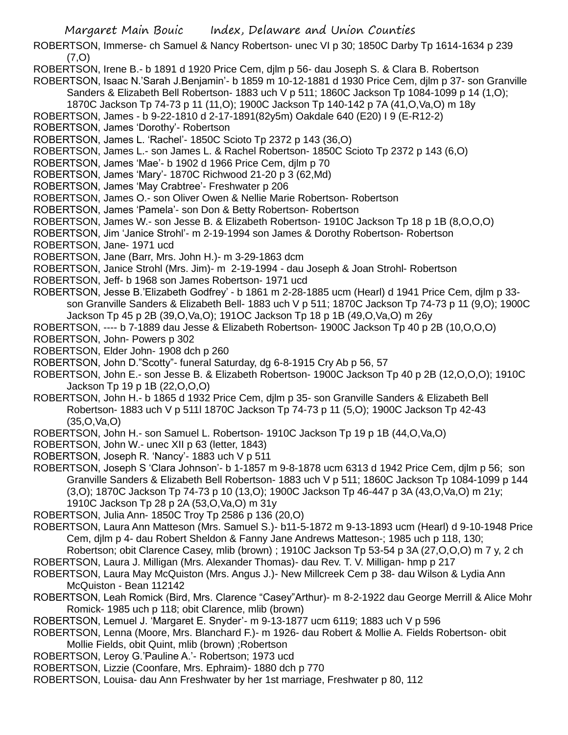ROBERTSON, Immerse- ch Samuel & Nancy Robertson- unec VI p 30; 1850C Darby Tp 1614-1634 p 239 (7,O)

ROBERTSON, Irene B.- b 1891 d 1920 Price Cem, djlm p 56- dau Joseph S. & Clara B. Robertson

ROBERTSON, Isaac N.'Sarah J.Benjamin'- b 1859 m 10-12-1881 d 1930 Price Cem, djlm p 37- son Granville Sanders & Elizabeth Bell Robertson- 1883 uch V p 511; 1860C Jackson Tp 1084-1099 p 14 (1,O); 1870C Jackson Tp 74-73 p 11 (11,O); 1900C Jackson Tp 140-142 p 7A (41,O,Va,O) m 18y

ROBERTSON, James - b 9-22-1810 d 2-17-1891(82y5m) Oakdale 640 (E20) I 9 (E-R12-2)

ROBERTSON, James 'Dorothy'- Robertson

ROBERTSON, James L. 'Rachel'- 1850C Scioto Tp 2372 p 143 (36,O)

ROBERTSON, James L.- son James L. & Rachel Robertson- 1850C Scioto Tp 2372 p 143 (6,O)

ROBERTSON, James 'Mae'- b 1902 d 1966 Price Cem, djlm p 70

ROBERTSON, James 'Mary'- 1870C Richwood 21-20 p 3 (62,Md)

ROBERTSON, James 'May Crabtree'- Freshwater p 206

ROBERTSON, James O.- son Oliver Owen & Nellie Marie Robertson- Robertson

ROBERTSON, James 'Pamela'- son Don & Betty Robertson- Robertson

ROBERTSON, James W.- son Jesse B. & Elizabeth Robertson- 1910C Jackson Tp 18 p 1B (8,O,O,O)

ROBERTSON, Jim 'Janice Strohl'- m 2-19-1994 son James & Dorothy Robertson- Robertson

ROBERTSON, Jane- 1971 ucd

ROBERTSON, Jane (Barr, Mrs. John H.)- m 3-29-1863 dcm

ROBERTSON, Janice Strohl (Mrs. Jim)- m 2-19-1994 - dau Joseph & Joan Strohl- Robertson

ROBERTSON, Jeff- b 1968 son James Robertson- 1971 ucd

ROBERTSON, Jesse B.'Elizabeth Godfrey' - b 1861 m 2-28-1885 ucm (Hearl) d 1941 Price Cem, djlm p 33- son Granville Sanders & Elizabeth Bell- 1883 uch V p 511; 1870C Jackson Tp 74-73 p 11 (9,O); 1900C Jackson Tp 45 p 2B (39,O,Va,O); 191OC Jackson Tp 18 p 1B (49,O,Va,O) m 26y

ROBERTSON, ---- b 7-1889 dau Jesse & Elizabeth Robertson- 1900C Jackson Tp 40 p 2B (10,O,O,O)

ROBERTSON, John- Powers p 302

ROBERTSON, Elder John- 1908 dch p 260

ROBERTSON, John D."Scotty"- funeral Saturday, dg 6-8-1915 Cry Ab p 56, 57

ROBERTSON, John E.- son Jesse B. & Elizabeth Robertson- 1900C Jackson Tp 40 p 2B (12,O,O,O); 1910C Jackson Tp 19 p 1B (22,O,O,O)

ROBERTSON, John H.- b 1865 d 1932 Price Cem, djlm p 35- son Granville Sanders & Elizabeth Bell Robertson- 1883 uch V p 511l 1870C Jackson Tp 74-73 p 11 (5,O); 1900C Jackson Tp 42-43 (35,O,Va,O)

ROBERTSON, John H.- son Samuel L. Robertson- 1910C Jackson Tp 19 p 1B (44,O,Va,O)

ROBERTSON, John W.- unec XII p 63 (letter, 1843)

ROBERTSON, Joseph R. 'Nancy'- 1883 uch V p 511

ROBERTSON, Joseph S 'Clara Johnson'- b 1-1857 m 9-8-1878 ucm 6313 d 1942 Price Cem, djlm p 56; son Granville Sanders & Elizabeth Bell Robertson- 1883 uch V p 511; 1860C Jackson Tp 1084-1099 p 144 (3,O); 1870C Jackson Tp 74-73 p 10 (13,O); 1900C Jackson Tp 46-447 p 3A (43,O,Va,O) m 21y; 1910C Jackson Tp 28 p 2A (53,O,Va,O) m 31y

ROBERTSON, Julia Ann- 1850C Troy Tp 2586 p 136 (20,O)

ROBERTSON, Laura Ann Matteson (Mrs. Samuel S.)- b11-5-1872 m 9-13-1893 ucm (Hearl) d 9-10-1948 Price Cem, djlm p 4- dau Robert Sheldon & Fanny Jane Andrews Matteson-; 1985 uch p 118, 130; Robertson; obit Clarence Casey, mlib (brown) ; 1910C Jackson Tp 53-54 p 3A (27,O,O,O) m 7 y, 2 ch

ROBERTSON, Laura J. Milligan (Mrs. Alexander Thomas)- dau Rev. T. V. Milligan- hmp p 217

ROBERTSON, Laura May McQuiston (Mrs. Angus J.)- New Millcreek Cem p 38- dau Wilson & Lydia Ann McQuiston - Bean 112142

ROBERTSON, Leah Romick (Bird, Mrs. Clarence "Casey"Arthur)- m 8-2-1922 dau George Merrill & Alice Mohr Romick- 1985 uch p 118; obit Clarence, mlib (brown)

ROBERTSON, Lemuel J. 'Margaret E. Snyder'- m 9-13-1877 ucm 6119; 1883 uch V p 596

ROBERTSON, Lenna (Moore, Mrs. Blanchard F.)- m 1926- dau Robert & Mollie A. Fields Robertson- obit Mollie Fields, obit Quint, mlib (brown) ;Robertson

ROBERTSON, Leroy G.'Pauline A.'- Robertson; 1973 ucd

ROBERTSON, Lizzie (Coonfare, Mrs. Ephraim)- 1880 dch p 770

ROBERTSON, Louisa- dau Ann Freshwater by her 1st marriage, Freshwater p 80, 112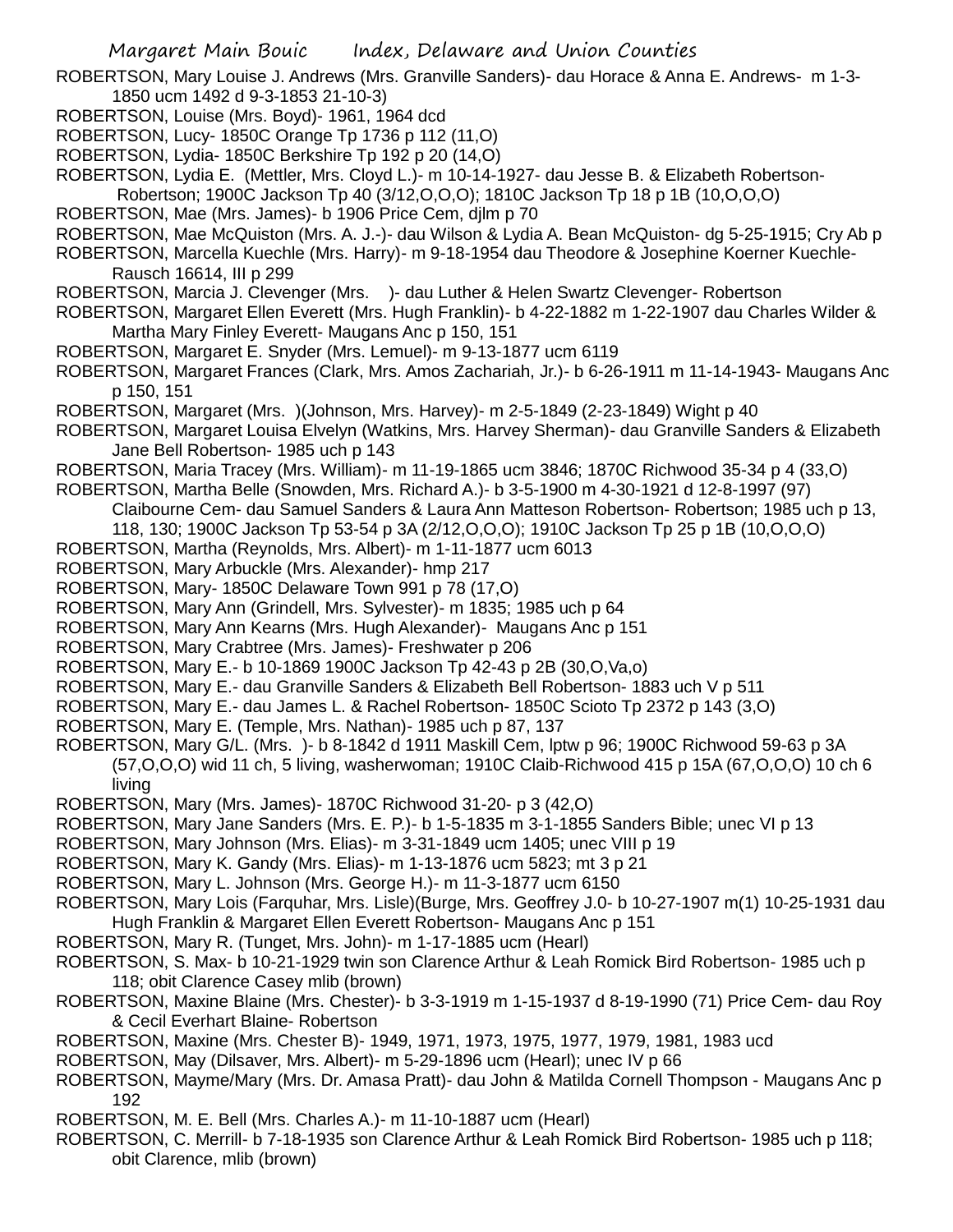ROBERTSON, Mary Louise J. Andrews (Mrs. Granville Sanders)- dau Horace & Anna E. Andrews- m 1-3-1850 ucm 1492 d 9-3-1853 21-10-3)

ROBERTSON, Louise (Mrs. Boyd)- 1961, 1964 dcd

ROBERTSON, Lucy- 1850C Orange Tp 1736 p 112 (11,O)

ROBERTSON, Lydia- 1850C Berkshire Tp 192 p 20 (14,O)

ROBERTSON, Lydia E. (Mettler, Mrs. Cloyd L.)- m 10-14-1927- dau Jesse B. & Elizabeth Robertson-Robertson; 1900C Jackson Tp 40 (3/12,O,O,O); 1810C Jackson Tp 18 p 1B (10,O,O,O)

ROBERTSON, Mae (Mrs. James)- b 1906 Price Cem, djlm p 70

ROBERTSON, Mae McQuiston (Mrs. A. J.-)- dau Wilson & Lydia A. Bean McQuiston- dg 5-25-1915; Cry Ab p

ROBERTSON, Marcella Kuechle (Mrs. Harry)- m 9-18-1954 dau Theodore & Josephine Koerner Kuechle-Rausch 16614, III p 299

ROBERTSON, Marcia J. Clevenger (Mrs. )- dau Luther & Helen Swartz Clevenger- Robertson

ROBERTSON, Margaret Ellen Everett (Mrs. Hugh Franklin)- b 4-22-1882 m 1-22-1907 dau Charles Wilder & Martha Mary Finley Everett- Maugans Anc p 150, 151

ROBERTSON, Margaret E. Snyder (Mrs. Lemuel)- m 9-13-1877 ucm 6119

ROBERTSON, Margaret Frances (Clark, Mrs. Amos Zachariah, Jr.)- b 6-26-1911 m 11-14-1943- Maugans Anc p 150, 151

ROBERTSON, Margaret (Mrs. )(Johnson, Mrs. Harvey)- m 2-5-1849 (2-23-1849) Wight p 40

ROBERTSON, Margaret Louisa Elvelyn (Watkins, Mrs. Harvey Sherman)- dau Granville Sanders & Elizabeth Jane Bell Robertson- 1985 uch p 143

ROBERTSON, Maria Tracey (Mrs. William)- m 11-19-1865 ucm 3846; 1870C Richwood 35-34 p 4 (33,O)

ROBERTSON, Martha Belle (Snowden, Mrs. Richard A.)- b 3-5-1900 m 4-30-1921 d 12-8-1997 (97) Claibourne Cem- dau Samuel Sanders & Laura Ann Matteson Robertson- Robertson; 1985 uch p 13, 118, 130; 1900C Jackson Tp 53-54 p 3A (2/12,O,O,O); 1910C Jackson Tp 25 p 1B (10,O,O,O)

ROBERTSON, Martha (Reynolds, Mrs. Albert)- m 1-11-1877 ucm 6013

ROBERTSON, Mary Arbuckle (Mrs. Alexander)- hmp 217

ROBERTSON, Mary- 1850C Delaware Town 991 p 78 (17,O)

ROBERTSON, Mary Ann (Grindell, Mrs. Sylvester)- m 1835; 1985 uch p 64

ROBERTSON, Mary Ann Kearns (Mrs. Hugh Alexander)- Maugans Anc p 151

ROBERTSON, Mary Crabtree (Mrs. James)- Freshwater p 206

ROBERTSON, Mary E.- b 10-1869 1900C Jackson Tp 42-43 p 2B (30,O,Va,o)

ROBERTSON, Mary E.- dau Granville Sanders & Elizabeth Bell Robertson- 1883 uch V p 511

ROBERTSON, Mary E.- dau James L. & Rachel Robertson- 1850C Scioto Tp 2372 p 143 (3,O)

ROBERTSON, Mary E. (Temple, Mrs. Nathan)- 1985 uch p 87, 137

ROBERTSON, Mary G/L. (Mrs. )- b 8-1842 d 1911 Maskill Cem, lptw p 96; 1900C Richwood 59-63 p 3A (57,O,O,O) wid 11 ch, 5 living, washerwoman; 1910C Claib-Richwood 415 p 15A (67,O,O,O) 10 ch 6 living

ROBERTSON, Mary (Mrs. James)- 1870C Richwood 31-20- p 3 (42,O)

ROBERTSON, Mary Jane Sanders (Mrs. E. P.)- b 1-5-1835 m 3-1-1855 Sanders Bible; unec VI p 13

ROBERTSON, Mary Johnson (Mrs. Elias)- m 3-31-1849 ucm 1405; unec VIII p 19

ROBERTSON, Mary K. Gandy (Mrs. Elias)- m 1-13-1876 ucm 5823; mt 3 p 21

ROBERTSON, Mary L. Johnson (Mrs. George H.)- m 11-3-1877 ucm 6150

ROBERTSON, Mary Lois (Farquhar, Mrs. Lisle)(Burge, Mrs. Geoffrey J.0- b 10-27-1907 m(1) 10-25-1931 dau Hugh Franklin & Margaret Ellen Everett Robertson- Maugans Anc p 151

ROBERTSON, Mary R. (Tunget, Mrs. John)- m 1-17-1885 ucm (Hearl)

ROBERTSON, S. Max- b 10-21-1929 twin son Clarence Arthur & Leah Romick Bird Robertson- 1985 uch p 118; obit Clarence Casey mlib (brown)

ROBERTSON, Maxine Blaine (Mrs. Chester)- b 3-3-1919 m 1-15-1937 d 8-19-1990 (71) Price Cem- dau Roy & Cecil Everhart Blaine- Robertson

ROBERTSON, Maxine (Mrs. Chester B)- 1949, 1971, 1973, 1975, 1977, 1979, 1981, 1983 ucd

ROBERTSON, May (Dilsaver, Mrs. Albert)- m 5-29-1896 ucm (Hearl); unec IV p 66

ROBERTSON, Mayme/Mary (Mrs. Dr. Amasa Pratt)- dau John & Matilda Cornell Thompson - Maugans Anc p 192

ROBERTSON, M. E. Bell (Mrs. Charles A.)- m 11-10-1887 ucm (Hearl)

ROBERTSON, C. Merrill- b 7-18-1935 son Clarence Arthur & Leah Romick Bird Robertson- 1985 uch p 118; obit Clarence, mlib (brown)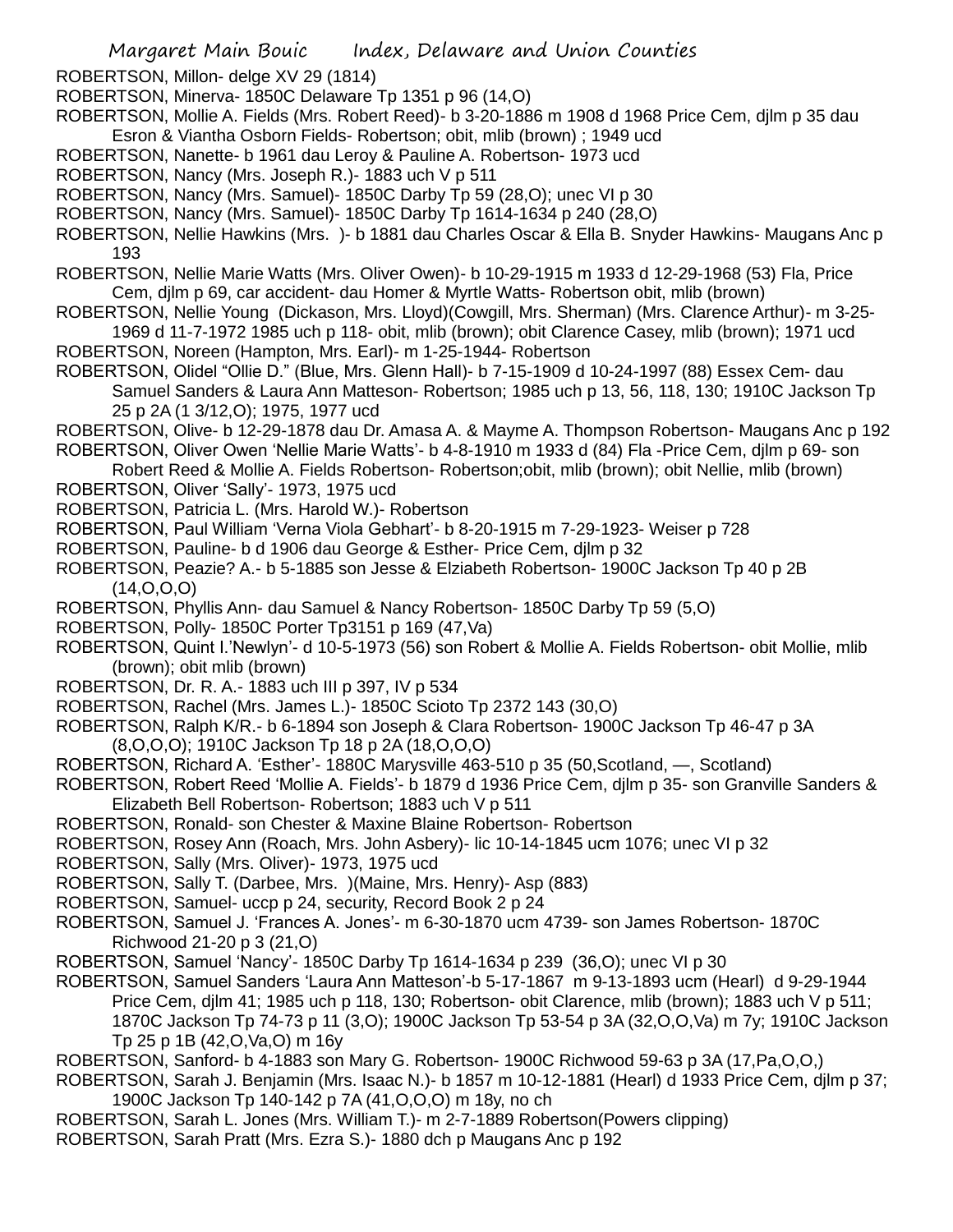ROBERTSON, Millon- delge XV 29 (1814)

ROBERTSON, Minerva- 1850C Delaware Tp 1351 p 96 (14,O)

ROBERTSON, Mollie A. Fields (Mrs. Robert Reed)- b 3-20-1886 m 1908 d 1968 Price Cem, djlm p 35 dau Esron & Viantha Osborn Fields- Robertson; obit, mlib (brown) ; 1949 ucd

ROBERTSON, Nanette- b 1961 dau Leroy & Pauline A. Robertson- 1973 ucd

ROBERTSON, Nancy (Mrs. Joseph R.)- 1883 uch V p 511

ROBERTSON, Nancy (Mrs. Samuel)- 1850C Darby Tp 59 (28,O); unec VI p 30

ROBERTSON, Nancy (Mrs. Samuel)- 1850C Darby Tp 1614-1634 p 240 (28,O)

ROBERTSON, Nellie Hawkins (Mrs. )- b 1881 dau Charles Oscar & Ella B. Snyder Hawkins- Maugans Anc p 193

ROBERTSON, Nellie Marie Watts (Mrs. Oliver Owen)- b 10-29-1915 m 1933 d 12-29-1968 (53) Fla, Price Cem, djlm p 69, car accident- dau Homer & Myrtle Watts- Robertson obit, mlib (brown)

ROBERTSON, Nellie Young (Dickason, Mrs. Lloyd)(Cowgill, Mrs. Sherman) (Mrs. Clarence Arthur)- m 3-25-1969 d 11-7-1972 1985 uch p 118- obit, mlib (brown); obit Clarence Casey, mlib (brown); 1971 ucd

ROBERTSON, Noreen (Hampton, Mrs. Earl)- m 1-25-1944- Robertson

ROBERTSON, Olidel "Ollie D." (Blue, Mrs. Glenn Hall)- b 7-15-1909 d 10-24-1997 (88) Essex Cem- dau Samuel Sanders & Laura Ann Matteson- Robertson; 1985 uch p 13, 56, 118, 130; 1910C Jackson Tp 25 p 2A (1 3/12,O); 1975, 1977 ucd

ROBERTSON, Olive- b 12-29-1878 dau Dr. Amasa A. & Mayme A. Thompson Robertson- Maugans Anc p 192

ROBERTSON, Oliver Owen 'Nellie Marie Watts'- b 4-8-1910 m 1933 d (84) Fla -Price Cem, djlm p 69- son Robert Reed & Mollie A. Fields Robertson- Robertson;obit, mlib (brown); obit Nellie, mlib (brown)

ROBERTSON, Oliver 'Sally'- 1973, 1975 ucd

ROBERTSON, Patricia L. (Mrs. Harold W.)- Robertson

ROBERTSON, Paul William 'Verna Viola Gebhart'- b 8-20-1915 m 7-29-1923- Weiser p 728

ROBERTSON, Pauline- b d 1906 dau George & Esther- Price Cem, djlm p 32

ROBERTSON, Peazie? A.- b 5-1885 son Jesse & Elziabeth Robertson- 1900C Jackson Tp 40 p 2B (14,O,O,O)

ROBERTSON, Phyllis Ann- dau Samuel & Nancy Robertson- 1850C Darby Tp 59 (5,O)

ROBERTSON, Polly- 1850C Porter Tp3151 p 169 (47,Va)

ROBERTSON, Quint I.'Newlyn'- d 10-5-1973 (56) son Robert & Mollie A. Fields Robertson- obit Mollie, mlib (brown); obit mlib (brown)

ROBERTSON, Dr. R. A.- 1883 uch III p 397, IV p 534

ROBERTSON, Rachel (Mrs. James L.)- 1850C Scioto Tp 2372 143 (30,O)

ROBERTSON, Ralph K/R.- b 6-1894 son Joseph & Clara Robertson- 1900C Jackson Tp 46-47 p 3A (8,O,O,O); 1910C Jackson Tp 18 p 2A (18,O,O,O)

ROBERTSON, Richard A. 'Esther'- 1880C Marysville 463-510 p 35 (50,Scotland, —, Scotland)

ROBERTSON, Robert Reed 'Mollie A. Fields'- b 1879 d 1936 Price Cem, djlm p 35- son Granville Sanders & Elizabeth Bell Robertson- Robertson; 1883 uch V p 511

ROBERTSON, Ronald- son Chester & Maxine Blaine Robertson- Robertson

ROBERTSON, Rosey Ann (Roach, Mrs. John Asbery)- lic 10-14-1845 ucm 1076; unec VI p 32

ROBERTSON, Sally (Mrs. Oliver)- 1973, 1975 ucd

ROBERTSON, Sally T. (Darbee, Mrs. )(Maine, Mrs. Henry)- Asp (883)

ROBERTSON, Samuel- uccp p 24, security, Record Book 2 p 24

ROBERTSON, Samuel J. 'Frances A. Jones'- m 6-30-1870 ucm 4739- son James Robertson- 1870C Richwood 21-20 p 3 (21,O)

ROBERTSON, Samuel 'Nancy'- 1850C Darby Tp 1614-1634 p 239 (36,O); unec VI p 30

ROBERTSON, Samuel Sanders 'Laura Ann Matteson'-b 5-17-1867 m 9-13-1893 ucm (Hearl) d 9-29-1944 Price Cem, djlm 41; 1985 uch p 118, 130; Robertson- obit Clarence, mlib (brown); 1883 uch V p 511; 1870C Jackson Tp 74-73 p 11 (3,O); 1900C Jackson Tp 53-54 p 3A (32,O,O,Va) m 7y; 1910C Jackson Tp 25 p 1B (42,O,Va,O) m 16y

ROBERTSON, Sanford- b 4-1883 son Mary G. Robertson- 1900C Richwood 59-63 p 3A (17,Pa,O,O,)

ROBERTSON, Sarah J. Benjamin (Mrs. Isaac N.)- b 1857 m 10-12-1881 (Hearl) d 1933 Price Cem, djlm p 37; 1900C Jackson Tp 140-142 p 7A (41,O,O,O) m 18y, no ch

ROBERTSON, Sarah L. Jones (Mrs. William T.)- m 2-7-1889 Robertson(Powers clipping)

ROBERTSON, Sarah Pratt (Mrs. Ezra S.)- 1880 dch p Maugans Anc p 192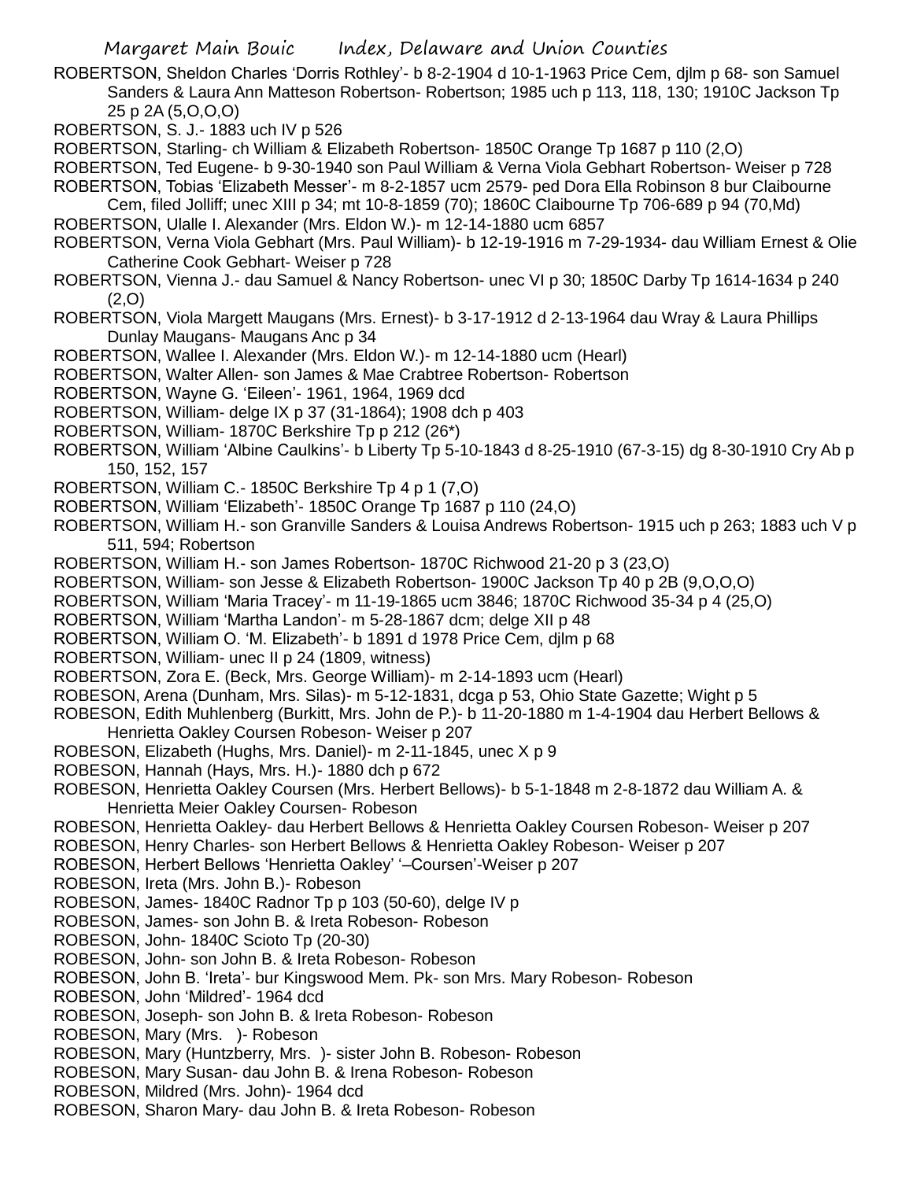ROBERTSON, Sheldon Charles 'Dorris Rothley'- b 8-2-1904 d 10-1-1963 Price Cem, djlm p 68- son Samuel Sanders & Laura Ann Matteson Robertson- Robertson; 1985 uch p 113, 118, 130; 1910C Jackson Tp 25 p 2A (5,O,O,O)

ROBERTSON, S. J.- 1883 uch IV p 526

ROBERTSON, Starling- ch William & Elizabeth Robertson- 1850C Orange Tp 1687 p 110 (2,O)

ROBERTSON, Ted Eugene- b 9-30-1940 son Paul William & Verna Viola Gebhart Robertson- Weiser p 728

ROBERTSON, Tobias 'Elizabeth Messer'- m 8-2-1857 ucm 2579- ped Dora Ella Robinson 8 bur Claibourne Cem, filed Jolliff; unec XIII p 34; mt 10-8-1859 (70); 1860C Claibourne Tp 706-689 p 94 (70,Md)

ROBERTSON, Ulalle I. Alexander (Mrs. Eldon W.)- m 12-14-1880 ucm 6857

ROBERTSON, Verna Viola Gebhart (Mrs. Paul William)- b 12-19-1916 m 7-29-1934- dau William Ernest & Olie Catherine Cook Gebhart- Weiser p 728

ROBERTSON, Vienna J.- dau Samuel & Nancy Robertson- unec VI p 30; 1850C Darby Tp 1614-1634 p 240 (2,O)

ROBERTSON, Viola Margett Maugans (Mrs. Ernest)- b 3-17-1912 d 2-13-1964 dau Wray & Laura Phillips Dunlay Maugans- Maugans Anc p 34

ROBERTSON, Wallee I. Alexander (Mrs. Eldon W.)- m 12-14-1880 ucm (Hearl)

ROBERTSON, Walter Allen- son James & Mae Crabtree Robertson- Robertson

ROBERTSON, Wayne G. 'Eileen'- 1961, 1964, 1969 dcd

ROBERTSON, William- delge IX p 37 (31-1864); 1908 dch p 403

ROBERTSON, William- 1870C Berkshire Tp p 212 (26*)

ROBERTSON, William 'Albine Caulkins'- b Liberty Tp 5-10-1843 d 8-25-1910 (67-3-15) dg 8-30-1910 Cry Ab p 150, 152, 157

ROBERTSON, William C.- 1850C Berkshire Tp 4 p 1 (7,O)

ROBERTSON, William 'Elizabeth'- 1850C Orange Tp 1687 p 110 (24,O)

ROBERTSON, William H.- son Granville Sanders & Louisa Andrews Robertson- 1915 uch p 263; 1883 uch V p 511, 594; Robertson

ROBERTSON, William H.- son James Robertson- 1870C Richwood 21-20 p 3 (23,O)

ROBERTSON, William- son Jesse & Elizabeth Robertson- 1900C Jackson Tp 40 p 2B (9,O,O,O)

ROBERTSON, William 'Maria Tracey'- m 11-19-1865 ucm 3846; 1870C Richwood 35-34 p 4 (25,O)

ROBERTSON, William 'Martha Landon'- m 5-28-1867 dcm; delge XII p 48

ROBERTSON, William O. 'M. Elizabeth'- b 1891 d 1978 Price Cem, djlm p 68

ROBERTSON, William- unec II p 24 (1809, witness)

ROBERTSON, Zora E. (Beck, Mrs. George William)- m 2-14-1893 ucm (Hearl)

ROBESON, Arena (Dunham, Mrs. Silas)- m 5-12-1831, dcga p 53, Ohio State Gazette; Wight p 5

ROBESON, Edith Muhlenberg (Burkitt, Mrs. John de P.)- b 11-20-1880 m 1-4-1904 dau Herbert Bellows & Henrietta Oakley Coursen Robeson- Weiser p 207

ROBESON, Elizabeth (Hughs, Mrs. Daniel)- m 2-11-1845, unec X p 9

ROBESON, Hannah (Hays, Mrs. H.)- 1880 dch p 672

ROBESON, Henrietta Oakley Coursen (Mrs. Herbert Bellows)- b 5-1-1848 m 2-8-1872 dau William A. & Henrietta Meier Oakley Coursen- Robeson

ROBESON, Henrietta Oakley- dau Herbert Bellows & Henrietta Oakley Coursen Robeson- Weiser p 207

ROBESON, Henry Charles- son Herbert Bellows & Henrietta Oakley Robeson- Weiser p 207

ROBESON, Herbert Bellows 'Henrietta Oakley' '–Coursen'-Weiser p 207

ROBESON, Ireta (Mrs. John B.)- Robeson

ROBESON, James- 1840C Radnor Tp p 103 (50-60), delge IV p

ROBESON, James- son John B. & Ireta Robeson- Robeson

ROBESON, John- 1840C Scioto Tp (20-30)

ROBESON, John- son John B. & Ireta Robeson- Robeson

ROBESON, John B. 'Ireta'- bur Kingswood Mem. Pk- son Mrs. Mary Robeson- Robeson

ROBESON, John 'Mildred'- 1964 dcd

ROBESON, Joseph- son John B. & Ireta Robeson- Robeson

ROBESON, Mary (Mrs. )- Robeson

ROBESON, Mary (Huntzberry, Mrs. )- sister John B. Robeson- Robeson

ROBESON, Mary Susan- dau John B. & Irena Robeson- Robeson

ROBESON, Mildred (Mrs. John)- 1964 dcd

ROBESON, Sharon Mary- dau John B. & Ireta Robeson- Robeson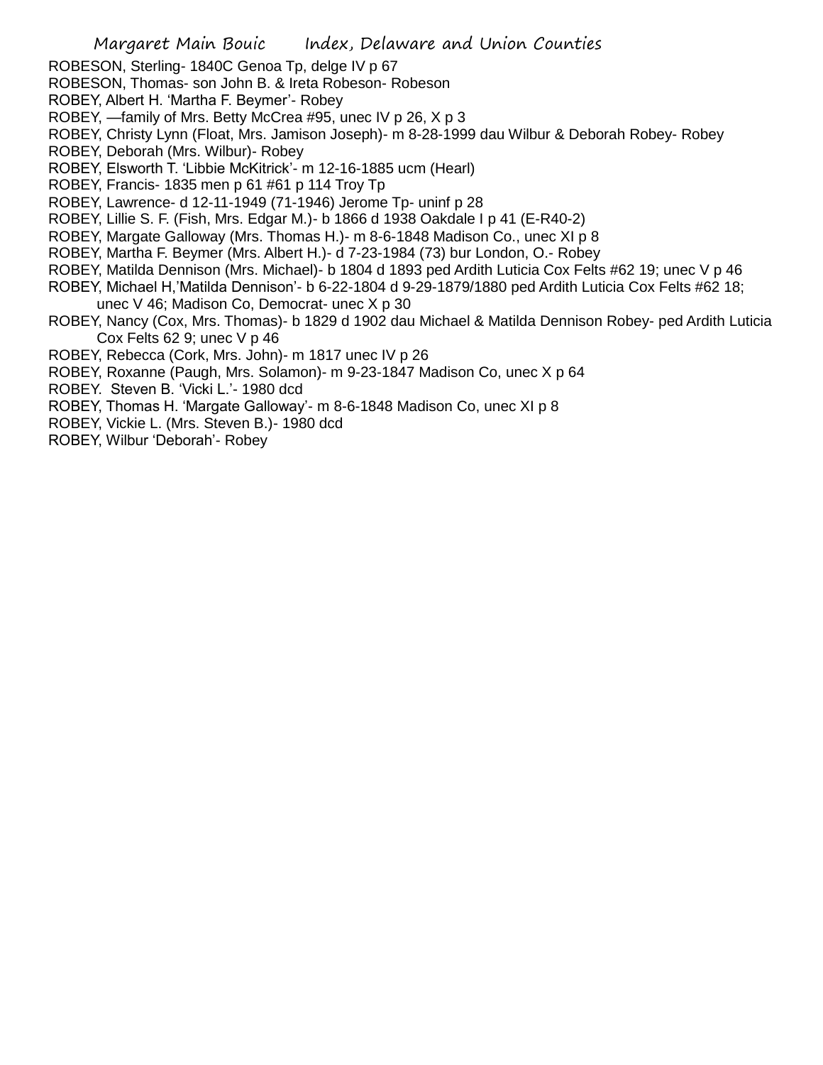ROBESON, Sterling- 1840C Genoa Tp, delge IV p 67
ROBESON, Thomas- son John B. & Ireta Robeson- Robeson
ROBEY, Albert H. 'Martha F. Beymer'- Robey
ROBEY, —family of Mrs. Betty McCrea #95, unec IV p 26, X p 3
ROBEY, Christy Lynn (Float, Mrs. Jamison Joseph)- m 8-28-1999 dau Wilbur & Deborah Robey- Robey
ROBEY, Deborah (Mrs. Wilbur)- Robey
ROBEY, Elsworth T. 'Libbie McKitrick'- m 12-16-1885 ucm (Hearl)
ROBEY, Francis- 1835 men p 61 #61 p 114 Troy Tp
ROBEY, Lawrence- d 12-11-1949 (71-1946) Jerome Tp- uninf p 28
ROBEY, Lillie S. F. (Fish, Mrs. Edgar M.)- b 1866 d 1938 Oakdale I p 41 (E-R40-2)
ROBEY, Margate Galloway (Mrs. Thomas H.)- m 8-6-1848 Madison Co., unec XI p 8
ROBEY, Martha F. Beymer (Mrs. Albert H.)- d 7-23-1984 (73) bur London, O.- Robey
ROBEY, Matilda Dennison (Mrs. Michael)- b 1804 d 1893 ped Ardith Luticia Cox Felts #62 19; unec V p 46
ROBEY, Michael H,'Matilda Dennison'- b 6-22-1804 d 9-29-1879/1880 ped Ardith Luticia Cox Felts #62 18; unec V 46; Madison Co, Democrat- unec X p 30
ROBEY, Nancy (Cox, Mrs. Thomas)- b 1829 d 1902 dau Michael & Matilda Dennison Robey- ped Ardith Luticia Cox Felts 62 9; unec V p 46
ROBEY, Rebecca (Cork, Mrs. John)- m 1817 unec IV p 26
ROBEY, Roxanne (Paugh, Mrs. Solamon)- m 9-23-1847 Madison Co, unec X p 64
ROBEY. Steven B. 'Vicki L.'- 1980 dcd
ROBEY, Thomas H. 'Margate Galloway'- m 8-6-1848 Madison Co, unec XI p 8
ROBEY, Vickie L. (Mrs. Steven B.)- 1980 dcd
ROBEY, Wilbur 'Deborah'- Robey